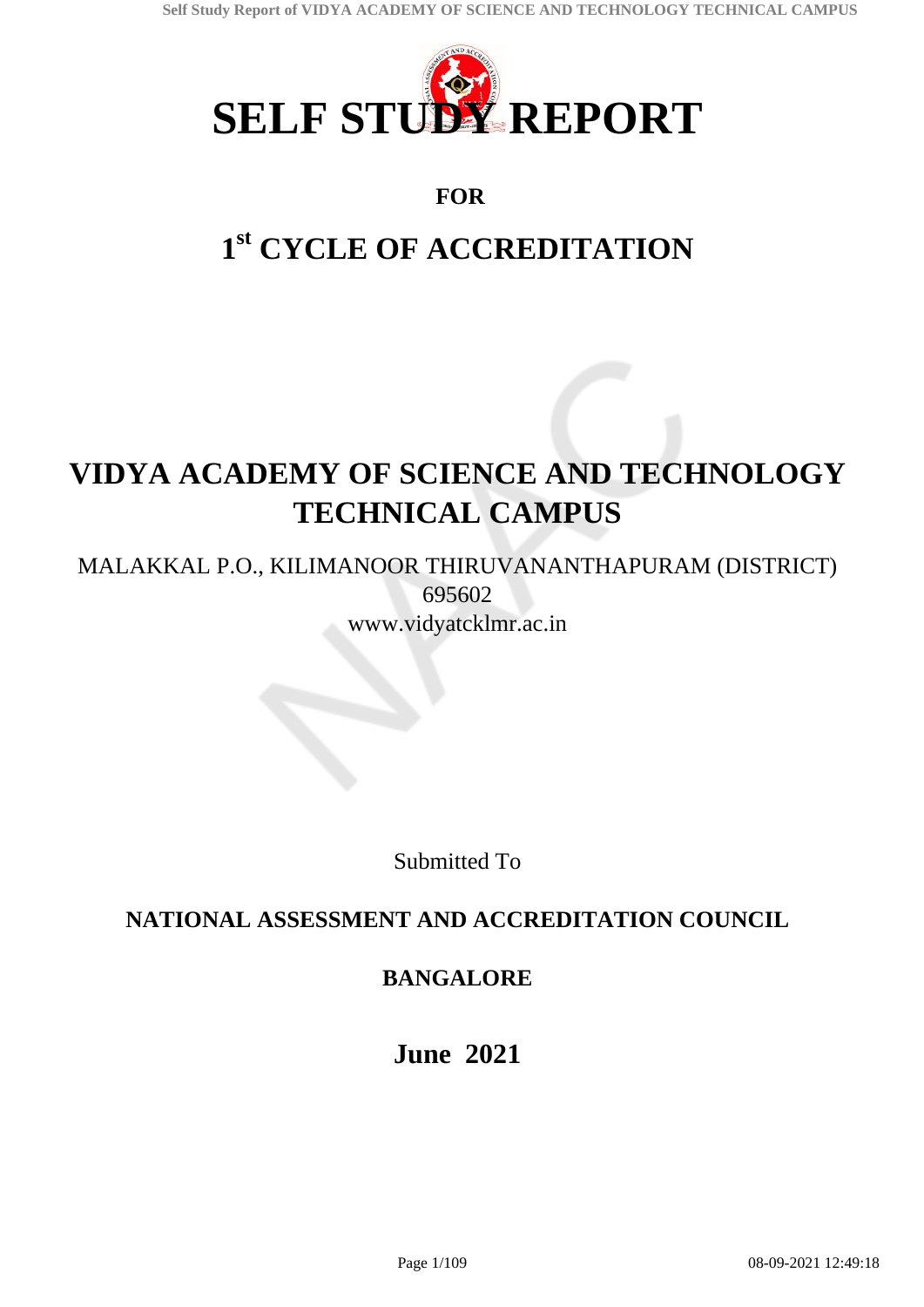# SELF STUDY REPORT

**FOR**

## 1st CYCLE OF ACCREDITATION

## VIDYA ACADEMY OF SCIENCE AND TECHNOLOGY TECHNICAL CAMPUS

MALAKKAL P.O., KILIMANOOR THIRUVANANTHAPURAM (DISTRICT)
695602
www.vidyatcklmr.ac.in

Submitted To

**NATIONAL ASSESSMENT AND ACCREDITATION COUNCIL**

**BANGALORE**

**June 2021**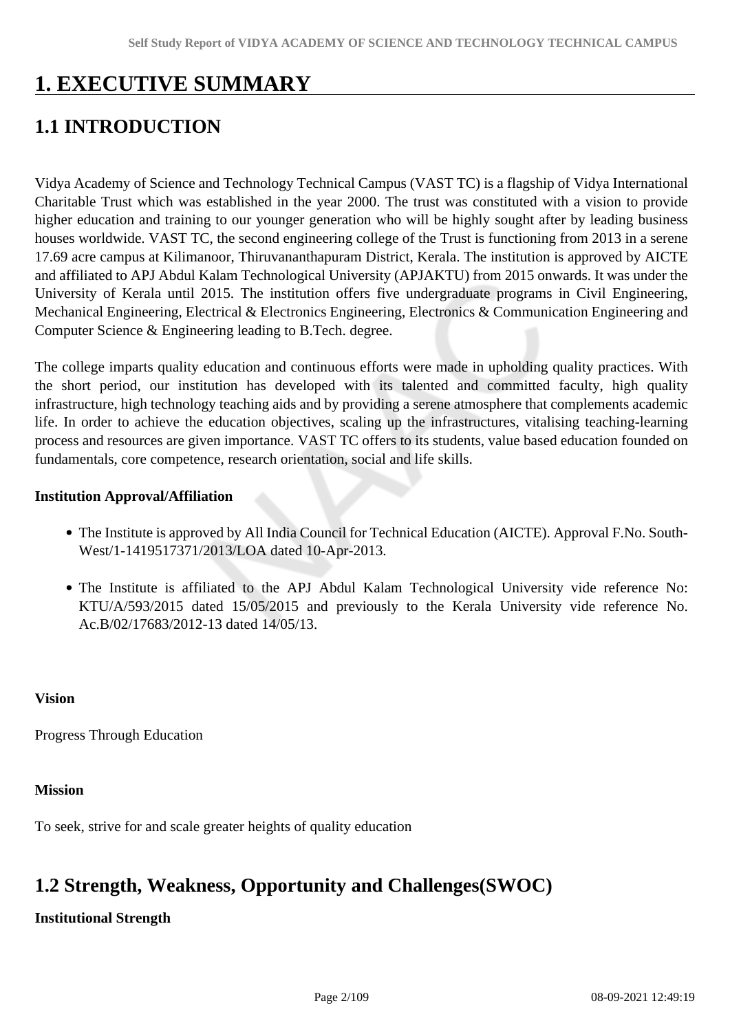# 1. EXECUTIVE SUMMARY

## 1.1 INTRODUCTION

Vidya Academy of Science and Technology Technical Campus (VAST TC) is a flagship of Vidya International Charitable Trust which was established in the year 2000. The trust was constituted with a vision to provide higher education and training to our younger generation who will be highly sought after by leading business houses worldwide. VAST TC, the second engineering college of the Trust is functioning from 2013 in a serene 17.69 acre campus at Kilimanoor, Thiruvananthapuram District, Kerala. The institution is approved by AICTE and affiliated to APJ Abdul Kalam Technological University (APJAKTU) from 2015 onwards. It was under the University of Kerala until 2015. The institution offers five undergraduate programs in Civil Engineering, Mechanical Engineering, Electrical & Electronics Engineering, Electronics & Communication Engineering and Computer Science & Engineering leading to B.Tech. degree.

The college imparts quality education and continuous efforts were made in upholding quality practices. With the short period, our institution has developed with its talented and committed faculty, high quality infrastructure, high technology teaching aids and by providing a serene atmosphere that complements academic life. In order to achieve the education objectives, scaling up the infrastructures, vitalising teaching-learning process and resources are given importance. VAST TC offers to its students, value based education founded on fundamentals, core competence, research orientation, social and life skills.

**Institution Approval/Affiliation**

- The Institute is approved by All India Council for Technical Education (AICTE). Approval F.No. South-West/1-1419517371/2013/LOA dated 10-Apr-2013.
- The Institute is affiliated to the APJ Abdul Kalam Technological University vide reference No: KTU/A/593/2015 dated 15/05/2015 and previously to the Kerala University vide reference No. Ac.B/02/17683/2012-13 dated 14/05/13.

**Vision**

Progress Through Education

**Mission**

To seek, strive for and scale greater heights of quality education

## 1.2 Strength, Weakness, Opportunity and Challenges(SWOC)

**Institutional Strength**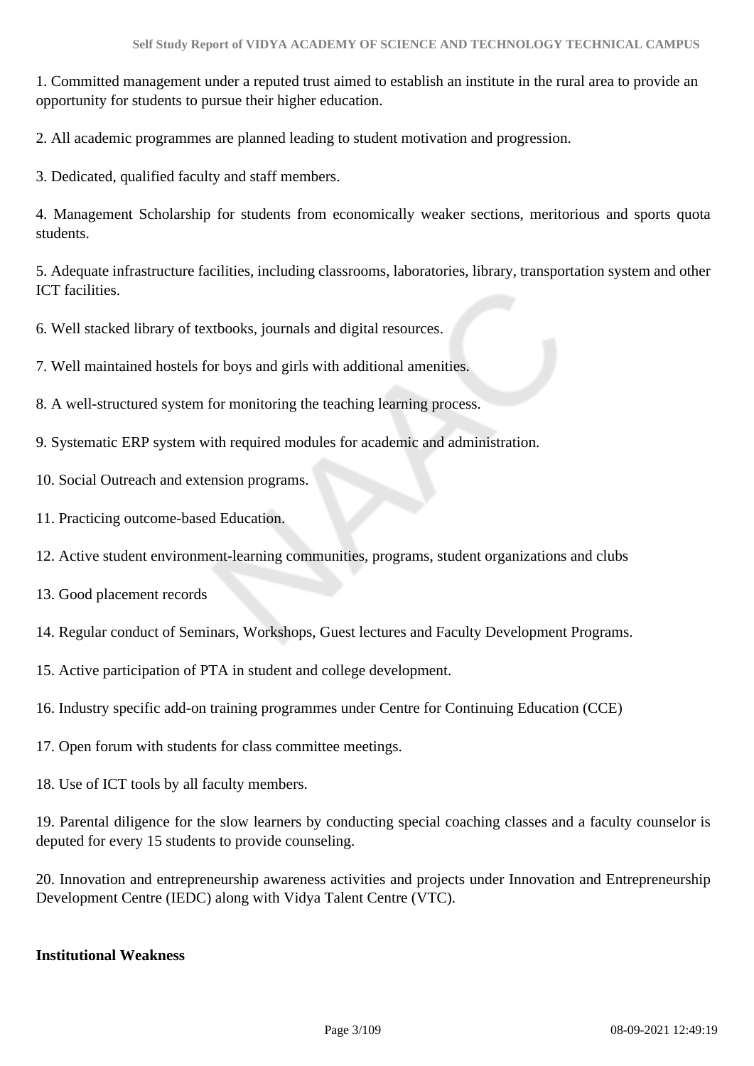1. Committed management under a reputed trust aimed to establish an institute in the rural area to provide an opportunity for students to pursue their higher education.

2. All academic programmes are planned leading to student motivation and progression.

3. Dedicated, qualified faculty and staff members.

4. Management Scholarship for students from economically weaker sections, meritorious and sports quota students.

5. Adequate infrastructure facilities, including classrooms, laboratories, library, transportation system and other ICT facilities.

6. Well stacked library of textbooks, journals and digital resources.

7. Well maintained hostels for boys and girls with additional amenities.

8. A well-structured system for monitoring the teaching learning process.

9. Systematic ERP system with required modules for academic and administration.

10. Social Outreach and extension programs.

11. Practicing outcome-based Education.

12. Active student environment-learning communities, programs, student organizations and clubs

13. Good placement records

14. Regular conduct of Seminars, Workshops, Guest lectures and Faculty Development Programs.

15. Active participation of PTA in student and college development.

16. Industry specific add-on training programmes under Centre for Continuing Education (CCE)

17. Open forum with students for class committee meetings.

18. Use of ICT tools by all faculty members.

19. Parental diligence for the slow learners by conducting special coaching classes and a faculty counselor is deputed for every 15 students to provide counseling.

20. Innovation and entrepreneurship awareness activities and projects under Innovation and Entrepreneurship Development Centre (IEDC) along with Vidya Talent Centre (VTC).

**Institutional Weakness**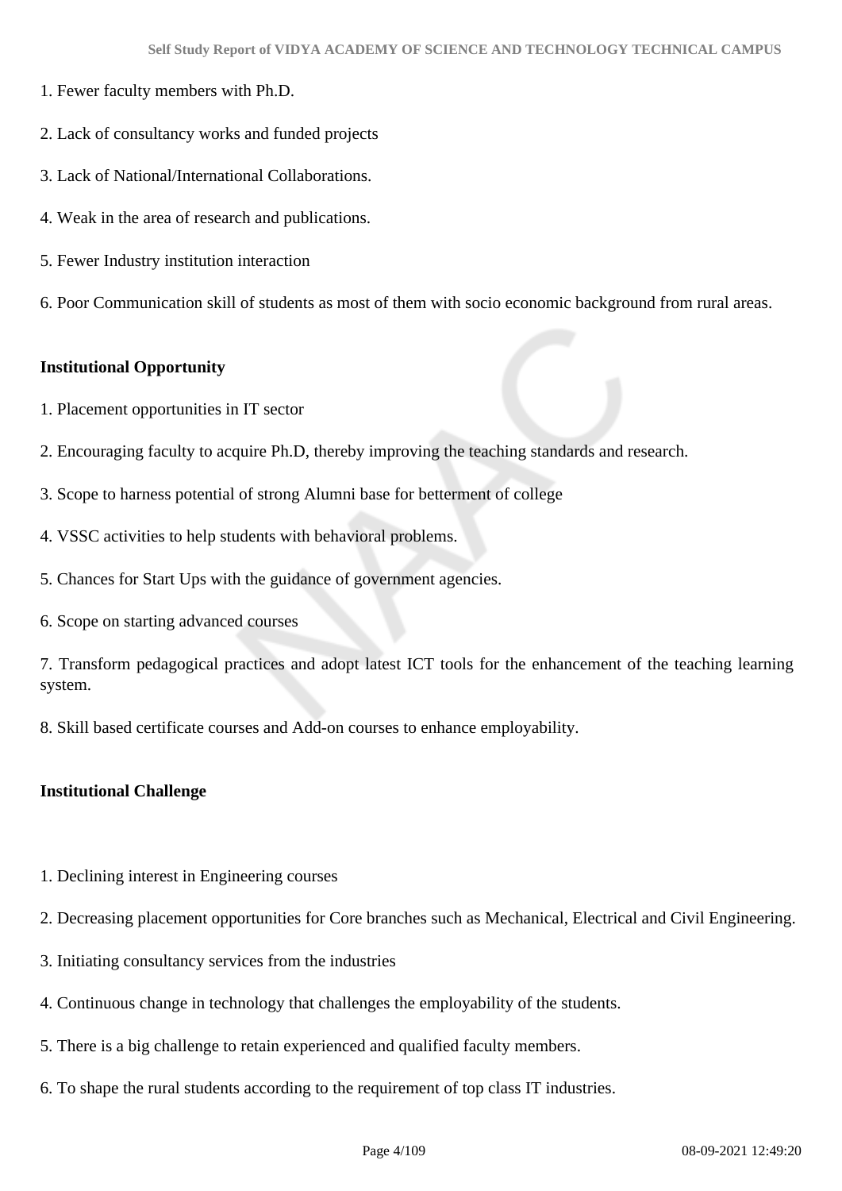1. Fewer faculty members with Ph.D.

2. Lack of consultancy works and funded projects

3. Lack of National/International Collaborations.

4. Weak in the area of research and publications.

5. Fewer Industry institution interaction

6. Poor Communication skill of students as most of them with socio economic background from rural areas.

**Institutional Opportunity**

1. Placement opportunities in IT sector

2. Encouraging faculty to acquire Ph.D, thereby improving the teaching standards and research.

3. Scope to harness potential of strong Alumni base for betterment of college

4. VSSC activities to help students with behavioral problems.

5. Chances for Start Ups with the guidance of government agencies.

6. Scope on starting advanced courses

7. Transform pedagogical practices and adopt latest ICT tools for the enhancement of the teaching learning system.

8. Skill based certificate courses and Add-on courses to enhance employability.

**Institutional Challenge**

1. Declining interest in Engineering courses

2. Decreasing placement opportunities for Core branches such as Mechanical, Electrical and Civil Engineering.

3. Initiating consultancy services from the industries

4. Continuous change in technology that challenges the employability of the students.

5. There is a big challenge to retain experienced and qualified faculty members.

6. To shape the rural students according to the requirement of top class IT industries.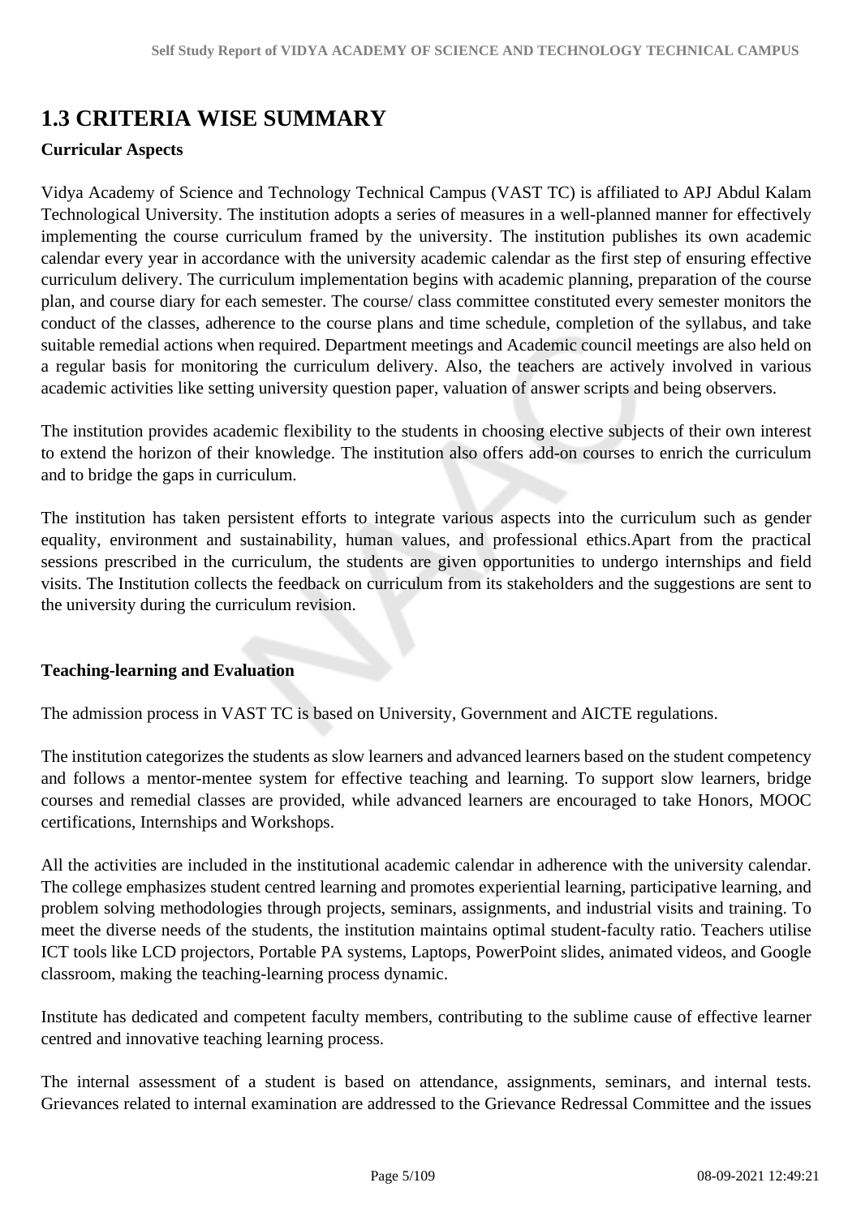## 1.3 CRITERIA WISE SUMMARY

**Curricular Aspects**

Vidya Academy of Science and Technology Technical Campus (VAST TC) is affiliated to APJ Abdul Kalam Technological University. The institution adopts a series of measures in a well-planned manner for effectively implementing the course curriculum framed by the university. The institution publishes its own academic calendar every year in accordance with the university academic calendar as the first step of ensuring effective curriculum delivery. The curriculum implementation begins with academic planning, preparation of the course plan, and course diary for each semester. The course/ class committee constituted every semester monitors the conduct of the classes, adherence to the course plans and time schedule, completion of the syllabus, and take suitable remedial actions when required. Department meetings and Academic council meetings are also held on a regular basis for monitoring the curriculum delivery. Also, the teachers are actively involved in various academic activities like setting university question paper, valuation of answer scripts and being observers.

The institution provides academic flexibility to the students in choosing elective subjects of their own interest to extend the horizon of their knowledge. The institution also offers add-on courses to enrich the curriculum and to bridge the gaps in curriculum.

The institution has taken persistent efforts to integrate various aspects into the curriculum such as gender equality, environment and sustainability, human values, and professional ethics.Apart from the practical sessions prescribed in the curriculum, the students are given opportunities to undergo internships and field visits. The Institution collects the feedback on curriculum from its stakeholders and the suggestions are sent to the university during the curriculum revision.

**Teaching-learning and Evaluation**

The admission process in VAST TC is based on University, Government and AICTE regulations.

The institution categorizes the students as slow learners and advanced learners based on the student competency and follows a mentor-mentee system for effective teaching and learning. To support slow learners, bridge courses and remedial classes are provided, while advanced learners are encouraged to take Honors, MOOC certifications, Internships and Workshops.

All the activities are included in the institutional academic calendar in adherence with the university calendar. The college emphasizes student centred learning and promotes experiential learning, participative learning, and problem solving methodologies through projects, seminars, assignments, and industrial visits and training. To meet the diverse needs of the students, the institution maintains optimal student-faculty ratio. Teachers utilise ICT tools like LCD projectors, Portable PA systems, Laptops, PowerPoint slides, animated videos, and Google classroom, making the teaching-learning process dynamic.

Institute has dedicated and competent faculty members, contributing to the sublime cause of effective learner centred and innovative teaching learning process.

The internal assessment of a student is based on attendance, assignments, seminars, and internal tests. Grievances related to internal examination are addressed to the Grievance Redressal Committee and the issues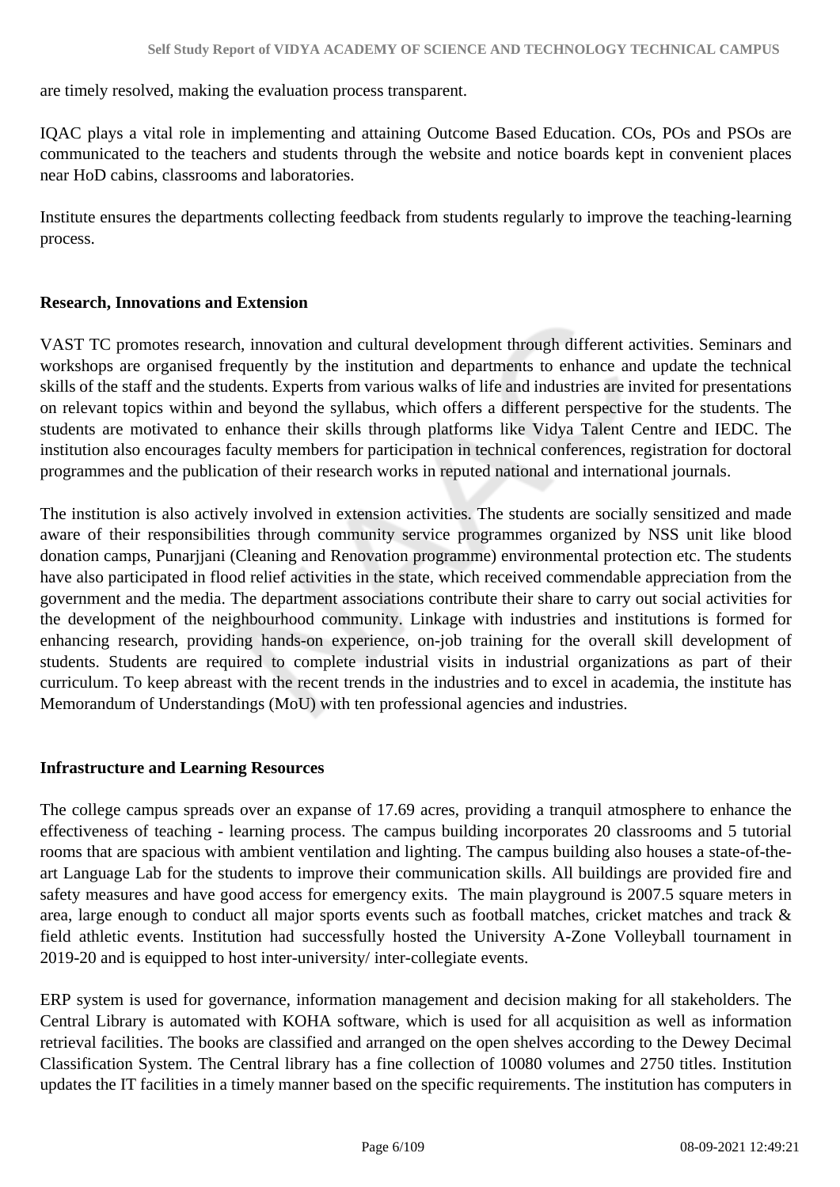are timely resolved, making the evaluation process transparent.

IQAC plays a vital role in implementing and attaining Outcome Based Education. COs, POs and PSOs are communicated to the teachers and students through the website and notice boards kept in convenient places near HoD cabins, classrooms and laboratories.

Institute ensures the departments collecting feedback from students regularly to improve the teaching-learning process.

**Research, Innovations and Extension**

VAST TC promotes research, innovation and cultural development through different activities. Seminars and workshops are organised frequently by the institution and departments to enhance and update the technical skills of the staff and the students. Experts from various walks of life and industries are invited for presentations on relevant topics within and beyond the syllabus, which offers a different perspective for the students. The students are motivated to enhance their skills through platforms like Vidya Talent Centre and IEDC. The institution also encourages faculty members for participation in technical conferences, registration for doctoral programmes and the publication of their research works in reputed national and international journals.

The institution is also actively involved in extension activities. The students are socially sensitized and made aware of their responsibilities through community service programmes organized by NSS unit like blood donation camps, Punarjjani (Cleaning and Renovation programme) environmental protection etc. The students have also participated in flood relief activities in the state, which received commendable appreciation from the government and the media. The department associations contribute their share to carry out social activities for the development of the neighbourhood community. Linkage with industries and institutions is formed for enhancing research, providing hands-on experience, on-job training for the overall skill development of students. Students are required to complete industrial visits in industrial organizations as part of their curriculum. To keep abreast with the recent trends in the industries and to excel in academia, the institute has Memorandum of Understandings (MoU) with ten professional agencies and industries.

**Infrastructure and Learning Resources**

The college campus spreads over an expanse of 17.69 acres, providing a tranquil atmosphere to enhance the effectiveness of teaching - learning process. The campus building incorporates 20 classrooms and 5 tutorial rooms that are spacious with ambient ventilation and lighting. The campus building also houses a state-of-the-art Language Lab for the students to improve their communication skills. All buildings are provided fire and safety measures and have good access for emergency exits. The main playground is 2007.5 square meters in area, large enough to conduct all major sports events such as football matches, cricket matches and track & field athletic events. Institution had successfully hosted the University A-Zone Volleyball tournament in 2019-20 and is equipped to host inter-university/ inter-collegiate events.

ERP system is used for governance, information management and decision making for all stakeholders. The Central Library is automated with KOHA software, which is used for all acquisition as well as information retrieval facilities. The books are classified and arranged on the open shelves according to the Dewey Decimal Classification System. The Central library has a fine collection of 10080 volumes and 2750 titles. Institution updates the IT facilities in a timely manner based on the specific requirements. The institution has computers in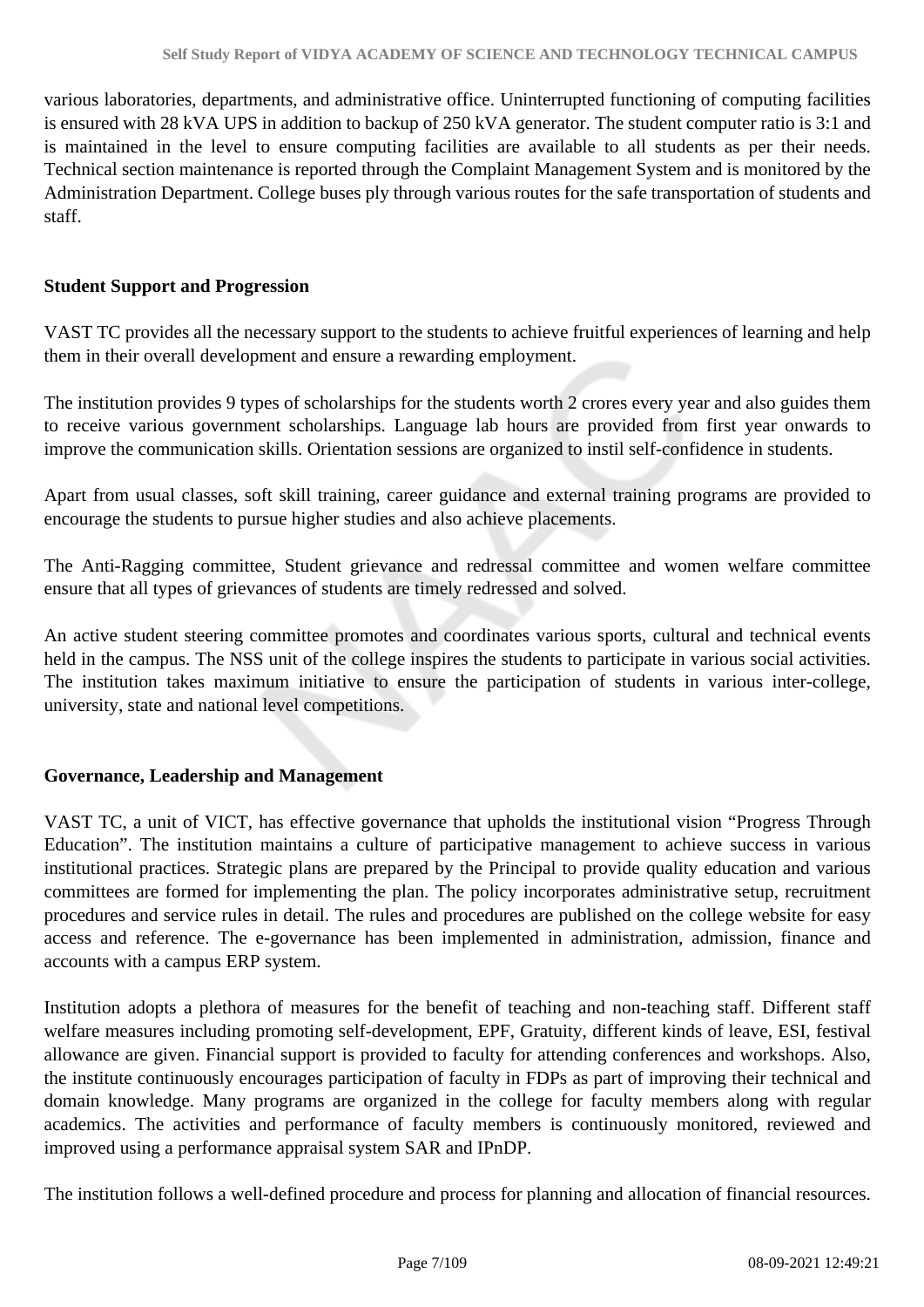various laboratories, departments, and administrative office. Uninterrupted functioning of computing facilities is ensured with 28 kVA UPS in addition to backup of 250 kVA generator. The student computer ratio is 3:1 and is maintained in the level to ensure computing facilities are available to all students as per their needs. Technical section maintenance is reported through the Complaint Management System and is monitored by the Administration Department. College buses ply through various routes for the safe transportation of students and staff.

**Student Support and Progression**

VAST TC provides all the necessary support to the students to achieve fruitful experiences of learning and help them in their overall development and ensure a rewarding employment.

The institution provides 9 types of scholarships for the students worth 2 crores every year and also guides them to receive various government scholarships. Language lab hours are provided from first year onwards to improve the communication skills. Orientation sessions are organized to instil self-confidence in students.

Apart from usual classes, soft skill training, career guidance and external training programs are provided to encourage the students to pursue higher studies and also achieve placements.

The Anti-Ragging committee, Student grievance and redressal committee and women welfare committee ensure that all types of grievances of students are timely redressed and solved.

An active student steering committee promotes and coordinates various sports, cultural and technical events held in the campus. The NSS unit of the college inspires the students to participate in various social activities. The institution takes maximum initiative to ensure the participation of students in various inter-college, university, state and national level competitions.

**Governance, Leadership and Management**

VAST TC, a unit of VICT, has effective governance that upholds the institutional vision "Progress Through Education". The institution maintains a culture of participative management to achieve success in various institutional practices. Strategic plans are prepared by the Principal to provide quality education and various committees are formed for implementing the plan. The policy incorporates administrative setup, recruitment procedures and service rules in detail. The rules and procedures are published on the college website for easy access and reference. The e-governance has been implemented in administration, admission, finance and accounts with a campus ERP system.

Institution adopts a plethora of measures for the benefit of teaching and non-teaching staff. Different staff welfare measures including promoting self-development, EPF, Gratuity, different kinds of leave, ESI, festival allowance are given. Financial support is provided to faculty for attending conferences and workshops. Also, the institute continuously encourages participation of faculty in FDPs as part of improving their technical and domain knowledge. Many programs are organized in the college for faculty members along with regular academics. The activities and performance of faculty members is continuously monitored, reviewed and improved using a performance appraisal system SAR and IPnDP.

The institution follows a well-defined procedure and process for planning and allocation of financial resources.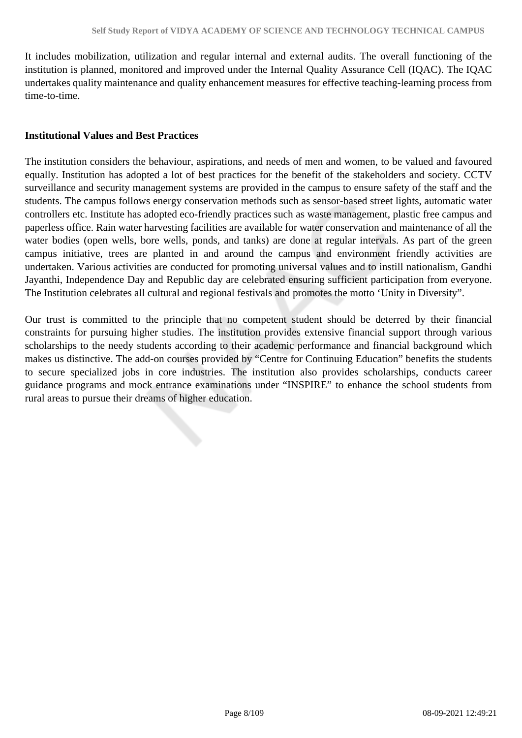It includes mobilization, utilization and regular internal and external audits. The overall functioning of the institution is planned, monitored and improved under the Internal Quality Assurance Cell (IQAC). The IQAC undertakes quality maintenance and quality enhancement measures for effective teaching-learning process from time-to-time.

**Institutional Values and Best Practices**

The institution considers the behaviour, aspirations, and needs of men and women, to be valued and favoured equally. Institution has adopted a lot of best practices for the benefit of the stakeholders and society. CCTV surveillance and security management systems are provided in the campus to ensure safety of the staff and the students. The campus follows energy conservation methods such as sensor-based street lights, automatic water controllers etc. Institute has adopted eco-friendly practices such as waste management, plastic free campus and paperless office. Rain water harvesting facilities are available for water conservation and maintenance of all the water bodies (open wells, bore wells, ponds, and tanks) are done at regular intervals. As part of the green campus initiative, trees are planted in and around the campus and environment friendly activities are undertaken. Various activities are conducted for promoting universal values and to instill nationalism, Gandhi Jayanthi, Independence Day and Republic day are celebrated ensuring sufficient participation from everyone. The Institution celebrates all cultural and regional festivals and promotes the motto 'Unity in Diversity".

Our trust is committed to the principle that no competent student should be deterred by their financial constraints for pursuing higher studies. The institution provides extensive financial support through various scholarships to the needy students according to their academic performance and financial background which makes us distinctive. The add-on courses provided by "Centre for Continuing Education" benefits the students to secure specialized jobs in core industries. The institution also provides scholarships, conducts career guidance programs and mock entrance examinations under "INSPIRE" to enhance the school students from rural areas to pursue their dreams of higher education.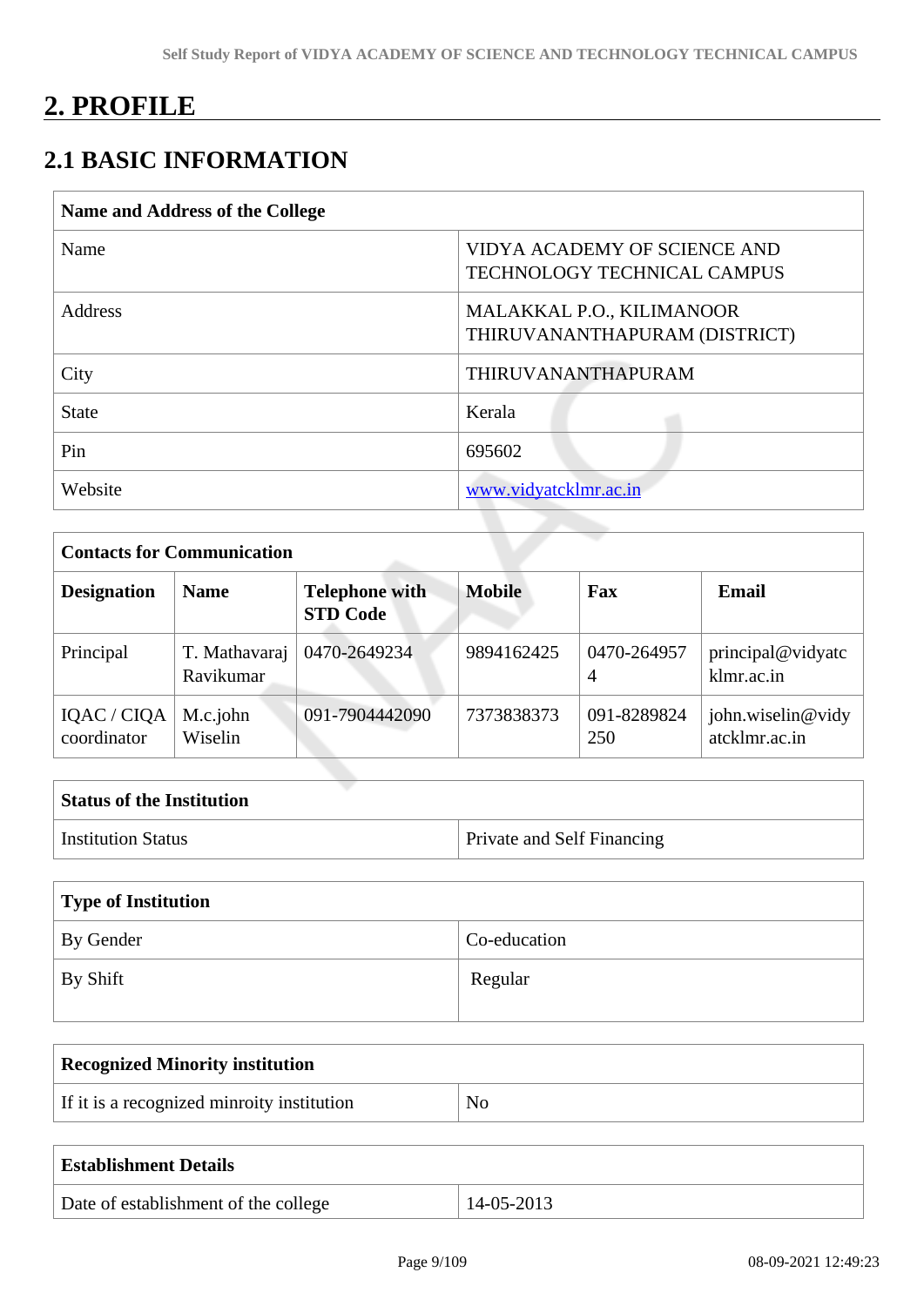# 2. PROFILE

## 2.1 BASIC INFORMATION

| Name and Address of the College | |
|---|---|
| Name | VIDYA ACADEMY OF SCIENCE AND TECHNOLOGY TECHNICAL CAMPUS |
| Address | MALAKKAL P.O., KILIMANOOR THIRUVANANTHAPURAM (DISTRICT) |
| City | THIRUVANANTHAPURAM |
| State | Kerala |
| Pin | 695602 |
| Website | www.vidyatcklmr.ac.in |

| Contacts for Communication | | | | | |
|---|---|---|---|---|---|
| **Designation** | **Name** | **Telephone with STD Code** | **Mobile** | **Fax** | **Email** |
| Principal | T. Mathavaraj Ravikumar | 0470-2649234 | 9894162425 | 0470-2649574 | principal@vidyatcklmr.ac.in |
| IQAC / CIQA coordinator | M.c.john Wiselin | 091-7904442090 | 7373838373 | 091-8289824250 | john.wiselin@vidyatcklmr.ac.in |

| Status of the Institution | |
|---|---|
| Institution Status | Private and Self Financing |

| Type of Institution | |
|---|---|
| By Gender | Co-education |
| By Shift | Regular |

| Recognized Minority institution | |
|---|---|
| If it is a recognized minroity institution | No |

| Establishment Details | |
|---|---|
| Date of establishment of the college | 14-05-2013 |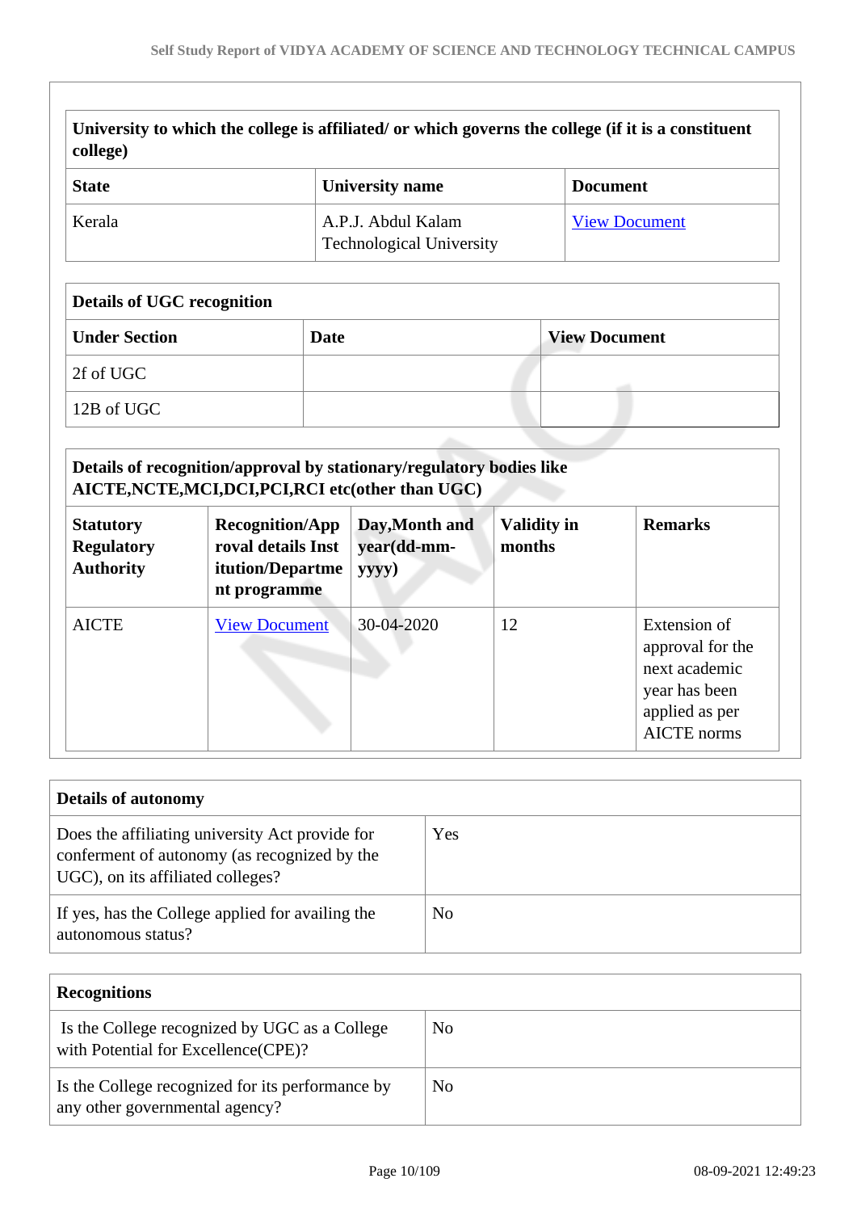| University to which the college is affiliated/ or which governs the college (if it is a constituent college) | | |
|---|---|---|
| **State** | **University name** | **Document** |
| Kerala | A.P.J. Abdul Kalam Technological University | [View Document]() |

| Details of UGC recognition | | |
|---|---|---|
| **Under Section** | **Date** | **View Document** |
| 2f of UGC | | |
| 12B of UGC | | |

| Details of recognition/approval by stationary/regulatory bodies like AICTE,NCTE,MCI,DCI,PCI,RCI etc(other than UGC) | | | | |
|---|---|---|---|---|
| **Statutory Regulatory Authority** | **Recognition/Approval details Institution/Department programme** | **Day,Month and year(dd-mm-yyyy)** | **Validity in months** | **Remarks** |
| AICTE | [View Document]() | 30-04-2020 | 12 | Extension of approval for the next academic year has been applied as per AICTE norms |

| Details of autonomy | |
|---|---|
| Does the affiliating university Act provide for conferment of autonomy (as recognized by the UGC), on its affiliated colleges? | Yes |
| If yes, has the College applied for availing the autonomous status? | No |

| Recognitions | |
|---|---|
| Is the College recognized by UGC as a College with Potential for Excellence(CPE)? | No |
| Is the College recognized for its performance by any other governmental agency? | No |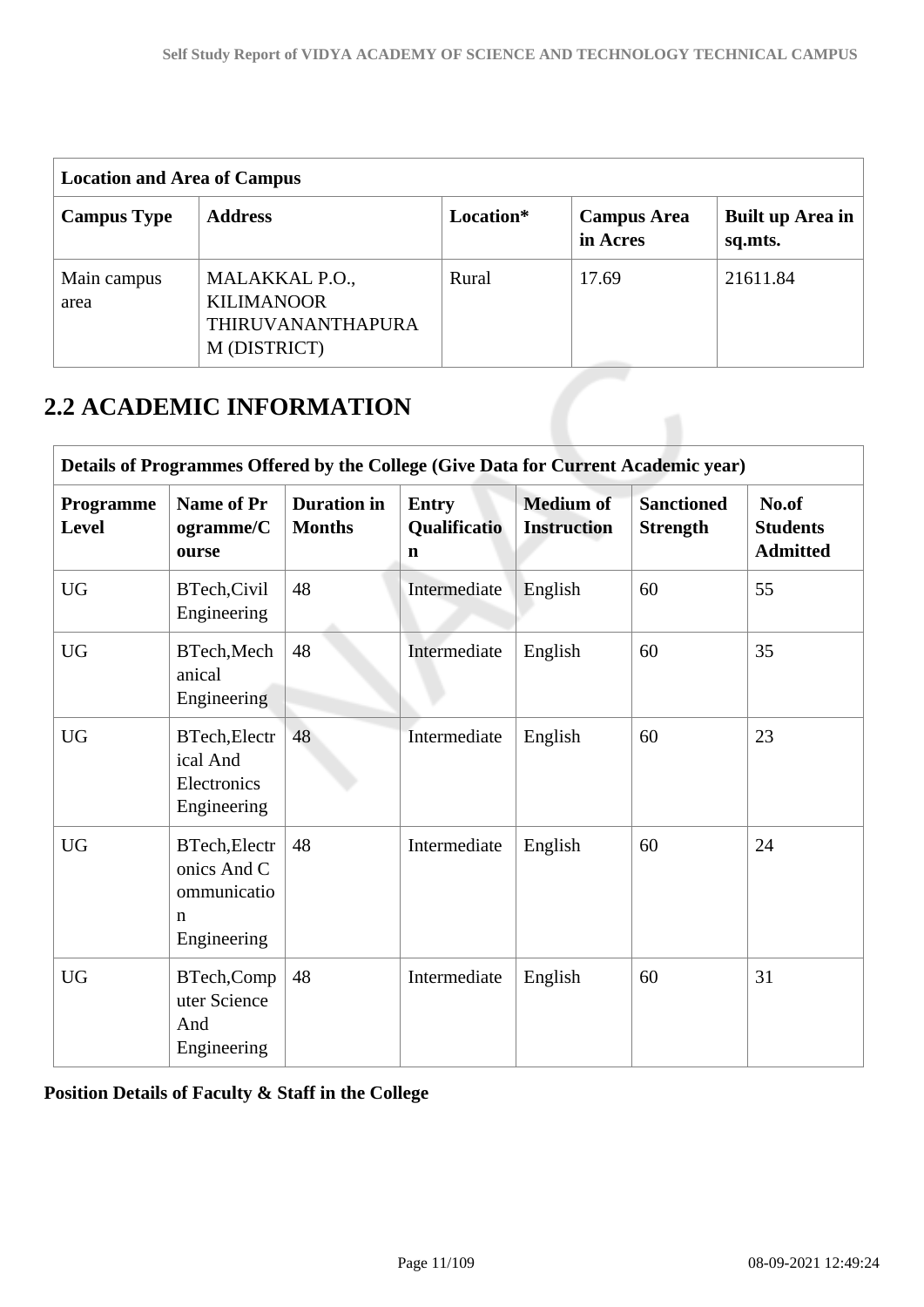| Location and Area of Campus | | | | |
|---|---|---|---|---|
| **Campus Type** | **Address** | **Location*** | **Campus Area in Acres** | **Built up Area in sq.mts.** |
| Main campus area | MALAKKAL P.O., KILIMANOOR THIRUVANANTHAPURAM (DISTRICT) | Rural | 17.69 | 21611.84 |

## 2.2 ACADEMIC INFORMATION

| Details of Programmes Offered by the College (Give Data for Current Academic year) | | | | | | |
|---|---|---|---|---|---|---|
| **Programme Level** | **Name of Programme/Course** | **Duration in Months** | **Entry Qualification** | **Medium of Instruction** | **Sanctioned Strength** | **No.of Students Admitted** |
| UG | BTech,Civil Engineering | 48 | Intermediate | English | 60 | 55 |
| UG | BTech,Mechanical Engineering | 48 | Intermediate | English | 60 | 35 |
| UG | BTech,Electrical And Electronics Engineering | 48 | Intermediate | English | 60 | 23 |
| UG | BTech,Electronics And Communication Engineering | 48 | Intermediate | English | 60 | 24 |
| UG | BTech,Computer Science And Engineering | 48 | Intermediate | English | 60 | 31 |

**Position Details of Faculty & Staff in the College**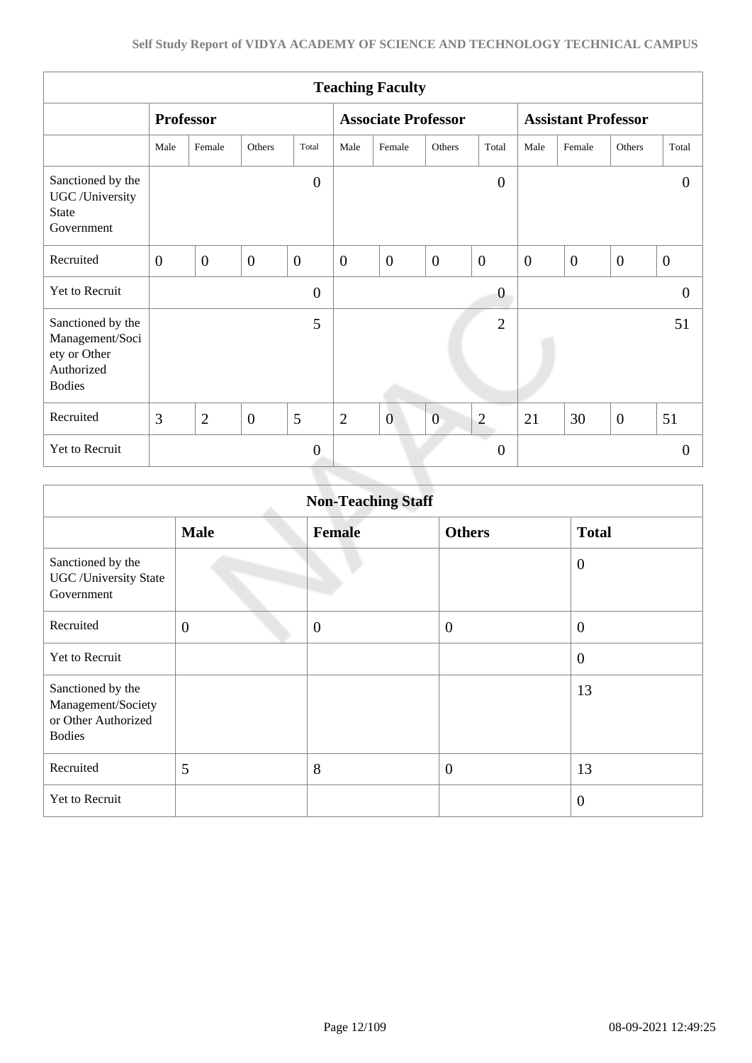| Teaching Faculty | | | | | | | | | | | | |
|---|---|---|---|---|---|---|---|---|---|---|---|---|
| | Professor | | | | Associate Professor | | | | Assistant Professor | | | |
| | Male | Female | Others | Total | Male | Female | Others | Total | Male | Female | Others | Total |
| Sanctioned by the UGC /University State Government | | | | 0 | | | | 0 | | | | 0 |
| Recruited | 0 | 0 | 0 | 0 | 0 | 0 | 0 | 0 | 0 | 0 | 0 | 0 |
| Yet to Recruit | | | | 0 | | | | 0 | | | | 0 |
| Sanctioned by the Management/Society or Other Authorized Bodies | | | | 5 | | | | 2 | | | | 51 |
| Recruited | 3 | 2 | 0 | 5 | 2 | 0 | 0 | 2 | 21 | 30 | 0 | 51 |
| Yet to Recruit | | | | 0 | | | | 0 | | | | 0 |

| Non-Teaching Staff | | | | |
|---|---|---|---|---|
| | **Male** | **Female** | **Others** | **Total** |
| Sanctioned by the UGC /University State Government | | | | 0 |
| Recruited | 0 | 0 | 0 | 0 |
| Yet to Recruit | | | | 0 |
| Sanctioned by the Management/Society or Other Authorized Bodies | | | | 13 |
| Recruited | 5 | 8 | 0 | 13 |
| Yet to Recruit | | | | 0 |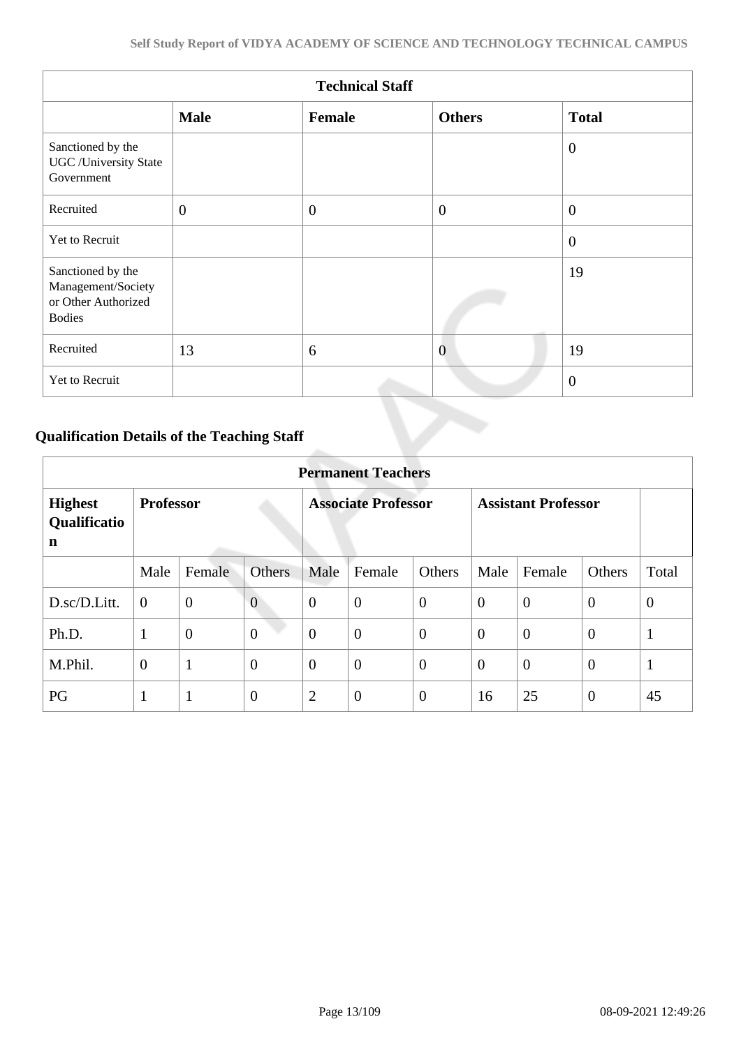| Technical Staff | | | | |
|---|---|---|---|---|
| | **Male** | **Female** | **Others** | **Total** |
| Sanctioned by the UGC /University State Government | | | | 0 |
| Recruited | 0 | 0 | 0 | 0 |
| Yet to Recruit | | | | 0 |
| Sanctioned by the Management/Society or Other Authorized Bodies | | | | 19 |
| Recruited | 13 | 6 | 0 | 19 |
| Yet to Recruit | | | | 0 |

## Qualification Details of the Teaching Staff

| Permanent Teachers | | | | | | | | | | |
|---|---|---|---|---|---|---|---|---|---|---|
| **Highest Qualification** | **Professor** | | | **Associate Professor** | | | **Assistant Professor** | | | |
| | Male | Female | Others | Male | Female | Others | Male | Female | Others | Total |
| D.sc/D.Litt. | 0 | 0 | 0 | 0 | 0 | 0 | 0 | 0 | 0 | 0 |
| Ph.D. | 1 | 0 | 0 | 0 | 0 | 0 | 0 | 0 | 0 | 1 |
| M.Phil. | 0 | 1 | 0 | 0 | 0 | 0 | 0 | 0 | 0 | 1 |
| PG | 1 | 1 | 0 | 2 | 0 | 0 | 16 | 25 | 0 | 45 |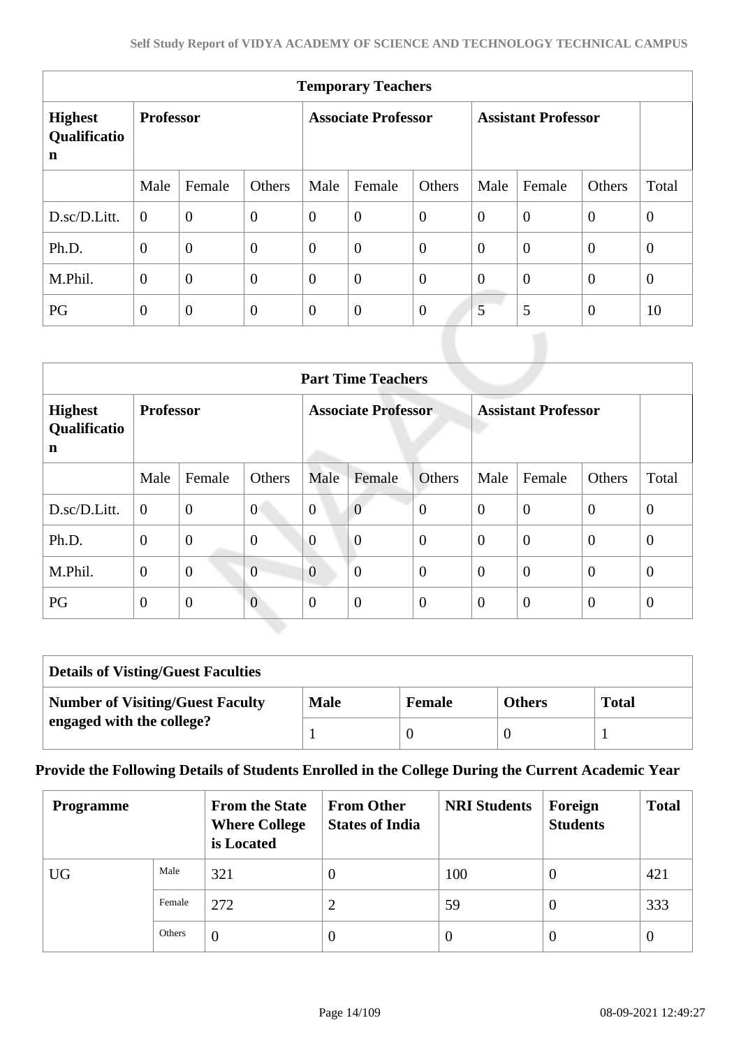| Temporary Teachers | | | | | | | | | |
|---|---|---|---|---|---|---|---|---|---|
| **Highest Qualification** | **Professor** | | | **Associate Professor** | | | **Assistant Professor** | | |
| | Male | Female | Others | Male | Female | Others | Male | Female | Others | Total |
| D.sc/D.Litt. | 0 | 0 | 0 | 0 | 0 | 0 | 0 | 0 | 0 | 0 |
| Ph.D. | 0 | 0 | 0 | 0 | 0 | 0 | 0 | 0 | 0 | 0 |
| M.Phil. | 0 | 0 | 0 | 0 | 0 | 0 | 0 | 0 | 0 | 0 |
| PG | 0 | 0 | 0 | 0 | 0 | 0 | 5 | 5 | 0 | 10 |

| Part Time Teachers | | | | | | | | | | |
|---|---|---|---|---|---|---|---|---|---|---|
| **Highest Qualification** | **Professor** | | | **Associate Professor** | | | **Assistant Professor** | | | |
| | Male | Female | Others | Male | Female | Others | Male | Female | Others | Total |
| D.sc/D.Litt. | 0 | 0 | 0 | 0 | 0 | 0 | 0 | 0 | 0 | 0 |
| Ph.D. | 0 | 0 | 0 | 0 | 0 | 0 | 0 | 0 | 0 | 0 |
| M.Phil. | 0 | 0 | 0 | 0 | 0 | 0 | 0 | 0 | 0 | 0 |
| PG | 0 | 0 | 0 | 0 | 0 | 0 | 0 | 0 | 0 | 0 |

| Details of Visting/Guest Faculties | | | | |
|---|---|---|---|---|
| **Number of Visiting/Guest Faculty engaged with the college?** | **Male** | **Female** | **Others** | **Total** |
| | 1 | 0 | 0 | 1 |

**Provide the Following Details of Students Enrolled in the College During the Current Academic Year**

| Programme | | From the State Where College is Located | From Other States of India | NRI Students | Foreign Students | Total |
|---|---|---|---|---|---|---|
| UG | Male | 321 | 0 | 100 | 0 | 421 |
| | Female | 272 | 2 | 59 | 0 | 333 |
| | Others | 0 | 0 | 0 | 0 | 0 |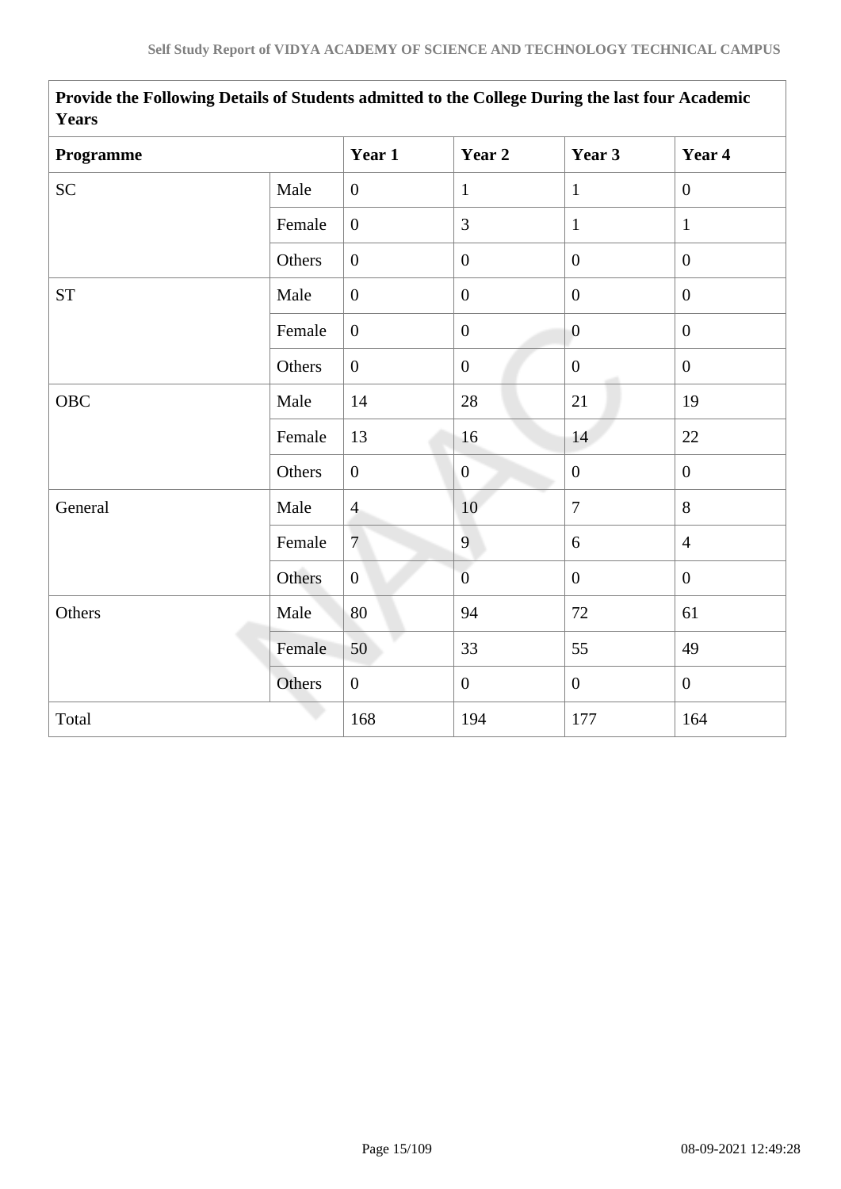| Provide the Following Details of Students admitted to the College During the last four Academic Years | | | | | |
|---|---|---|---|---|---|
| **Programme** | | **Year 1** | **Year 2** | **Year 3** | **Year 4** |
| SC | Male | 0 | 1 | 1 | 0 |
| | Female | 0 | 3 | 1 | 1 |
| | Others | 0 | 0 | 0 | 0 |
| ST | Male | 0 | 0 | 0 | 0 |
| | Female | 0 | 0 | 0 | 0 |
| | Others | 0 | 0 | 0 | 0 |
| OBC | Male | 14 | 28 | 21 | 19 |
| | Female | 13 | 16 | 14 | 22 |
| | Others | 0 | 0 | 0 | 0 |
| General | Male | 4 | 10 | 7 | 8 |
| | Female | 7 | 9 | 6 | 4 |
| | Others | 0 | 0 | 0 | 0 |
| Others | Male | 80 | 94 | 72 | 61 |
| | Female | 50 | 33 | 55 | 49 |
| | Others | 0 | 0 | 0 | 0 |
| Total | | 168 | 194 | 177 | 164 |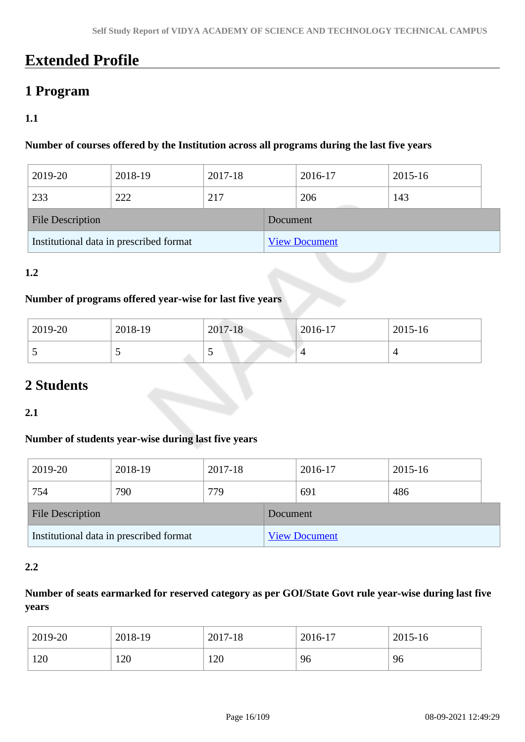# Extended Profile

## 1 Program

### 1.1

**Number of courses offered by the Institution across all programs during the last five years**

| 2019-20 | 2018-19 | 2017-18 | 2016-17 | 2015-16 |
|---|---|---|---|---|
| 233 | 222 | 217 | 206 | 143 |

| File Description | Document |
|---|---|
| Institutional data in prescribed format | View Document |

### 1.2

**Number of programs offered year-wise for last five years**

| 2019-20 | 2018-19 | 2017-18 | 2016-17 | 2015-16 |
|---|---|---|---|---|
| 5 | 5 | 5 | 4 | 4 |

## 2 Students

### 2.1

**Number of students year-wise during last five years**

| 2019-20 | 2018-19 | 2017-18 | 2016-17 | 2015-16 |
|---|---|---|---|---|
| 754 | 790 | 779 | 691 | 486 |

| File Description | Document |
|---|---|
| Institutional data in prescribed format | View Document |

### 2.2

**Number of seats earmarked for reserved category as per GOI/State Govt rule year-wise during last five years**

| 2019-20 | 2018-19 | 2017-18 | 2016-17 | 2015-16 |
|---|---|---|---|---|
| 120 | 120 | 120 | 96 | 96 |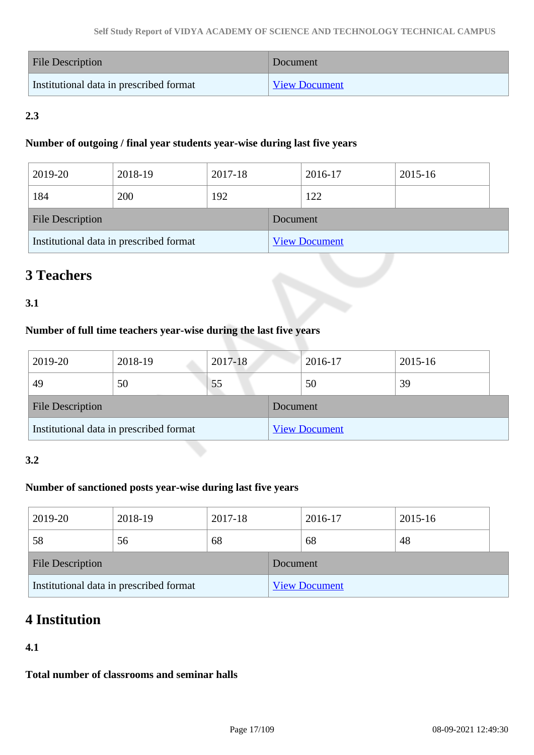| File Description | Document |
| --- | --- |
| Institutional data in prescribed format | View Document |

**2.3**

**Number of outgoing / final year students year-wise during last five years**

| 2019-20 | 2018-19 | 2017-18 | 2016-17 | 2015-16 |
| --- | --- | --- | --- | --- |
| 184 | 200 | 192 | 122 | |

| File Description | Document |
| --- | --- |
| Institutional data in prescribed format | View Document |

## 3 Teachers

**3.1**

**Number of full time teachers year-wise during the last five years**

| 2019-20 | 2018-19 | 2017-18 | 2016-17 | 2015-16 |
| --- | --- | --- | --- | --- |
| 49 | 50 | 55 | 50 | 39 |

| File Description | Document |
| --- | --- |
| Institutional data in prescribed format | View Document |

**3.2**

**Number of sanctioned posts year-wise during last five years**

| 2019-20 | 2018-19 | 2017-18 | 2016-17 | 2015-16 |
| --- | --- | --- | --- | --- |
| 58 | 56 | 68 | 68 | 48 |

| File Description | Document |
| --- | --- |
| Institutional data in prescribed format | View Document |

## 4 Institution

**4.1**

**Total number of classrooms and seminar halls**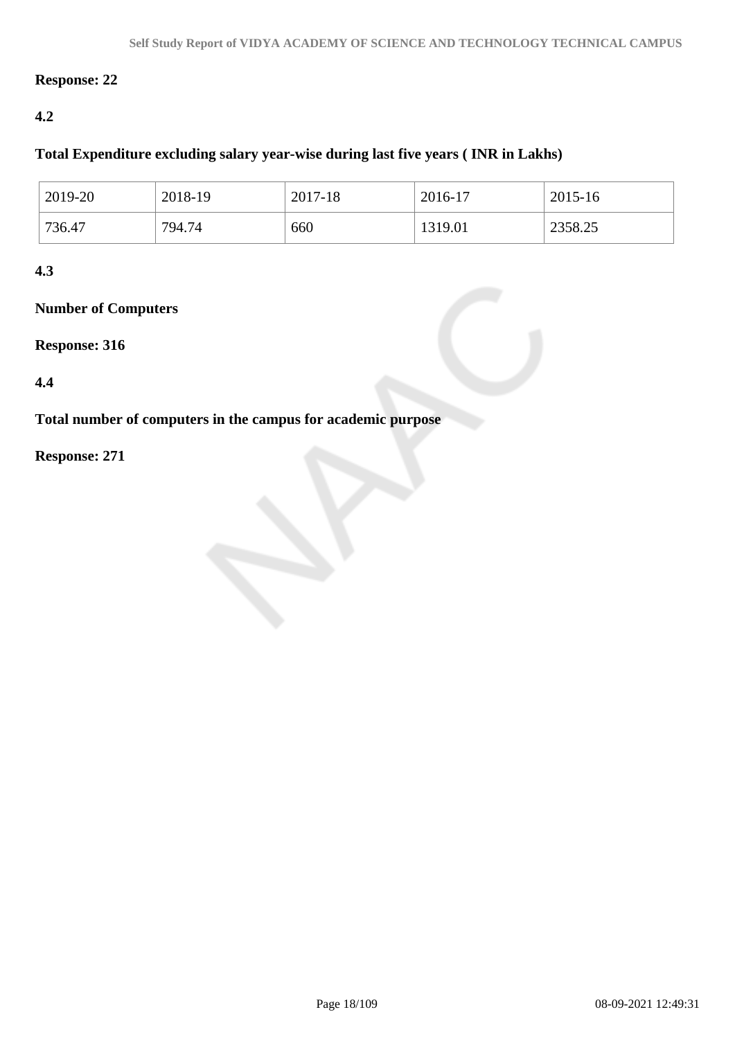**Response: 22**

**4.2**

**Total Expenditure excluding salary year-wise during last five years ( INR in Lakhs)**

| 2019-20 | 2018-19 | 2017-18 | 2016-17 | 2015-16 |
|---|---|---|---|---|
| 736.47 | 794.74 | 660 | 1319.01 | 2358.25 |

**4.3**

**Number of Computers**

**Response: 316**

**4.4**

**Total number of computers in the campus for academic purpose**

**Response: 271**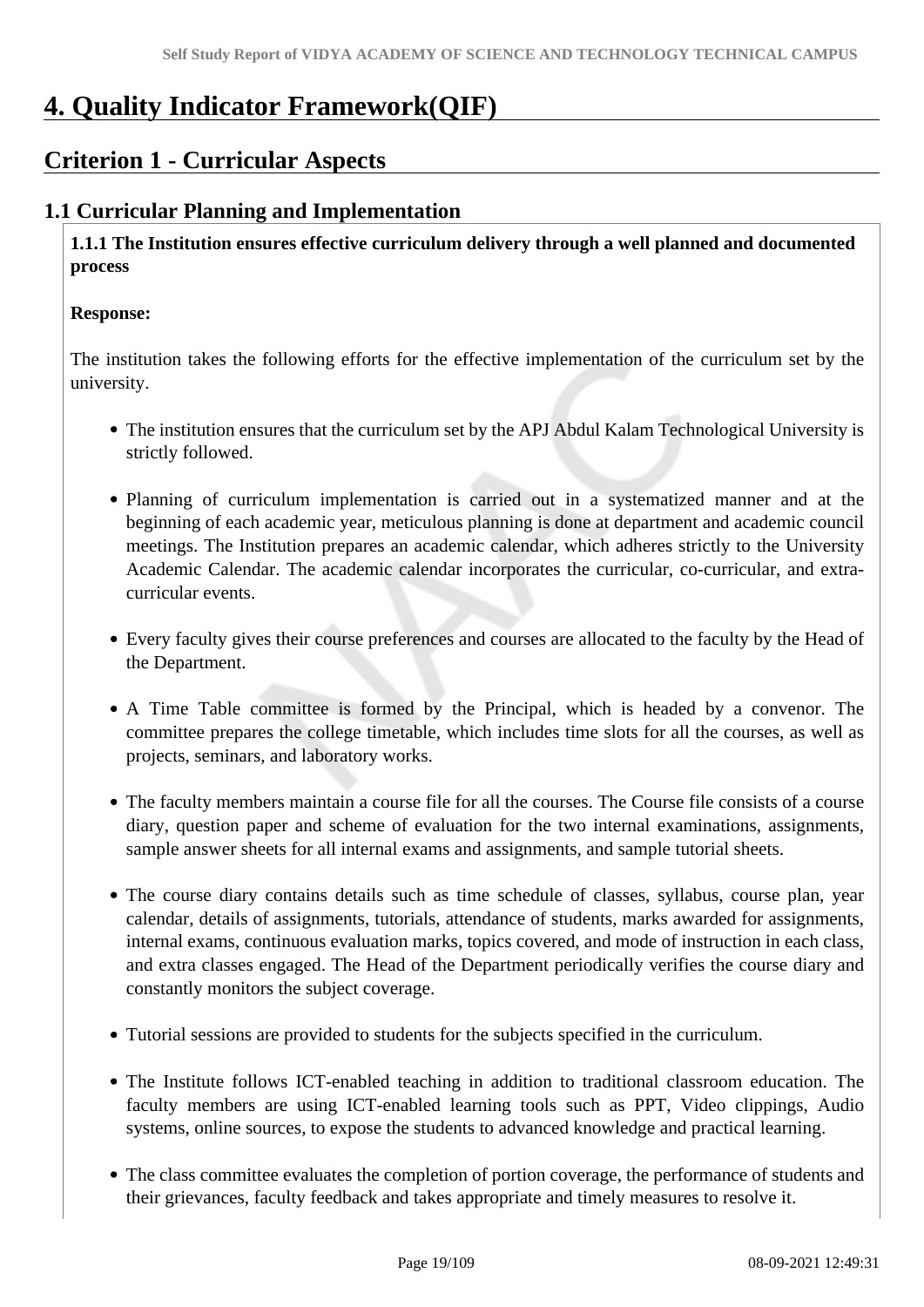# 4. Quality Indicator Framework(QIF)

## Criterion 1 - Curricular Aspects

### 1.1 Curricular Planning and Implementation

**1.1.1 The Institution ensures effective curriculum delivery through a well planned and documented process**

**Response:**

The institution takes the following efforts for the effective implementation of the curriculum set by the university.

- The institution ensures that the curriculum set by the APJ Abdul Kalam Technological University is strictly followed.
- Planning of curriculum implementation is carried out in a systematized manner and at the beginning of each academic year, meticulous planning is done at department and academic council meetings. The Institution prepares an academic calendar, which adheres strictly to the University Academic Calendar. The academic calendar incorporates the curricular, co-curricular, and extra-curricular events.
- Every faculty gives their course preferences and courses are allocated to the faculty by the Head of the Department.
- A Time Table committee is formed by the Principal, which is headed by a convenor. The committee prepares the college timetable, which includes time slots for all the courses, as well as projects, seminars, and laboratory works.
- The faculty members maintain a course file for all the courses. The Course file consists of a course diary, question paper and scheme of evaluation for the two internal examinations, assignments, sample answer sheets for all internal exams and assignments, and sample tutorial sheets.
- The course diary contains details such as time schedule of classes, syllabus, course plan, year calendar, details of assignments, tutorials, attendance of students, marks awarded for assignments, internal exams, continuous evaluation marks, topics covered, and mode of instruction in each class, and extra classes engaged. The Head of the Department periodically verifies the course diary and constantly monitors the subject coverage.
- Tutorial sessions are provided to students for the subjects specified in the curriculum.
- The Institute follows ICT-enabled teaching in addition to traditional classroom education. The faculty members are using ICT-enabled learning tools such as PPT, Video clippings, Audio systems, online sources, to expose the students to advanced knowledge and practical learning.
- The class committee evaluates the completion of portion coverage, the performance of students and their grievances, faculty feedback and takes appropriate and timely measures to resolve it.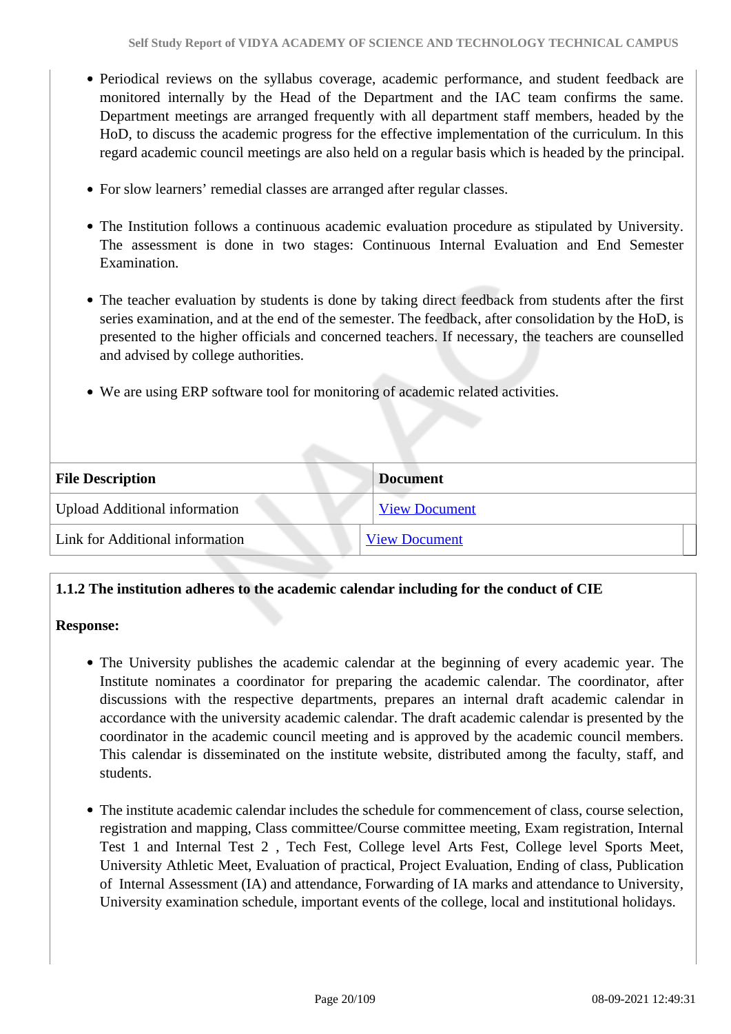- Periodical reviews on the syllabus coverage, academic performance, and student feedback are monitored internally by the Head of the Department and the IAC team confirms the same. Department meetings are arranged frequently with all department staff members, headed by the HoD, to discuss the academic progress for the effective implementation of the curriculum. In this regard academic council meetings are also held on a regular basis which is headed by the principal.

- For slow learners' remedial classes are arranged after regular classes.

- The Institution follows a continuous academic evaluation procedure as stipulated by University. The assessment is done in two stages: Continuous Internal Evaluation and End Semester Examination.

- The teacher evaluation by students is done by taking direct feedback from students after the first series examination, and at the end of the semester. The feedback, after consolidation by the HoD, is presented to the higher officials and concerned teachers. If necessary, the teachers are counselled and advised by college authorities.

- We are using ERP software tool for monitoring of academic related activities.

| File Description | Document |
|---|---|
| Upload Additional information | View Document |
| Link for Additional information | View Document |

**1.1.2 The institution adheres to the academic calendar including for the conduct of CIE**

**Response:**

- The University publishes the academic calendar at the beginning of every academic year. The Institute nominates a coordinator for preparing the academic calendar. The coordinator, after discussions with the respective departments, prepares an internal draft academic calendar in accordance with the university academic calendar. The draft academic calendar is presented by the coordinator in the academic council meeting and is approved by the academic council members. This calendar is disseminated on the institute website, distributed among the faculty, staff, and students.

- The institute academic calendar includes the schedule for commencement of class, course selection, registration and mapping, Class committee/Course committee meeting, Exam registration, Internal Test 1 and Internal Test 2 , Tech Fest, College level Arts Fest, College level Sports Meet, University Athletic Meet, Evaluation of practical, Project Evaluation, Ending of class, Publication of Internal Assessment (IA) and attendance, Forwarding of IA marks and attendance to University, University examination schedule, important events of the college, local and institutional holidays.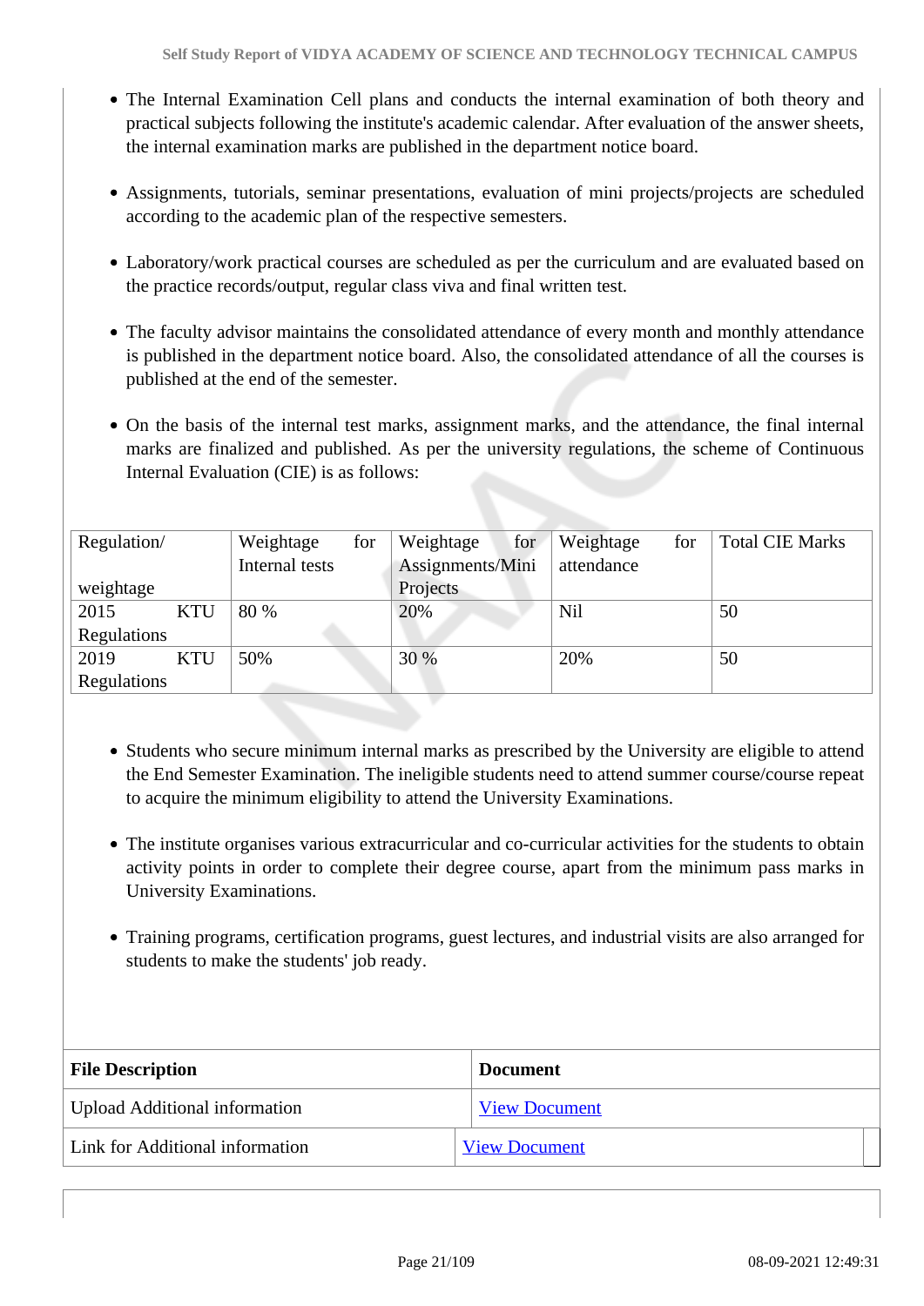- The Internal Examination Cell plans and conducts the internal examination of both theory and practical subjects following the institute's academic calendar. After evaluation of the answer sheets, the internal examination marks are published in the department notice board.

- Assignments, tutorials, seminar presentations, evaluation of mini projects/projects are scheduled according to the academic plan of the respective semesters.

- Laboratory/work practical courses are scheduled as per the curriculum and are evaluated based on the practice records/output, regular class viva and final written test.

- The faculty advisor maintains the consolidated attendance of every month and monthly attendance is published in the department notice board. Also, the consolidated attendance of all the courses is published at the end of the semester.

- On the basis of the internal test marks, assignment marks, and the attendance, the final internal marks are finalized and published. As per the university regulations, the scheme of Continuous Internal Evaluation (CIE) is as follows:

| Regulation/ weightage | Weightage for Internal tests | Weightage for Assignments/Mini Projects | Weightage for attendance | Total CIE Marks |
|---|---|---|---|---|
| 2015 KTU Regulations | 80 % | 20% | Nil | 50 |
| 2019 KTU Regulations | 50% | 30 % | 20% | 50 |

- Students who secure minimum internal marks as prescribed by the University are eligible to attend the End Semester Examination. The ineligible students need to attend summer course/course repeat to acquire the minimum eligibility to attend the University Examinations.

- The institute organises various extracurricular and co-curricular activities for the students to obtain activity points in order to complete their degree course, apart from the minimum pass marks in University Examinations.

- Training programs, certification programs, guest lectures, and industrial visits are also arranged for students to make the students' job ready.

| File Description | Document |
|---|---|
| Upload Additional information | View Document |
| Link for Additional information | View Document |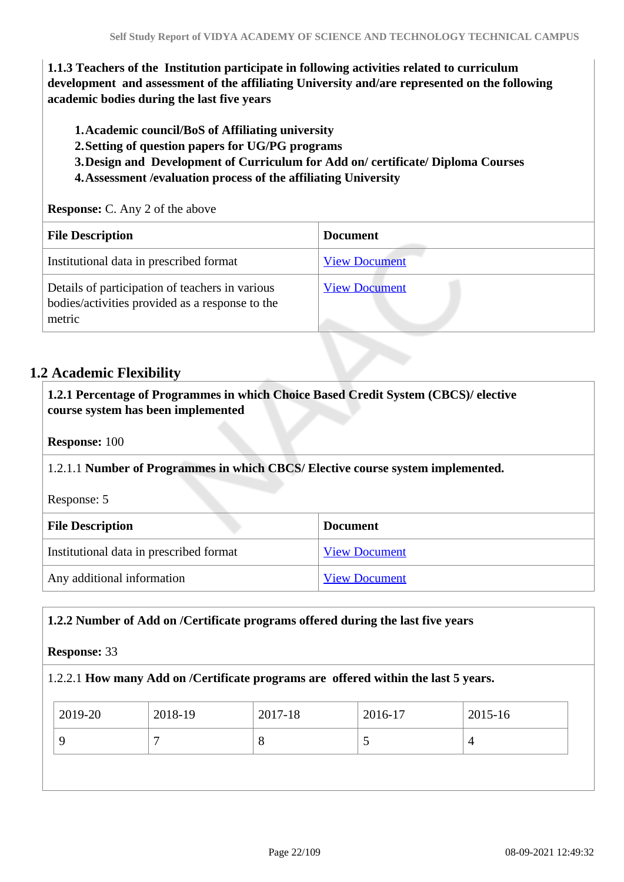**1.1.3 Teachers of the Institution participate in following activities related to curriculum development and assessment of the affiliating University and/are represented on the following academic bodies during the last five years**

1. **Academic council/BoS of Affiliating university**
2. **Setting of question papers for UG/PG programs**
3. **Design and Development of Curriculum for Add on/ certificate/ Diploma Courses**
4. **Assessment /evaluation process of the affiliating University**

**Response:** C. Any 2 of the above

| File Description | Document |
|---|---|
| Institutional data in prescribed format | View Document |
| Details of participation of teachers in various bodies/activities provided as a response to the metric | View Document |

## 1.2 Academic Flexibility

**1.2.1 Percentage of Programmes in which Choice Based Credit System (CBCS)/ elective course system has been implemented**

**Response:** 100

1.2.1.1 **Number of Programmes in which CBCS/ Elective course system implemented.**

Response: 5

| File Description | Document |
|---|---|
| Institutional data in prescribed format | View Document |
| Any additional information | View Document |

**1.2.2 Number of Add on /Certificate programs offered during the last five years**

**Response:** 33

1.2.2.1 **How many Add on /Certificate programs are offered within the last 5 years.**

| 2019-20 | 2018-19 | 2017-18 | 2016-17 | 2015-16 |
|---|---|---|---|---|
| 9 | 7 | 8 | 5 | 4 |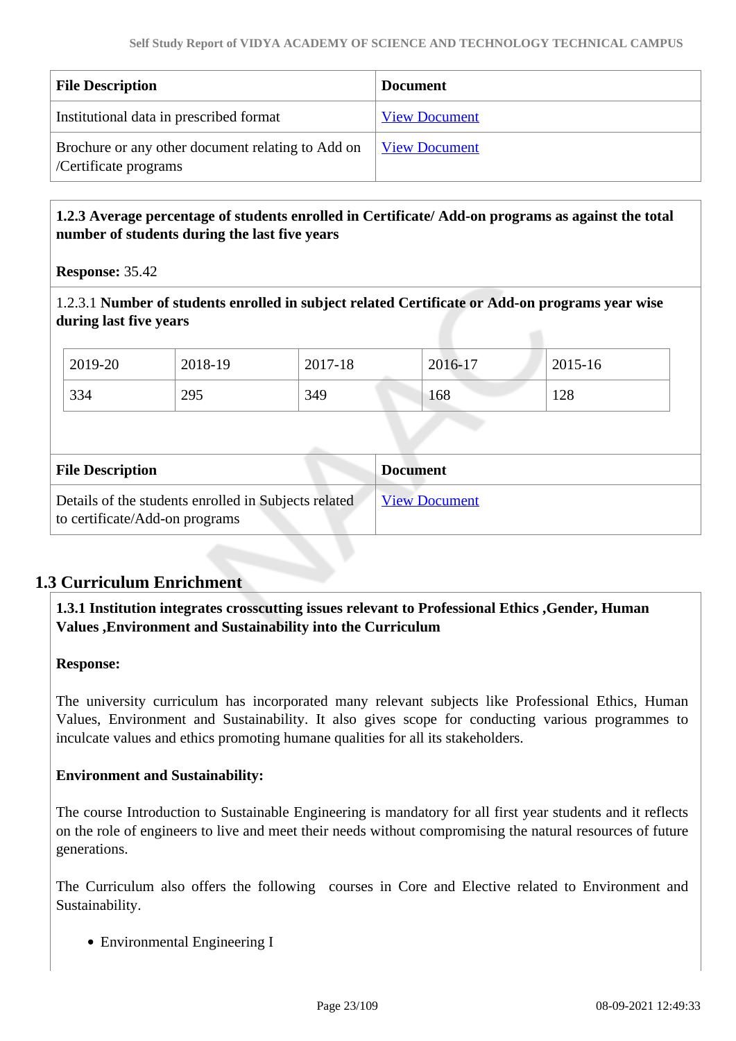| File Description | Document |
|---|---|
| Institutional data in prescribed format | View Document |
| Brochure or any other document relating to Add on /Certificate programs | View Document |

**1.2.3 Average percentage of students enrolled in Certificate/ Add-on programs as against the total number of students during the last five years**

**Response:** 35.42

1.2.3.1 **Number of students enrolled in subject related Certificate or Add-on programs year wise during last five years**

| 2019-20 | 2018-19 | 2017-18 | 2016-17 | 2015-16 |
|---|---|---|---|---|
| 334 | 295 | 349 | 168 | 128 |

| File Description | Document |
|---|---|
| Details of the students enrolled in Subjects related to certificate/Add-on programs | View Document |

## 1.3 Curriculum Enrichment

**1.3.1 Institution integrates crosscutting issues relevant to Professional Ethics ,Gender, Human Values ,Environment and Sustainability into the Curriculum**

**Response:**

The university curriculum has incorporated many relevant subjects like Professional Ethics, Human Values, Environment and Sustainability. It also gives scope for conducting various programmes to inculcate values and ethics promoting humane qualities for all its stakeholders.

**Environment and Sustainability:**

The course Introduction to Sustainable Engineering is mandatory for all first year students and it reflects on the role of engineers to live and meet their needs without compromising the natural resources of future generations.

The Curriculum also offers the following courses in Core and Elective related to Environment and Sustainability.

- Environmental Engineering I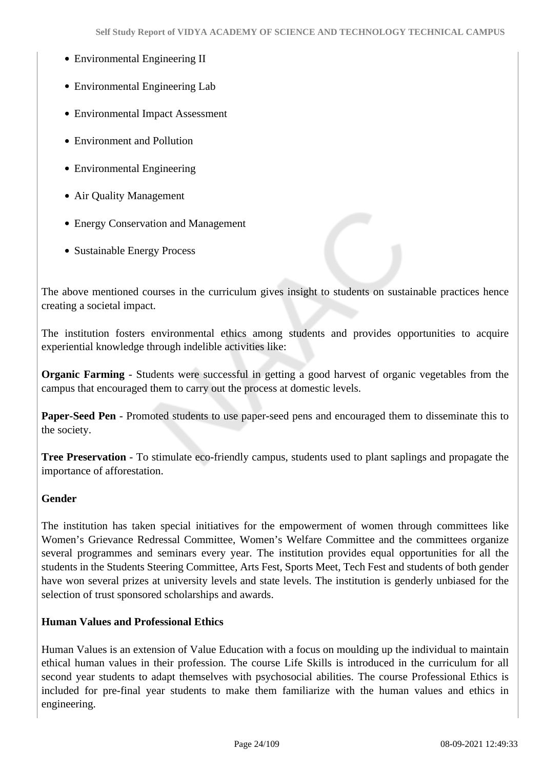- Environmental Engineering II
- Environmental Engineering Lab
- Environmental Impact Assessment
- Environment and Pollution
- Environmental Engineering
- Air Quality Management
- Energy Conservation and Management
- Sustainable Energy Process

The above mentioned courses in the curriculum gives insight to students on sustainable practices hence creating a societal impact.

The institution fosters environmental ethics among students and provides opportunities to acquire experiential knowledge through indelible activities like:

**Organic Farming** - Students were successful in getting a good harvest of organic vegetables from the campus that encouraged them to carry out the process at domestic levels.

**Paper-Seed Pen** - Promoted students to use paper-seed pens and encouraged them to disseminate this to the society.

**Tree Preservation** - To stimulate eco-friendly campus, students used to plant saplings and propagate the importance of afforestation.

**Gender**

The institution has taken special initiatives for the empowerment of women through committees like Women's Grievance Redressal Committee, Women's Welfare Committee and the committees organize several programmes and seminars every year. The institution provides equal opportunities for all the students in the Students Steering Committee, Arts Fest, Sports Meet, Tech Fest and students of both gender have won several prizes at university levels and state levels. The institution is genderly unbiased for the selection of trust sponsored scholarships and awards.

**Human Values and Professional Ethics**

Human Values is an extension of Value Education with a focus on moulding up the individual to maintain ethical human values in their profession. The course Life Skills is introduced in the curriculum for all second year students to adapt themselves with psychosocial abilities. The course Professional Ethics is included for pre-final year students to make them familiarize with the human values and ethics in engineering.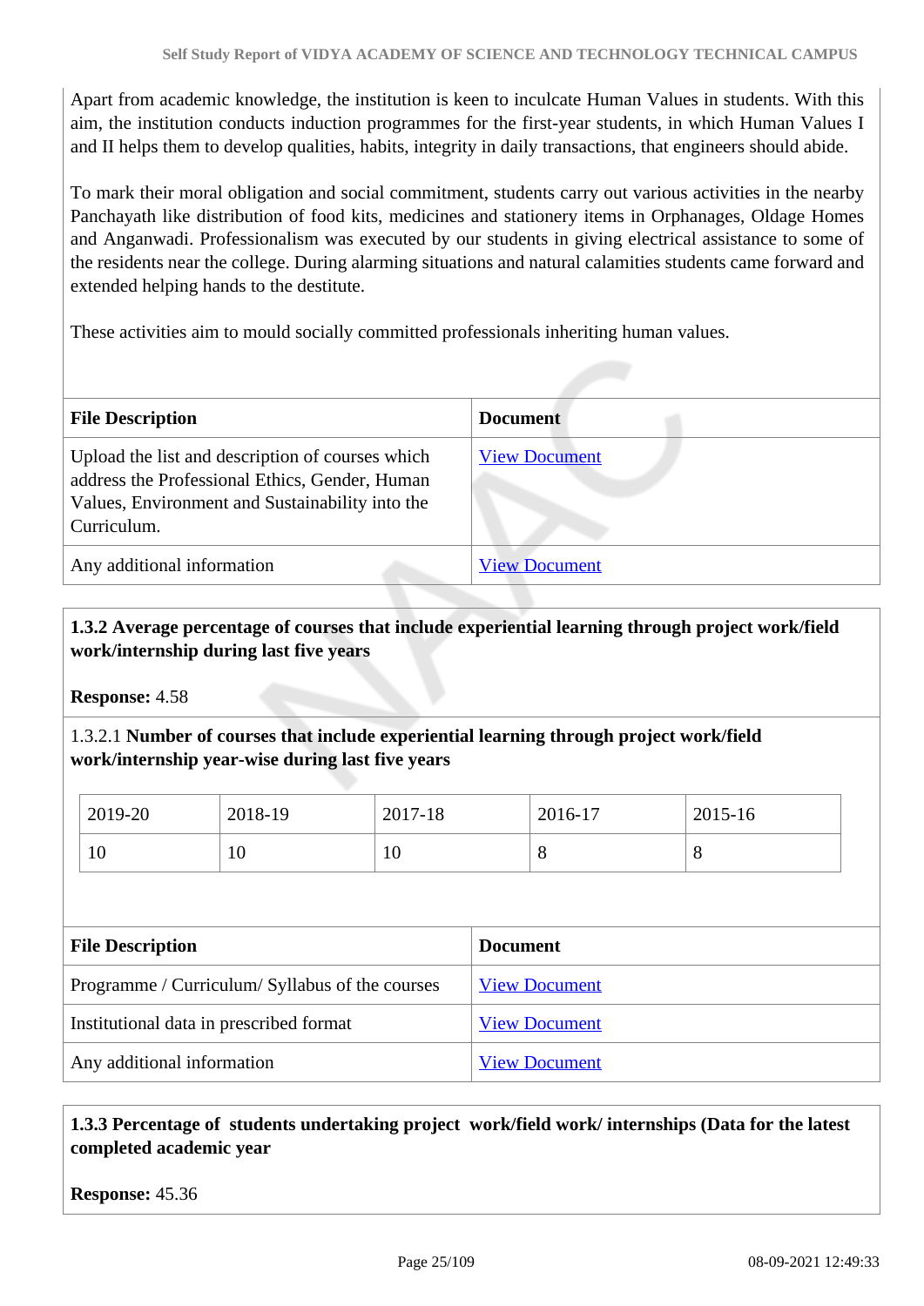Apart from academic knowledge, the institution is keen to inculcate Human Values in students. With this aim, the institution conducts induction programmes for the first-year students, in which Human Values I and II helps them to develop qualities, habits, integrity in daily transactions, that engineers should abide.

To mark their moral obligation and social commitment, students carry out various activities in the nearby Panchayath like distribution of food kits, medicines and stationery items in Orphanages, Oldage Homes and Anganwadi. Professionalism was executed by our students in giving electrical assistance to some of the residents near the college. During alarming situations and natural calamities students came forward and extended helping hands to the destitute.

These activities aim to mould socially committed professionals inheriting human values.

| File Description | Document |
|---|---|
| Upload the list and description of courses which address the Professional Ethics, Gender, Human Values, Environment and Sustainability into the Curriculum. | View Document |
| Any additional information | View Document |

**1.3.2 Average percentage of courses that include experiential learning through project work/field work/internship during last five years**

**Response:** 4.58

1.3.2.1 **Number of courses that include experiential learning through project work/field work/internship year-wise during last five years**

| 2019-20 | 2018-19 | 2017-18 | 2016-17 | 2015-16 |
|---|---|---|---|---|
| 10 | 10 | 10 | 8 | 8 |

| File Description | Document |
|---|---|
| Programme / Curriculum/ Syllabus of the courses | View Document |
| Institutional data in prescribed format | View Document |
| Any additional information | View Document |

**1.3.3 Percentage of students undertaking project work/field work/ internships (Data for the latest completed academic year**

**Response:** 45.36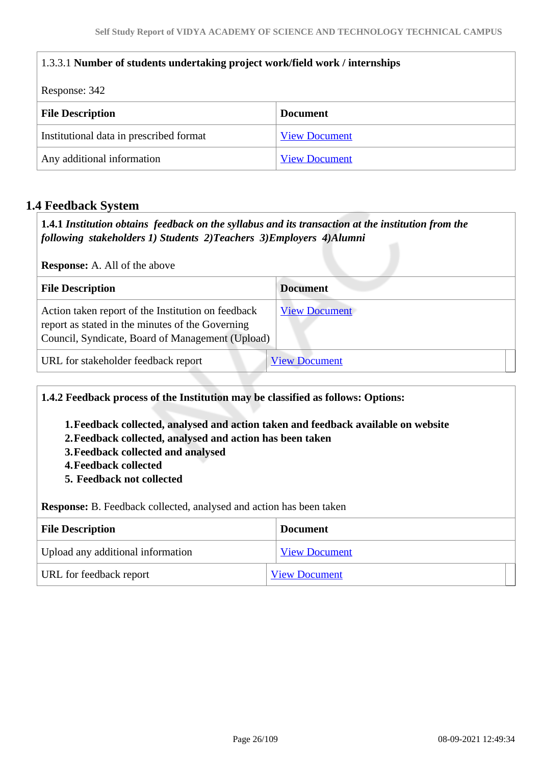1.3.3.1 **Number of students undertaking project work/field work / internships**

Response: 342

| File Description | Document |
|---|---|
| Institutional data in prescribed format | View Document |
| Any additional information | View Document |

## 1.4 Feedback System

**1.4.1** ***Institution obtains feedback on the syllabus and its transaction at the institution from the following stakeholders 1) Students 2)Teachers 3)Employers 4)Alumni***

**Response:** A. All of the above

| File Description | Document |
|---|---|
| Action taken report of the Institution on feedback report as stated in the minutes of the Governing Council, Syndicate, Board of Management (Upload) | View Document |
| URL for stakeholder feedback report | View Document |

**1.4.2 Feedback process of the Institution may be classified as follows: Options:**

1. **Feedback collected, analysed and action taken and feedback available on website**
2. **Feedback collected, analysed and action has been taken**
3. **Feedback collected and analysed**
4. **Feedback collected**
5. **Feedback not collected**

**Response:** B. Feedback collected, analysed and action has been taken

| File Description | Document |
|---|---|
| Upload any additional information | View Document |
| URL for feedback report | View Document |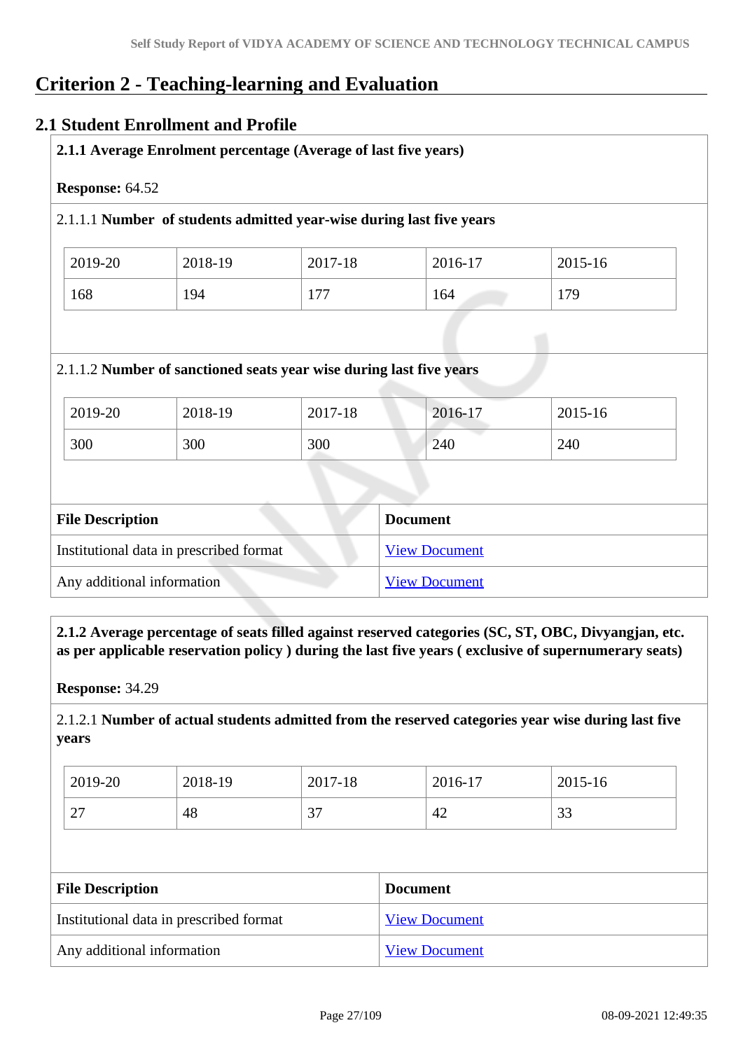# Criterion 2 - Teaching-learning and Evaluation

## 2.1 Student Enrollment and Profile

**2.1.1 Average Enrolment percentage (Average of last five years)**

**Response:** 64.52

2.1.1.1 **Number of students admitted year-wise during last five years**

| 2019-20 | 2018-19 | 2017-18 | 2016-17 | 2015-16 |
|---|---|---|---|---|
| 168 | 194 | 177 | 164 | 179 |

2.1.1.2 **Number of sanctioned seats year wise during last five years**

| 2019-20 | 2018-19 | 2017-18 | 2016-17 | 2015-16 |
|---|---|---|---|---|
| 300 | 300 | 300 | 240 | 240 |

| File Description | Document |
|---|---|
| Institutional data in prescribed format | View Document |
| Any additional information | View Document |

**2.1.2 Average percentage of seats filled against reserved categories (SC, ST, OBC, Divyangjan, etc. as per applicable reservation policy ) during the last five years ( exclusive of supernumerary seats)**

**Response:** 34.29

2.1.2.1 **Number of actual students admitted from the reserved categories year wise during last five years**

| 2019-20 | 2018-19 | 2017-18 | 2016-17 | 2015-16 |
|---|---|---|---|---|
| 27 | 48 | 37 | 42 | 33 |

| File Description | Document |
|---|---|
| Institutional data in prescribed format | View Document |
| Any additional information | View Document |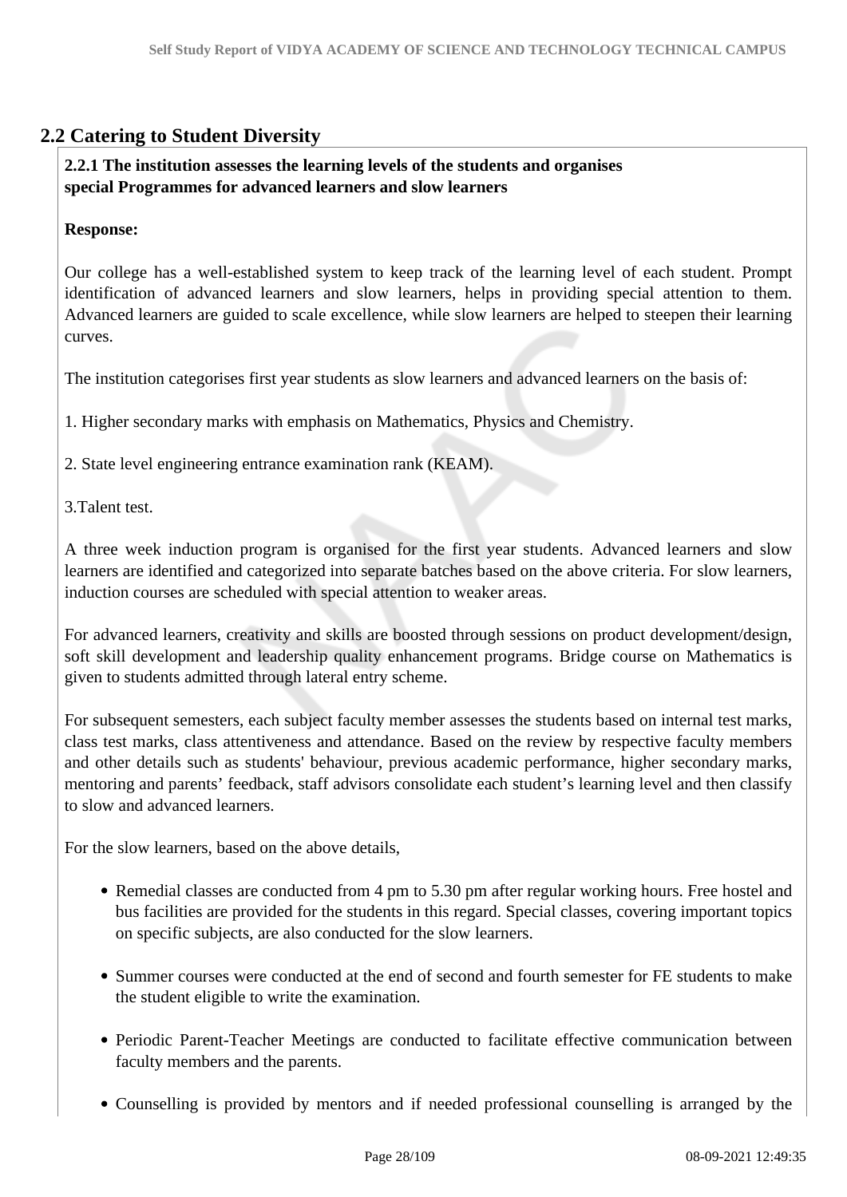## 2.2 Catering to Student Diversity

**2.2.1 The institution assesses the learning levels of the students and organises special Programmes for advanced learners and slow learners**

**Response:**

Our college has a well-established system to keep track of the learning level of each student. Prompt identification of advanced learners and slow learners, helps in providing special attention to them. Advanced learners are guided to scale excellence, while slow learners are helped to steepen their learning curves.

The institution categorises first year students as slow learners and advanced learners on the basis of:

1. Higher secondary marks with emphasis on Mathematics, Physics and Chemistry.

2. State level engineering entrance examination rank (KEAM).

3.Talent test.

A three week induction program is organised for the first year students. Advanced learners and slow learners are identified and categorized into separate batches based on the above criteria. For slow learners, induction courses are scheduled with special attention to weaker areas.

For advanced learners, creativity and skills are boosted through sessions on product development/design, soft skill development and leadership quality enhancement programs. Bridge course on Mathematics is given to students admitted through lateral entry scheme.

For subsequent semesters, each subject faculty member assesses the students based on internal test marks, class test marks, class attentiveness and attendance. Based on the review by respective faculty members and other details such as students' behaviour, previous academic performance, higher secondary marks, mentoring and parents' feedback, staff advisors consolidate each student's learning level and then classify to slow and advanced learners.

For the slow learners, based on the above details,

- Remedial classes are conducted from 4 pm to 5.30 pm after regular working hours. Free hostel and bus facilities are provided for the students in this regard. Special classes, covering important topics on specific subjects, are also conducted for the slow learners.

- Summer courses were conducted at the end of second and fourth semester for FE students to make the student eligible to write the examination.

- Periodic Parent-Teacher Meetings are conducted to facilitate effective communication between faculty members and the parents.

- Counselling is provided by mentors and if needed professional counselling is arranged by the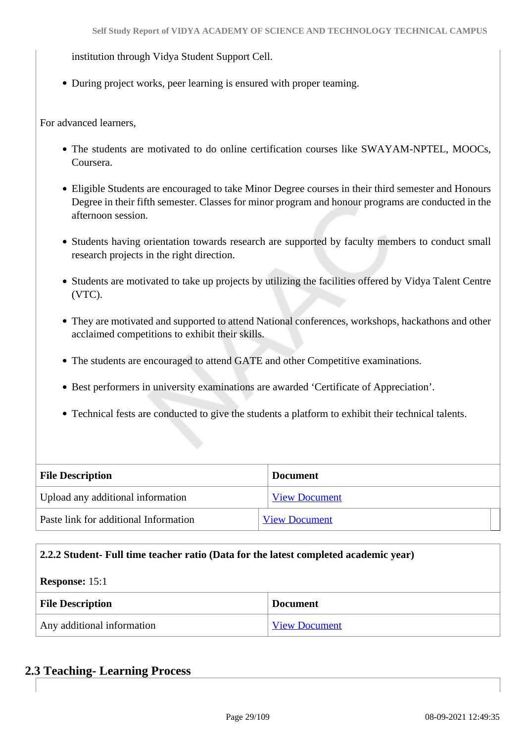institution through Vidya Student Support Cell.

- During project works, peer learning is ensured with proper teaming.

For advanced learners,

- The students are motivated to do online certification courses like SWAYAM-NPTEL, MOOCs, Coursera.
- Eligible Students are encouraged to take Minor Degree courses in their third semester and Honours Degree in their fifth semester. Classes for minor program and honour programs are conducted in the afternoon session.
- Students having orientation towards research are supported by faculty members to conduct small research projects in the right direction.
- Students are motivated to take up projects by utilizing the facilities offered by Vidya Talent Centre (VTC).
- They are motivated and supported to attend National conferences, workshops, hackathons and other acclaimed competitions to exhibit their skills.
- The students are encouraged to attend GATE and other Competitive examinations.
- Best performers in university examinations are awarded 'Certificate of Appreciation'.
- Technical fests are conducted to give the students a platform to exhibit their technical talents.

| File Description | Document |
|---|---|
| Upload any additional information | View Document |
| Paste link for additional Information | View Document |

**2.2.2 Student- Full time teacher ratio (Data for the latest completed academic year)**

**Response:** 15:1

| File Description | Document |
|---|---|
| Any additional information | View Document |

## 2.3 Teaching- Learning Process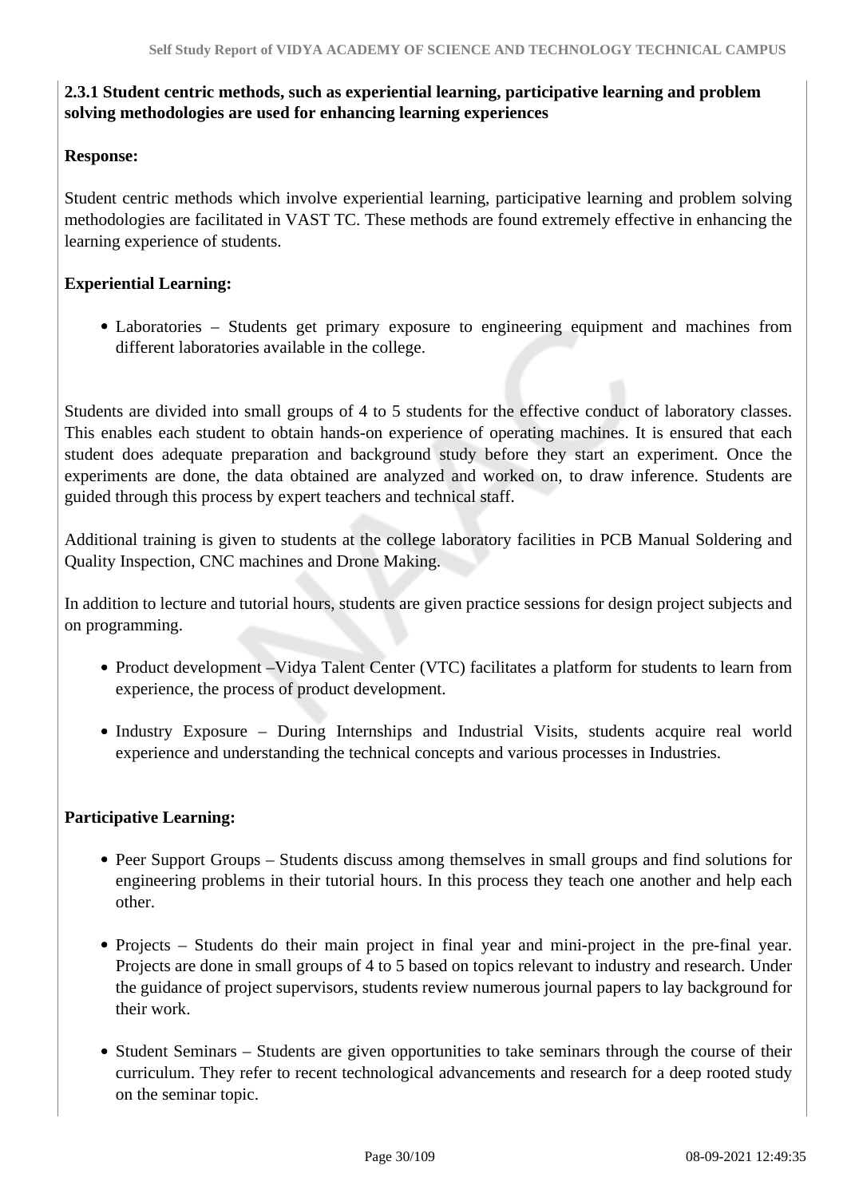**2.3.1 Student centric methods, such as experiential learning, participative learning and problem solving methodologies are used for enhancing learning experiences**

**Response:**

Student centric methods which involve experiential learning, participative learning and problem solving methodologies are facilitated in VAST TC. These methods are found extremely effective in enhancing the learning experience of students.

**Experiential Learning:**

- Laboratories – Students get primary exposure to engineering equipment and machines from different laboratories available in the college.

Students are divided into small groups of 4 to 5 students for the effective conduct of laboratory classes. This enables each student to obtain hands-on experience of operating machines. It is ensured that each student does adequate preparation and background study before they start an experiment. Once the experiments are done, the data obtained are analyzed and worked on, to draw inference. Students are guided through this process by expert teachers and technical staff.

Additional training is given to students at the college laboratory facilities in PCB Manual Soldering and Quality Inspection, CNC machines and Drone Making.

In addition to lecture and tutorial hours, students are given practice sessions for design project subjects and on programming.

- Product development –Vidya Talent Center (VTC) facilitates a platform for students to learn from experience, the process of product development.
- Industry Exposure – During Internships and Industrial Visits, students acquire real world experience and understanding the technical concepts and various processes in Industries.

**Participative Learning:**

- Peer Support Groups – Students discuss among themselves in small groups and find solutions for engineering problems in their tutorial hours. In this process they teach one another and help each other.
- Projects – Students do their main project in final year and mini-project in the pre-final year. Projects are done in small groups of 4 to 5 based on topics relevant to industry and research. Under the guidance of project supervisors, students review numerous journal papers to lay background for their work.
- Student Seminars – Students are given opportunities to take seminars through the course of their curriculum. They refer to recent technological advancements and research for a deep rooted study on the seminar topic.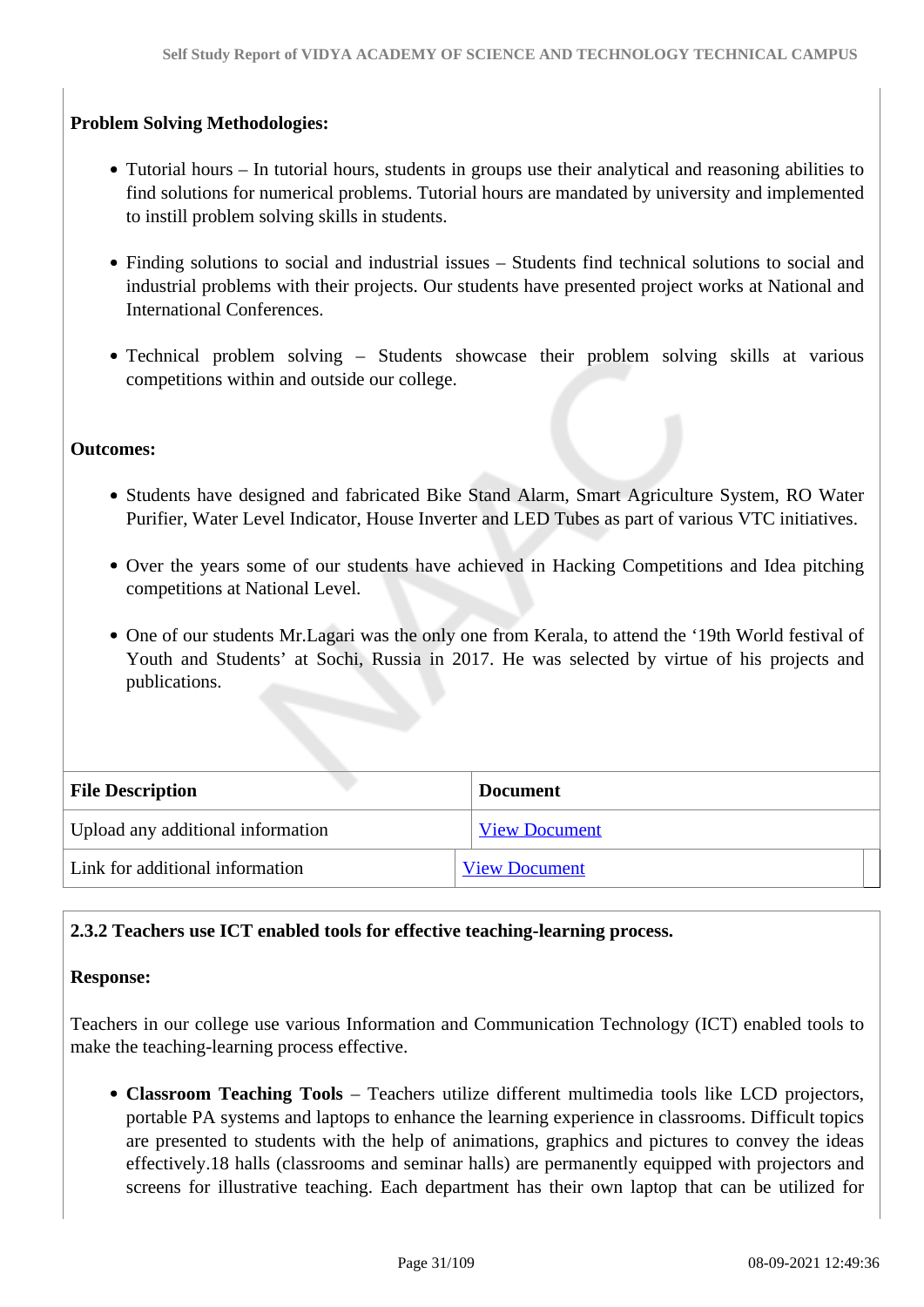**Problem Solving Methodologies:**

- Tutorial hours – In tutorial hours, students in groups use their analytical and reasoning abilities to find solutions for numerical problems. Tutorial hours are mandated by university and implemented to instill problem solving skills in students.

- Finding solutions to social and industrial issues – Students find technical solutions to social and industrial problems with their projects. Our students have presented project works at National and International Conferences.

- Technical problem solving – Students showcase their problem solving skills at various competitions within and outside our college.

**Outcomes:**

- Students have designed and fabricated Bike Stand Alarm, Smart Agriculture System, RO Water Purifier, Water Level Indicator, House Inverter and LED Tubes as part of various VTC initiatives.

- Over the years some of our students have achieved in Hacking Competitions and Idea pitching competitions at National Level.

- One of our students Mr.Lagari was the only one from Kerala, to attend the '19th World festival of Youth and Students' at Sochi, Russia in 2017. He was selected by virtue of his projects and publications.

| File Description | Document |
|---|---|
| Upload any additional information | View Document |
| Link for additional information | View Document |

**2.3.2 Teachers use ICT enabled tools for effective teaching-learning process.**

**Response:**

Teachers in our college use various Information and Communication Technology (ICT) enabled tools to make the teaching-learning process effective.

- **Classroom Teaching Tools** – Teachers utilize different multimedia tools like LCD projectors, portable PA systems and laptops to enhance the learning experience in classrooms. Difficult topics are presented to students with the help of animations, graphics and pictures to convey the ideas effectively.18 halls (classrooms and seminar halls) are permanently equipped with projectors and screens for illustrative teaching. Each department has their own laptop that can be utilized for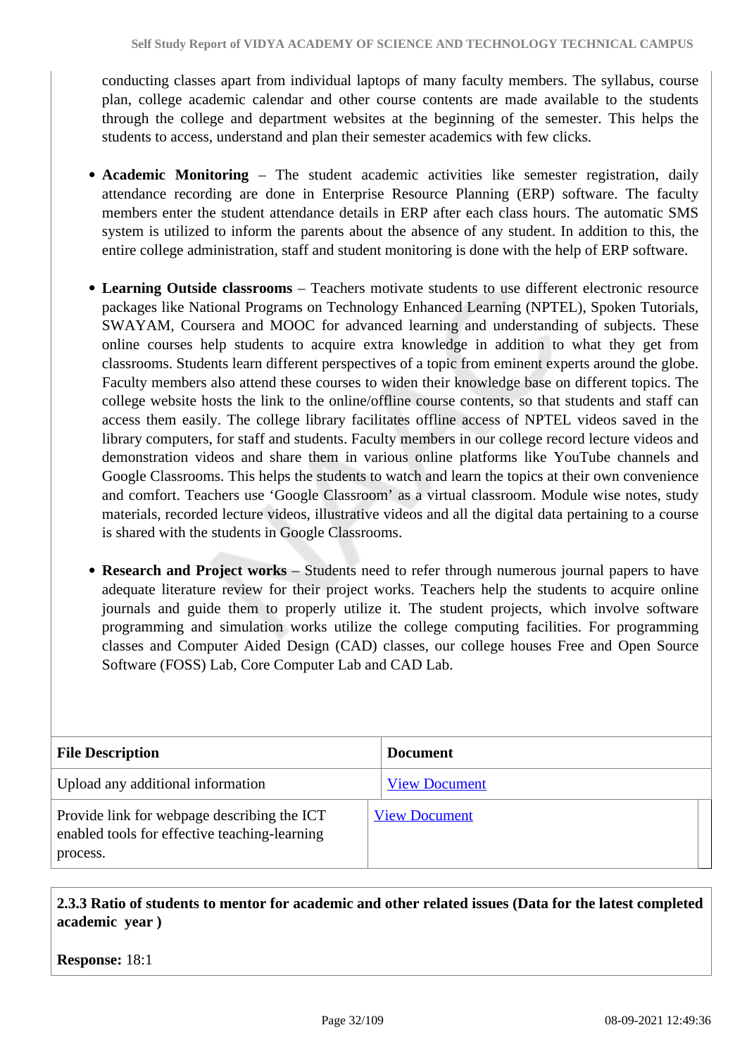conducting classes apart from individual laptops of many faculty members. The syllabus, course plan, college academic calendar and other course contents are made available to the students through the college and department websites at the beginning of the semester. This helps the students to access, understand and plan their semester academics with few clicks.

- **Academic Monitoring** – The student academic activities like semester registration, daily attendance recording are done in Enterprise Resource Planning (ERP) software. The faculty members enter the student attendance details in ERP after each class hours. The automatic SMS system is utilized to inform the parents about the absence of any student. In addition to this, the entire college administration, staff and student monitoring is done with the help of ERP software.
- **Learning Outside classrooms** – Teachers motivate students to use different electronic resource packages like National Programs on Technology Enhanced Learning (NPTEL), Spoken Tutorials, SWAYAM, Coursera and MOOC for advanced learning and understanding of subjects. These online courses help students to acquire extra knowledge in addition to what they get from classrooms. Students learn different perspectives of a topic from eminent experts around the globe. Faculty members also attend these courses to widen their knowledge base on different topics. The college website hosts the link to the online/offline course contents, so that students and staff can access them easily. The college library facilitates offline access of NPTEL videos saved in the library computers, for staff and students. Faculty members in our college record lecture videos and demonstration videos and share them in various online platforms like YouTube channels and Google Classrooms. This helps the students to watch and learn the topics at their own convenience and comfort. Teachers use 'Google Classroom' as a virtual classroom. Module wise notes, study materials, recorded lecture videos, illustrative videos and all the digital data pertaining to a course is shared with the students in Google Classrooms.
- **Research and Project works** – Students need to refer through numerous journal papers to have adequate literature review for their project works. Teachers help the students to acquire online journals and guide them to properly utilize it. The student projects, which involve software programming and simulation works utilize the college computing facilities. For programming classes and Computer Aided Design (CAD) classes, our college houses Free and Open Source Software (FOSS) Lab, Core Computer Lab and CAD Lab.

| File Description | Document |
|---|---|
| Upload any additional information | View Document |
| Provide link for webpage describing the ICT enabled tools for effective teaching-learning process. | View Document |

**2.3.3 Ratio of students to mentor for academic and other related issues (Data for the latest completed academic year )**

**Response:** 18:1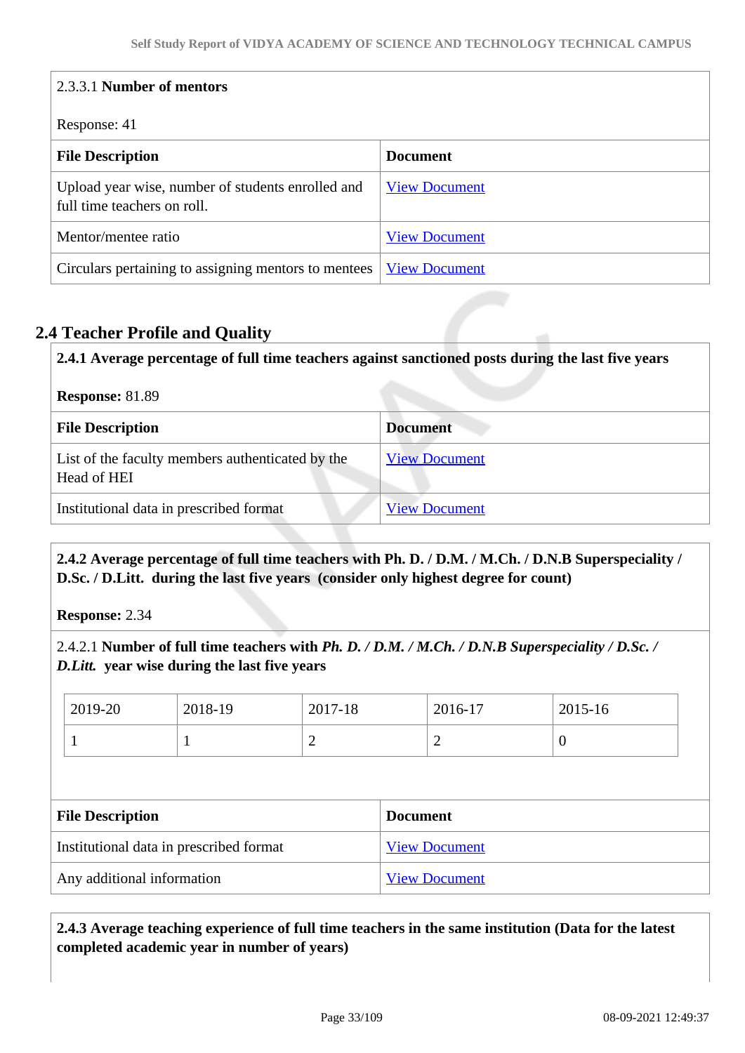2.3.3.1 **Number of mentors**

Response: 41

| File Description | Document |
|---|---|
| Upload year wise, number of students enrolled and full time teachers on roll. | View Document |
| Mentor/mentee ratio | View Document |
| Circulars pertaining to assigning mentors to mentees | View Document |

## 2.4 Teacher Profile and Quality

**2.4.1 Average percentage of full time teachers against sanctioned posts during the last five years**

**Response:** 81.89

| File Description | Document |
|---|---|
| List of the faculty members authenticated by the Head of HEI | View Document |
| Institutional data in prescribed format | View Document |

**2.4.2 Average percentage of full time teachers with Ph. D. / D.M. / M.Ch. / D.N.B Superspeciality / D.Sc. / D.Litt. during the last five years (consider only highest degree for count)**

**Response:** 2.34

2.4.2.1 **Number of full time teachers with *Ph. D. / D.M. / M.Ch. / D.N.B Superspeciality / D.Sc. / D.Litt.* year wise during the last five years**

| 2019-20 | 2018-19 | 2017-18 | 2016-17 | 2015-16 |
|---|---|---|---|---|
| 1 | 1 | 2 | 2 | 0 |

| File Description | Document |
|---|---|
| Institutional data in prescribed format | View Document |
| Any additional information | View Document |

**2.4.3 Average teaching experience of full time teachers in the same institution (Data for the latest completed academic year in number of years)**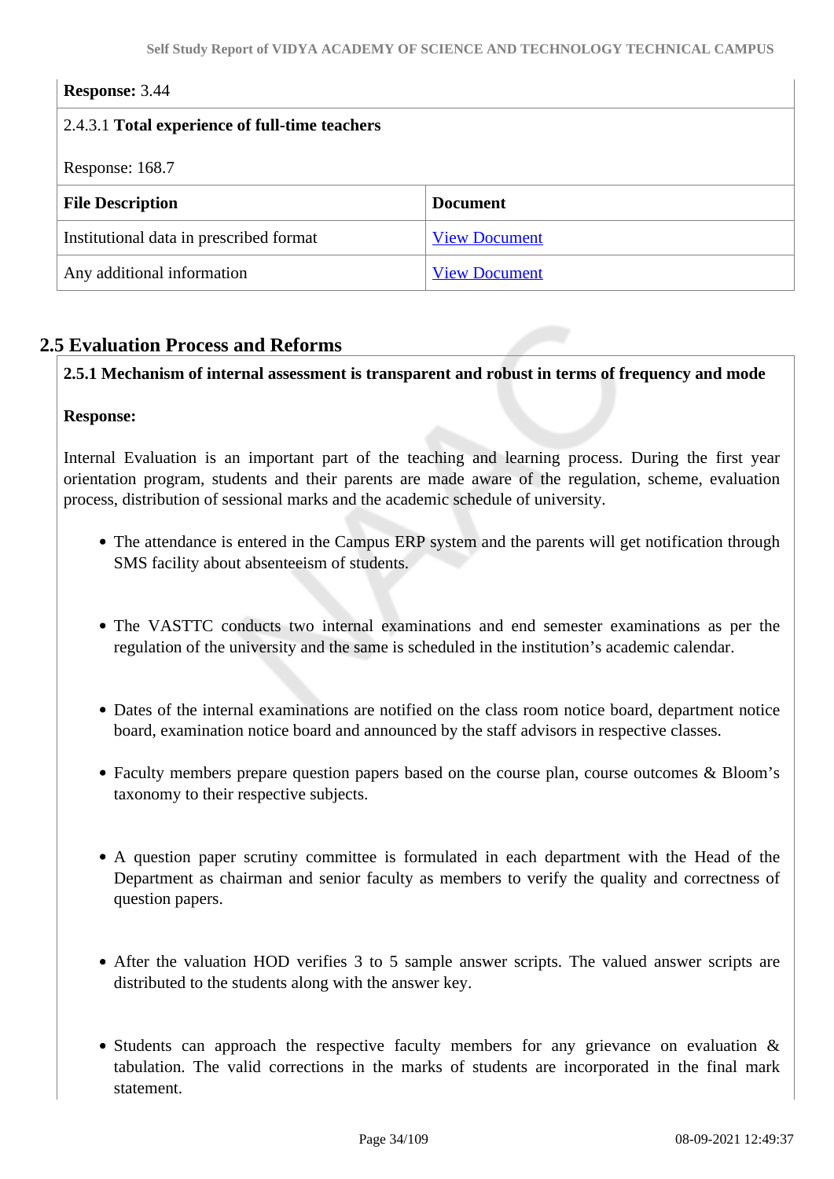**Response:** 3.44

2.4.3.1 **Total experience of full-time teachers**

Response: 168.7

| File Description | Document |
|---|---|
| Institutional data in prescribed format | View Document |
| Any additional information | View Document |

## 2.5 Evaluation Process and Reforms

**2.5.1 Mechanism of internal assessment is transparent and robust in terms of frequency and mode**

**Response:**

Internal Evaluation is an important part of the teaching and learning process. During the first year orientation program, students and their parents are made aware of the regulation, scheme, evaluation process, distribution of sessional marks and the academic schedule of university.

- The attendance is entered in the Campus ERP system and the parents will get notification through SMS facility about absenteeism of students.
- The VASTTC conducts two internal examinations and end semester examinations as per the regulation of the university and the same is scheduled in the institution's academic calendar.
- Dates of the internal examinations are notified on the class room notice board, department notice board, examination notice board and announced by the staff advisors in respective classes.
- Faculty members prepare question papers based on the course plan, course outcomes & Bloom's taxonomy to their respective subjects.
- A question paper scrutiny committee is formulated in each department with the Head of the Department as chairman and senior faculty as members to verify the quality and correctness of question papers.
- After the valuation HOD verifies 3 to 5 sample answer scripts. The valued answer scripts are distributed to the students along with the answer key.
- Students can approach the respective faculty members for any grievance on evaluation & tabulation. The valid corrections in the marks of students are incorporated in the final mark statement.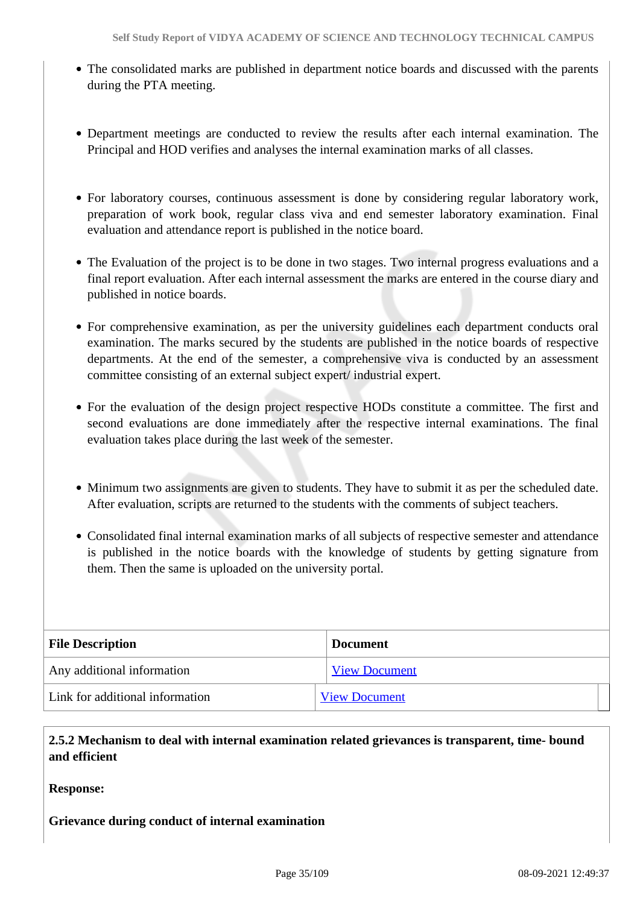- The consolidated marks are published in department notice boards and discussed with the parents during the PTA meeting.

- Department meetings are conducted to review the results after each internal examination. The Principal and HOD verifies and analyses the internal examination marks of all classes.

- For laboratory courses, continuous assessment is done by considering regular laboratory work, preparation of work book, regular class viva and end semester laboratory examination. Final evaluation and attendance report is published in the notice board.

- The Evaluation of the project is to be done in two stages. Two internal progress evaluations and a final report evaluation. After each internal assessment the marks are entered in the course diary and published in notice boards.

- For comprehensive examination, as per the university guidelines each department conducts oral examination. The marks secured by the students are published in the notice boards of respective departments. At the end of the semester, a comprehensive viva is conducted by an assessment committee consisting of an external subject expert/ industrial expert.

- For the evaluation of the design project respective HODs constitute a committee. The first and second evaluations are done immediately after the respective internal examinations. The final evaluation takes place during the last week of the semester.

- Minimum two assignments are given to students. They have to submit it as per the scheduled date. After evaluation, scripts are returned to the students with the comments of subject teachers.

- Consolidated final internal examination marks of all subjects of respective semester and attendance is published in the notice boards with the knowledge of students by getting signature from them. Then the same is uploaded on the university portal.

| File Description | Document |
|---|---|
| Any additional information | View Document |
| Link for additional information | View Document |

**2.5.2 Mechanism to deal with internal examination related grievances is transparent, time- bound and efficient**

**Response:**

**Grievance during conduct of internal examination**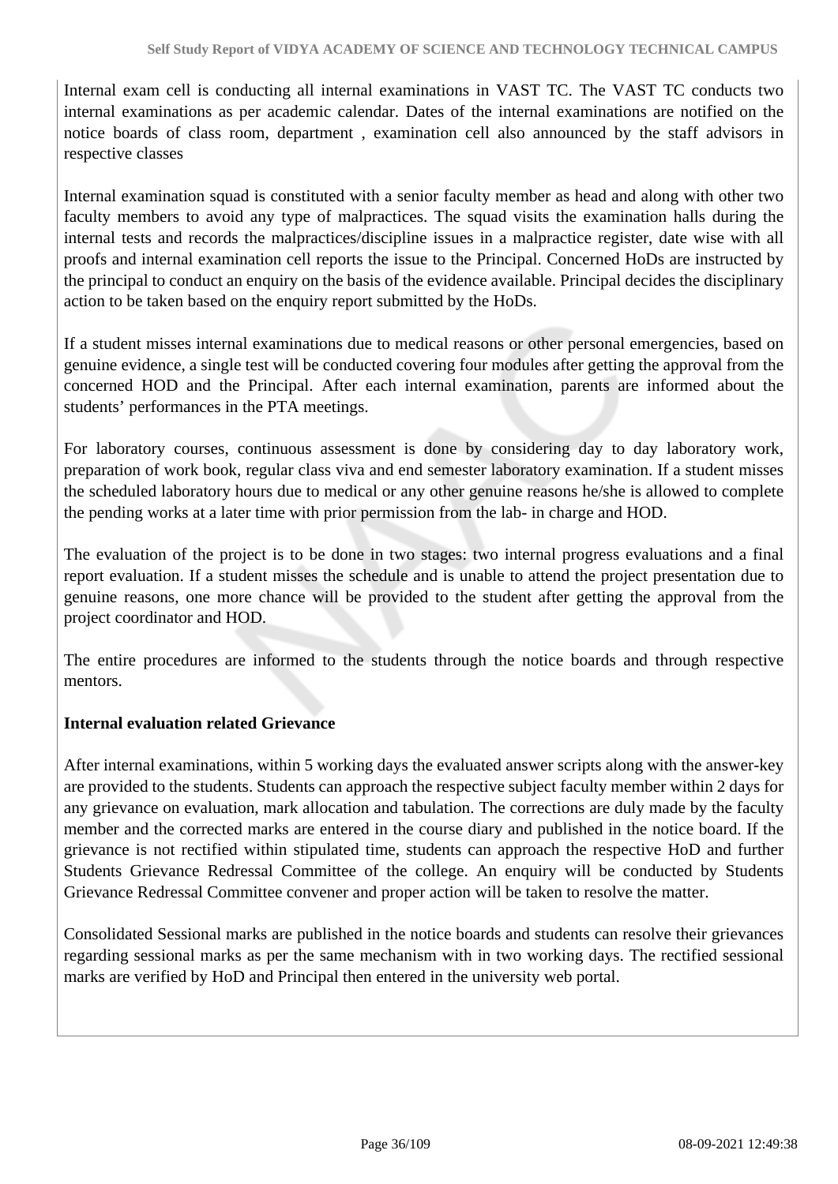Internal exam cell is conducting all internal examinations in VAST TC. The VAST TC conducts two internal examinations as per academic calendar. Dates of the internal examinations are notified on the notice boards of class room, department , examination cell also announced by the staff advisors in respective classes

Internal examination squad is constituted with a senior faculty member as head and along with other two faculty members to avoid any type of malpractices. The squad visits the examination halls during the internal tests and records the malpractices/discipline issues in a malpractice register, date wise with all proofs and internal examination cell reports the issue to the Principal. Concerned HoDs are instructed by the principal to conduct an enquiry on the basis of the evidence available. Principal decides the disciplinary action to be taken based on the enquiry report submitted by the HoDs.

If a student misses internal examinations due to medical reasons or other personal emergencies, based on genuine evidence, a single test will be conducted covering four modules after getting the approval from the concerned HOD and the Principal. After each internal examination, parents are informed about the students' performances in the PTA meetings.

For laboratory courses, continuous assessment is done by considering day to day laboratory work, preparation of work book, regular class viva and end semester laboratory examination. If a student misses the scheduled laboratory hours due to medical or any other genuine reasons he/she is allowed to complete the pending works at a later time with prior permission from the lab- in charge and HOD.

The evaluation of the project is to be done in two stages: two internal progress evaluations and a final report evaluation. If a student misses the schedule and is unable to attend the project presentation due to genuine reasons, one more chance will be provided to the student after getting the approval from the project coordinator and HOD.

The entire procedures are informed to the students through the notice boards and through respective mentors.

**Internal evaluation related Grievance**

After internal examinations, within 5 working days the evaluated answer scripts along with the answer-key are provided to the students. Students can approach the respective subject faculty member within 2 days for any grievance on evaluation, mark allocation and tabulation. The corrections are duly made by the faculty member and the corrected marks are entered in the course diary and published in the notice board. If the grievance is not rectified within stipulated time, students can approach the respective HoD and further Students Grievance Redressal Committee of the college. An enquiry will be conducted by Students Grievance Redressal Committee convener and proper action will be taken to resolve the matter.

Consolidated Sessional marks are published in the notice boards and students can resolve their grievances regarding sessional marks as per the same mechanism with in two working days. The rectified sessional marks are verified by HoD and Principal then entered in the university web portal.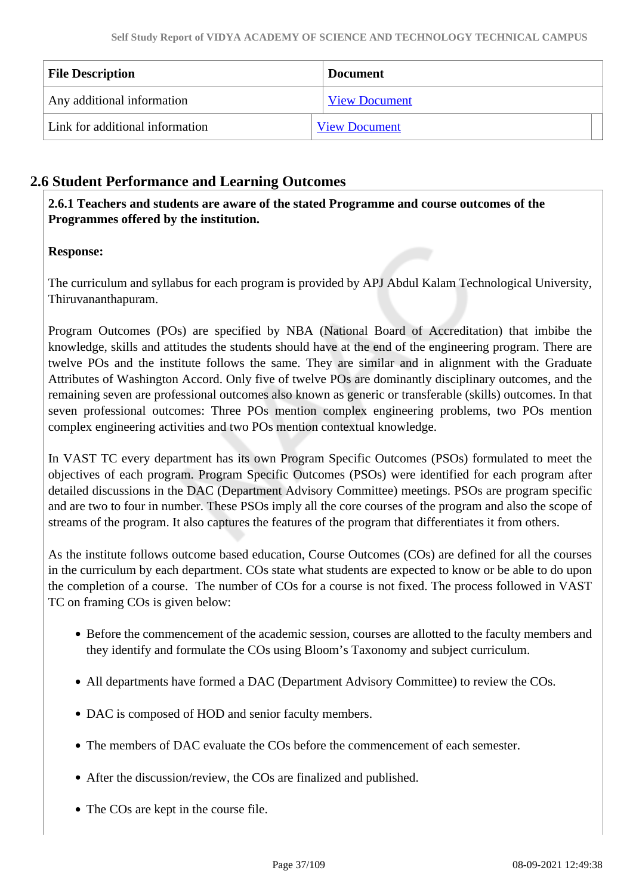| File Description | Document |
| --- | --- |
| Any additional information | View Document |
| Link for additional information | View Document |

## 2.6 Student Performance and Learning Outcomes

**2.6.1 Teachers and students are aware of the stated Programme and course outcomes of the Programmes offered by the institution.**

**Response:**

The curriculum and syllabus for each program is provided by APJ Abdul Kalam Technological University, Thiruvananthapuram.

Program Outcomes (POs) are specified by NBA (National Board of Accreditation) that imbibe the knowledge, skills and attitudes the students should have at the end of the engineering program. There are twelve POs and the institute follows the same. They are similar and in alignment with the Graduate Attributes of Washington Accord. Only five of twelve POs are dominantly disciplinary outcomes, and the remaining seven are professional outcomes also known as generic or transferable (skills) outcomes. In that seven professional outcomes: Three POs mention complex engineering problems, two POs mention complex engineering activities and two POs mention contextual knowledge.

In VAST TC every department has its own Program Specific Outcomes (PSOs) formulated to meet the objectives of each program. Program Specific Outcomes (PSOs) were identified for each program after detailed discussions in the DAC (Department Advisory Committee) meetings. PSOs are program specific and are two to four in number. These PSOs imply all the core courses of the program and also the scope of streams of the program. It also captures the features of the program that differentiates it from others.

As the institute follows outcome based education, Course Outcomes (COs) are defined for all the courses in the curriculum by each department. COs state what students are expected to know or be able to do upon the completion of a course. The number of COs for a course is not fixed. The process followed in VAST TC on framing COs is given below:

- Before the commencement of the academic session, courses are allotted to the faculty members and they identify and formulate the COs using Bloom's Taxonomy and subject curriculum.
- All departments have formed a DAC (Department Advisory Committee) to review the COs.
- DAC is composed of HOD and senior faculty members.
- The members of DAC evaluate the COs before the commencement of each semester.
- After the discussion/review, the COs are finalized and published.
- The COs are kept in the course file.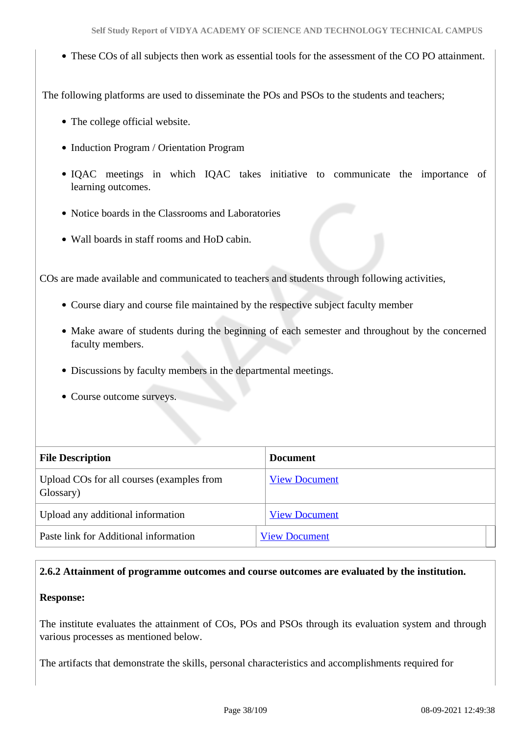- These COs of all subjects then work as essential tools for the assessment of the CO PO attainment.

The following platforms are used to disseminate the POs and PSOs to the students and teachers;

- The college official website.
- Induction Program / Orientation Program
- IQAC meetings in which IQAC takes initiative to communicate the importance of learning outcomes.
- Notice boards in the Classrooms and Laboratories
- Wall boards in staff rooms and HoD cabin.

COs are made available and communicated to teachers and students through following activities,

- Course diary and course file maintained by the respective subject faculty member
- Make aware of students during the beginning of each semester and throughout by the concerned faculty members.
- Discussions by faculty members in the departmental meetings.
- Course outcome surveys.

| File Description | Document |
| --- | --- |
| Upload COs for all courses (examples from Glossary) | View Document |
| Upload any additional information | View Document |
| Paste link for Additional information | View Document |

**2.6.2 Attainment of programme outcomes and course outcomes are evaluated by the institution.**

**Response:**

The institute evaluates the attainment of COs, POs and PSOs through its evaluation system and through various processes as mentioned below.

The artifacts that demonstrate the skills, personal characteristics and accomplishments required for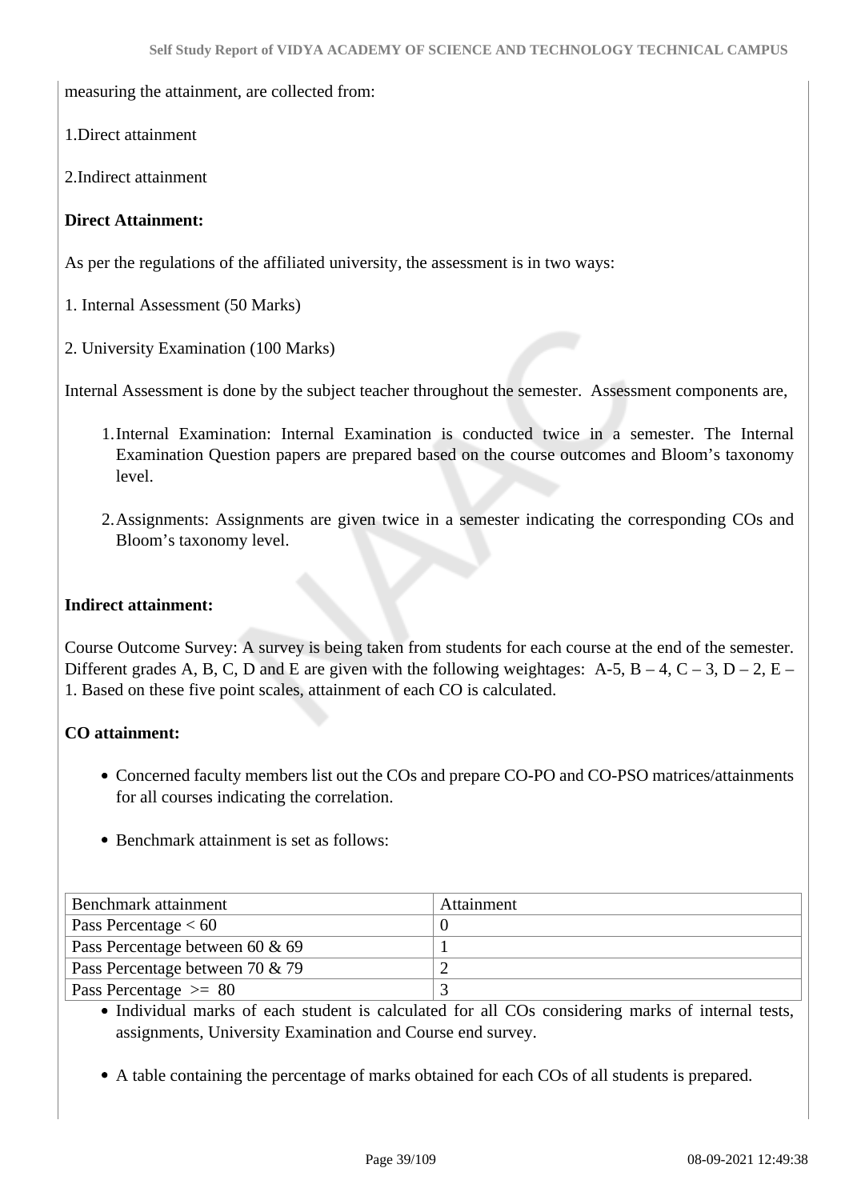measuring the attainment, are collected from:

1.Direct attainment

2.Indirect attainment

**Direct Attainment:**

As per the regulations of the affiliated university, the assessment is in two ways:

1. Internal Assessment (50 Marks)

2. University Examination (100 Marks)

Internal Assessment is done by the subject teacher throughout the semester. Assessment components are,

1. Internal Examination: Internal Examination is conducted twice in a semester. The Internal Examination Question papers are prepared based on the course outcomes and Bloom's taxonomy level.
2. Assignments: Assignments are given twice in a semester indicating the corresponding COs and Bloom's taxonomy level.

**Indirect attainment:**

Course Outcome Survey: A survey is being taken from students for each course at the end of the semester. Different grades A, B, C, D and E are given with the following weightages: A-5, B – 4, C – 3, D – 2, E – 1. Based on these five point scales, attainment of each CO is calculated.

**CO attainment:**

- Concerned faculty members list out the COs and prepare CO-PO and CO-PSO matrices/attainments for all courses indicating the correlation.
- Benchmark attainment is set as follows:

| Benchmark attainment | Attainment |
|---|---|
| Pass Percentage < 60 | 0 |
| Pass Percentage between 60 & 69 | 1 |
| Pass Percentage between 70 & 79 | 2 |
| Pass Percentage >= 80 | 3 |

- Individual marks of each student is calculated for all COs considering marks of internal tests, assignments, University Examination and Course end survey.
- A table containing the percentage of marks obtained for each COs of all students is prepared.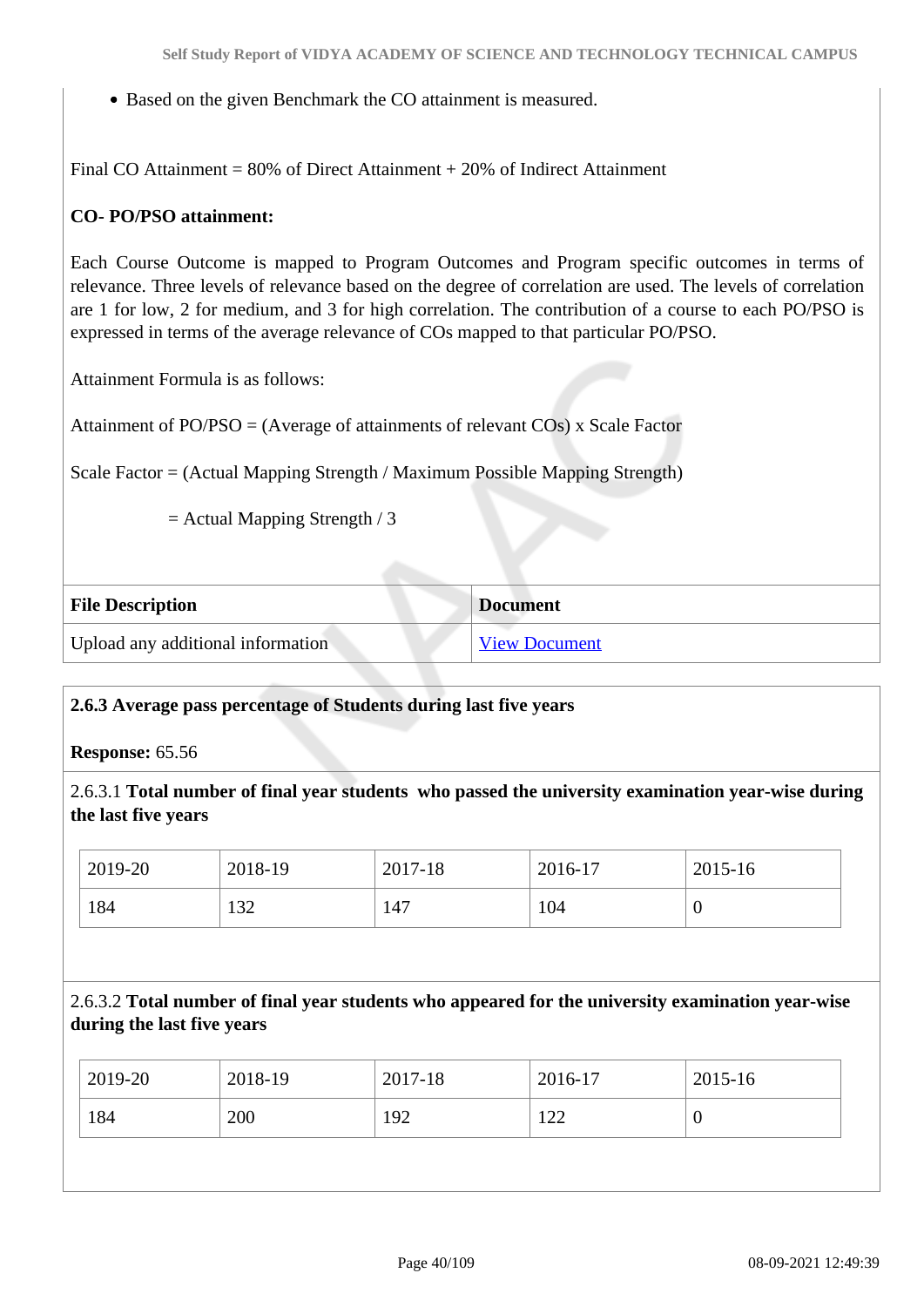- Based on the given Benchmark the CO attainment is measured.

Final CO Attainment = 80% of Direct Attainment + 20% of Indirect Attainment

**CO- PO/PSO attainment:**

Each Course Outcome is mapped to Program Outcomes and Program specific outcomes in terms of relevance. Three levels of relevance based on the degree of correlation are used. The levels of correlation are 1 for low, 2 for medium, and 3 for high correlation. The contribution of a course to each PO/PSO is expressed in terms of the average relevance of COs mapped to that particular PO/PSO.

Attainment Formula is as follows:

Attainment of PO/PSO = (Average of attainments of relevant COs) x Scale Factor

Scale Factor = (Actual Mapping Strength / Maximum Possible Mapping Strength)

= Actual Mapping Strength / 3

| File Description | Document |
|---|---|
| Upload any additional information | View Document |

**2.6.3 Average pass percentage of Students during last five years**

**Response:** 65.56

2.6.3.1 **Total number of final year students who passed the university examination year-wise during the last five years**

| 2019-20 | 2018-19 | 2017-18 | 2016-17 | 2015-16 |
|---|---|---|---|---|
| 184 | 132 | 147 | 104 | 0 |

2.6.3.2 **Total number of final year students who appeared for the university examination year-wise during the last five years**

| 2019-20 | 2018-19 | 2017-18 | 2016-17 | 2015-16 |
|---|---|---|---|---|
| 184 | 200 | 192 | 122 | 0 |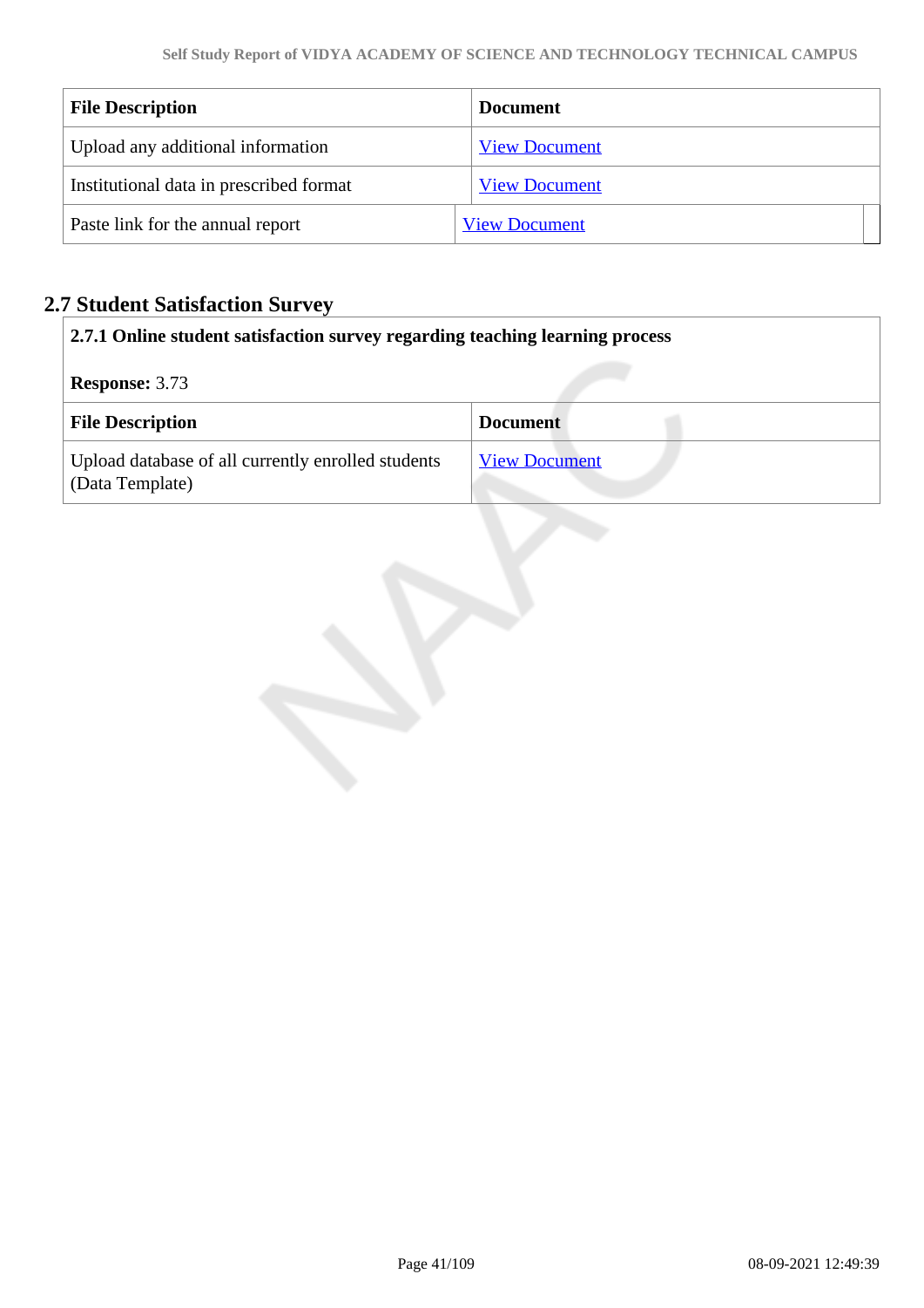| File Description | Document |
| --- | --- |
| Upload any additional information | View Document |
| Institutional data in prescribed format | View Document |
| Paste link for the annual report | View Document |

## 2.7 Student Satisfaction Survey

**2.7.1 Online student satisfaction survey regarding teaching learning process**

**Response:** 3.73

| File Description | Document |
| --- | --- |
| Upload database of all currently enrolled students (Data Template) | View Document |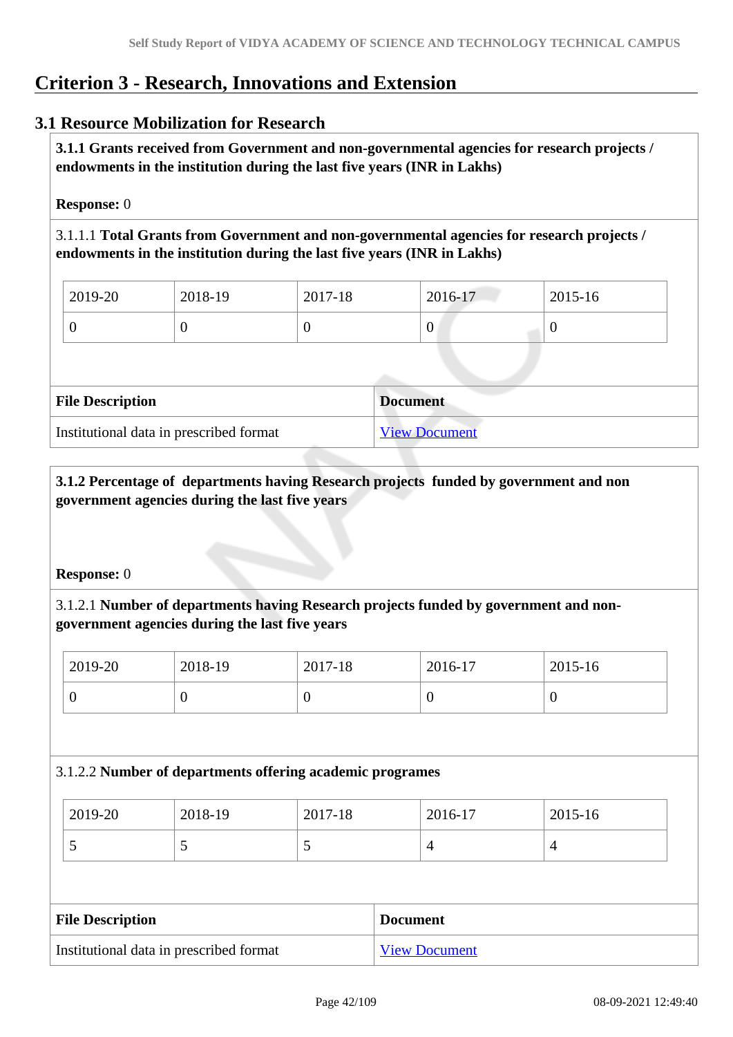# Criterion 3 - Research, Innovations and Extension

## 3.1 Resource Mobilization for Research

**3.1.1 Grants received from Government and non-governmental agencies for research projects / endowments in the institution during the last five years (INR in Lakhs)**

**Response:** 0

3.1.1.1 **Total Grants from Government and non-governmental agencies for research projects / endowments in the institution during the last five years (INR in Lakhs)**

| 2019-20 | 2018-19 | 2017-18 | 2016-17 | 2015-16 |
|---|---|---|---|---|
| 0 | 0 | 0 | 0 | 0 |

| File Description | Document |
|---|---|
| Institutional data in prescribed format | View Document |

**3.1.2 Percentage of departments having Research projects funded by government and non government agencies during the last five years**

**Response:** 0

3.1.2.1 **Number of departments having Research projects funded by government and non-government agencies during the last five years**

| 2019-20 | 2018-19 | 2017-18 | 2016-17 | 2015-16 |
|---|---|---|---|---|
| 0 | 0 | 0 | 0 | 0 |

3.1.2.2 **Number of departments offering academic programes**

| 2019-20 | 2018-19 | 2017-18 | 2016-17 | 2015-16 |
|---|---|---|---|---|
| 5 | 5 | 5 | 4 | 4 |

| File Description | Document |
|---|---|
| Institutional data in prescribed format | View Document |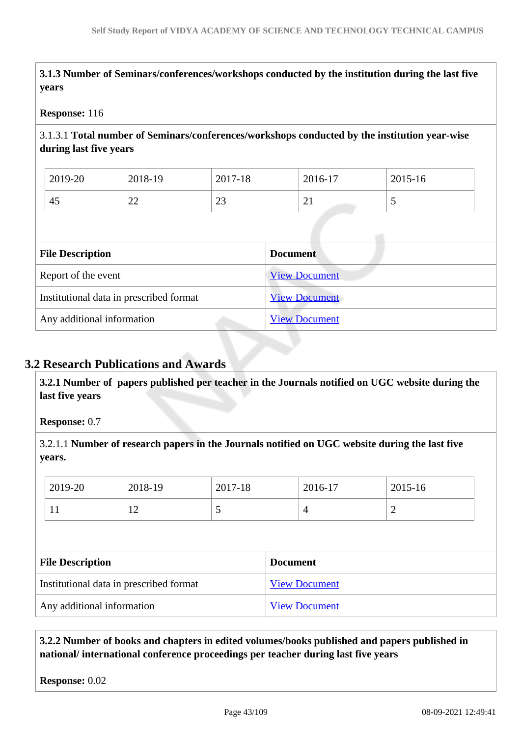**3.1.3 Number of Seminars/conferences/workshops conducted by the institution during the last five years**

**Response:** 116

3.1.3.1 **Total number of Seminars/conferences/workshops conducted by the institution year-wise during last five years**

| 2019-20 | 2018-19 | 2017-18 | 2016-17 | 2015-16 |
|---|---|---|---|---|
| 45 | 22 | 23 | 21 | 5 |

| File Description | Document |
|---|---|
| Report of the event | View Document |
| Institutional data in prescribed format | View Document |
| Any additional information | View Document |

## 3.2 Research Publications and Awards

**3.2.1 Number of papers published per teacher in the Journals notified on UGC website during the last five years**

**Response:** 0.7

3.2.1.1 **Number of research papers in the Journals notified on UGC website during the last five years.**

| 2019-20 | 2018-19 | 2017-18 | 2016-17 | 2015-16 |
|---|---|---|---|---|
| 11 | 12 | 5 | 4 | 2 |

| File Description | Document |
|---|---|
| Institutional data in prescribed format | View Document |
| Any additional information | View Document |

**3.2.2 Number of books and chapters in edited volumes/books published and papers published in national/ international conference proceedings per teacher during last five years**

**Response:** 0.02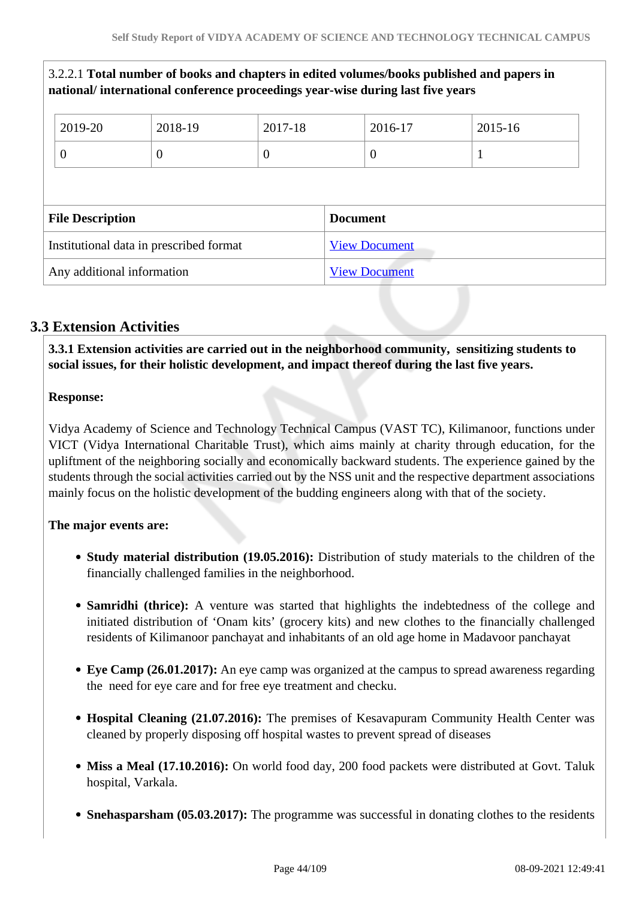3.2.2.1 **Total number of books and chapters in edited volumes/books published and papers in national/ international conference proceedings year-wise during last five years**

| 2019-20 | 2018-19 | 2017-18 | 2016-17 | 2015-16 |
|---|---|---|---|---|
| 0 | 0 | 0 | 0 | 1 |

| File Description | Document |
|---|---|
| Institutional data in prescribed format | View Document |
| Any additional information | View Document |

## 3.3 Extension Activities

**3.3.1 Extension activities are carried out in the neighborhood community, sensitizing students to social issues, for their holistic development, and impact thereof during the last five years.**

**Response:**

Vidya Academy of Science and Technology Technical Campus (VAST TC), Kilimanoor, functions under VICT (Vidya International Charitable Trust), which aims mainly at charity through education, for the upliftment of the neighboring socially and economically backward students. The experience gained by the students through the social activities carried out by the NSS unit and the respective department associations mainly focus on the holistic development of the budding engineers along with that of the society.

**The major events are:**

- **Study material distribution (19.05.2016):** Distribution of study materials to the children of the financially challenged families in the neighborhood.
- **Samridhi (thrice):** A venture was started that highlights the indebtedness of the college and initiated distribution of 'Onam kits' (grocery kits) and new clothes to the financially challenged residents of Kilimanoor panchayat and inhabitants of an old age home in Madavoor panchayat
- **Eye Camp (26.01.2017):** An eye camp was organized at the campus to spread awareness regarding the need for eye care and for free eye treatment and checku.
- **Hospital Cleaning (21.07.2016):** The premises of Kesavapuram Community Health Center was cleaned by properly disposing off hospital wastes to prevent spread of diseases
- **Miss a Meal (17.10.2016):** On world food day, 200 food packets were distributed at Govt. Taluk hospital, Varkala.
- **Snehasparsham (05.03.2017):** The programme was successful in donating clothes to the residents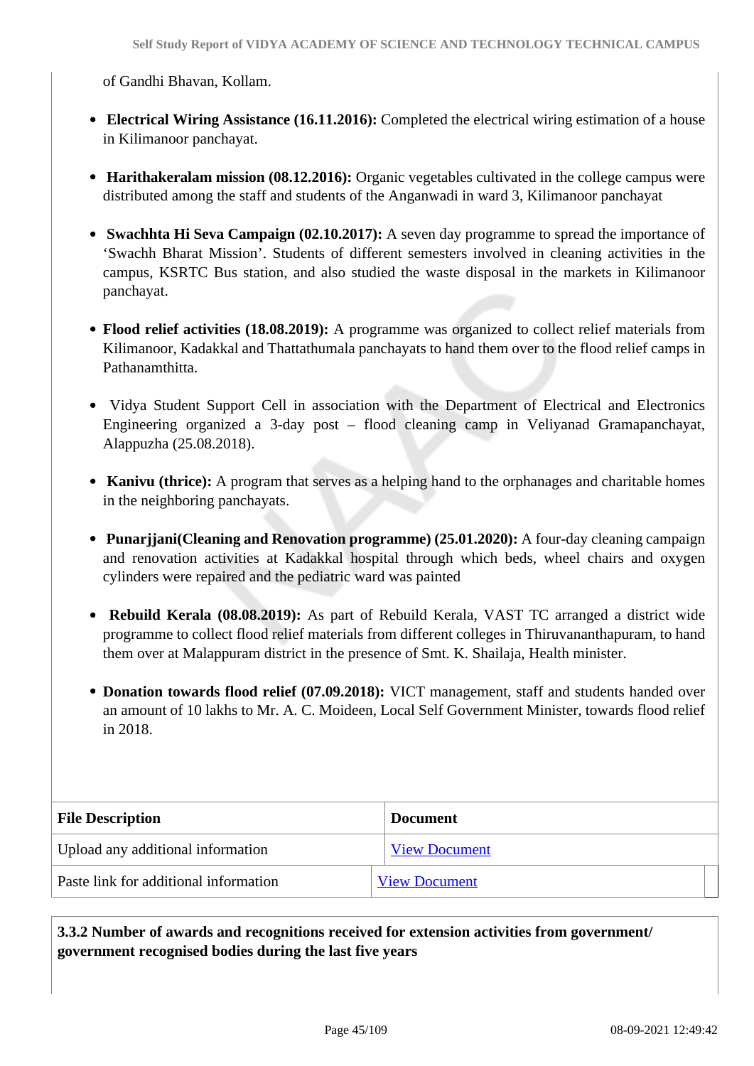of Gandhi Bhavan, Kollam.

- **Electrical Wiring Assistance (16.11.2016):** Completed the electrical wiring estimation of a house in Kilimanoor panchayat.
- **Harithakeralam mission (08.12.2016):** Organic vegetables cultivated in the college campus were distributed among the staff and students of the Anganwadi in ward 3, Kilimanoor panchayat
- **Swachhta Hi Seva Campaign (02.10.2017):** A seven day programme to spread the importance of 'Swachh Bharat Mission'. Students of different semesters involved in cleaning activities in the campus, KSRTC Bus station, and also studied the waste disposal in the markets in Kilimanoor panchayat.
- **Flood relief activities (18.08.2019):** A programme was organized to collect relief materials from Kilimanoor, Kadakkal and Thattathumala panchayats to hand them over to the flood relief camps in Pathanamthitta.
- Vidya Student Support Cell in association with the Department of Electrical and Electronics Engineering organized a 3-day post – flood cleaning camp in Veliyanad Gramapanchayat, Alappuzha (25.08.2018).
- **Kanivu (thrice):** A program that serves as a helping hand to the orphanages and charitable homes in the neighboring panchayats.
- **Punarjjani(Cleaning and Renovation programme) (25.01.2020):** A four-day cleaning campaign and renovation activities at Kadakkal hospital through which beds, wheel chairs and oxygen cylinders were repaired and the pediatric ward was painted
- **Rebuild Kerala (08.08.2019):** As part of Rebuild Kerala, VAST TC arranged a district wide programme to collect flood relief materials from different colleges in Thiruvananthapuram, to hand them over at Malappuram district in the presence of Smt. K. Shailaja, Health minister.
- **Donation towards flood relief (07.09.2018):** VICT management, staff and students handed over an amount of 10 lakhs to Mr. A. C. Moideen, Local Self Government Minister, towards flood relief in 2018.

| File Description | Document |
|---|---|
| Upload any additional information | View Document |
| Paste link for additional information | View Document |

**3.3.2 Number of awards and recognitions received for extension activities from government/ government recognised bodies during the last five years**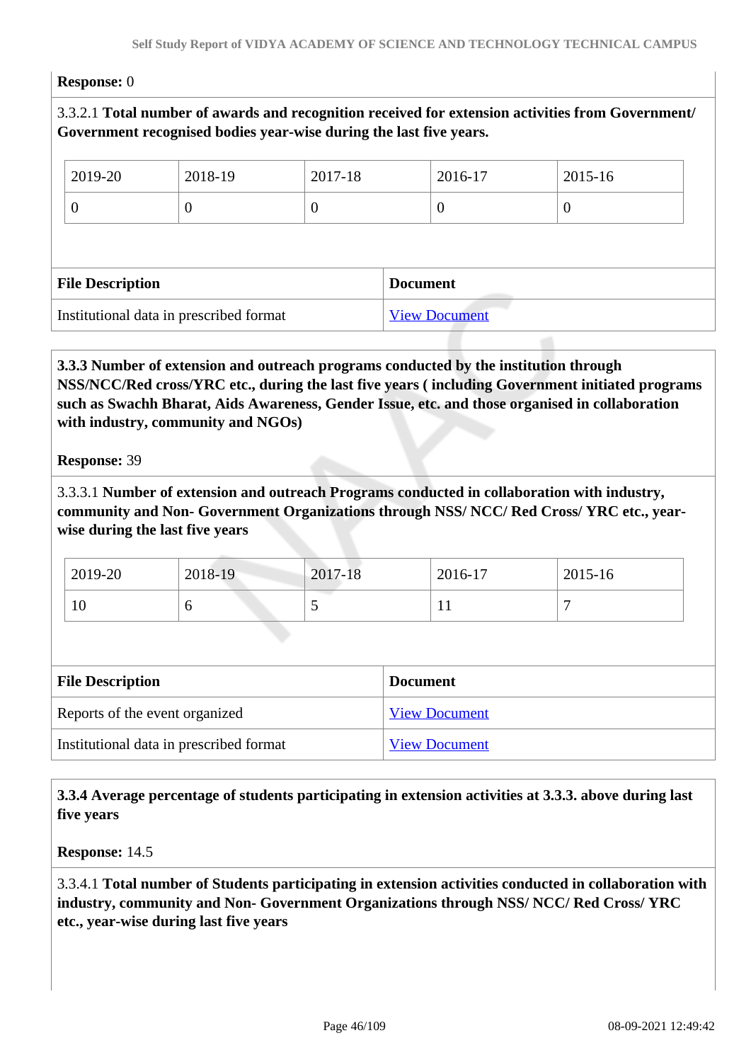**Response:** 0

3.3.2.1 **Total number of awards and recognition received for extension activities from Government/ Government recognised bodies year-wise during the last five years.**

| 2019-20 | 2018-19 | 2017-18 | 2016-17 | 2015-16 |
|---|---|---|---|---|
| 0 | 0 | 0 | 0 | 0 |

| File Description | Document |
|---|---|
| Institutional data in prescribed format | View Document |

**3.3.3 Number of extension and outreach programs conducted by the institution through NSS/NCC/Red cross/YRC etc., during the last five years ( including Government initiated programs such as Swachh Bharat, Aids Awareness, Gender Issue, etc. and those organised in collaboration with industry, community and NGOs)**

**Response:** 39

3.3.3.1 **Number of extension and outreach Programs conducted in collaboration with industry, community and Non- Government Organizations through NSS/ NCC/ Red Cross/ YRC etc., year-wise during the last five years**

| 2019-20 | 2018-19 | 2017-18 | 2016-17 | 2015-16 |
|---|---|---|---|---|
| 10 | 6 | 5 | 11 | 7 |

| File Description | Document |
|---|---|
| Reports of the event organized | View Document |
| Institutional data in prescribed format | View Document |

**3.3.4 Average percentage of students participating in extension activities at 3.3.3. above during last five years**

**Response:** 14.5

3.3.4.1 **Total number of Students participating in extension activities conducted in collaboration with industry, community and Non- Government Organizations through NSS/ NCC/ Red Cross/ YRC etc., year-wise during last five years**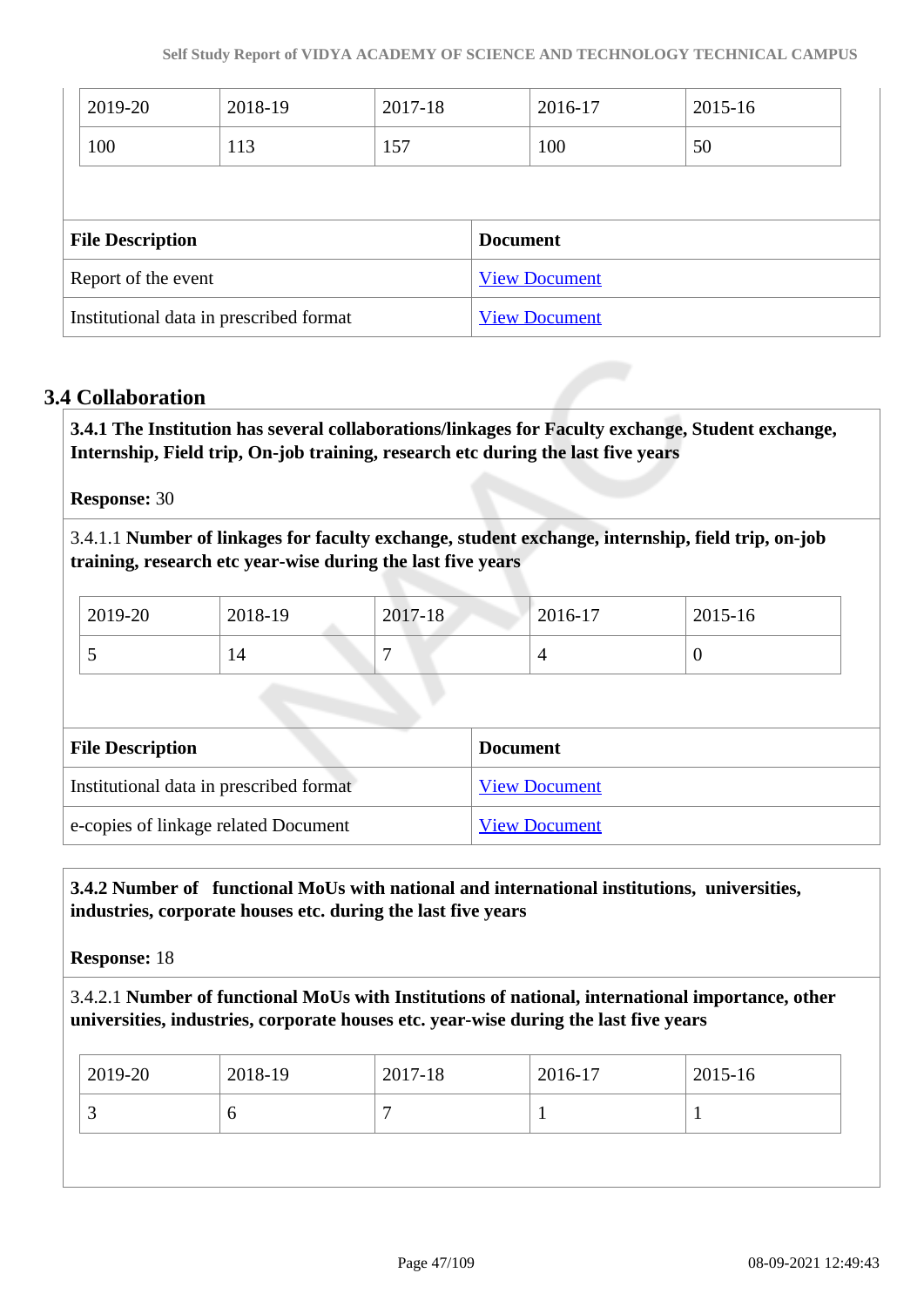| 2019-20 | 2018-19 | 2017-18 | 2016-17 | 2015-16 |
|---|---|---|---|---|
| 100 | 113 | 157 | 100 | 50 |

| File Description | Document |
|---|---|
| Report of the event | View Document |
| Institutional data in prescribed format | View Document |

## 3.4 Collaboration

**3.4.1 The Institution has several collaborations/linkages for Faculty exchange, Student exchange, Internship, Field trip, On-job training, research etc during the last five years**

**Response:** 30

3.4.1.1 **Number of linkages for faculty exchange, student exchange, internship, field trip, on-job training, research etc year-wise during the last five years**

| 2019-20 | 2018-19 | 2017-18 | 2016-17 | 2015-16 |
|---|---|---|---|---|
| 5 | 14 | 7 | 4 | 0 |

| File Description | Document |
|---|---|
| Institutional data in prescribed format | View Document |
| e-copies of linkage related Document | View Document |

**3.4.2 Number of functional MoUs with national and international institutions, universities, industries, corporate houses etc. during the last five years**

**Response:** 18

3.4.2.1 **Number of functional MoUs with Institutions of national, international importance, other universities, industries, corporate houses etc. year-wise during the last five years**

| 2019-20 | 2018-19 | 2017-18 | 2016-17 | 2015-16 |
|---|---|---|---|---|
| 3 | 6 | 7 | 1 | 1 |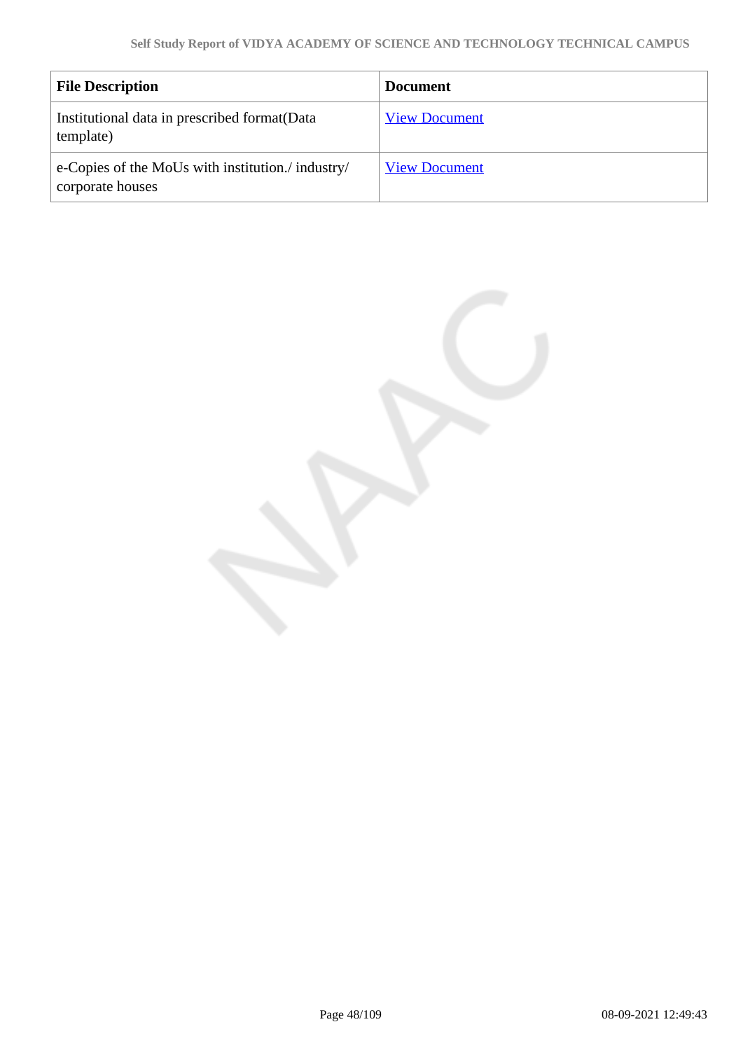| File Description | Document |
| --- | --- |
| Institutional data in prescribed format(Data template) | View Document |
| e-Copies of the MoUs with institution./ industry/ corporate houses | View Document |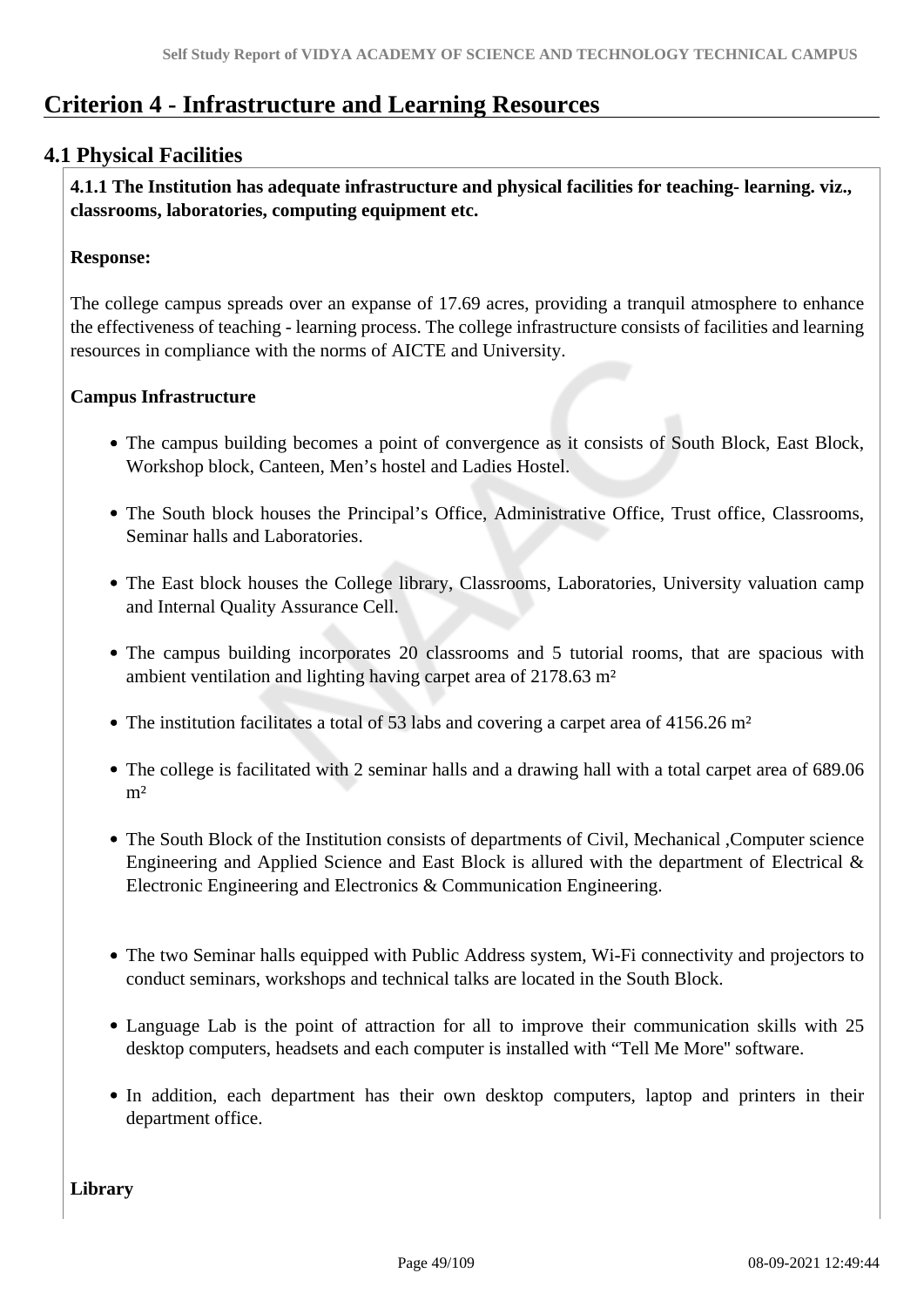# Criterion 4 - Infrastructure and Learning Resources

## 4.1 Physical Facilities

**4.1.1 The Institution has adequate infrastructure and physical facilities for teaching- learning. viz., classrooms, laboratories, computing equipment etc.**

**Response:**

The college campus spreads over an expanse of 17.69 acres, providing a tranquil atmosphere to enhance the effectiveness of teaching - learning process. The college infrastructure consists of facilities and learning resources in compliance with the norms of AICTE and University.

**Campus Infrastructure**

- The campus building becomes a point of convergence as it consists of South Block, East Block, Workshop block, Canteen, Men's hostel and Ladies Hostel.
- The South block houses the Principal's Office, Administrative Office, Trust office, Classrooms, Seminar halls and Laboratories.
- The East block houses the College library, Classrooms, Laboratories, University valuation camp and Internal Quality Assurance Cell.
- The campus building incorporates 20 classrooms and 5 tutorial rooms, that are spacious with ambient ventilation and lighting having carpet area of 2178.63 m²
- The institution facilitates a total of 53 labs and covering a carpet area of 4156.26 m²
- The college is facilitated with 2 seminar halls and a drawing hall with a total carpet area of 689.06 m²
- The South Block of the Institution consists of departments of Civil, Mechanical ,Computer science Engineering and Applied Science and East Block is allured with the department of Electrical & Electronic Engineering and Electronics & Communication Engineering.
- The two Seminar halls equipped with Public Address system, Wi-Fi connectivity and projectors to conduct seminars, workshops and technical talks are located in the South Block.
- Language Lab is the point of attraction for all to improve their communication skills with 25 desktop computers, headsets and each computer is installed with "Tell Me More" software.
- In addition, each department has their own desktop computers, laptop and printers in their department office.

**Library**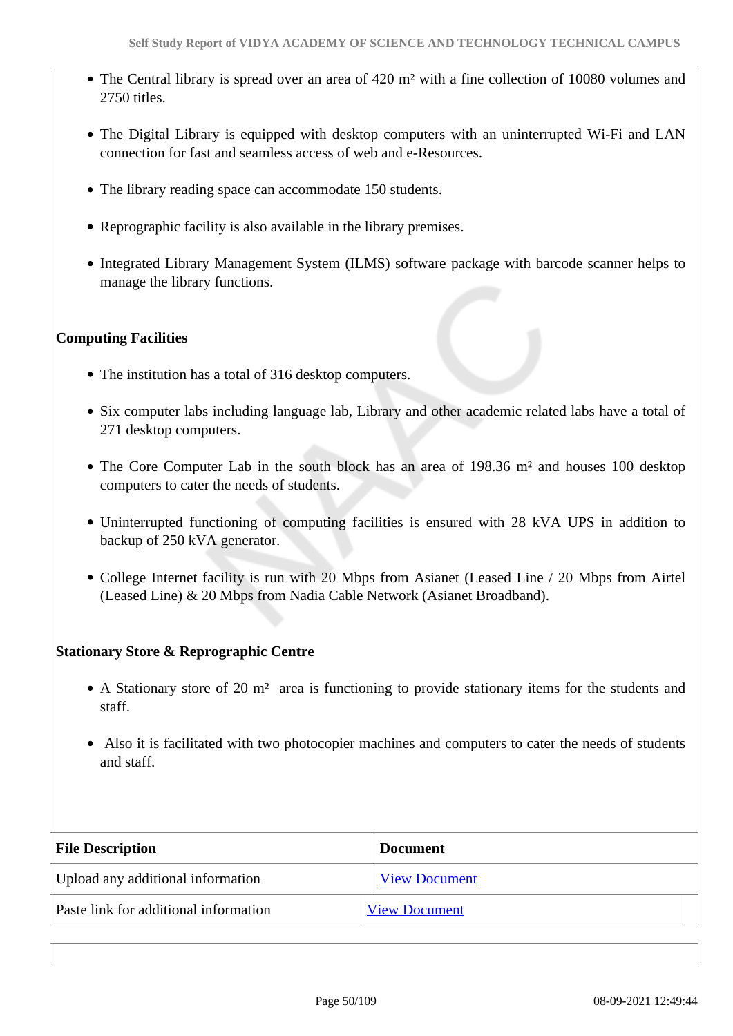- The Central library is spread over an area of 420 m² with a fine collection of 10080 volumes and 2750 titles.
- The Digital Library is equipped with desktop computers with an uninterrupted Wi-Fi and LAN connection for fast and seamless access of web and e-Resources.
- The library reading space can accommodate 150 students.
- Reprographic facility is also available in the library premises.
- Integrated Library Management System (ILMS) software package with barcode scanner helps to manage the library functions.

**Computing Facilities**

- The institution has a total of 316 desktop computers.
- Six computer labs including language lab, Library and other academic related labs have a total of 271 desktop computers.
- The Core Computer Lab in the south block has an area of 198.36 m² and houses 100 desktop computers to cater the needs of students.
- Uninterrupted functioning of computing facilities is ensured with 28 kVA UPS in addition to backup of 250 kVA generator.
- College Internet facility is run with 20 Mbps from Asianet (Leased Line / 20 Mbps from Airtel (Leased Line) & 20 Mbps from Nadia Cable Network (Asianet Broadband).

**Stationary Store & Reprographic Centre**

- A Stationary store of 20 m² area is functioning to provide stationary items for the students and staff.
- Also it is facilitated with two photocopier machines and computers to cater the needs of students and staff.

| File Description | Document |
|---|---|
| Upload any additional information | View Document |
| Paste link for additional information | View Document |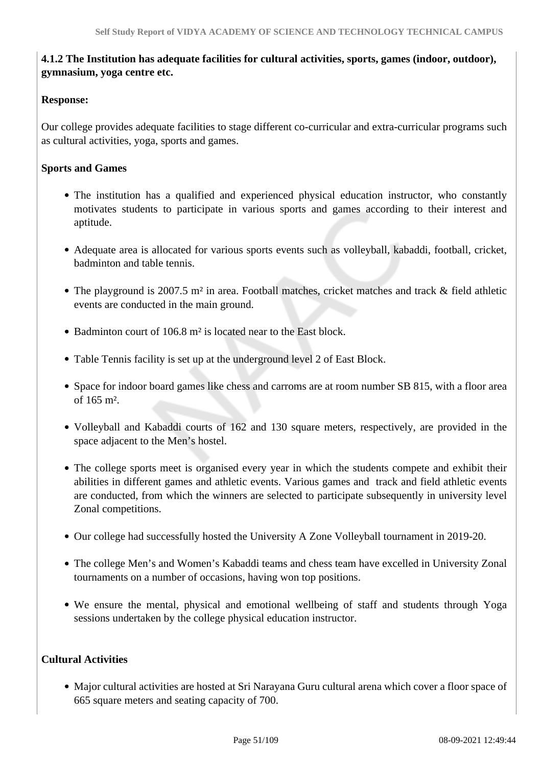**4.1.2 The Institution has adequate facilities for cultural activities, sports, games (indoor, outdoor), gymnasium, yoga centre etc.**

**Response:**

Our college provides adequate facilities to stage different co-curricular and extra-curricular programs such as cultural activities, yoga, sports and games.

**Sports and Games**

- The institution has a qualified and experienced physical education instructor, who constantly motivates students to participate in various sports and games according to their interest and aptitude.
- Adequate area is allocated for various sports events such as volleyball, kabaddi, football, cricket, badminton and table tennis.
- The playground is 2007.5 m² in area. Football matches, cricket matches and track & field athletic events are conducted in the main ground.
- Badminton court of 106.8 m² is located near to the East block.
- Table Tennis facility is set up at the underground level 2 of East Block.
- Space for indoor board games like chess and carroms are at room number SB 815, with a floor area of 165 m².
- Volleyball and Kabaddi courts of 162 and 130 square meters, respectively, are provided in the space adjacent to the Men's hostel.
- The college sports meet is organised every year in which the students compete and exhibit their abilities in different games and athletic events. Various games and track and field athletic events are conducted, from which the winners are selected to participate subsequently in university level Zonal competitions.
- Our college had successfully hosted the University A Zone Volleyball tournament in 2019-20.
- The college Men's and Women's Kabaddi teams and chess team have excelled in University Zonal tournaments on a number of occasions, having won top positions.
- We ensure the mental, physical and emotional wellbeing of staff and students through Yoga sessions undertaken by the college physical education instructor.

**Cultural Activities**

- Major cultural activities are hosted at Sri Narayana Guru cultural arena which cover a floor space of 665 square meters and seating capacity of 700.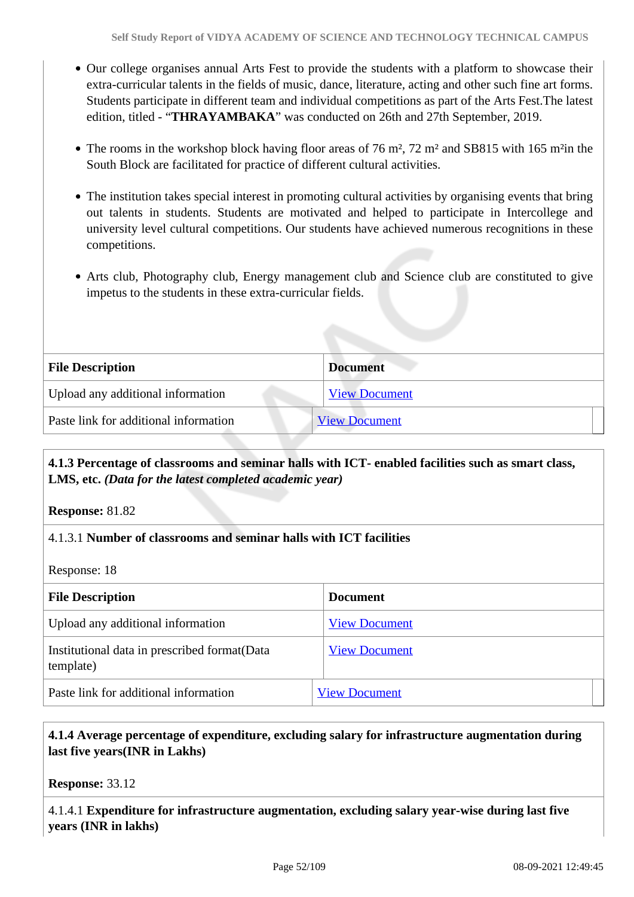- Our college organises annual Arts Fest to provide the students with a platform to showcase their extra-curricular talents in the fields of music, dance, literature, acting and other such fine art forms. Students participate in different team and individual competitions as part of the Arts Fest.The latest edition, titled - “**THRAYAMBAKA**” was conducted on 26th and 27th September, 2019.

- The rooms in the workshop block having floor areas of 76 m², 72 m² and SB815 with 165 m²in the South Block are facilitated for practice of different cultural activities.

- The institution takes special interest in promoting cultural activities by organising events that bring out talents in students. Students are motivated and helped to participate in Intercollege and university level cultural competitions. Our students have achieved numerous recognitions in these competitions.

- Arts club, Photography club, Energy management club and Science club are constituted to give impetus to the students in these extra-curricular fields.

| File Description | Document |
|---|---|
| Upload any additional information | View Document |
| Paste link for additional information | View Document |

**4.1.3 Percentage of classrooms and seminar halls with ICT- enabled facilities such as smart class, LMS, etc.** ***(Data for the latest completed academic year)***

**Response:** 81.82

4.1.3.1 **Number of classrooms and seminar halls with ICT facilities**

Response: 18

| File Description | Document |
|---|---|
| Upload any additional information | View Document |
| Institutional data in prescribed format(Data template) | View Document |
| Paste link for additional information | View Document |

**4.1.4 Average percentage of expenditure, excluding salary for infrastructure augmentation during last five years(INR in Lakhs)**

**Response:** 33.12

4.1.4.1 **Expenditure for infrastructure augmentation, excluding salary year-wise during last five years (INR in lakhs)**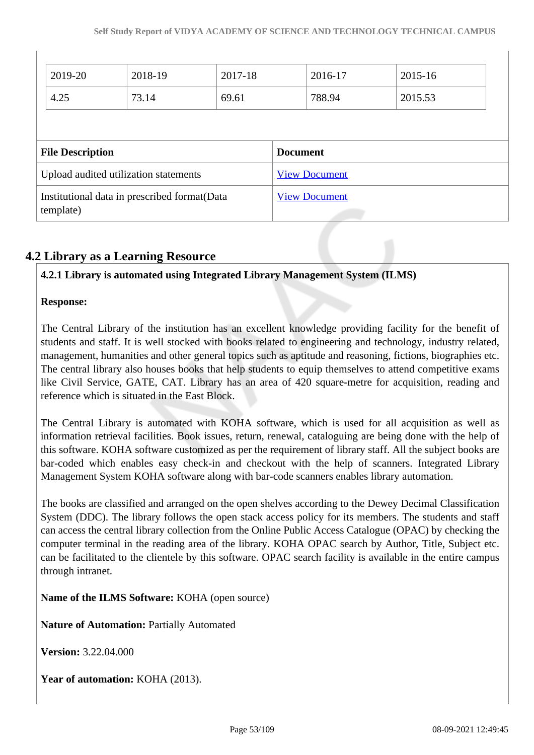| 2019-20 | 2018-19 | 2017-18 | 2016-17 | 2015-16 |
|---|---|---|---|---|
| 4.25 | 73.14 | 69.61 | 788.94 | 2015.53 |

| File Description | Document |
|---|---|
| Upload audited utilization statements | View Document |
| Institutional data in prescribed format(Data template) | View Document |

## 4.2 Library as a Learning Resource

**4.2.1 Library is automated using Integrated Library Management System (ILMS)**

**Response:**

The Central Library of the institution has an excellent knowledge providing facility for the benefit of students and staff. It is well stocked with books related to engineering and technology, industry related, management, humanities and other general topics such as aptitude and reasoning, fictions, biographies etc. The central library also houses books that help students to equip themselves to attend competitive exams like Civil Service, GATE, CAT. Library has an area of 420 square-metre for acquisition, reading and reference which is situated in the East Block.

The Central Library is automated with KOHA software, which is used for all acquisition as well as information retrieval facilities. Book issues, return, renewal, cataloguing are being done with the help of this software. KOHA software customized as per the requirement of library staff. All the subject books are bar-coded which enables easy check-in and checkout with the help of scanners. Integrated Library Management System KOHA software along with bar-code scanners enables library automation.

The books are classified and arranged on the open shelves according to the Dewey Decimal Classification System (DDC). The library follows the open stack access policy for its members. The students and staff can access the central library collection from the Online Public Access Catalogue (OPAC) by checking the computer terminal in the reading area of the library. KOHA OPAC search by Author, Title, Subject etc. can be facilitated to the clientele by this software. OPAC search facility is available in the entire campus through intranet.

**Name of the ILMS Software:** KOHA (open source)

**Nature of Automation:** Partially Automated

**Version:** 3.22.04.000

**Year of automation:** KOHA (2013).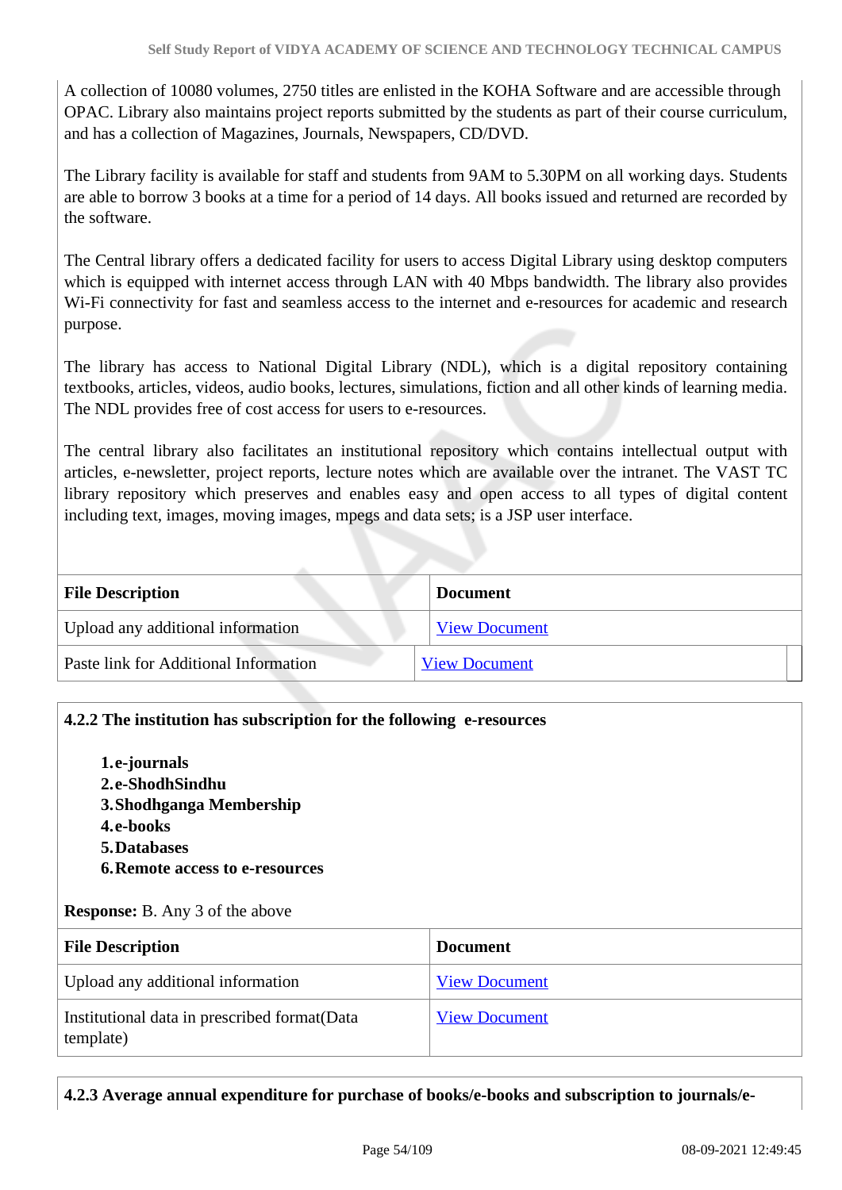A collection of 10080 volumes, 2750 titles are enlisted in the KOHA Software and are accessible through OPAC. Library also maintains project reports submitted by the students as part of their course curriculum, and has a collection of Magazines, Journals, Newspapers, CD/DVD.

The Library facility is available for staff and students from 9AM to 5.30PM on all working days. Students are able to borrow 3 books at a time for a period of 14 days. All books issued and returned are recorded by the software.

The Central library offers a dedicated facility for users to access Digital Library using desktop computers which is equipped with internet access through LAN with 40 Mbps bandwidth. The library also provides Wi-Fi connectivity for fast and seamless access to the internet and e-resources for academic and research purpose.

The library has access to National Digital Library (NDL), which is a digital repository containing textbooks, articles, videos, audio books, lectures, simulations, fiction and all other kinds of learning media. The NDL provides free of cost access for users to e-resources.

The central library also facilitates an institutional repository which contains intellectual output with articles, e-newsletter, project reports, lecture notes which are available over the intranet. The VAST TC library repository which preserves and enables easy and open access to all types of digital content including text, images, moving images, mpegs and data sets; is a JSP user interface.

| File Description | Document |
|---|---|
| Upload any additional information | View Document |
| Paste link for Additional Information | View Document |

**4.2.2 The institution has subscription for the following e-resources**

1. **e-journals**
2. **e-ShodhSindhu**
3. **Shodhganga Membership**
4. **e-books**
5. **Databases**
6. **Remote access to e-resources**

**Response:** B. Any 3 of the above

| File Description | Document |
|---|---|
| Upload any additional information | View Document |
| Institutional data in prescribed format(Data template) | View Document |

**4.2.3 Average annual expenditure for purchase of books/e-books and subscription to journals/e-**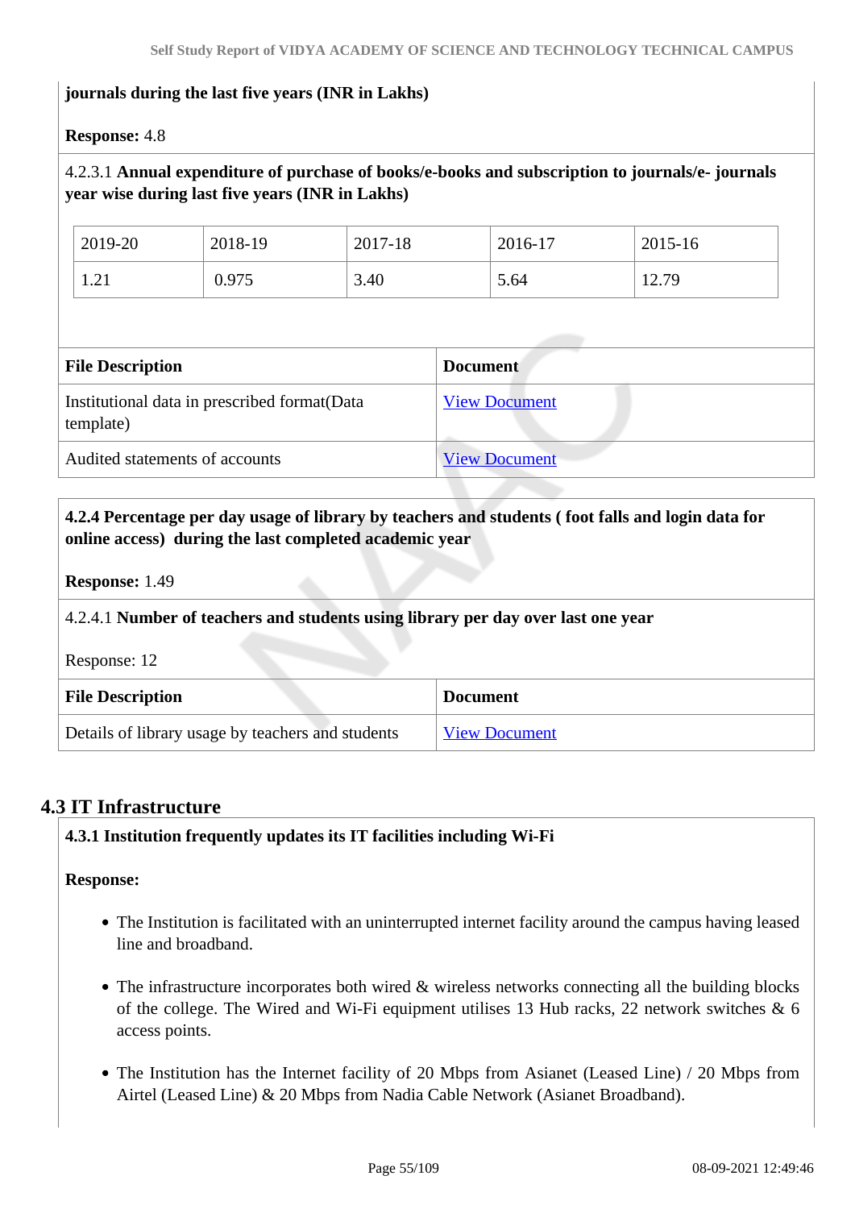**journals during the last five years (INR in Lakhs)**

**Response:** 4.8

4.2.3.1 **Annual expenditure of purchase of books/e-books and subscription to journals/e- journals year wise during last five years (INR in Lakhs)**

| 2019-20 | 2018-19 | 2017-18 | 2016-17 | 2015-16 |
|---|---|---|---|---|
| 1.21 | 0.975 | 3.40 | 5.64 | 12.79 |

| File Description | Document |
|---|---|
| Institutional data in prescribed format(Data template) | View Document |
| Audited statements of accounts | View Document |

**4.2.4 Percentage per day usage of library by teachers and students ( foot falls and login data for online access) during the last completed academic year**

**Response:** 1.49

4.2.4.1 **Number of teachers and students using library per day over last one year**

Response: 12

| File Description | Document |
|---|---|
| Details of library usage by teachers and students | View Document |

## 4.3 IT Infrastructure

**4.3.1 Institution frequently updates its IT facilities including Wi-Fi**

**Response:**

- The Institution is facilitated with an uninterrupted internet facility around the campus having leased line and broadband.
- The infrastructure incorporates both wired & wireless networks connecting all the building blocks of the college. The Wired and Wi-Fi equipment utilises 13 Hub racks, 22 network switches & 6 access points.
- The Institution has the Internet facility of 20 Mbps from Asianet (Leased Line) / 20 Mbps from Airtel (Leased Line) & 20 Mbps from Nadia Cable Network (Asianet Broadband).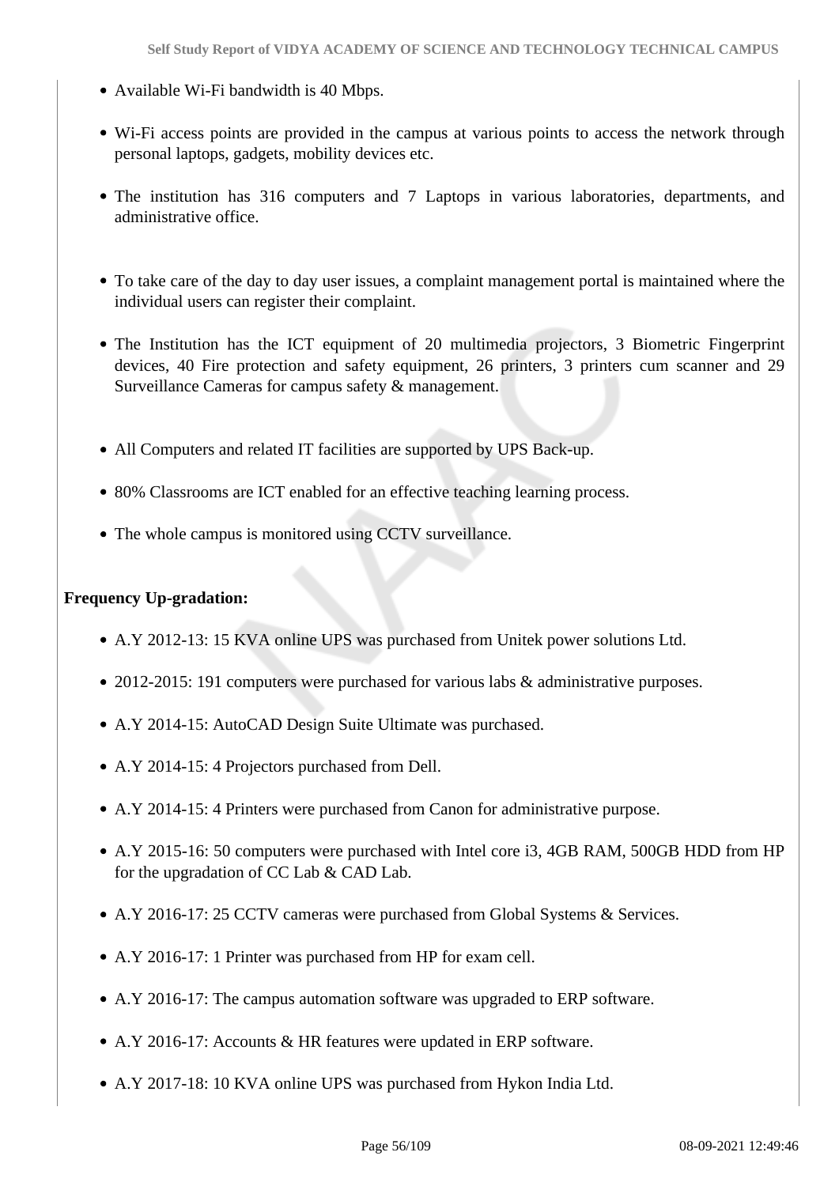- Available Wi-Fi bandwidth is 40 Mbps.
- Wi-Fi access points are provided in the campus at various points to access the network through personal laptops, gadgets, mobility devices etc.
- The institution has 316 computers and 7 Laptops in various laboratories, departments, and administrative office.
- To take care of the day to day user issues, a complaint management portal is maintained where the individual users can register their complaint.
- The Institution has the ICT equipment of 20 multimedia projectors, 3 Biometric Fingerprint devices, 40 Fire protection and safety equipment, 26 printers, 3 printers cum scanner and 29 Surveillance Cameras for campus safety & management.
- All Computers and related IT facilities are supported by UPS Back-up.
- 80% Classrooms are ICT enabled for an effective teaching learning process.
- The whole campus is monitored using CCTV surveillance.

**Frequency Up-gradation:**

- A.Y 2012-13: 15 KVA online UPS was purchased from Unitek power solutions Ltd.
- 2012-2015: 191 computers were purchased for various labs & administrative purposes.
- A.Y 2014-15: AutoCAD Design Suite Ultimate was purchased.
- A.Y 2014-15: 4 Projectors purchased from Dell.
- A.Y 2014-15: 4 Printers were purchased from Canon for administrative purpose.
- A.Y 2015-16: 50 computers were purchased with Intel core i3, 4GB RAM, 500GB HDD from HP for the upgradation of CC Lab & CAD Lab.
- A.Y 2016-17: 25 CCTV cameras were purchased from Global Systems & Services.
- A.Y 2016-17: 1 Printer was purchased from HP for exam cell.
- A.Y 2016-17: The campus automation software was upgraded to ERP software.
- A.Y 2016-17: Accounts & HR features were updated in ERP software.
- A.Y 2017-18: 10 KVA online UPS was purchased from Hykon India Ltd.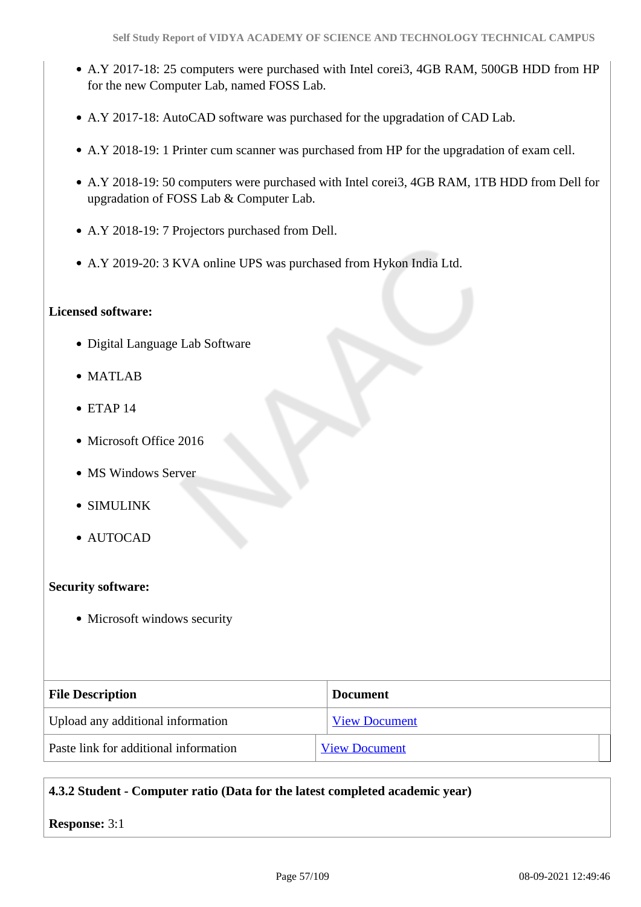- A.Y 2017-18: 25 computers were purchased with Intel corei3, 4GB RAM, 500GB HDD from HP for the new Computer Lab, named FOSS Lab.
- A.Y 2017-18: AutoCAD software was purchased for the upgradation of CAD Lab.
- A.Y 2018-19: 1 Printer cum scanner was purchased from HP for the upgradation of exam cell.
- A.Y 2018-19: 50 computers were purchased with Intel corei3, 4GB RAM, 1TB HDD from Dell for upgradation of FOSS Lab & Computer Lab.
- A.Y 2018-19: 7 Projectors purchased from Dell.
- A.Y 2019-20: 3 KVA online UPS was purchased from Hykon India Ltd.

**Licensed software:**

- Digital Language Lab Software
- MATLAB
- ETAP 14
- Microsoft Office 2016
- MS Windows Server
- SIMULINK
- AUTOCAD

**Security software:**

- Microsoft windows security

| File Description | Document |
|---|---|
| Upload any additional information | View Document |
| Paste link for additional information | View Document |

**4.3.2 Student - Computer ratio (Data for the latest completed academic year)**

**Response:** 3:1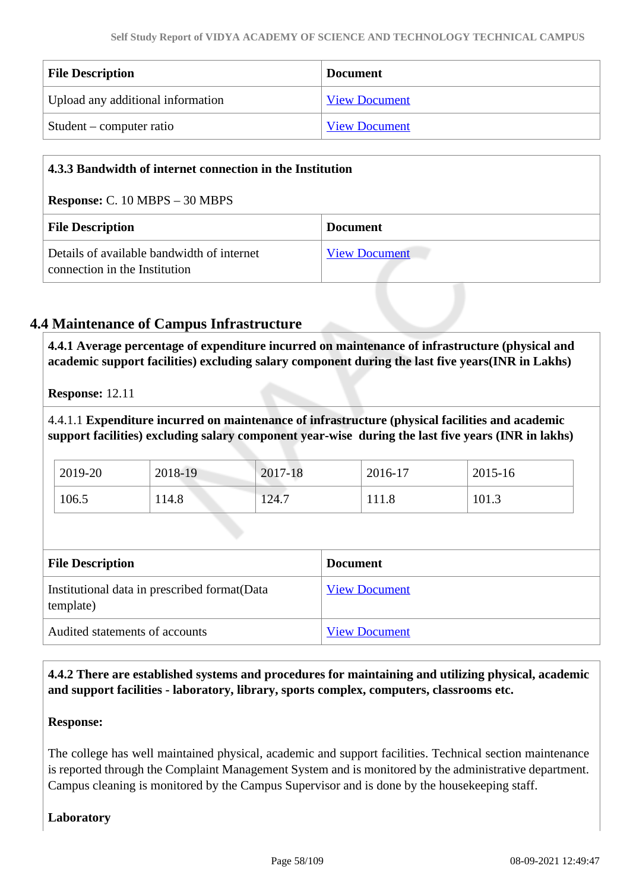| File Description | Document |
| --- | --- |
| Upload any additional information | View Document |
| Student – computer ratio | View Document |

**4.3.3 Bandwidth of internet connection in the Institution**

**Response:** C. 10 MBPS – 30 MBPS

| File Description | Document |
| --- | --- |
| Details of available bandwidth of internet connection in the Institution | View Document |

## 4.4 Maintenance of Campus Infrastructure

**4.4.1 Average percentage of expenditure incurred on maintenance of infrastructure (physical and academic support facilities) excluding salary component during the last five years(INR in Lakhs)**

**Response:** 12.11

4.4.1.1 **Expenditure incurred on maintenance of infrastructure (physical facilities and academic support facilities) excluding salary component year-wise during the last five years (INR in lakhs)**

| 2019-20 | 2018-19 | 2017-18 | 2016-17 | 2015-16 |
| --- | --- | --- | --- | --- |
| 106.5 | 114.8 | 124.7 | 111.8 | 101.3 |

| File Description | Document |
| --- | --- |
| Institutional data in prescribed format(Data template) | View Document |
| Audited statements of accounts | View Document |

**4.4.2 There are established systems and procedures for maintaining and utilizing physical, academic and support facilities - laboratory, library, sports complex, computers, classrooms etc.**

**Response:**

The college has well maintained physical, academic and support facilities. Technical section maintenance is reported through the Complaint Management System and is monitored by the administrative department. Campus cleaning is monitored by the Campus Supervisor and is done by the housekeeping staff.

**Laboratory**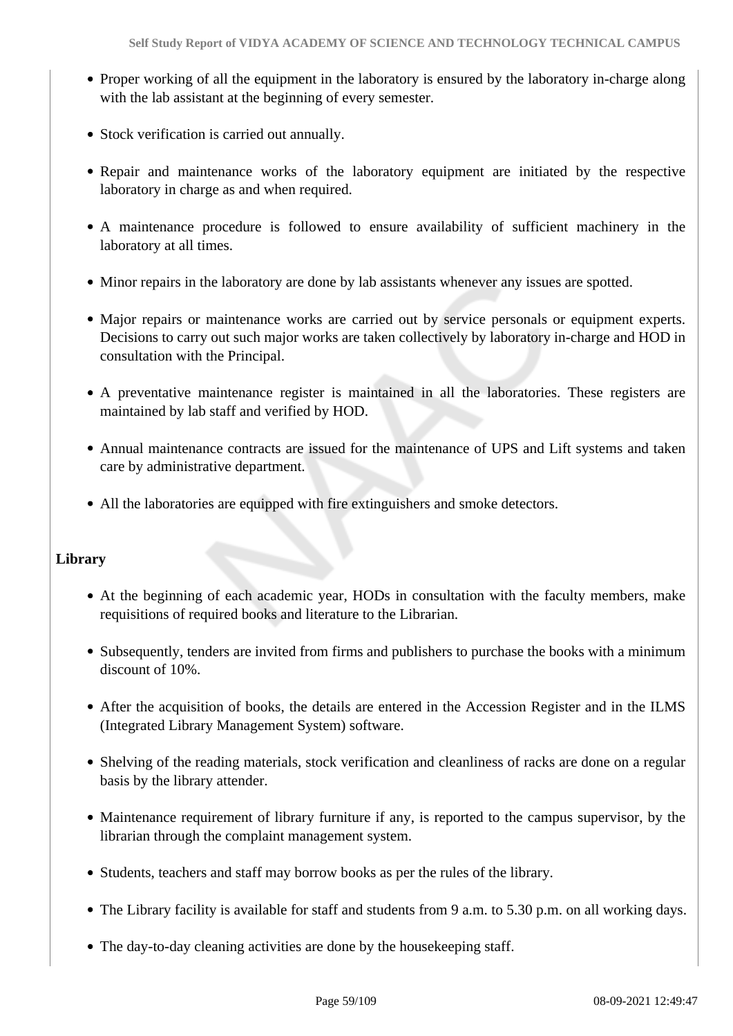- Proper working of all the equipment in the laboratory is ensured by the laboratory in-charge along with the lab assistant at the beginning of every semester.
- Stock verification is carried out annually.
- Repair and maintenance works of the laboratory equipment are initiated by the respective laboratory in charge as and when required.
- A maintenance procedure is followed to ensure availability of sufficient machinery in the laboratory at all times.
- Minor repairs in the laboratory are done by lab assistants whenever any issues are spotted.
- Major repairs or maintenance works are carried out by service personals or equipment experts. Decisions to carry out such major works are taken collectively by laboratory in-charge and HOD in consultation with the Principal.
- A preventative maintenance register is maintained in all the laboratories. These registers are maintained by lab staff and verified by HOD.
- Annual maintenance contracts are issued for the maintenance of UPS and Lift systems and taken care by administrative department.
- All the laboratories are equipped with fire extinguishers and smoke detectors.

**Library**

- At the beginning of each academic year, HODs in consultation with the faculty members, make requisitions of required books and literature to the Librarian.
- Subsequently, tenders are invited from firms and publishers to purchase the books with a minimum discount of 10%.
- After the acquisition of books, the details are entered in the Accession Register and in the ILMS (Integrated Library Management System) software.
- Shelving of the reading materials, stock verification and cleanliness of racks are done on a regular basis by the library attender.
- Maintenance requirement of library furniture if any, is reported to the campus supervisor, by the librarian through the complaint management system.
- Students, teachers and staff may borrow books as per the rules of the library.
- The Library facility is available for staff and students from 9 a.m. to 5.30 p.m. on all working days.
- The day-to-day cleaning activities are done by the housekeeping staff.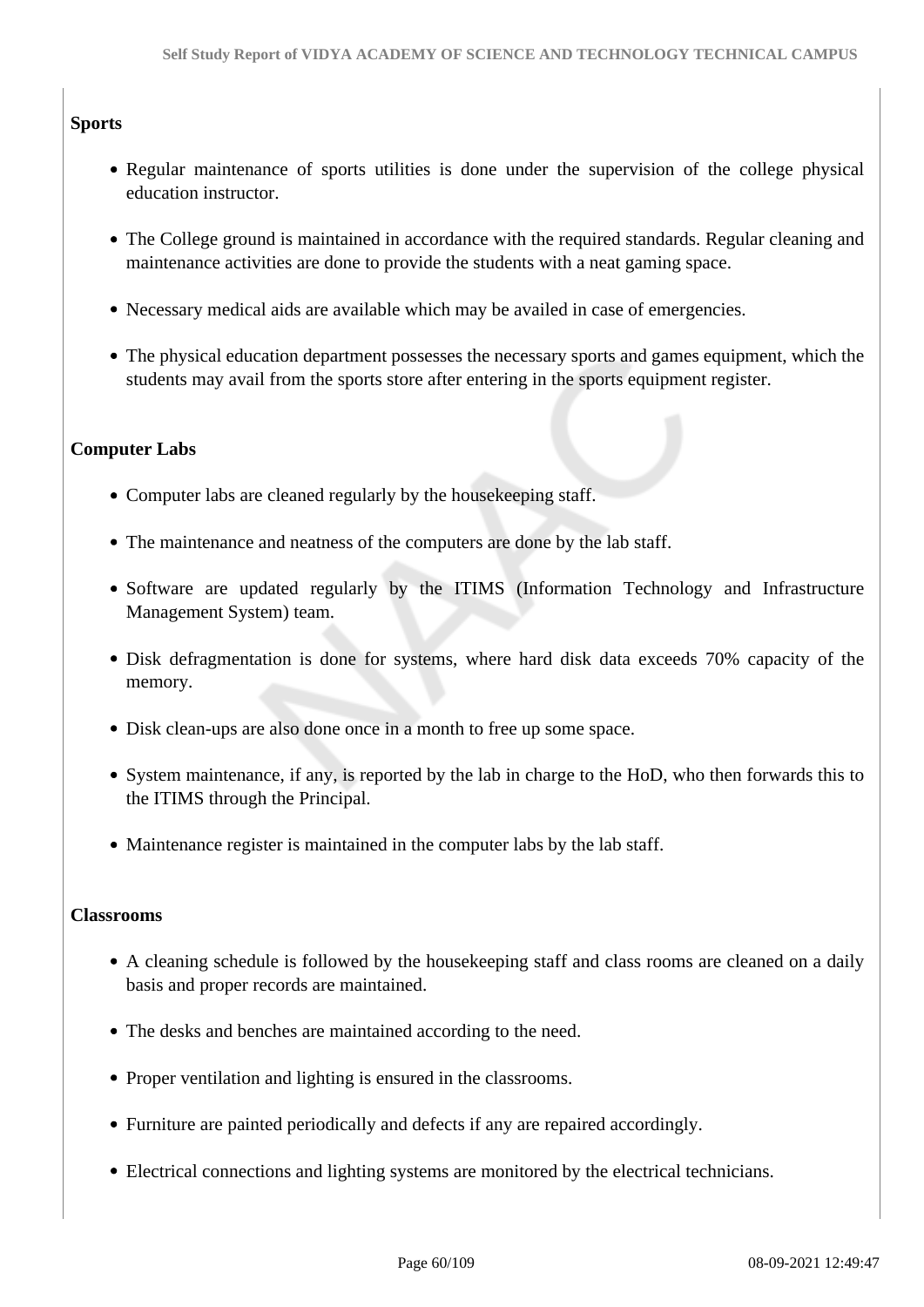**Sports**

- Regular maintenance of sports utilities is done under the supervision of the college physical education instructor.
- The College ground is maintained in accordance with the required standards. Regular cleaning and maintenance activities are done to provide the students with a neat gaming space.
- Necessary medical aids are available which may be availed in case of emergencies.
- The physical education department possesses the necessary sports and games equipment, which the students may avail from the sports store after entering in the sports equipment register.

**Computer Labs**

- Computer labs are cleaned regularly by the housekeeping staff.
- The maintenance and neatness of the computers are done by the lab staff.
- Software are updated regularly by the ITIMS (Information Technology and Infrastructure Management System) team.
- Disk defragmentation is done for systems, where hard disk data exceeds 70% capacity of the memory.
- Disk clean-ups are also done once in a month to free up some space.
- System maintenance, if any, is reported by the lab in charge to the HoD, who then forwards this to the ITIMS through the Principal.
- Maintenance register is maintained in the computer labs by the lab staff.

**Classrooms**

- A cleaning schedule is followed by the housekeeping staff and class rooms are cleaned on a daily basis and proper records are maintained.
- The desks and benches are maintained according to the need.
- Proper ventilation and lighting is ensured in the classrooms.
- Furniture are painted periodically and defects if any are repaired accordingly.
- Electrical connections and lighting systems are monitored by the electrical technicians.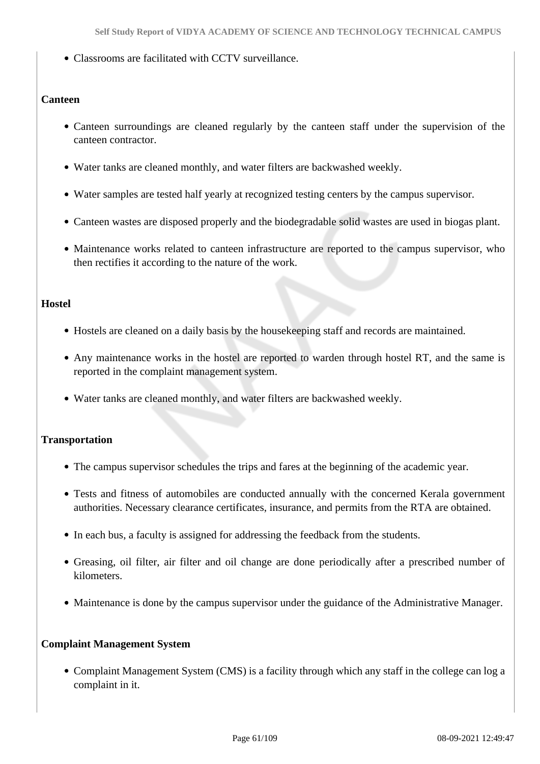- Classrooms are facilitated with CCTV surveillance.

**Canteen**

- Canteen surroundings are cleaned regularly by the canteen staff under the supervision of the canteen contractor.
- Water tanks are cleaned monthly, and water filters are backwashed weekly.
- Water samples are tested half yearly at recognized testing centers by the campus supervisor.
- Canteen wastes are disposed properly and the biodegradable solid wastes are used in biogas plant.
- Maintenance works related to canteen infrastructure are reported to the campus supervisor, who then rectifies it according to the nature of the work.

**Hostel**

- Hostels are cleaned on a daily basis by the housekeeping staff and records are maintained.
- Any maintenance works in the hostel are reported to warden through hostel RT, and the same is reported in the complaint management system.
- Water tanks are cleaned monthly, and water filters are backwashed weekly.

**Transportation**

- The campus supervisor schedules the trips and fares at the beginning of the academic year.
- Tests and fitness of automobiles are conducted annually with the concerned Kerala government authorities. Necessary clearance certificates, insurance, and permits from the RTA are obtained.
- In each bus, a faculty is assigned for addressing the feedback from the students.
- Greasing, oil filter, air filter and oil change are done periodically after a prescribed number of kilometers.
- Maintenance is done by the campus supervisor under the guidance of the Administrative Manager.

**Complaint Management System**

- Complaint Management System (CMS) is a facility through which any staff in the college can log a complaint in it.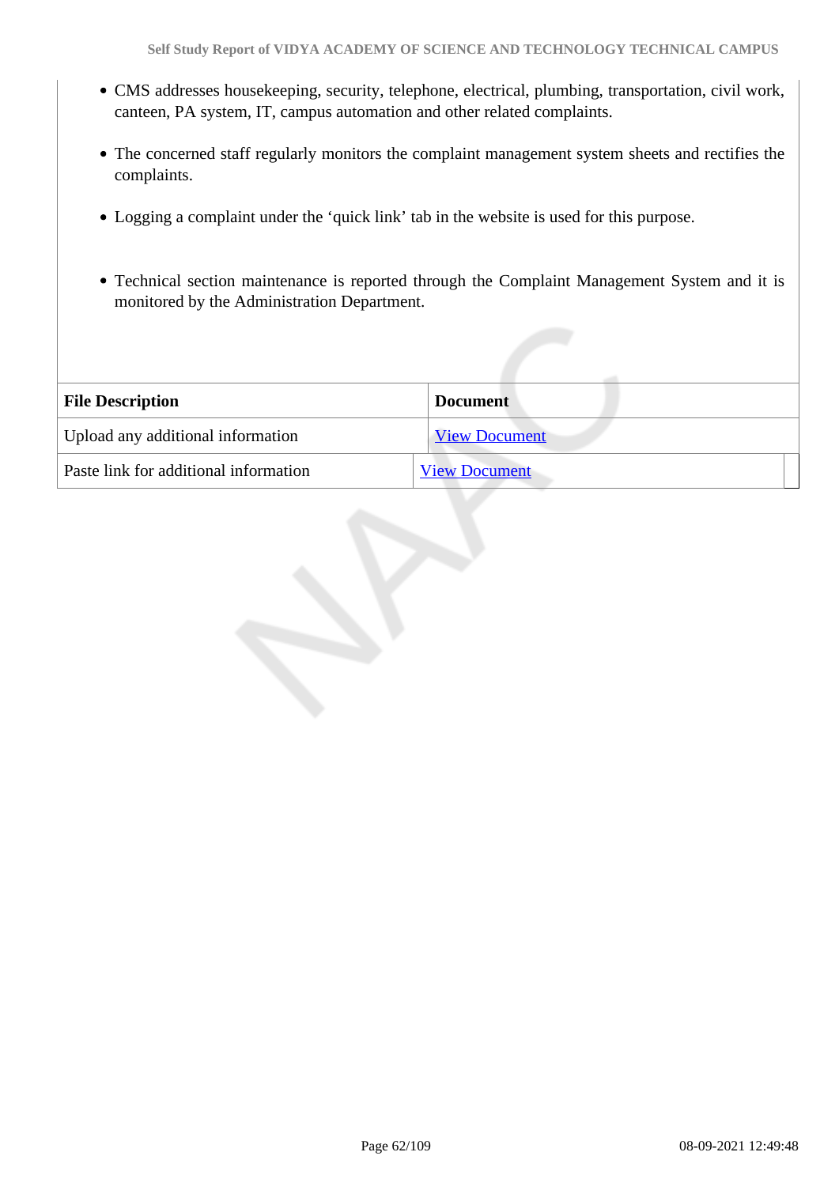- CMS addresses housekeeping, security, telephone, electrical, plumbing, transportation, civil work, canteen, PA system, IT, campus automation and other related complaints.
- The concerned staff regularly monitors the complaint management system sheets and rectifies the complaints.
- Logging a complaint under the 'quick link' tab in the website is used for this purpose.
- Technical section maintenance is reported through the Complaint Management System and it is monitored by the Administration Department.

| File Description | Document |
|---|---|
| Upload any additional information | View Document |
| Paste link for additional information | View Document |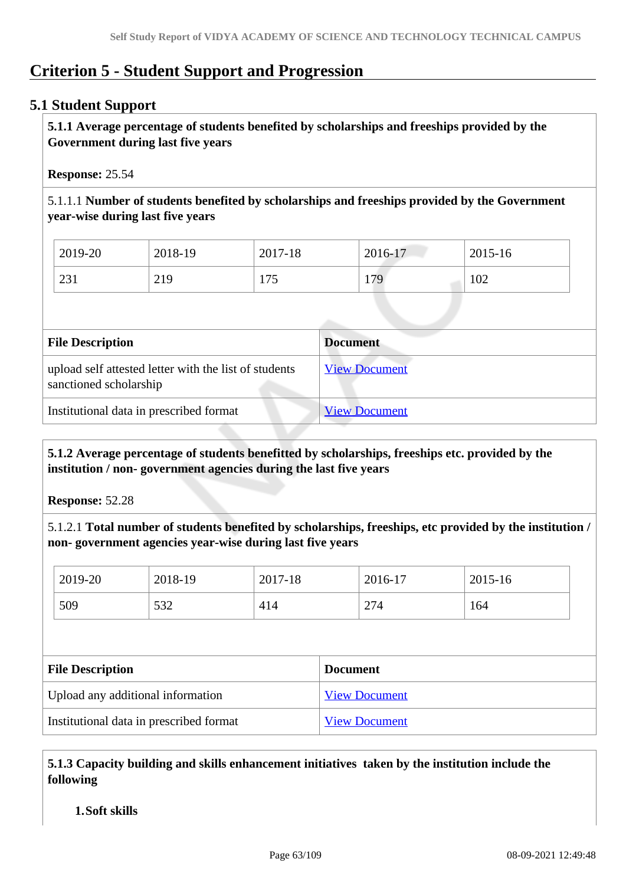# Criterion 5 - Student Support and Progression

## 5.1 Student Support

**5.1.1 Average percentage of students benefited by scholarships and freeships provided by the Government during last five years**

**Response:** 25.54

5.1.1.1 **Number of students benefited by scholarships and freeships provided by the Government year-wise during last five years**

| 2019-20 | 2018-19 | 2017-18 | 2016-17 | 2015-16 |
|---|---|---|---|---|
| 231 | 219 | 175 | 179 | 102 |

| File Description | Document |
|---|---|
| upload self attested letter with the list of students sanctioned scholarship | View Document |
| Institutional data in prescribed format | View Document |

**5.1.2 Average percentage of students benefitted by scholarships, freeships etc. provided by the institution / non- government agencies during the last five years**

**Response:** 52.28

5.1.2.1 **Total number of students benefited by scholarships, freeships, etc provided by the institution / non- government agencies year-wise during last five years**

| 2019-20 | 2018-19 | 2017-18 | 2016-17 | 2015-16 |
|---|---|---|---|---|
| 509 | 532 | 414 | 274 | 164 |

| File Description | Document |
|---|---|
| Upload any additional information | View Document |
| Institutional data in prescribed format | View Document |

**5.1.3 Capacity building and skills enhancement initiatives taken by the institution include the following**

1. **Soft skills**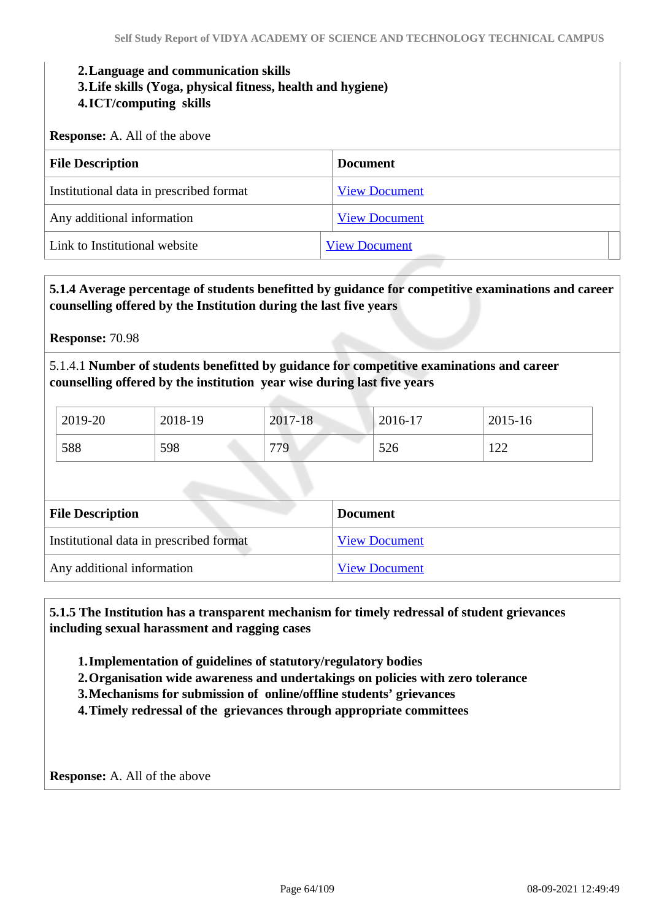2. **Language and communication skills**
3. **Life skills (Yoga, physical fitness, health and hygiene)**
4. **ICT/computing skills**

**Response:** A. All of the above

| File Description | Document |
| --- | --- |
| Institutional data in prescribed format | View Document |
| Any additional information | View Document |
| Link to Institutional website | View Document |

**5.1.4 Average percentage of students benefitted by guidance for competitive examinations and career counselling offered by the Institution during the last five years**

**Response:** 70.98

5.1.4.1 **Number of students benefitted by guidance for competitive examinations and career counselling offered by the institution year wise during last five years**

| 2019-20 | 2018-19 | 2017-18 | 2016-17 | 2015-16 |
| --- | --- | --- | --- | --- |
| 588 | 598 | 779 | 526 | 122 |

| File Description | Document |
| --- | --- |
| Institutional data in prescribed format | View Document |
| Any additional information | View Document |

**5.1.5 The Institution has a transparent mechanism for timely redressal of student grievances including sexual harassment and ragging cases**

1. **Implementation of guidelines of statutory/regulatory bodies**
2. **Organisation wide awareness and undertakings on policies with zero tolerance**
3. **Mechanisms for submission of online/offline students' grievances**
4. **Timely redressal of the grievances through appropriate committees**

**Response:** A. All of the above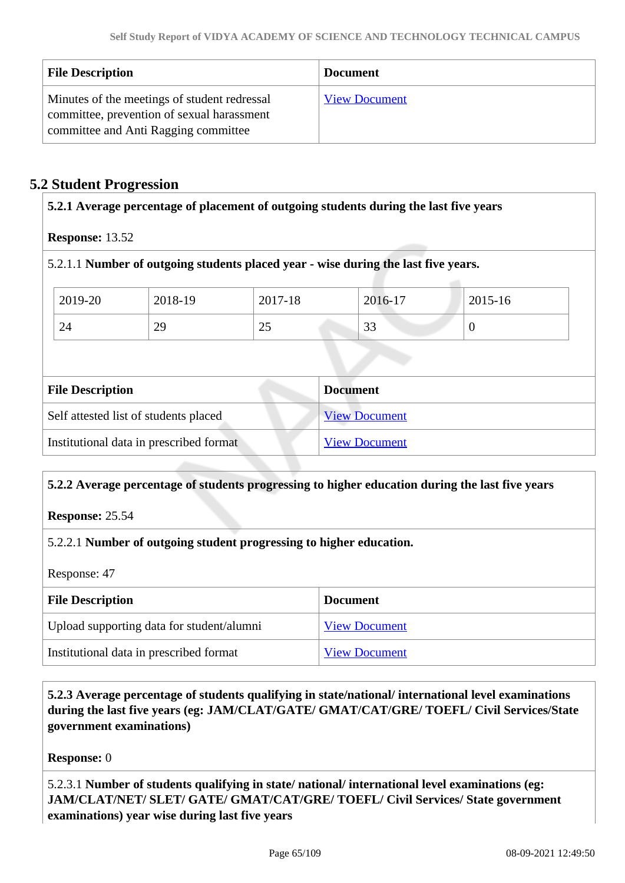| File Description | Document |
|---|---|
| Minutes of the meetings of student redressal committee, prevention of sexual harassment committee and Anti Ragging committee | View Document |

## 5.2 Student Progression

**5.2.1 Average percentage of placement of outgoing students during the last five years**

**Response:** 13.52

5.2.1.1 **Number of outgoing students placed year - wise during the last five years.**

| 2019-20 | 2018-19 | 2017-18 | 2016-17 | 2015-16 |
|---|---|---|---|---|
| 24 | 29 | 25 | 33 | 0 |

| File Description | Document |
|---|---|
| Self attested list of students placed | View Document |
| Institutional data in prescribed format | View Document |

**5.2.2 Average percentage of students progressing to higher education during the last five years**

**Response:** 25.54

5.2.2.1 **Number of outgoing student progressing to higher education.**

Response: 47

| File Description | Document |
|---|---|
| Upload supporting data for student/alumni | View Document |
| Institutional data in prescribed format | View Document |

**5.2.3 Average percentage of students qualifying in state/national/ international level examinations during the last five years (eg: JAM/CLAT/GATE/ GMAT/CAT/GRE/ TOEFL/ Civil Services/State government examinations)**

**Response:** 0

5.2.3.1 **Number of students qualifying in state/ national/ international level examinations (eg: JAM/CLAT/NET/ SLET/ GATE/ GMAT/CAT/GRE/ TOEFL/ Civil Services/ State government examinations) year wise during last five years**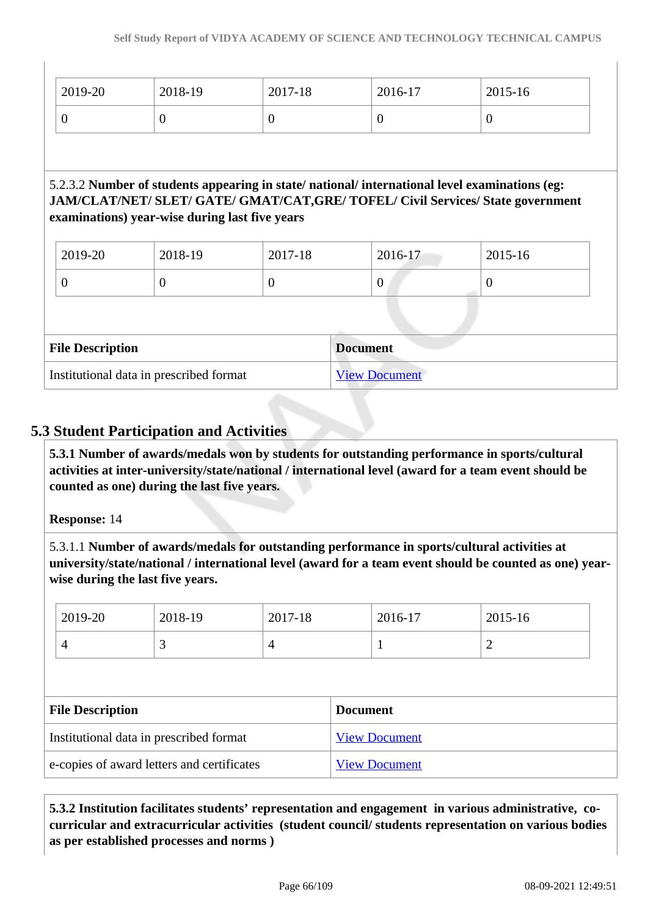| 2019-20 | 2018-19 | 2017-18 | 2016-17 | 2015-16 |
|---|---|---|---|---|
| 0 | 0 | 0 | 0 | 0 |

5.2.3.2 **Number of students appearing in state/ national/ international level examinations (eg: JAM/CLAT/NET/ SLET/ GATE/ GMAT/CAT,GRE/ TOFEL/ Civil Services/ State government examinations) year-wise during last five years**

| 2019-20 | 2018-19 | 2017-18 | 2016-17 | 2015-16 |
|---|---|---|---|---|
| 0 | 0 | 0 | 0 | 0 |

| File Description | Document |
|---|---|
| Institutional data in prescribed format | View Document |

## 5.3 Student Participation and Activities

**5.3.1 Number of awards/medals won by students for outstanding performance in sports/cultural activities at inter-university/state/national / international level (award for a team event should be counted as one) during the last five years.**

**Response:** 14

5.3.1.1 **Number of awards/medals for outstanding performance in sports/cultural activities at university/state/national / international level (award for a team event should be counted as one) year-wise during the last five years.**

| 2019-20 | 2018-19 | 2017-18 | 2016-17 | 2015-16 |
|---|---|---|---|---|
| 4 | 3 | 4 | 1 | 2 |

| File Description | Document |
|---|---|
| Institutional data in prescribed format | View Document |
| e-copies of award letters and certificates | View Document |

**5.3.2 Institution facilitates students' representation and engagement in various administrative, co-curricular and extracurricular activities (student council/ students representation on various bodies as per established processes and norms )**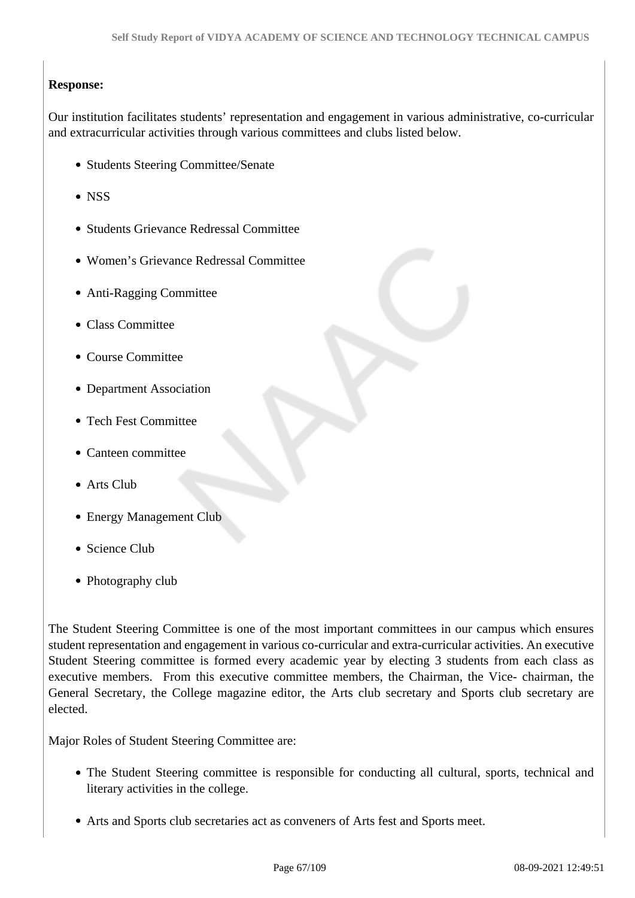**Response:**

Our institution facilitates students' representation and engagement in various administrative, co-curricular and extracurricular activities through various committees and clubs listed below.

- Students Steering Committee/Senate
- NSS
- Students Grievance Redressal Committee
- Women's Grievance Redressal Committee
- Anti-Ragging Committee
- Class Committee
- Course Committee
- Department Association
- Tech Fest Committee
- Canteen committee
- Arts Club
- Energy Management Club
- Science Club
- Photography club

The Student Steering Committee is one of the most important committees in our campus which ensures student representation and engagement in various co-curricular and extra-curricular activities. An executive Student Steering committee is formed every academic year by electing 3 students from each class as executive members. From this executive committee members, the Chairman, the Vice- chairman, the General Secretary, the College magazine editor, the Arts club secretary and Sports club secretary are elected.

Major Roles of Student Steering Committee are:

- The Student Steering committee is responsible for conducting all cultural, sports, technical and literary activities in the college.
- Arts and Sports club secretaries act as conveners of Arts fest and Sports meet.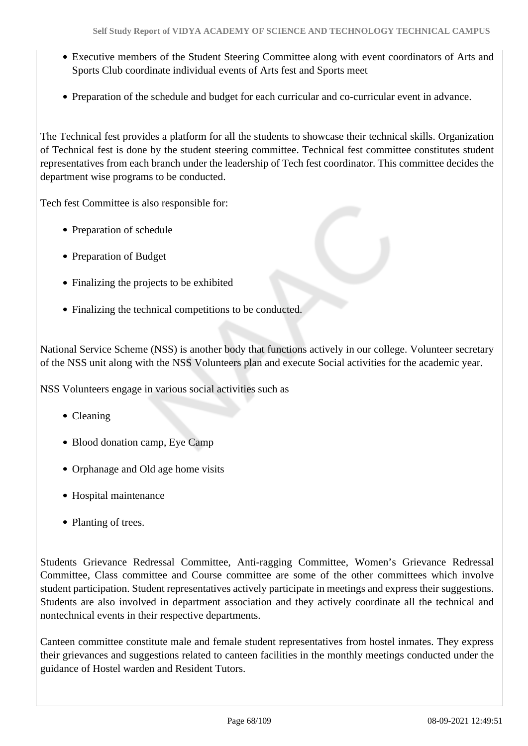- Executive members of the Student Steering Committee along with event coordinators of Arts and Sports Club coordinate individual events of Arts fest and Sports meet
- Preparation of the schedule and budget for each curricular and co-curricular event in advance.

The Technical fest provides a platform for all the students to showcase their technical skills. Organization of Technical fest is done by the student steering committee. Technical fest committee constitutes student representatives from each branch under the leadership of Tech fest coordinator. This committee decides the department wise programs to be conducted.

Tech fest Committee is also responsible for:

- Preparation of schedule
- Preparation of Budget
- Finalizing the projects to be exhibited
- Finalizing the technical competitions to be conducted.

National Service Scheme (NSS) is another body that functions actively in our college. Volunteer secretary of the NSS unit along with the NSS Volunteers plan and execute Social activities for the academic year.

NSS Volunteers engage in various social activities such as

- Cleaning
- Blood donation camp, Eye Camp
- Orphanage and Old age home visits
- Hospital maintenance
- Planting of trees.

Students Grievance Redressal Committee, Anti-ragging Committee, Women's Grievance Redressal Committee, Class committee and Course committee are some of the other committees which involve student participation. Student representatives actively participate in meetings and express their suggestions. Students are also involved in department association and they actively coordinate all the technical and nontechnical events in their respective departments.

Canteen committee constitute male and female student representatives from hostel inmates. They express their grievances and suggestions related to canteen facilities in the monthly meetings conducted under the guidance of Hostel warden and Resident Tutors.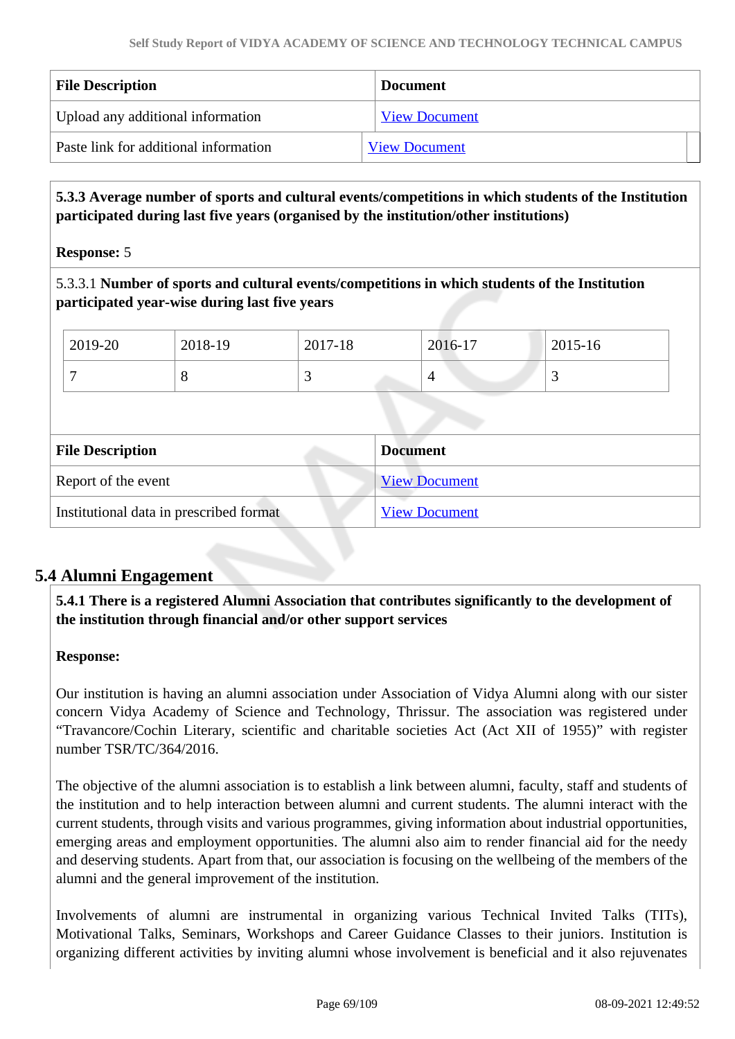| File Description | Document |
| --- | --- |
| Upload any additional information | View Document |
| Paste link for additional information | View Document |

**5.3.3 Average number of sports and cultural events/competitions in which students of the Institution participated during last five years (organised by the institution/other institutions)**

**Response:** 5

5.3.3.1 **Number of sports and cultural events/competitions in which students of the Institution participated year-wise during last five years**

| 2019-20 | 2018-19 | 2017-18 | 2016-17 | 2015-16 |
| --- | --- | --- | --- | --- |
| 7 | 8 | 3 | 4 | 3 |

| File Description | Document |
| --- | --- |
| Report of the event | View Document |
| Institutional data in prescribed format | View Document |

## 5.4 Alumni Engagement

**5.4.1 There is a registered Alumni Association that contributes significantly to the development of the institution through financial and/or other support services**

**Response:**

Our institution is having an alumni association under Association of Vidya Alumni along with our sister concern Vidya Academy of Science and Technology, Thrissur. The association was registered under "Travancore/Cochin Literary, scientific and charitable societies Act (Act XII of 1955)" with register number TSR/TC/364/2016.

The objective of the alumni association is to establish a link between alumni, faculty, staff and students of the institution and to help interaction between alumni and current students. The alumni interact with the current students, through visits and various programmes, giving information about industrial opportunities, emerging areas and employment opportunities. The alumni also aim to render financial aid for the needy and deserving students. Apart from that, our association is focusing on the wellbeing of the members of the alumni and the general improvement of the institution.

Involvements of alumni are instrumental in organizing various Technical Invited Talks (TITs), Motivational Talks, Seminars, Workshops and Career Guidance Classes to their juniors. Institution is organizing different activities by inviting alumni whose involvement is beneficial and it also rejuvenates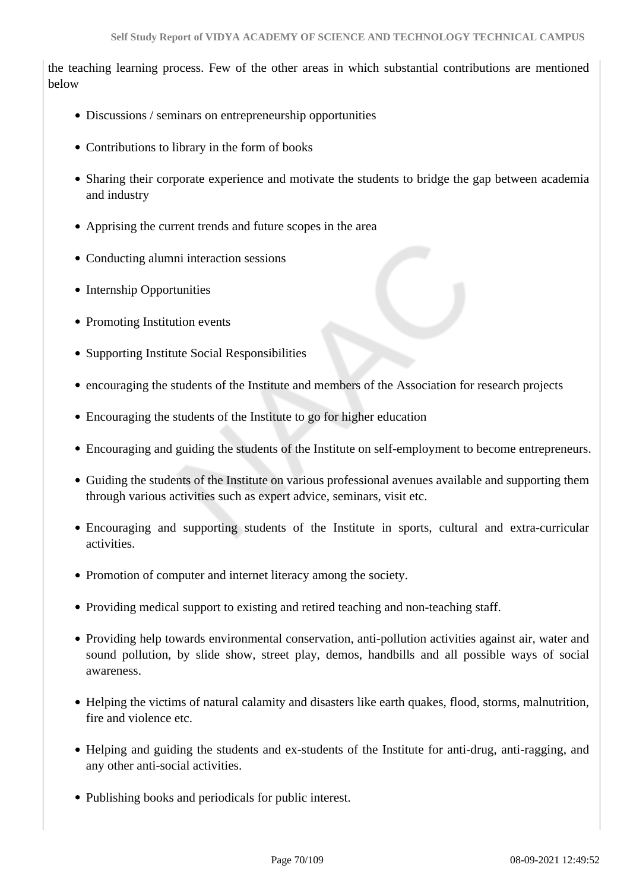the teaching learning process. Few of the other areas in which substantial contributions are mentioned below

- Discussions / seminars on entrepreneurship opportunities
- Contributions to library in the form of books
- Sharing their corporate experience and motivate the students to bridge the gap between academia and industry
- Apprising the current trends and future scopes in the area
- Conducting alumni interaction sessions
- Internship Opportunities
- Promoting Institution events
- Supporting Institute Social Responsibilities
- encouraging the students of the Institute and members of the Association for research projects
- Encouraging the students of the Institute to go for higher education
- Encouraging and guiding the students of the Institute on self-employment to become entrepreneurs.
- Guiding the students of the Institute on various professional avenues available and supporting them through various activities such as expert advice, seminars, visit etc.
- Encouraging and supporting students of the Institute in sports, cultural and extra-curricular activities.
- Promotion of computer and internet literacy among the society.
- Providing medical support to existing and retired teaching and non-teaching staff.
- Providing help towards environmental conservation, anti-pollution activities against air, water and sound pollution, by slide show, street play, demos, handbills and all possible ways of social awareness.
- Helping the victims of natural calamity and disasters like earth quakes, flood, storms, malnutrition, fire and violence etc.
- Helping and guiding the students and ex-students of the Institute for anti-drug, anti-ragging, and any other anti-social activities.
- Publishing books and periodicals for public interest.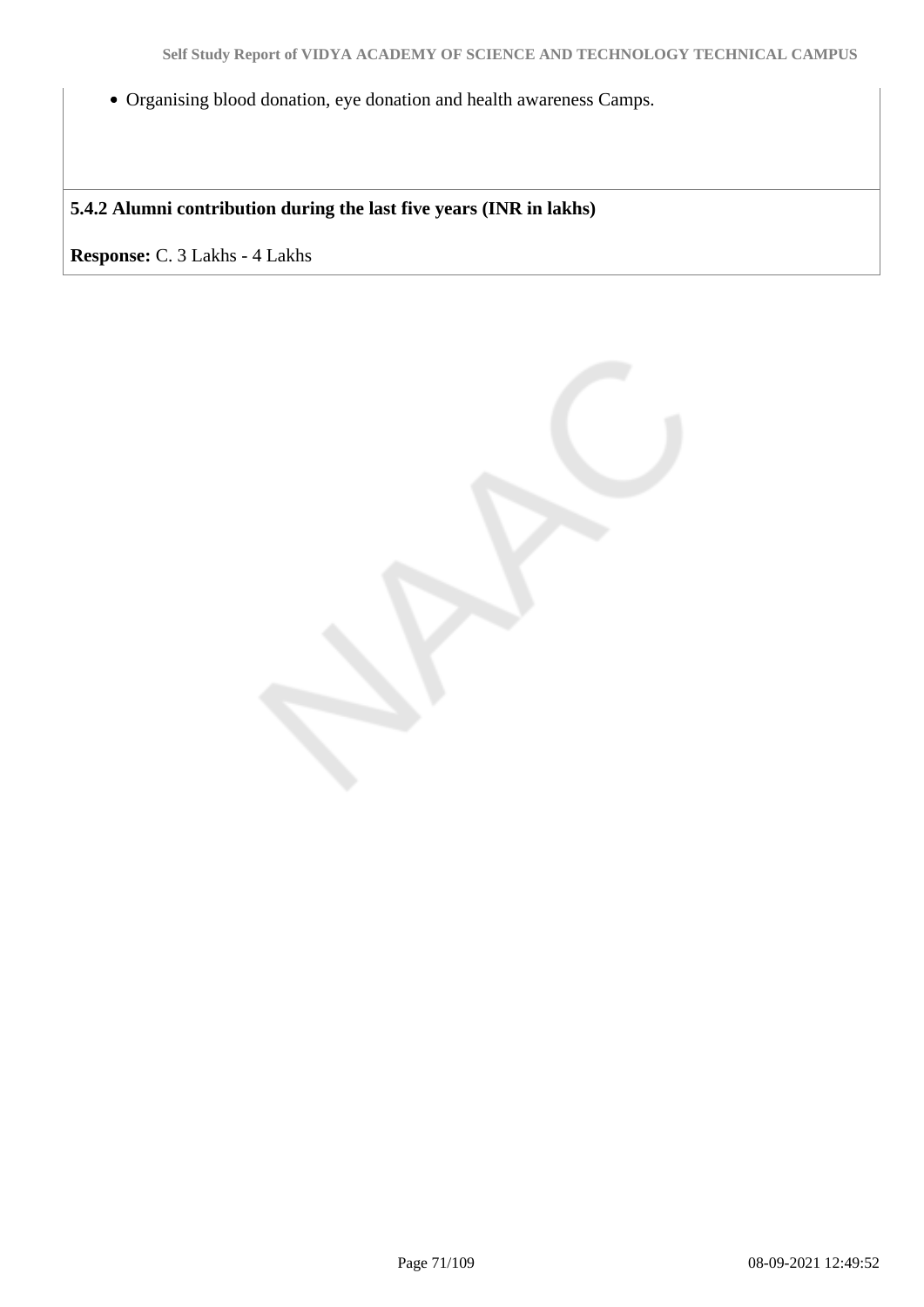- Organising blood donation, eye donation and health awareness Camps.

**5.4.2 Alumni contribution during the last five years (INR in lakhs)**

**Response:** C. 3 Lakhs - 4 Lakhs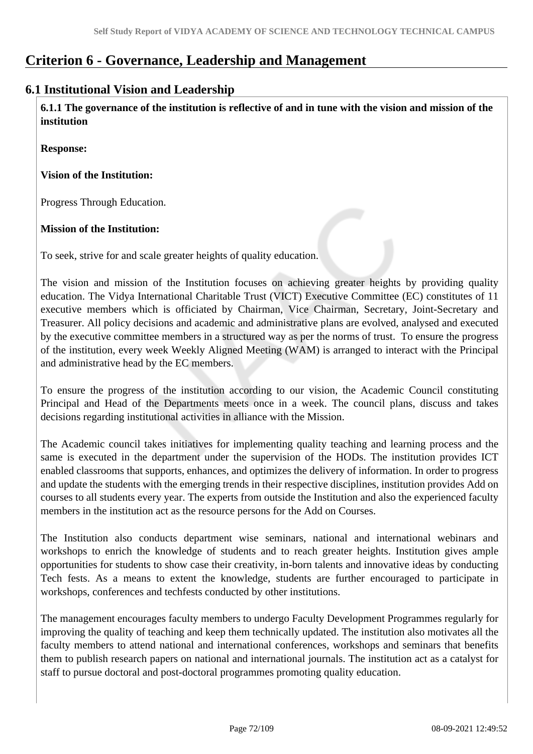# Criterion 6 - Governance, Leadership and Management

## 6.1 Institutional Vision and Leadership

**6.1.1 The governance of the institution is reflective of and in tune with the vision and mission of the institution**

**Response:**

**Vision of the Institution:**

Progress Through Education.

**Mission of the Institution:**

To seek, strive for and scale greater heights of quality education.

The vision and mission of the Institution focuses on achieving greater heights by providing quality education. The Vidya International Charitable Trust (VICT) Executive Committee (EC) constitutes of 11 executive members which is officiated by Chairman, Vice Chairman, Secretary, Joint-Secretary and Treasurer. All policy decisions and academic and administrative plans are evolved, analysed and executed by the executive committee members in a structured way as per the norms of trust. To ensure the progress of the institution, every week Weekly Aligned Meeting (WAM) is arranged to interact with the Principal and administrative head by the EC members.

To ensure the progress of the institution according to our vision, the Academic Council constituting Principal and Head of the Departments meets once in a week. The council plans, discuss and takes decisions regarding institutional activities in alliance with the Mission.

The Academic council takes initiatives for implementing quality teaching and learning process and the same is executed in the department under the supervision of the HODs. The institution provides ICT enabled classrooms that supports, enhances, and optimizes the delivery of information. In order to progress and update the students with the emerging trends in their respective disciplines, institution provides Add on courses to all students every year. The experts from outside the Institution and also the experienced faculty members in the institution act as the resource persons for the Add on Courses.

The Institution also conducts department wise seminars, national and international webinars and workshops to enrich the knowledge of students and to reach greater heights. Institution gives ample opportunities for students to show case their creativity, in-born talents and innovative ideas by conducting Tech fests. As a means to extent the knowledge, students are further encouraged to participate in workshops, conferences and techfests conducted by other institutions.

The management encourages faculty members to undergo Faculty Development Programmes regularly for improving the quality of teaching and keep them technically updated. The institution also motivates all the faculty members to attend national and international conferences, workshops and seminars that benefits them to publish research papers on national and international journals. The institution act as a catalyst for staff to pursue doctoral and post-doctoral programmes promoting quality education.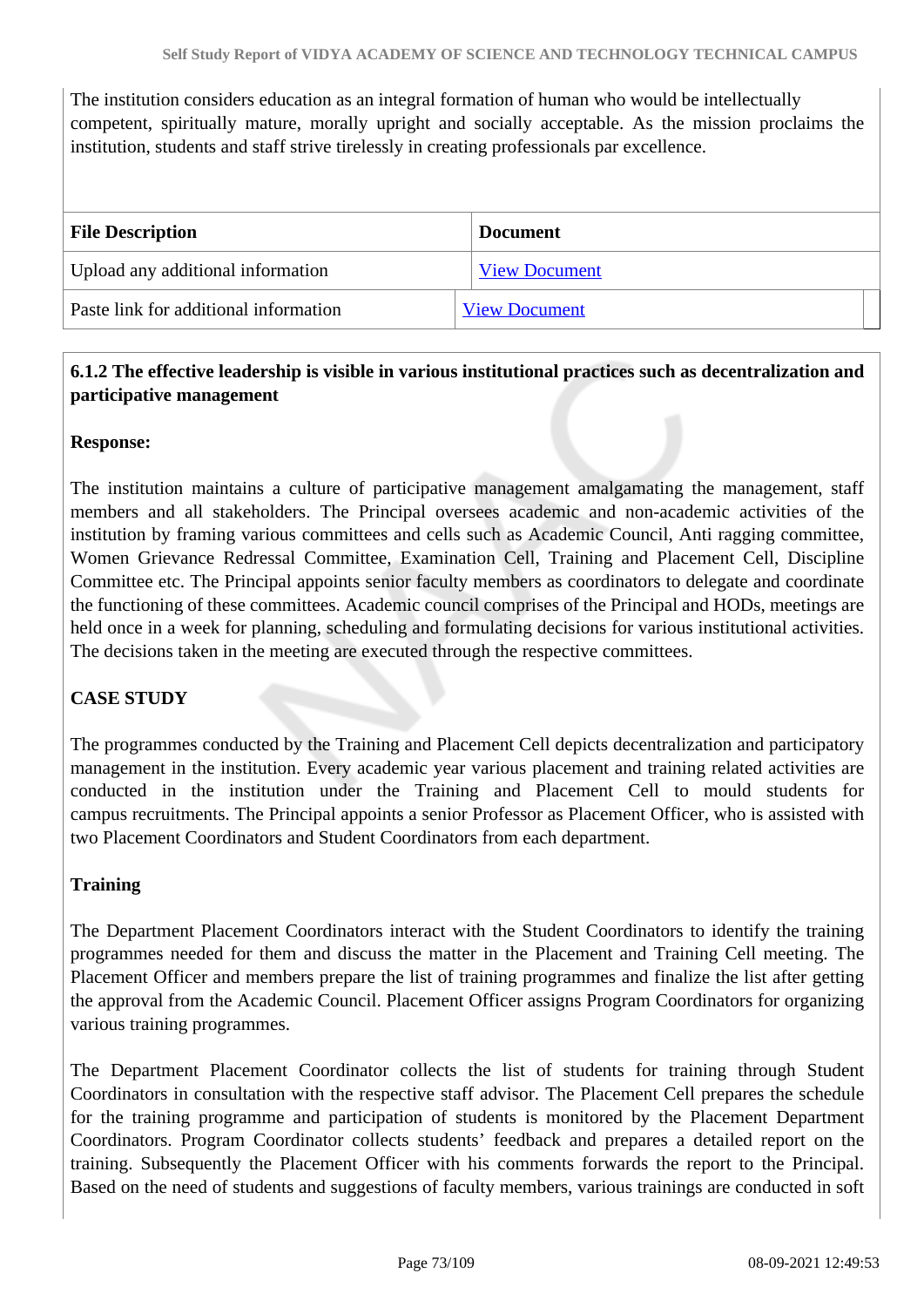The institution considers education as an integral formation of human who would be intellectually competent, spiritually mature, morally upright and socially acceptable. As the mission proclaims the institution, students and staff strive tirelessly in creating professionals par excellence.

| File Description | Document |
|---|---|
| Upload any additional information | View Document |
| Paste link for additional information | View Document |

**6.1.2 The effective leadership is visible in various institutional practices such as decentralization and participative management**

**Response:**

The institution maintains a culture of participative management amalgamating the management, staff members and all stakeholders. The Principal oversees academic and non-academic activities of the institution by framing various committees and cells such as Academic Council, Anti ragging committee, Women Grievance Redressal Committee, Examination Cell, Training and Placement Cell, Discipline Committee etc. The Principal appoints senior faculty members as coordinators to delegate and coordinate the functioning of these committees. Academic council comprises of the Principal and HODs, meetings are held once in a week for planning, scheduling and formulating decisions for various institutional activities. The decisions taken in the meeting are executed through the respective committees.

**CASE STUDY**

The programmes conducted by the Training and Placement Cell depicts decentralization and participatory management in the institution. Every academic year various placement and training related activities are conducted in the institution under the Training and Placement Cell to mould students for campus recruitments. The Principal appoints a senior Professor as Placement Officer, who is assisted with two Placement Coordinators and Student Coordinators from each department.

**Training**

The Department Placement Coordinators interact with the Student Coordinators to identify the training programmes needed for them and discuss the matter in the Placement and Training Cell meeting. The Placement Officer and members prepare the list of training programmes and finalize the list after getting the approval from the Academic Council. Placement Officer assigns Program Coordinators for organizing various training programmes.

The Department Placement Coordinator collects the list of students for training through Student Coordinators in consultation with the respective staff advisor. The Placement Cell prepares the schedule for the training programme and participation of students is monitored by the Placement Department Coordinators. Program Coordinator collects students' feedback and prepares a detailed report on the training. Subsequently the Placement Officer with his comments forwards the report to the Principal. Based on the need of students and suggestions of faculty members, various trainings are conducted in soft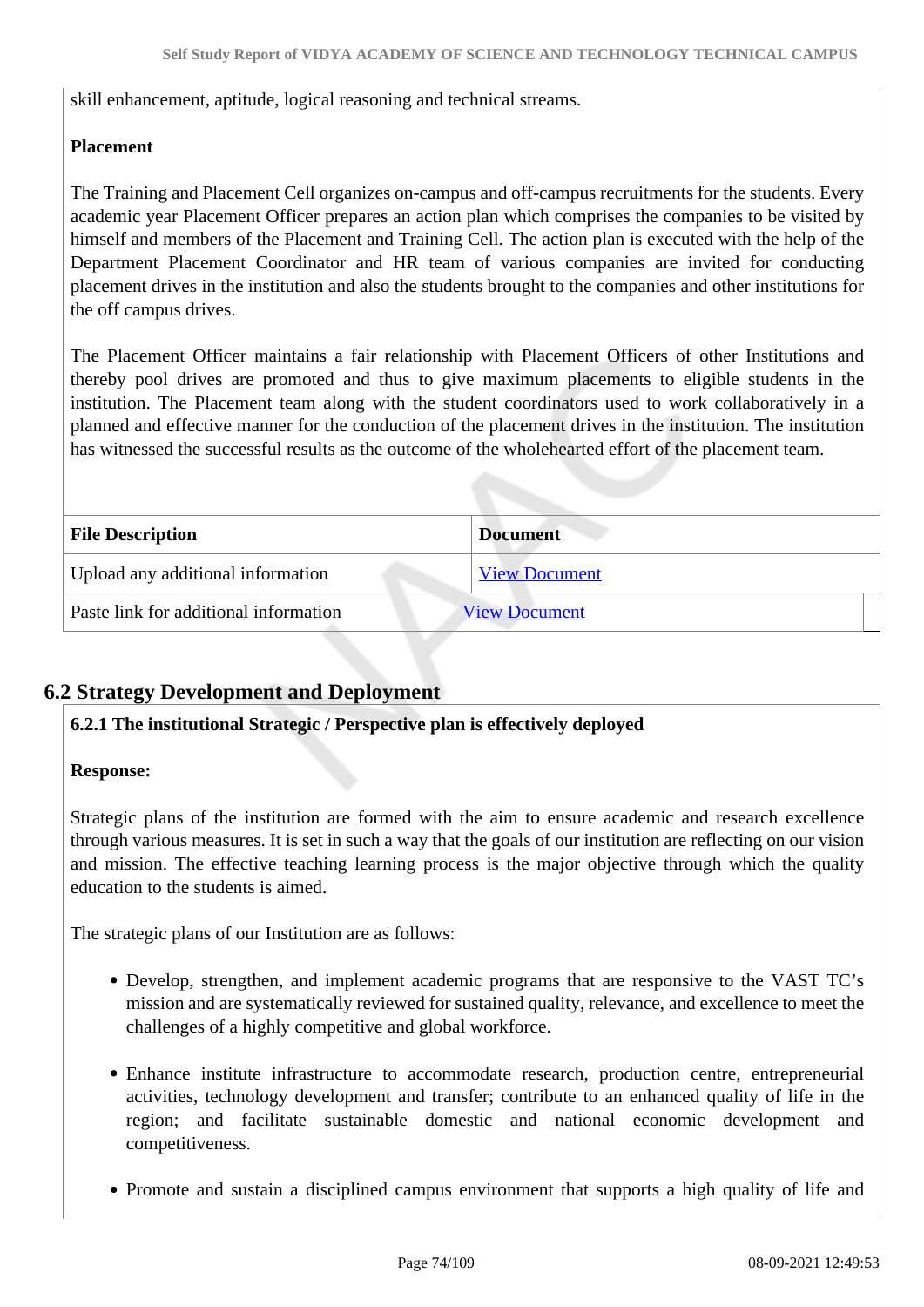skill enhancement, aptitude, logical reasoning and technical streams.

**Placement**

The Training and Placement Cell organizes on-campus and off-campus recruitments for the students. Every academic year Placement Officer prepares an action plan which comprises the companies to be visited by himself and members of the Placement and Training Cell. The action plan is executed with the help of the Department Placement Coordinator and HR team of various companies are invited for conducting placement drives in the institution and also the students brought to the companies and other institutions for the off campus drives.

The Placement Officer maintains a fair relationship with Placement Officers of other Institutions and thereby pool drives are promoted and thus to give maximum placements to eligible students in the institution. The Placement team along with the student coordinators used to work collaboratively in a planned and effective manner for the conduction of the placement drives in the institution. The institution has witnessed the successful results as the outcome of the wholehearted effort of the placement team.

| File Description | Document |
|---|---|
| Upload any additional information | View Document |
| Paste link for additional information | View Document |

## 6.2 Strategy Development and Deployment

**6.2.1 The institutional Strategic / Perspective plan is effectively deployed**

**Response:**

Strategic plans of the institution are formed with the aim to ensure academic and research excellence through various measures. It is set in such a way that the goals of our institution are reflecting on our vision and mission. The effective teaching learning process is the major objective through which the quality education to the students is aimed.

The strategic plans of our Institution are as follows:

- Develop, strengthen, and implement academic programs that are responsive to the VAST TC's mission and are systematically reviewed for sustained quality, relevance, and excellence to meet the challenges of a highly competitive and global workforce.
- Enhance institute infrastructure to accommodate research, production centre, entrepreneurial activities, technology development and transfer; contribute to an enhanced quality of life in the region; and facilitate sustainable domestic and national economic development and competitiveness.
- Promote and sustain a disciplined campus environment that supports a high quality of life and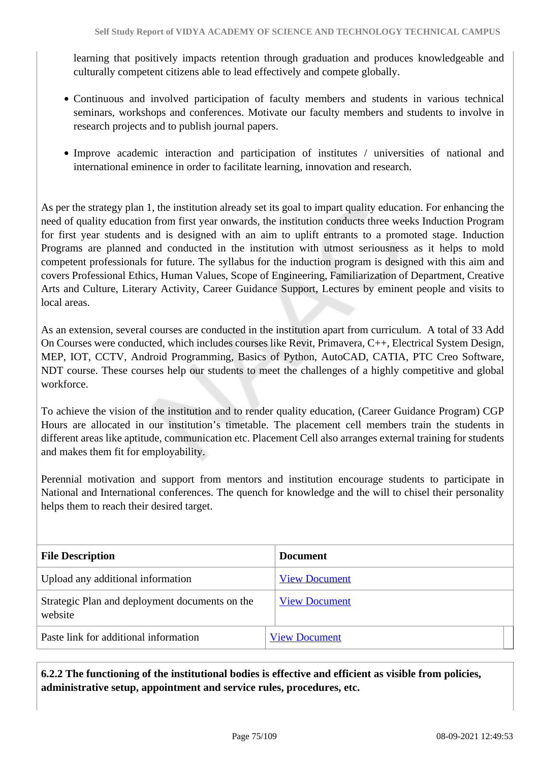learning that positively impacts retention through graduation and produces knowledgeable and culturally competent citizens able to lead effectively and compete globally.

- Continuous and involved participation of faculty members and students in various technical seminars, workshops and conferences. Motivate our faculty members and students to involve in research projects and to publish journal papers.
- Improve academic interaction and participation of institutes / universities of national and international eminence in order to facilitate learning, innovation and research.

As per the strategy plan 1, the institution already set its goal to impart quality education. For enhancing the need of quality education from first year onwards, the institution conducts three weeks Induction Program for first year students and is designed with an aim to uplift entrants to a promoted stage. Induction Programs are planned and conducted in the institution with utmost seriousness as it helps to mold competent professionals for future. The syllabus for the induction program is designed with this aim and covers Professional Ethics, Human Values, Scope of Engineering, Familiarization of Department, Creative Arts and Culture, Literary Activity, Career Guidance Support, Lectures by eminent people and visits to local areas.

As an extension, several courses are conducted in the institution apart from curriculum. A total of 33 Add On Courses were conducted, which includes courses like Revit, Primavera, C++, Electrical System Design, MEP, IOT, CCTV, Android Programming, Basics of Python, AutoCAD, CATIA, PTC Creo Software, NDT course. These courses help our students to meet the challenges of a highly competitive and global workforce.

To achieve the vision of the institution and to render quality education, (Career Guidance Program) CGP Hours are allocated in our institution's timetable. The placement cell members train the students in different areas like aptitude, communication etc. Placement Cell also arranges external training for students and makes them fit for employability.

Perennial motivation and support from mentors and institution encourage students to participate in National and International conferences. The quench for knowledge and the will to chisel their personality helps them to reach their desired target.

| File Description | Document |
|---|---|
| Upload any additional information | View Document |
| Strategic Plan and deployment documents on the website | View Document |
| Paste link for additional information | View Document |

**6.2.2 The functioning of the institutional bodies is effective and efficient as visible from policies, administrative setup, appointment and service rules, procedures, etc.**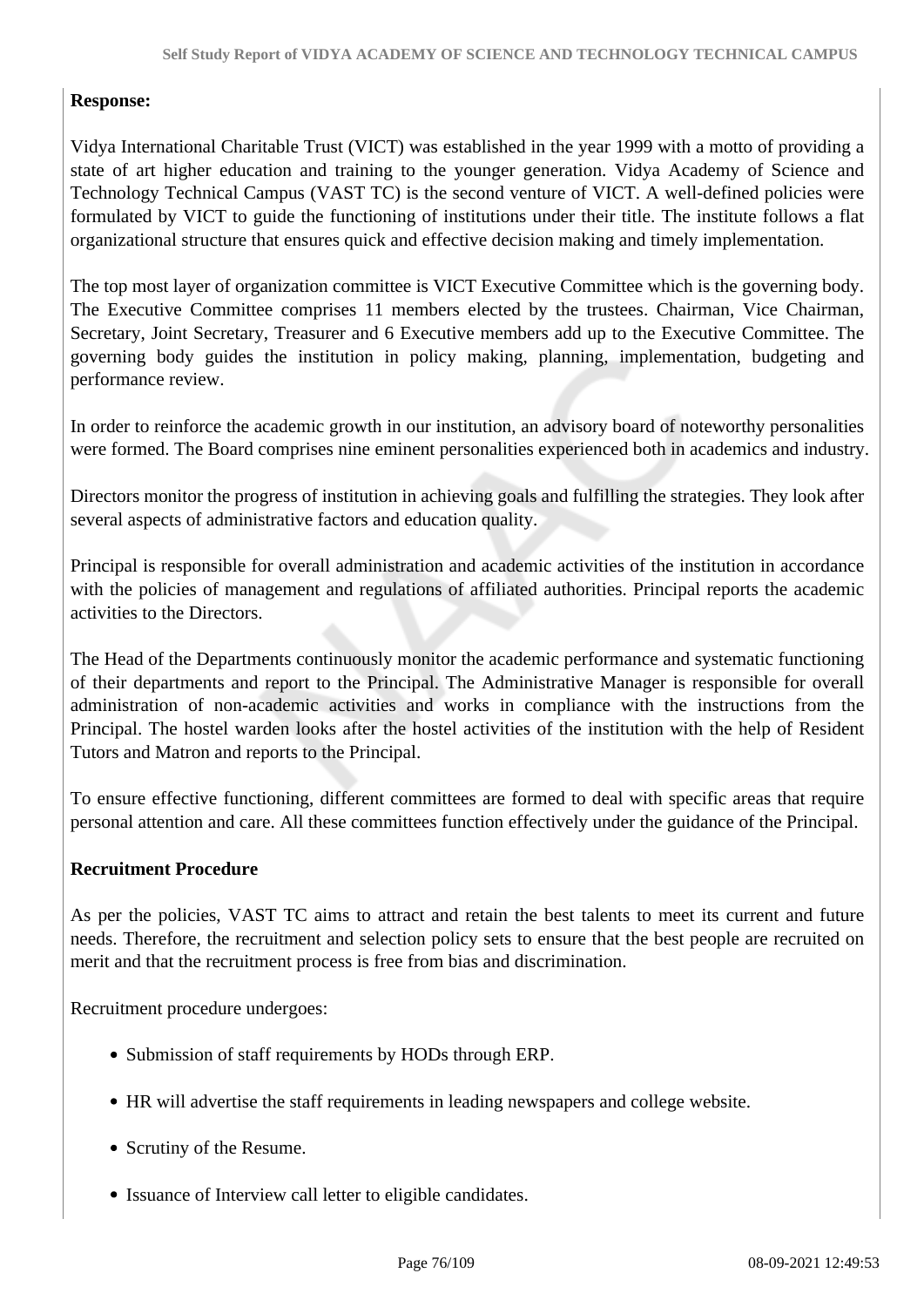**Response:**

Vidya International Charitable Trust (VICT) was established in the year 1999 with a motto of providing a state of art higher education and training to the younger generation. Vidya Academy of Science and Technology Technical Campus (VAST TC) is the second venture of VICT. A well-defined policies were formulated by VICT to guide the functioning of institutions under their title. The institute follows a flat organizational structure that ensures quick and effective decision making and timely implementation.

The top most layer of organization committee is VICT Executive Committee which is the governing body. The Executive Committee comprises 11 members elected by the trustees. Chairman, Vice Chairman, Secretary, Joint Secretary, Treasurer and 6 Executive members add up to the Executive Committee. The governing body guides the institution in policy making, planning, implementation, budgeting and performance review.

In order to reinforce the academic growth in our institution, an advisory board of noteworthy personalities were formed. The Board comprises nine eminent personalities experienced both in academics and industry.

Directors monitor the progress of institution in achieving goals and fulfilling the strategies. They look after several aspects of administrative factors and education quality.

Principal is responsible for overall administration and academic activities of the institution in accordance with the policies of management and regulations of affiliated authorities. Principal reports the academic activities to the Directors.

The Head of the Departments continuously monitor the academic performance and systematic functioning of their departments and report to the Principal. The Administrative Manager is responsible for overall administration of non-academic activities and works in compliance with the instructions from the Principal. The hostel warden looks after the hostel activities of the institution with the help of Resident Tutors and Matron and reports to the Principal.

To ensure effective functioning, different committees are formed to deal with specific areas that require personal attention and care. All these committees function effectively under the guidance of the Principal.

**Recruitment Procedure**

As per the policies, VAST TC aims to attract and retain the best talents to meet its current and future needs. Therefore, the recruitment and selection policy sets to ensure that the best people are recruited on merit and that the recruitment process is free from bias and discrimination.

Recruitment procedure undergoes:

- Submission of staff requirements by HODs through ERP.
- HR will advertise the staff requirements in leading newspapers and college website.
- Scrutiny of the Resume.
- Issuance of Interview call letter to eligible candidates.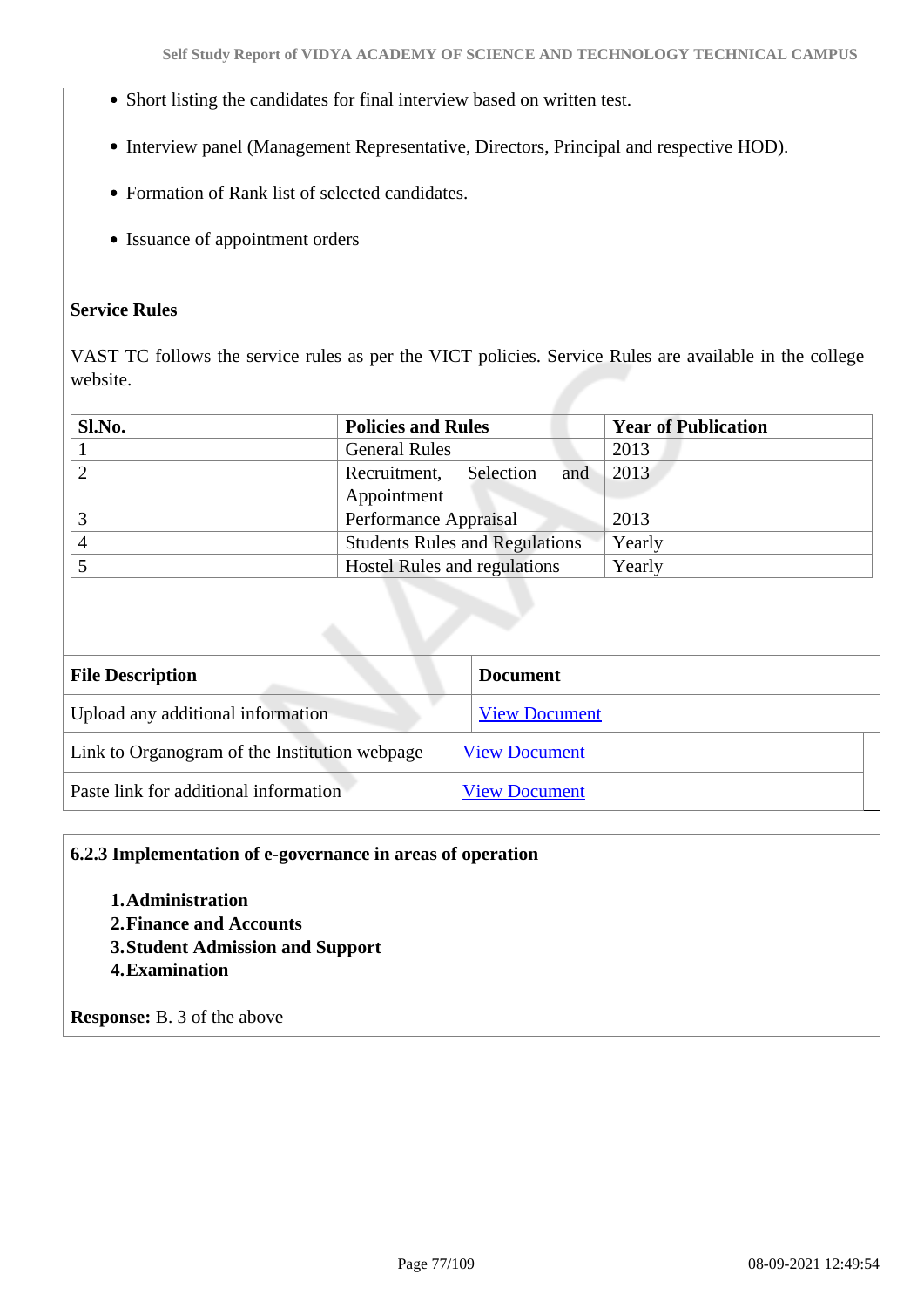- Short listing the candidates for final interview based on written test.
- Interview panel (Management Representative, Directors, Principal and respective HOD).
- Formation of Rank list of selected candidates.
- Issuance of appointment orders

**Service Rules**

VAST TC follows the service rules as per the VICT policies. Service Rules are available in the college website.

| Sl.No. | Policies and Rules | Year of Publication |
|---|---|---|
| 1 | General Rules | 2013 |
| 2 | Recruitment, Selection and Appointment | 2013 |
| 3 | Performance Appraisal | 2013 |
| 4 | Students Rules and Regulations | Yearly |
| 5 | Hostel Rules and regulations | Yearly |

| File Description | Document |
|---|---|
| Upload any additional information | View Document |
| Link to Organogram of the Institution webpage | View Document |
| Paste link for additional information | View Document |

**6.2.3 Implementation of e-governance in areas of operation**

1. **Administration**
2. **Finance and Accounts**
3. **Student Admission and Support**
4. **Examination**

**Response:** B. 3 of the above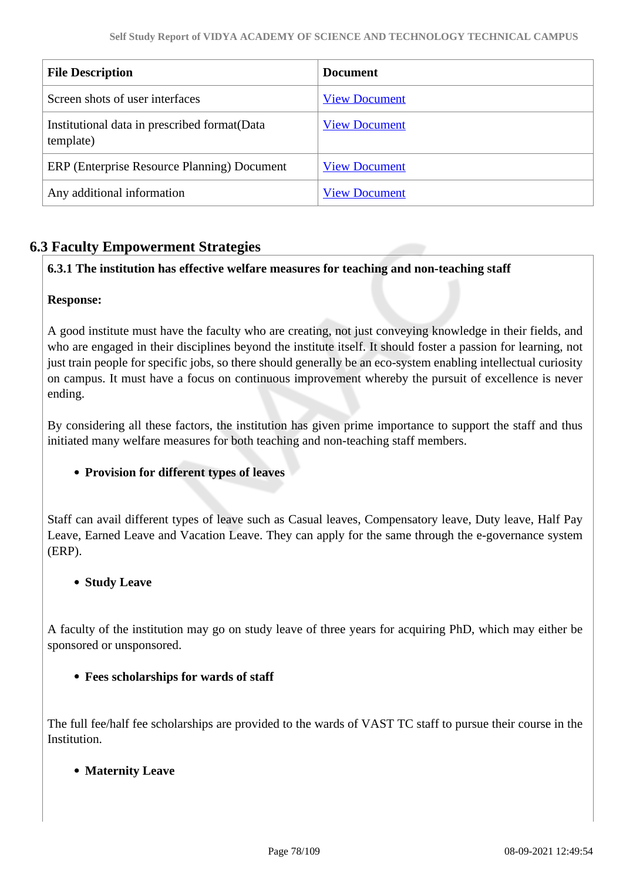| File Description | Document |
|---|---|
| Screen shots of user interfaces | View Document |
| Institutional data in prescribed format(Data template) | View Document |
| ERP (Enterprise Resource Planning) Document | View Document |
| Any additional information | View Document |

## 6.3 Faculty Empowerment Strategies

**6.3.1 The institution has effective welfare measures for teaching and non-teaching staff**

**Response:**

A good institute must have the faculty who are creating, not just conveying knowledge in their fields, and who are engaged in their disciplines beyond the institute itself. It should foster a passion for learning, not just train people for specific jobs, so there should generally be an eco-system enabling intellectual curiosity on campus. It must have a focus on continuous improvement whereby the pursuit of excellence is never ending.

By considering all these factors, the institution has given prime importance to support the staff and thus initiated many welfare measures for both teaching and non-teaching staff members.

- **Provision for different types of leaves**

Staff can avail different types of leave such as Casual leaves, Compensatory leave, Duty leave, Half Pay Leave, Earned Leave and Vacation Leave. They can apply for the same through the e-governance system (ERP).

- **Study Leave**

A faculty of the institution may go on study leave of three years for acquiring PhD, which may either be sponsored or unsponsored.

- **Fees scholarships for wards of staff**

The full fee/half fee scholarships are provided to the wards of VAST TC staff to pursue their course in the Institution.

- **Maternity Leave**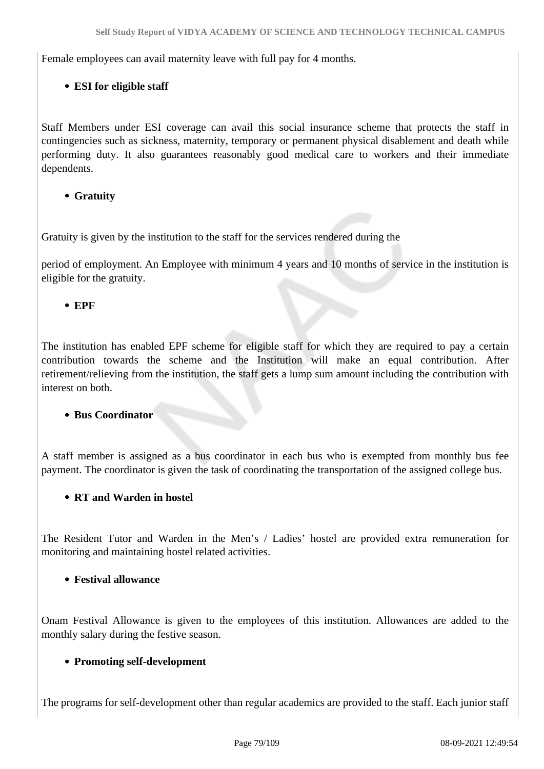Female employees can avail maternity leave with full pay for 4 months.

- **ESI for eligible staff**

Staff Members under ESI coverage can avail this social insurance scheme that protects the staff in contingencies such as sickness, maternity, temporary or permanent physical disablement and death while performing duty. It also guarantees reasonably good medical care to workers and their immediate dependents.

- **Gratuity**

Gratuity is given by the institution to the staff for the services rendered during the

period of employment. An Employee with minimum 4 years and 10 months of service in the institution is eligible for the gratuity.

- **EPF**

The institution has enabled EPF scheme for eligible staff for which they are required to pay a certain contribution towards the scheme and the Institution will make an equal contribution. After retirement/relieving from the institution, the staff gets a lump sum amount including the contribution with interest on both.

- **Bus Coordinator**

A staff member is assigned as a bus coordinator in each bus who is exempted from monthly bus fee payment. The coordinator is given the task of coordinating the transportation of the assigned college bus.

- **RT and Warden in hostel**

The Resident Tutor and Warden in the Men's / Ladies' hostel are provided extra remuneration for monitoring and maintaining hostel related activities.

- **Festival allowance**

Onam Festival Allowance is given to the employees of this institution. Allowances are added to the monthly salary during the festive season.

- **Promoting self-development**

The programs for self-development other than regular academics are provided to the staff. Each junior staff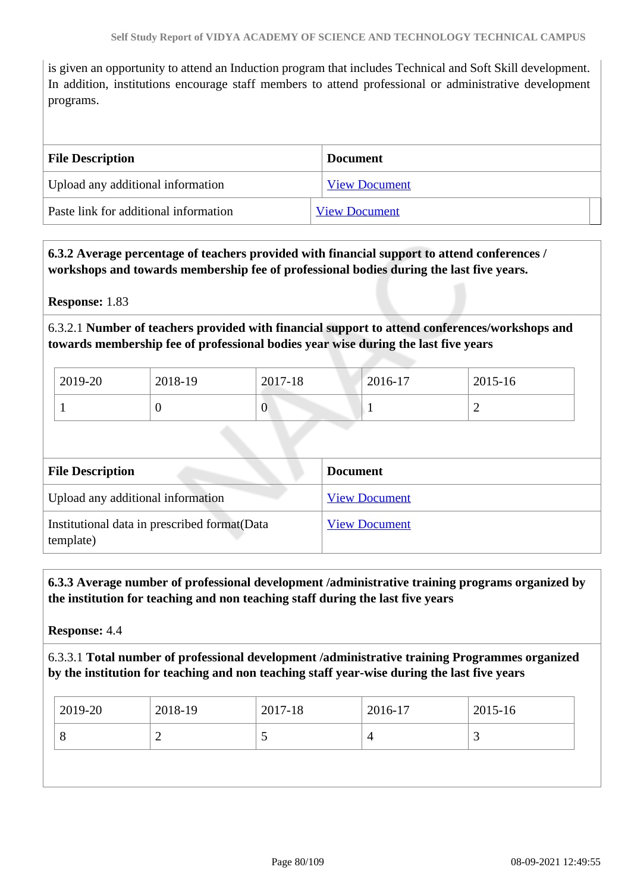is given an opportunity to attend an Induction program that includes Technical and Soft Skill development. In addition, institutions encourage staff members to attend professional or administrative development programs.

| File Description | Document |
|---|---|
| Upload any additional information | View Document |
| Paste link for additional information | View Document |

**6.3.2 Average percentage of teachers provided with financial support to attend conferences / workshops and towards membership fee of professional bodies during the last five years.**

**Response:** 1.83

6.3.2.1 **Number of teachers provided with financial support to attend conferences/workshops and towards membership fee of professional bodies year wise during the last five years**

| 2019-20 | 2018-19 | 2017-18 | 2016-17 | 2015-16 |
|---|---|---|---|---|
| 1 | 0 | 0 | 1 | 2 |

| File Description | Document |
|---|---|
| Upload any additional information | View Document |
| Institutional data in prescribed format(Data template) | View Document |

**6.3.3 Average number of professional development /administrative training programs organized by the institution for teaching and non teaching staff during the last five years**

**Response:** 4.4

6.3.3.1 **Total number of professional development /administrative training Programmes organized by the institution for teaching and non teaching staff year-wise during the last five years**

| 2019-20 | 2018-19 | 2017-18 | 2016-17 | 2015-16 |
|---|---|---|---|---|
| 8 | 2 | 5 | 4 | 3 |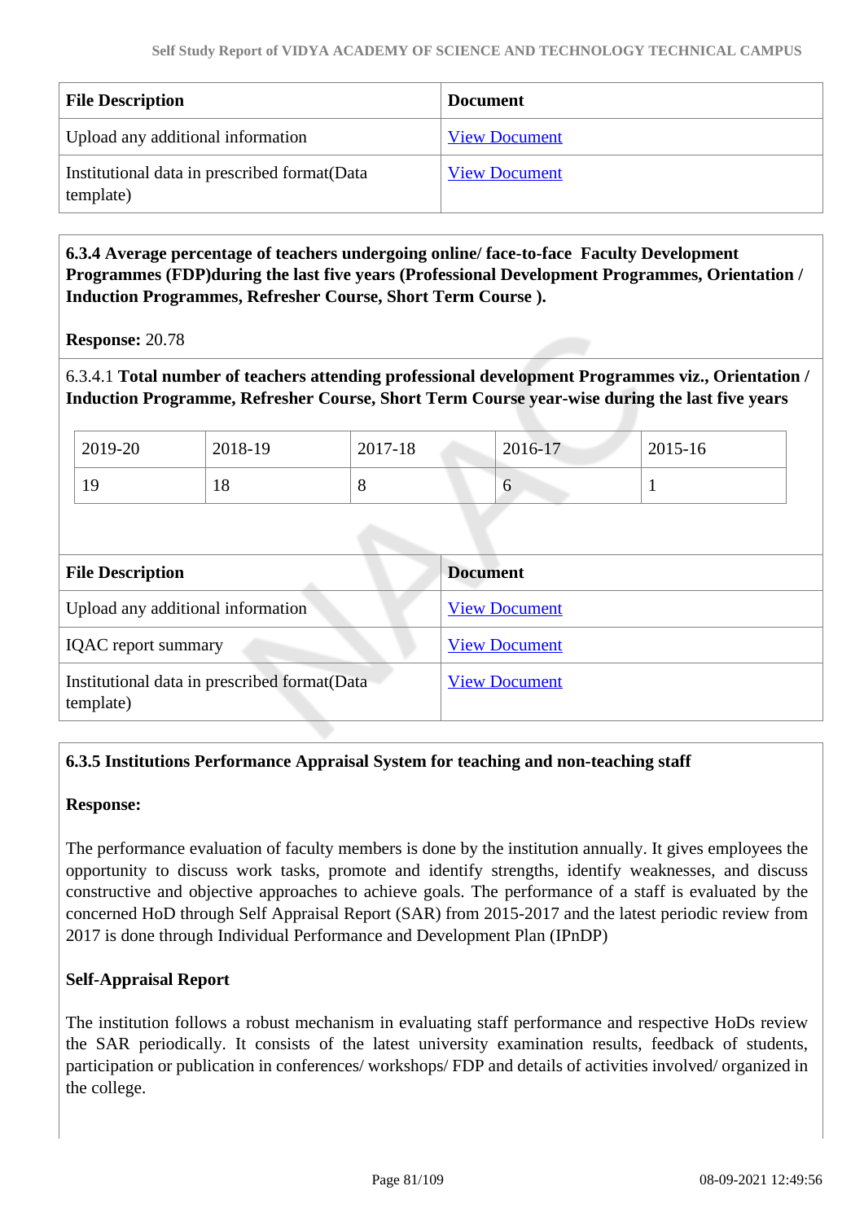| File Description | Document |
|---|---|
| Upload any additional information | View Document |
| Institutional data in prescribed format(Data template) | View Document |

**6.3.4 Average percentage of teachers undergoing online/ face-to-face Faculty Development Programmes (FDP)during the last five years (Professional Development Programmes, Orientation / Induction Programmes, Refresher Course, Short Term Course ).**

**Response:** 20.78

6.3.4.1 **Total number of teachers attending professional development Programmes viz., Orientation / Induction Programme, Refresher Course, Short Term Course year-wise during the last five years**

| 2019-20 | 2018-19 | 2017-18 | 2016-17 | 2015-16 |
|---|---|---|---|---|
| 19 | 18 | 8 | 6 | 1 |

| File Description | Document |
|---|---|
| Upload any additional information | View Document |
| IQAC report summary | View Document |
| Institutional data in prescribed format(Data template) | View Document |

**6.3.5 Institutions Performance Appraisal System for teaching and non-teaching staff**

**Response:**

The performance evaluation of faculty members is done by the institution annually. It gives employees the opportunity to discuss work tasks, promote and identify strengths, identify weaknesses, and discuss constructive and objective approaches to achieve goals. The performance of a staff is evaluated by the concerned HoD through Self Appraisal Report (SAR) from 2015-2017 and the latest periodic review from 2017 is done through Individual Performance and Development Plan (IPnDP)

**Self-Appraisal Report**

The institution follows a robust mechanism in evaluating staff performance and respective HoDs review the SAR periodically. It consists of the latest university examination results, feedback of students, participation or publication in conferences/ workshops/ FDP and details of activities involved/ organized in the college.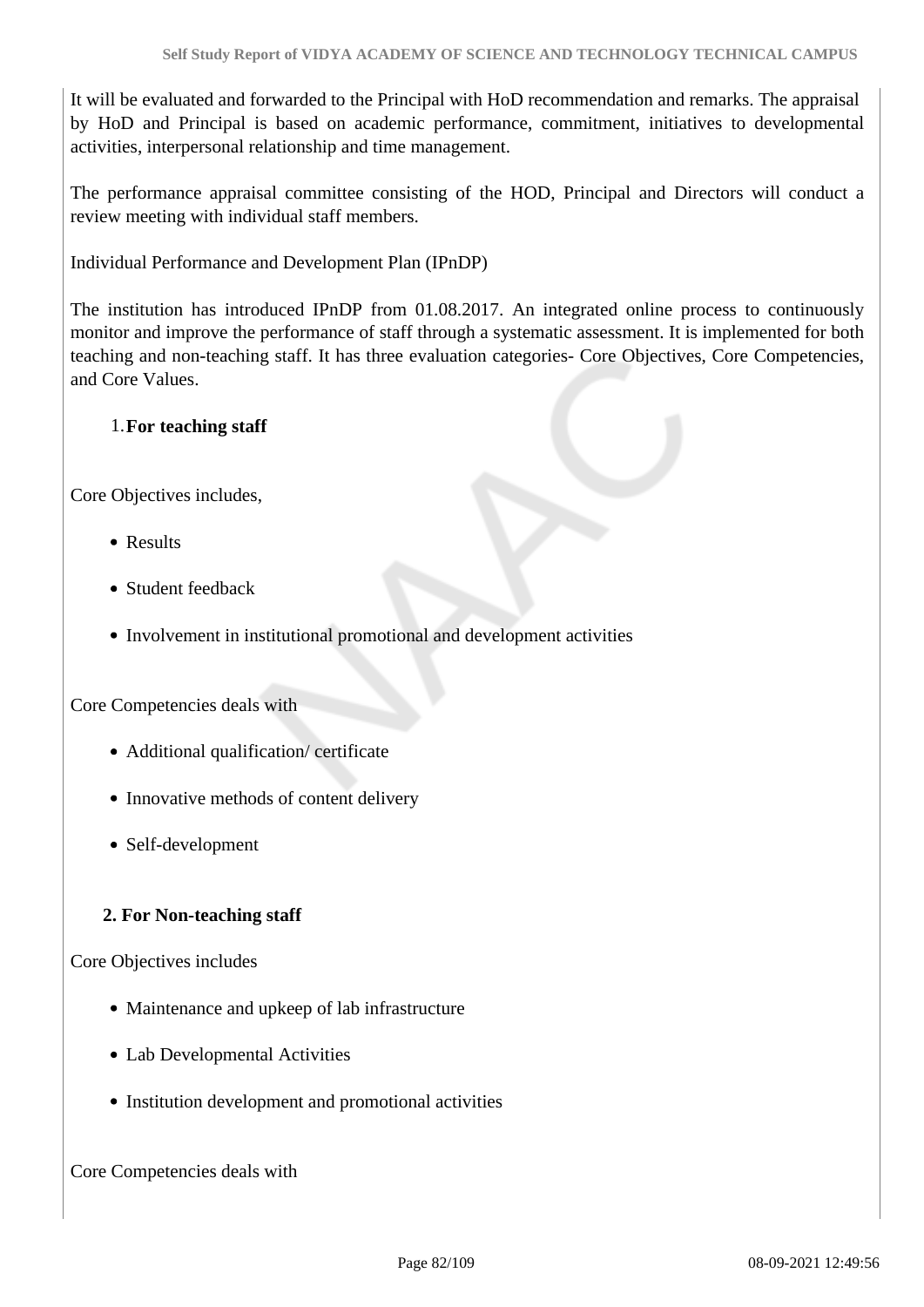It will be evaluated and forwarded to the Principal with HoD recommendation and remarks. The appraisal by HoD and Principal is based on academic performance, commitment, initiatives to developmental activities, interpersonal relationship and time management.

The performance appraisal committee consisting of the HOD, Principal and Directors will conduct a review meeting with individual staff members.

Individual Performance and Development Plan (IPnDP)

The institution has introduced IPnDP from 01.08.2017. An integrated online process to continuously monitor and improve the performance of staff through a systematic assessment. It is implemented for both teaching and non-teaching staff. It has three evaluation categories- Core Objectives, Core Competencies, and Core Values.

1. **For teaching staff**

Core Objectives includes,

- Results
- Student feedback
- Involvement in institutional promotional and development activities

Core Competencies deals with

- Additional qualification/ certificate
- Innovative methods of content delivery
- Self-development

**2. For Non-teaching staff**

Core Objectives includes

- Maintenance and upkeep of lab infrastructure
- Lab Developmental Activities
- Institution development and promotional activities

Core Competencies deals with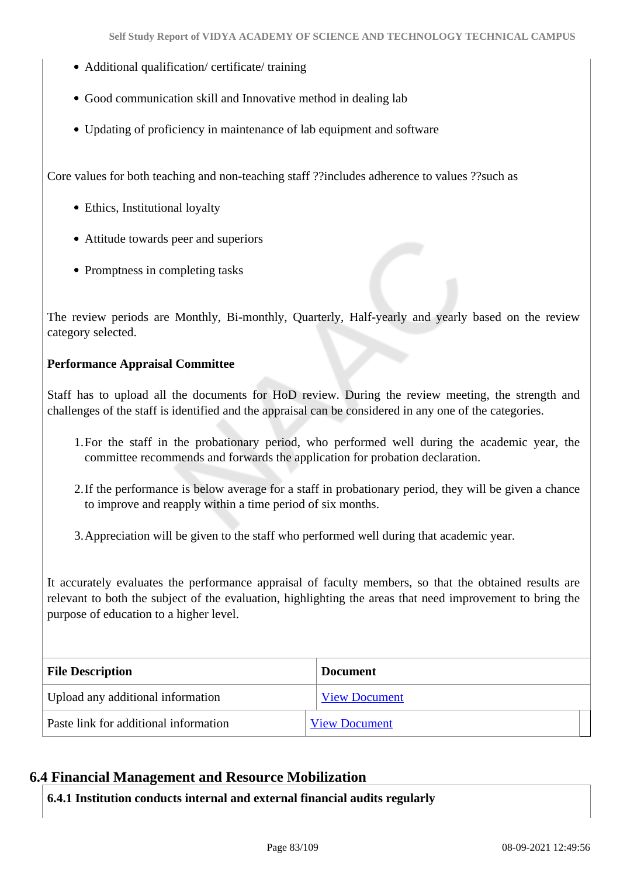- Additional qualification/ certificate/ training
- Good communication skill and Innovative method in dealing lab
- Updating of proficiency in maintenance of lab equipment and software

Core values for both teaching and non-teaching staff ??includes adherence to values ??such as

- Ethics, Institutional loyalty
- Attitude towards peer and superiors
- Promptness in completing tasks

The review periods are Monthly, Bi-monthly, Quarterly, Half-yearly and yearly based on the review category selected.

**Performance Appraisal Committee**

Staff has to upload all the documents for HoD review. During the review meeting, the strength and challenges of the staff is identified and the appraisal can be considered in any one of the categories.

1. For the staff in the probationary period, who performed well during the academic year, the committee recommends and forwards the application for probation declaration.
2. If the performance is below average for a staff in probationary period, they will be given a chance to improve and reapply within a time period of six months.
3. Appreciation will be given to the staff who performed well during that academic year.

It accurately evaluates the performance appraisal of faculty members, so that the obtained results are relevant to both the subject of the evaluation, highlighting the areas that need improvement to bring the purpose of education to a higher level.

| File Description | Document |
|---|---|
| Upload any additional information | View Document |
| Paste link for additional information | View Document |

## 6.4 Financial Management and Resource Mobilization

**6.4.1 Institution conducts internal and external financial audits regularly**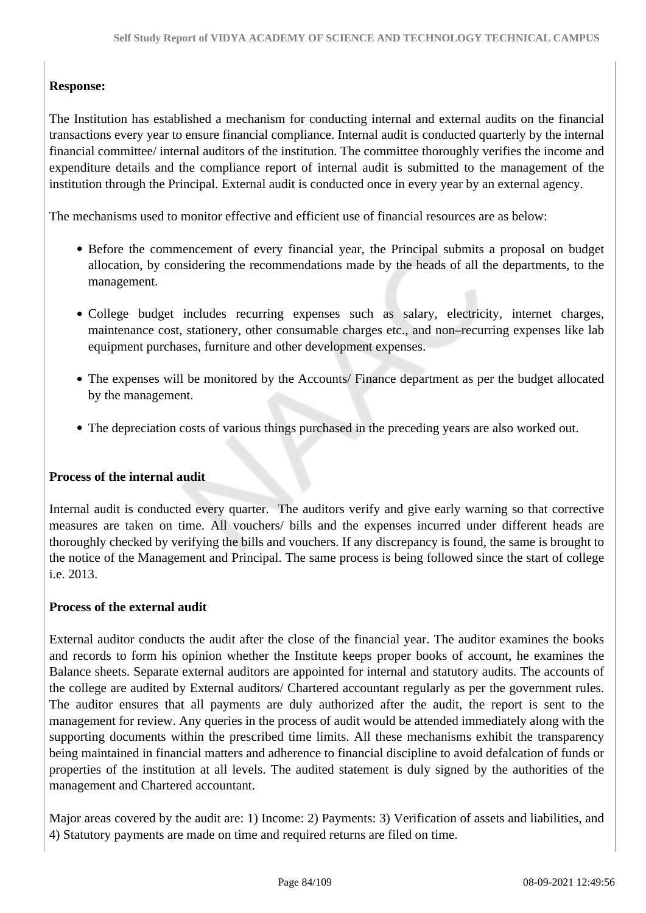**Response:**

The Institution has established a mechanism for conducting internal and external audits on the financial transactions every year to ensure financial compliance. Internal audit is conducted quarterly by the internal financial committee/ internal auditors of the institution. The committee thoroughly verifies the income and expenditure details and the compliance report of internal audit is submitted to the management of the institution through the Principal. External audit is conducted once in every year by an external agency.

The mechanisms used to monitor effective and efficient use of financial resources are as below:

- Before the commencement of every financial year, the Principal submits a proposal on budget allocation, by considering the recommendations made by the heads of all the departments, to the management.
- College budget includes recurring expenses such as salary, electricity, internet charges, maintenance cost, stationery, other consumable charges etc., and non–recurring expenses like lab equipment purchases, furniture and other development expenses.
- The expenses will be monitored by the Accounts/ Finance department as per the budget allocated by the management.
- The depreciation costs of various things purchased in the preceding years are also worked out.

**Process of the internal audit**

Internal audit is conducted every quarter. The auditors verify and give early warning so that corrective measures are taken on time. All vouchers/ bills and the expenses incurred under different heads are thoroughly checked by verifying the bills and vouchers. If any discrepancy is found, the same is brought to the notice of the Management and Principal. The same process is being followed since the start of college i.e. 2013.

**Process of the external audit**

External auditor conducts the audit after the close of the financial year. The auditor examines the books and records to form his opinion whether the Institute keeps proper books of account, he examines the Balance sheets. Separate external auditors are appointed for internal and statutory audits. The accounts of the college are audited by External auditors/ Chartered accountant regularly as per the government rules. The auditor ensures that all payments are duly authorized after the audit, the report is sent to the management for review. Any queries in the process of audit would be attended immediately along with the supporting documents within the prescribed time limits. All these mechanisms exhibit the transparency being maintained in financial matters and adherence to financial discipline to avoid defalcation of funds or properties of the institution at all levels. The audited statement is duly signed by the authorities of the management and Chartered accountant.

Major areas covered by the audit are: 1) Income: 2) Payments: 3) Verification of assets and liabilities, and 4) Statutory payments are made on time and required returns are filed on time.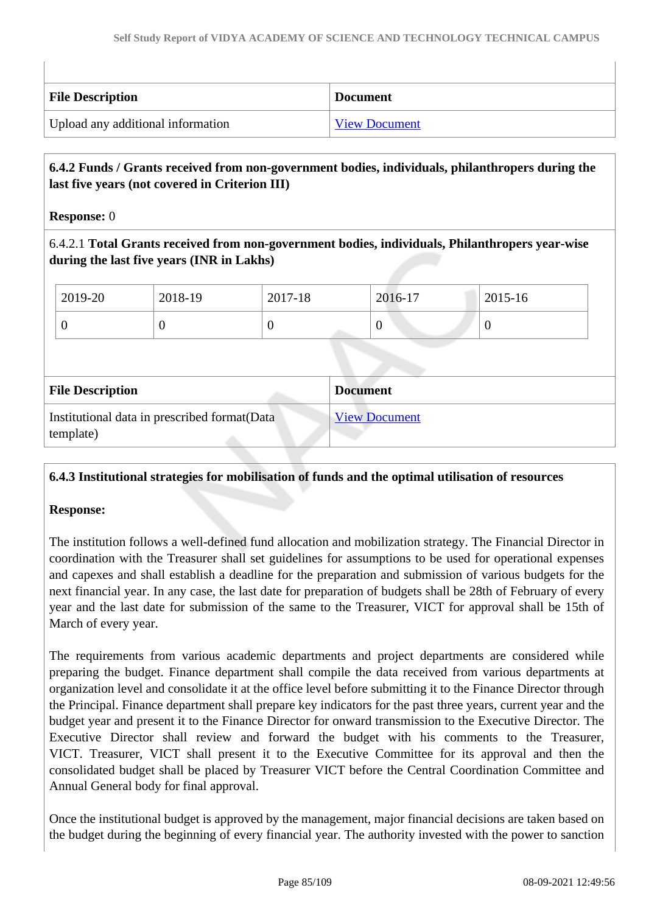| File Description | Document |
|---|---|
| Upload any additional information | View Document |

**6.4.2 Funds / Grants received from non-government bodies, individuals, philanthropers during the last five years (not covered in Criterion III)**

**Response:** 0

6.4.2.1 **Total Grants received from non-government bodies, individuals, Philanthropers year-wise during the last five years (INR in Lakhs)**

| 2019-20 | 2018-19 | 2017-18 | 2016-17 | 2015-16 |
|---|---|---|---|---|
| 0 | 0 | 0 | 0 | 0 |

| File Description | Document |
|---|---|
| Institutional data in prescribed format(Data template) | View Document |

**6.4.3 Institutional strategies for mobilisation of funds and the optimal utilisation of resources**

**Response:**

The institution follows a well-defined fund allocation and mobilization strategy. The Financial Director in coordination with the Treasurer shall set guidelines for assumptions to be used for operational expenses and capexes and shall establish a deadline for the preparation and submission of various budgets for the next financial year. In any case, the last date for preparation of budgets shall be 28th of February of every year and the last date for submission of the same to the Treasurer, VICT for approval shall be 15th of March of every year.

The requirements from various academic departments and project departments are considered while preparing the budget. Finance department shall compile the data received from various departments at organization level and consolidate it at the office level before submitting it to the Finance Director through the Principal. Finance department shall prepare key indicators for the past three years, current year and the budget year and present it to the Finance Director for onward transmission to the Executive Director. The Executive Director shall review and forward the budget with his comments to the Treasurer, VICT. Treasurer, VICT shall present it to the Executive Committee for its approval and then the consolidated budget shall be placed by Treasurer VICT before the Central Coordination Committee and Annual General body for final approval.

Once the institutional budget is approved by the management, major financial decisions are taken based on the budget during the beginning of every financial year. The authority invested with the power to sanction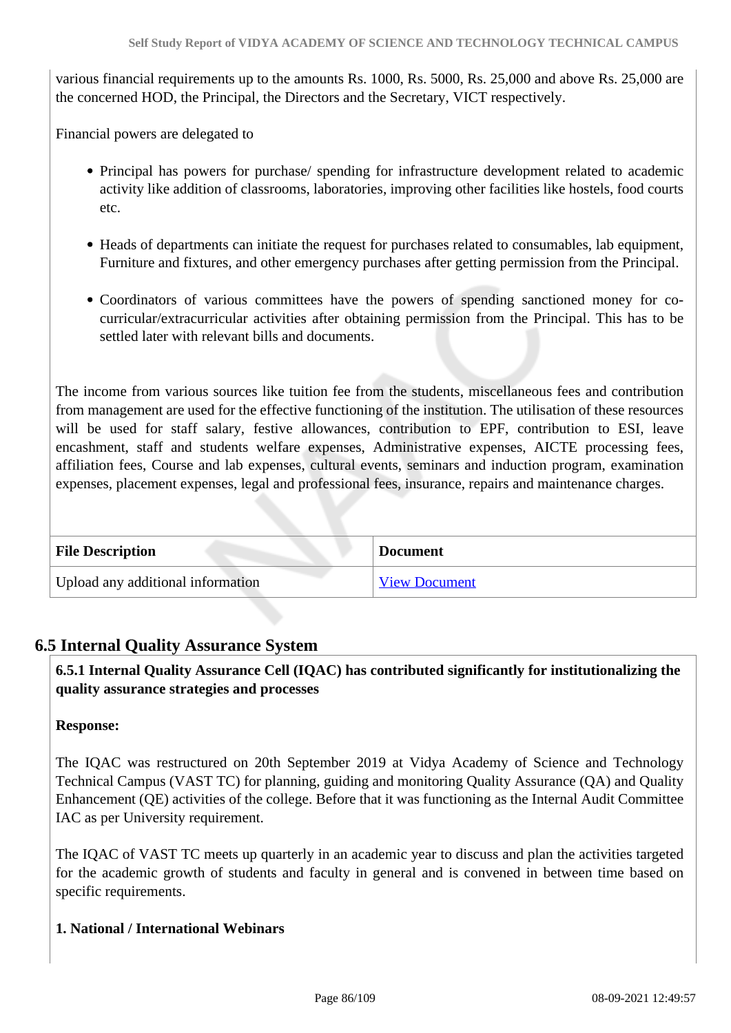various financial requirements up to the amounts Rs. 1000, Rs. 5000, Rs. 25,000 and above Rs. 25,000 are the concerned HOD, the Principal, the Directors and the Secretary, VICT respectively.

Financial powers are delegated to

- Principal has powers for purchase/ spending for infrastructure development related to academic activity like addition of classrooms, laboratories, improving other facilities like hostels, food courts etc.
- Heads of departments can initiate the request for purchases related to consumables, lab equipment, Furniture and fixtures, and other emergency purchases after getting permission from the Principal.
- Coordinators of various committees have the powers of spending sanctioned money for co-curricular/extracurricular activities after obtaining permission from the Principal. This has to be settled later with relevant bills and documents.

The income from various sources like tuition fee from the students, miscellaneous fees and contribution from management are used for the effective functioning of the institution. The utilisation of these resources will be used for staff salary, festive allowances, contribution to EPF, contribution to ESI, leave encashment, staff and students welfare expenses, Administrative expenses, AICTE processing fees, affiliation fees, Course and lab expenses, cultural events, seminars and induction program, examination expenses, placement expenses, legal and professional fees, insurance, repairs and maintenance charges.

| File Description | Document |
| --- | --- |
| Upload any additional information | View Document |

## 6.5 Internal Quality Assurance System

**6.5.1 Internal Quality Assurance Cell (IQAC) has contributed significantly for institutionalizing the quality assurance strategies and processes**

**Response:**

The IQAC was restructured on 20th September 2019 at Vidya Academy of Science and Technology Technical Campus (VAST TC) for planning, guiding and monitoring Quality Assurance (QA) and Quality Enhancement (QE) activities of the college. Before that it was functioning as the Internal Audit Committee IAC as per University requirement.

The IQAC of VAST TC meets up quarterly in an academic year to discuss and plan the activities targeted for the academic growth of students and faculty in general and is convened in between time based on specific requirements.

**1. National / International Webinars**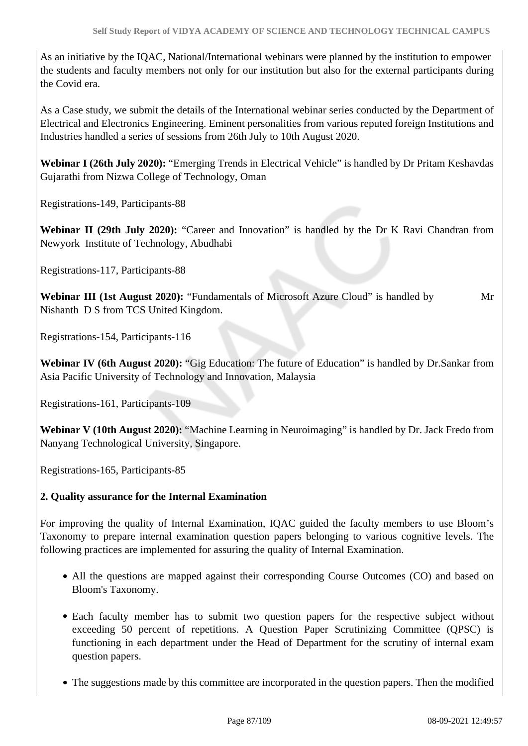As an initiative by the IQAC, National/International webinars were planned by the institution to empower the students and faculty members not only for our institution but also for the external participants during the Covid era.

As a Case study, we submit the details of the International webinar series conducted by the Department of Electrical and Electronics Engineering. Eminent personalities from various reputed foreign Institutions and Industries handled a series of sessions from 26th July to 10th August 2020.

**Webinar I (26th July 2020):** "Emerging Trends in Electrical Vehicle" is handled by Dr Pritam Keshavdas Gujarathi from Nizwa College of Technology, Oman

Registrations-149, Participants-88

**Webinar II (29th July 2020):** "Career and Innovation" is handled by the Dr K Ravi Chandran from Newyork Institute of Technology, Abudhabi

Registrations-117, Participants-88

**Webinar III (1st August 2020):** "Fundamentals of Microsoft Azure Cloud" is handled by Mr Nishanth D S from TCS United Kingdom.

Registrations-154, Participants-116

**Webinar IV (6th August 2020):** "Gig Education: The future of Education" is handled by Dr.Sankar from Asia Pacific University of Technology and Innovation, Malaysia

Registrations-161, Participants-109

**Webinar V (10th August 2020):** "Machine Learning in Neuroimaging" is handled by Dr. Jack Fredo from Nanyang Technological University, Singapore.

Registrations-165, Participants-85

**2. Quality assurance for the Internal Examination**

For improving the quality of Internal Examination, IQAC guided the faculty members to use Bloom's Taxonomy to prepare internal examination question papers belonging to various cognitive levels. The following practices are implemented for assuring the quality of Internal Examination.

- All the questions are mapped against their corresponding Course Outcomes (CO) and based on Bloom's Taxonomy.
- Each faculty member has to submit two question papers for the respective subject without exceeding 50 percent of repetitions. A Question Paper Scrutinizing Committee (QPSC) is functioning in each department under the Head of Department for the scrutiny of internal exam question papers.
- The suggestions made by this committee are incorporated in the question papers. Then the modified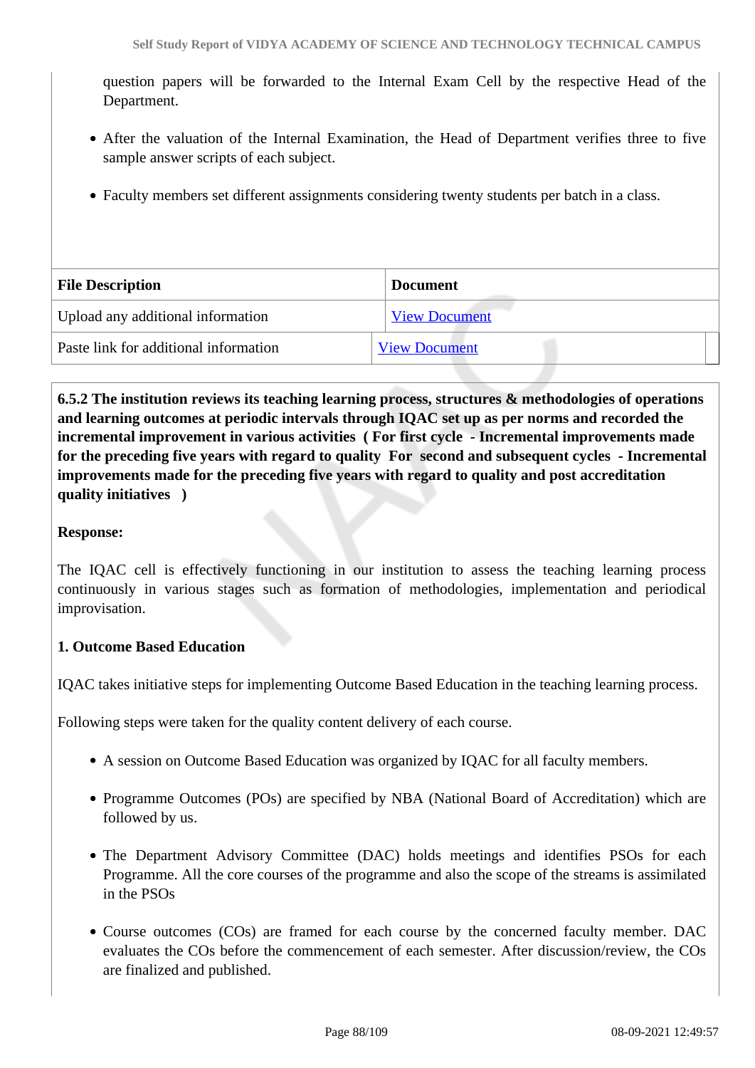question papers will be forwarded to the Internal Exam Cell by the respective Head of the Department.

- After the valuation of the Internal Examination, the Head of Department verifies three to five sample answer scripts of each subject.
- Faculty members set different assignments considering twenty students per batch in a class.

| File Description | Document |
|---|---|
| Upload any additional information | View Document |
| Paste link for additional information | View Document |

**6.5.2 The institution reviews its teaching learning process, structures & methodologies of operations and learning outcomes at periodic intervals through IQAC set up as per norms and recorded the incremental improvement in various activities ( For first cycle - Incremental improvements made for the preceding five years with regard to quality For second and subsequent cycles - Incremental improvements made for the preceding five years with regard to quality and post accreditation quality initiatives )**

**Response:**

The IQAC cell is effectively functioning in our institution to assess the teaching learning process continuously in various stages such as formation of methodologies, implementation and periodical improvisation.

**1. Outcome Based Education**

IQAC takes initiative steps for implementing Outcome Based Education in the teaching learning process.

Following steps were taken for the quality content delivery of each course.

- A session on Outcome Based Education was organized by IQAC for all faculty members.
- Programme Outcomes (POs) are specified by NBA (National Board of Accreditation) which are followed by us.
- The Department Advisory Committee (DAC) holds meetings and identifies PSOs for each Programme. All the core courses of the programme and also the scope of the streams is assimilated in the PSOs
- Course outcomes (COs) are framed for each course by the concerned faculty member. DAC evaluates the COs before the commencement of each semester. After discussion/review, the COs are finalized and published.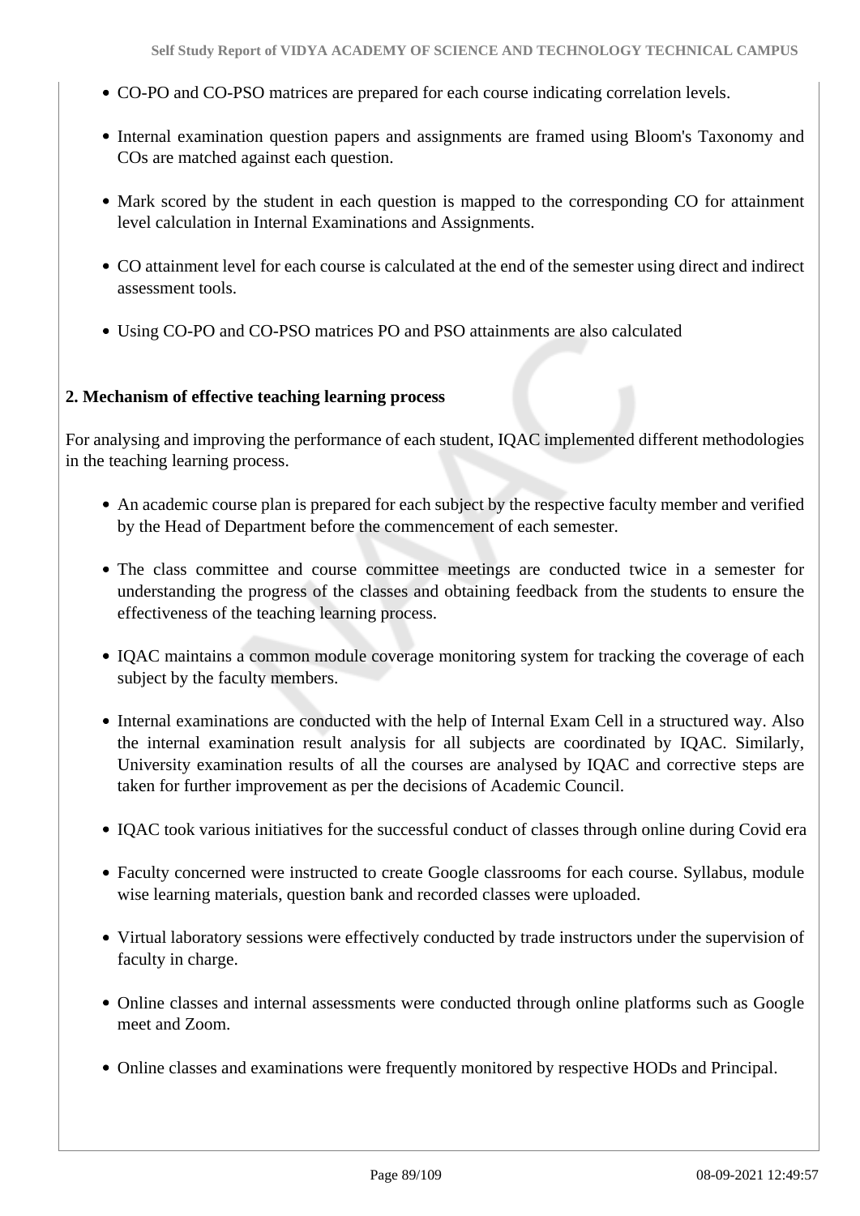- CO-PO and CO-PSO matrices are prepared for each course indicating correlation levels.
- Internal examination question papers and assignments are framed using Bloom's Taxonomy and COs are matched against each question.
- Mark scored by the student in each question is mapped to the corresponding CO for attainment level calculation in Internal Examinations and Assignments.
- CO attainment level for each course is calculated at the end of the semester using direct and indirect assessment tools.
- Using CO-PO and CO-PSO matrices PO and PSO attainments are also calculated

**2. Mechanism of effective teaching learning process**

For analysing and improving the performance of each student, IQAC implemented different methodologies in the teaching learning process.

- An academic course plan is prepared for each subject by the respective faculty member and verified by the Head of Department before the commencement of each semester.
- The class committee and course committee meetings are conducted twice in a semester for understanding the progress of the classes and obtaining feedback from the students to ensure the effectiveness of the teaching learning process.
- IQAC maintains a common module coverage monitoring system for tracking the coverage of each subject by the faculty members.
- Internal examinations are conducted with the help of Internal Exam Cell in a structured way. Also the internal examination result analysis for all subjects are coordinated by IQAC. Similarly, University examination results of all the courses are analysed by IQAC and corrective steps are taken for further improvement as per the decisions of Academic Council.
- IQAC took various initiatives for the successful conduct of classes through online during Covid era
- Faculty concerned were instructed to create Google classrooms for each course. Syllabus, module wise learning materials, question bank and recorded classes were uploaded.
- Virtual laboratory sessions were effectively conducted by trade instructors under the supervision of faculty in charge.
- Online classes and internal assessments were conducted through online platforms such as Google meet and Zoom.
- Online classes and examinations were frequently monitored by respective HODs and Principal.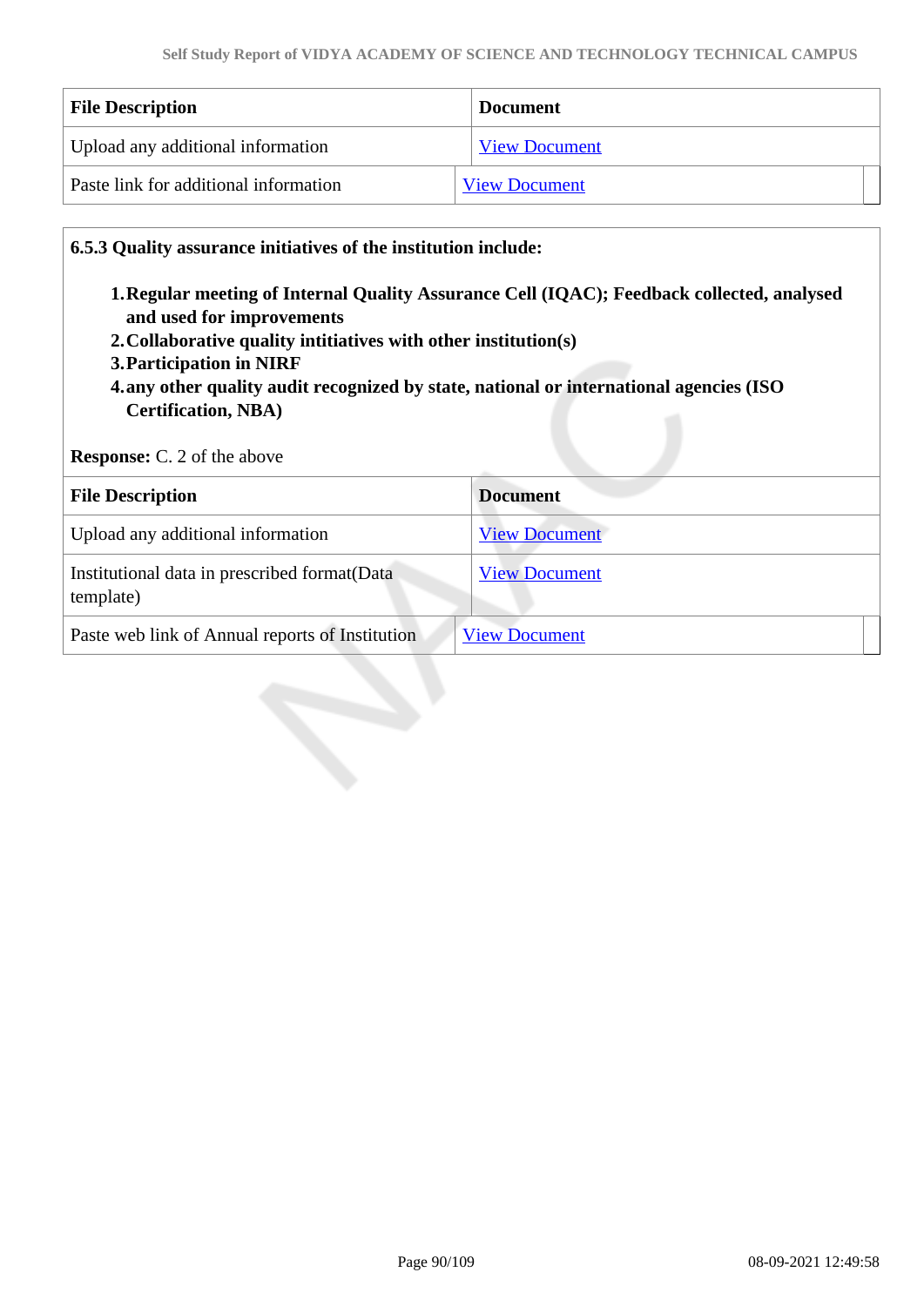| File Description | Document |
| --- | --- |
| Upload any additional information | View Document |
| Paste link for additional information | View Document |

**6.5.3 Quality assurance initiatives of the institution include:**

1. **Regular meeting of Internal Quality Assurance Cell (IQAC); Feedback collected, analysed and used for improvements**
2. **Collaborative quality intitiatives with other institution(s)**
3. **Participation in NIRF**
4. **any other quality audit recognized by state, national or international agencies (ISO Certification, NBA)**

**Response:** C. 2 of the above

| File Description | Document |
| --- | --- |
| Upload any additional information | View Document |
| Institutional data in prescribed format(Data template) | View Document |
| Paste web link of Annual reports of Institution | View Document |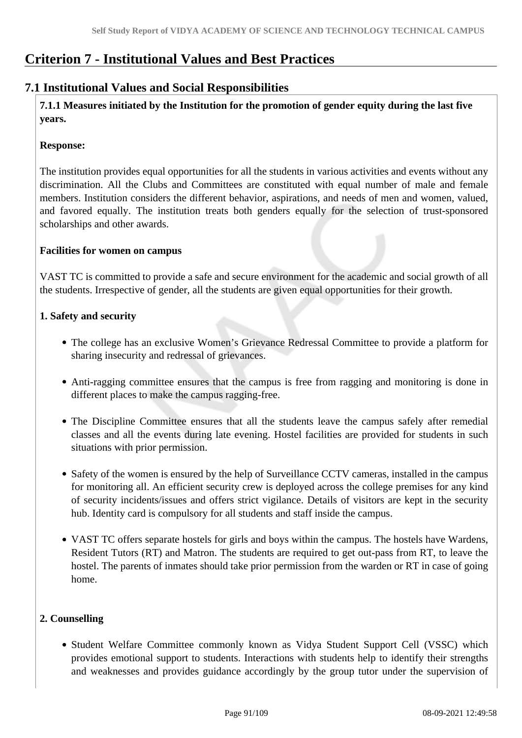# Criterion 7 - Institutional Values and Best Practices

## 7.1 Institutional Values and Social Responsibilities

**7.1.1 Measures initiated by the Institution for the promotion of gender equity during the last five years.**

**Response:**

The institution provides equal opportunities for all the students in various activities and events without any discrimination. All the Clubs and Committees are constituted with equal number of male and female members. Institution considers the different behavior, aspirations, and needs of men and women, valued, and favored equally. The institution treats both genders equally for the selection of trust-sponsored scholarships and other awards.

**Facilities for women on campus**

VAST TC is committed to provide a safe and secure environment for the academic and social growth of all the students. Irrespective of gender, all the students are given equal opportunities for their growth.

**1. Safety and security**

- The college has an exclusive Women's Grievance Redressal Committee to provide a platform for sharing insecurity and redressal of grievances.
- Anti-ragging committee ensures that the campus is free from ragging and monitoring is done in different places to make the campus ragging-free.
- The Discipline Committee ensures that all the students leave the campus safely after remedial classes and all the events during late evening. Hostel facilities are provided for students in such situations with prior permission.
- Safety of the women is ensured by the help of Surveillance CCTV cameras, installed in the campus for monitoring all. An efficient security crew is deployed across the college premises for any kind of security incidents/issues and offers strict vigilance. Details of visitors are kept in the security hub. Identity card is compulsory for all students and staff inside the campus.
- VAST TC offers separate hostels for girls and boys within the campus. The hostels have Wardens, Resident Tutors (RT) and Matron. The students are required to get out-pass from RT, to leave the hostel. The parents of inmates should take prior permission from the warden or RT in case of going home.

**2. Counselling**

- Student Welfare Committee commonly known as Vidya Student Support Cell (VSSC) which provides emotional support to students. Interactions with students help to identify their strengths and weaknesses and provides guidance accordingly by the group tutor under the supervision of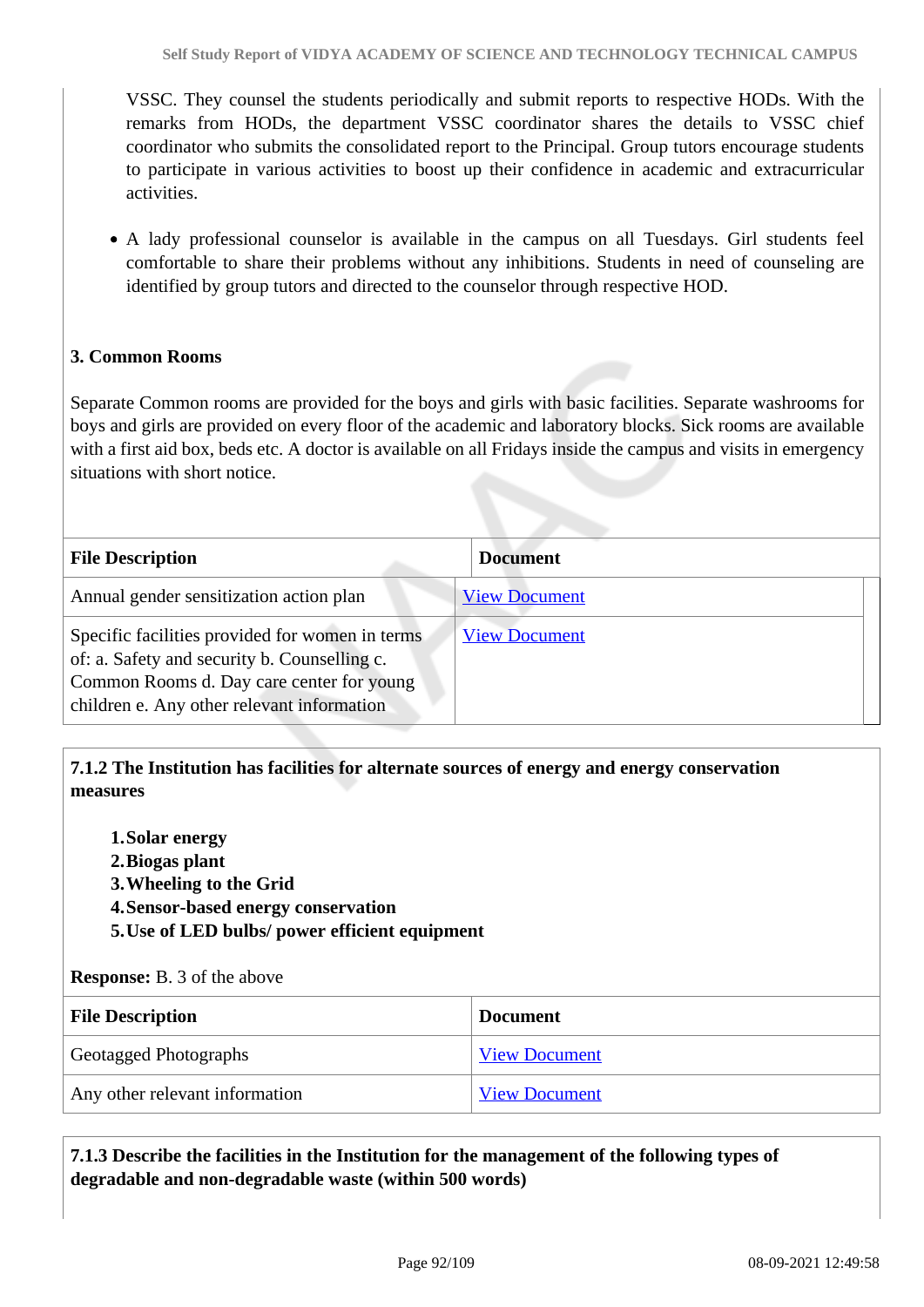VSSC. They counsel the students periodically and submit reports to respective HODs. With the remarks from HODs, the department VSSC coordinator shares the details to VSSC chief coordinator who submits the consolidated report to the Principal. Group tutors encourage students to participate in various activities to boost up their confidence in academic and extracurricular activities.

- A lady professional counselor is available in the campus on all Tuesdays. Girl students feel comfortable to share their problems without any inhibitions. Students in need of counseling are identified by group tutors and directed to the counselor through respective HOD.

**3. Common Rooms**

Separate Common rooms are provided for the boys and girls with basic facilities. Separate washrooms for boys and girls are provided on every floor of the academic and laboratory blocks. Sick rooms are available with a first aid box, beds etc. A doctor is available on all Fridays inside the campus and visits in emergency situations with short notice.

| File Description | Document |
|---|---|
| Annual gender sensitization action plan | View Document |
| Specific facilities provided for women in terms of: a. Safety and security b. Counselling c. Common Rooms d. Day care center for young children e. Any other relevant information | View Document |

**7.1.2 The Institution has facilities for alternate sources of energy and energy conservation measures**

1. **Solar energy**
2. **Biogas plant**
3. **Wheeling to the Grid**
4. **Sensor-based energy conservation**
5. **Use of LED bulbs/ power efficient equipment**

**Response:** B. 3 of the above

| File Description | Document |
|---|---|
| Geotagged Photographs | View Document |
| Any other relevant information | View Document |

**7.1.3 Describe the facilities in the Institution for the management of the following types of degradable and non-degradable waste (within 500 words)**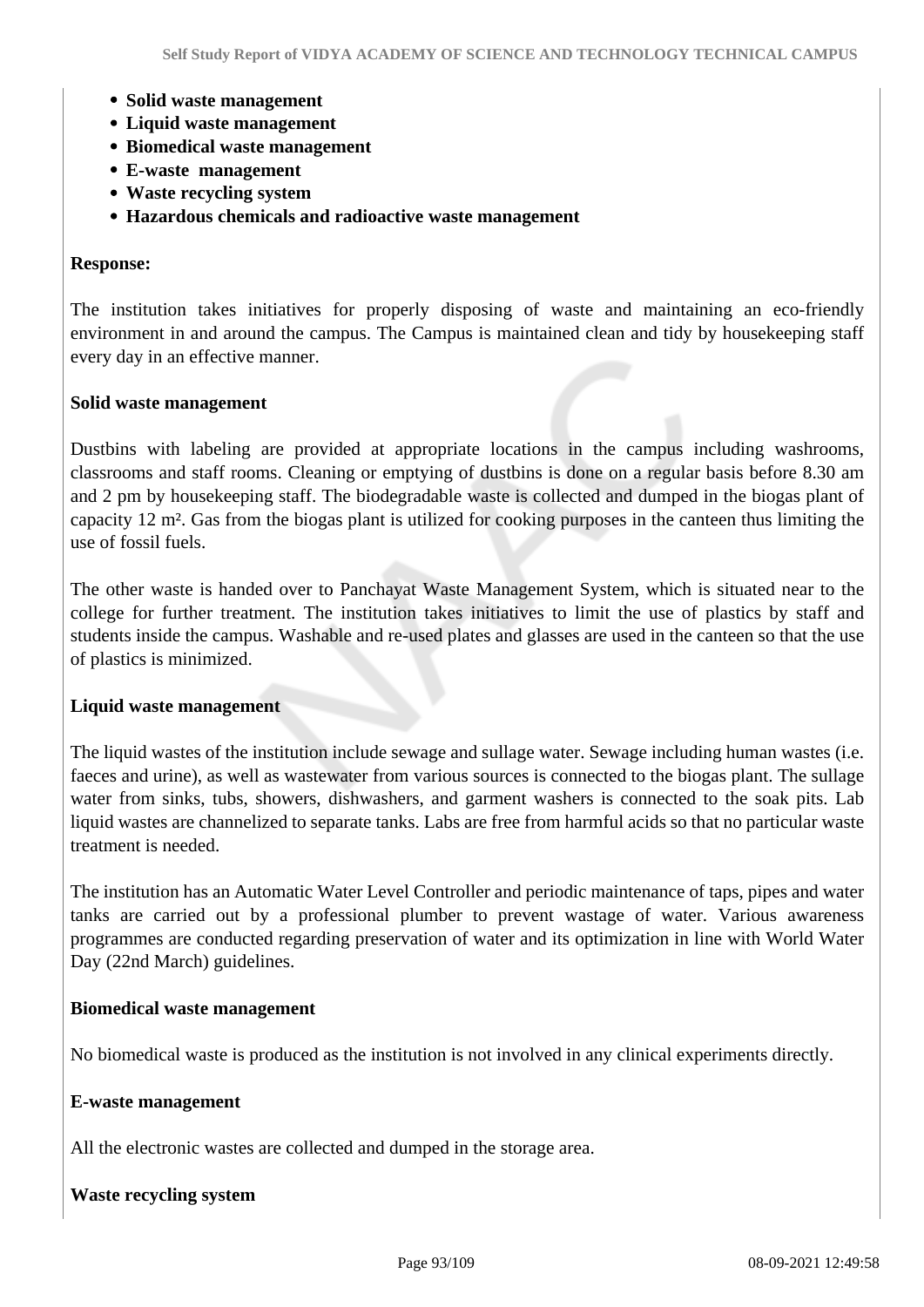- **Solid waste management**
- **Liquid waste management**
- **Biomedical waste management**
- **E-waste management**
- **Waste recycling system**
- **Hazardous chemicals and radioactive waste management**

**Response:**

The institution takes initiatives for properly disposing of waste and maintaining an eco-friendly environment in and around the campus. The Campus is maintained clean and tidy by housekeeping staff every day in an effective manner.

**Solid waste management**

Dustbins with labeling are provided at appropriate locations in the campus including washrooms, classrooms and staff rooms. Cleaning or emptying of dustbins is done on a regular basis before 8.30 am and 2 pm by housekeeping staff. The biodegradable waste is collected and dumped in the biogas plant of capacity 12 m². Gas from the biogas plant is utilized for cooking purposes in the canteen thus limiting the use of fossil fuels.

The other waste is handed over to Panchayat Waste Management System, which is situated near to the college for further treatment. The institution takes initiatives to limit the use of plastics by staff and students inside the campus. Washable and re-used plates and glasses are used in the canteen so that the use of plastics is minimized.

**Liquid waste management**

The liquid wastes of the institution include sewage and sullage water. Sewage including human wastes (i.e. faeces and urine), as well as wastewater from various sources is connected to the biogas plant. The sullage water from sinks, tubs, showers, dishwashers, and garment washers is connected to the soak pits. Lab liquid wastes are channelized to separate tanks. Labs are free from harmful acids so that no particular waste treatment is needed.

The institution has an Automatic Water Level Controller and periodic maintenance of taps, pipes and water tanks are carried out by a professional plumber to prevent wastage of water. Various awareness programmes are conducted regarding preservation of water and its optimization in line with World Water Day (22nd March) guidelines.

**Biomedical waste management**

No biomedical waste is produced as the institution is not involved in any clinical experiments directly.

**E-waste management**

All the electronic wastes are collected and dumped in the storage area.

**Waste recycling system**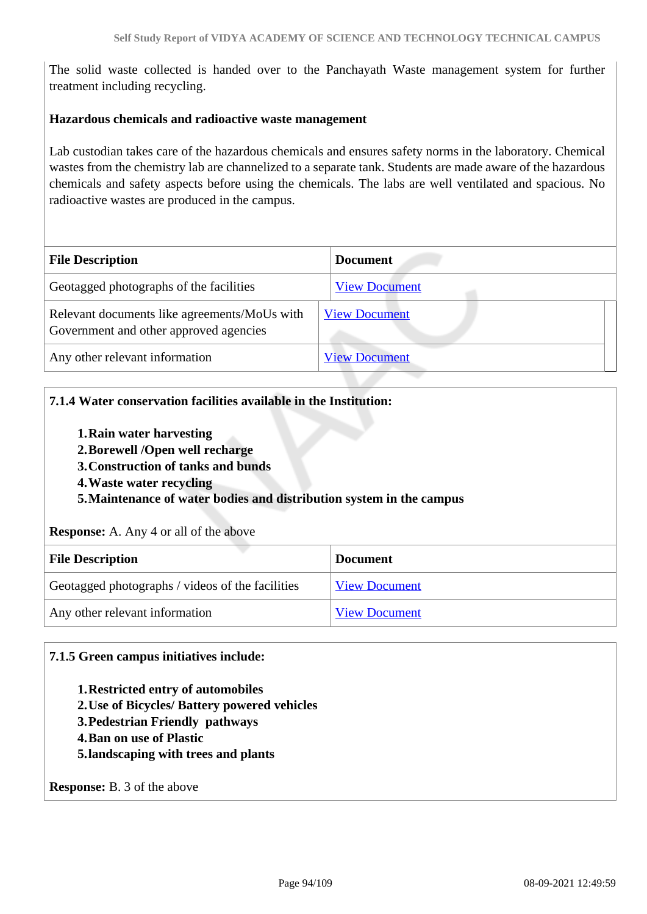The solid waste collected is handed over to the Panchayath Waste management system for further treatment including recycling.

**Hazardous chemicals and radioactive waste management**

Lab custodian takes care of the hazardous chemicals and ensures safety norms in the laboratory. Chemical wastes from the chemistry lab are channelized to a separate tank. Students are made aware of the hazardous chemicals and safety aspects before using the chemicals. The labs are well ventilated and spacious. No radioactive wastes are produced in the campus.

| File Description | Document |
|---|---|
| Geotagged photographs of the facilities | View Document |
| Relevant documents like agreements/MoUs with Government and other approved agencies | View Document |
| Any other relevant information | View Document |

**7.1.4 Water conservation facilities available in the Institution:**

1. **Rain water harvesting**
2. **Borewell /Open well recharge**
3. **Construction of tanks and bunds**
4. **Waste water recycling**
5. **Maintenance of water bodies and distribution system in the campus**

**Response:** A. Any 4 or all of the above

| File Description | Document |
|---|---|
| Geotagged photographs / videos of the facilities | View Document |
| Any other relevant information | View Document |

**7.1.5 Green campus initiatives include:**

1. **Restricted entry of automobiles**
2. **Use of Bicycles/ Battery powered vehicles**
3. **Pedestrian Friendly pathways**
4. **Ban on use of Plastic**
5. **landscaping with trees and plants**

**Response:** B. 3 of the above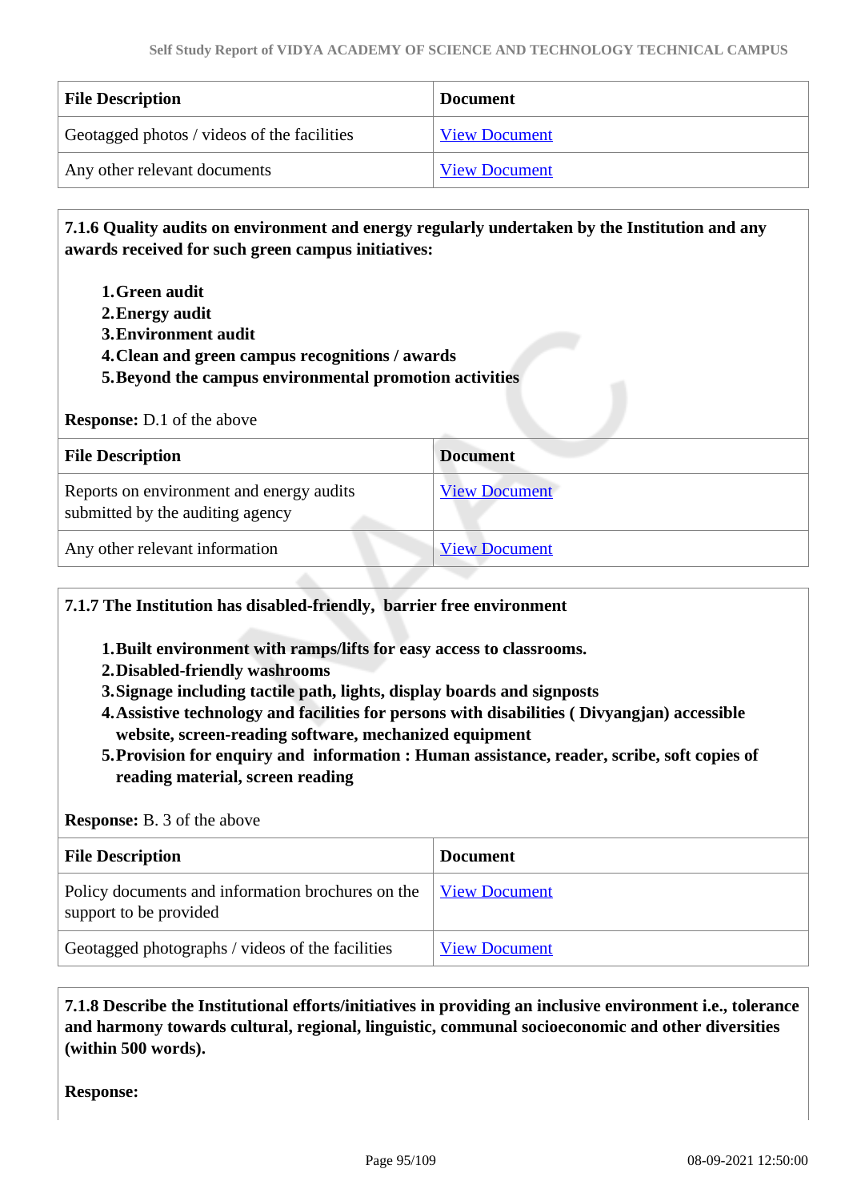| File Description | Document |
|---|---|
| Geotagged photos / videos of the facilities | View Document |
| Any other relevant documents | View Document |

**7.1.6 Quality audits on environment and energy regularly undertaken by the Institution and any awards received for such green campus initiatives:**

1. **Green audit**
2. **Energy audit**
3. **Environment audit**
4. **Clean and green campus recognitions / awards**
5. **Beyond the campus environmental promotion activities**

**Response:** D.1 of the above

| File Description | Document |
|---|---|
| Reports on environment and energy audits submitted by the auditing agency | View Document |
| Any other relevant information | View Document |

**7.1.7 The Institution has disabled-friendly, barrier free environment**

1. **Built environment with ramps/lifts for easy access to classrooms.**
2. **Disabled-friendly washrooms**
3. **Signage including tactile path, lights, display boards and signposts**
4. **Assistive technology and facilities for persons with disabilities ( Divyangjan) accessible website, screen-reading software, mechanized equipment**
5. **Provision for enquiry and information : Human assistance, reader, scribe, soft copies of reading material, screen reading**

**Response:** B. 3 of the above

| File Description | Document |
|---|---|
| Policy documents and information brochures on the support to be provided | View Document |
| Geotagged photographs / videos of the facilities | View Document |

**7.1.8 Describe the Institutional efforts/initiatives in providing an inclusive environment i.e., tolerance and harmony towards cultural, regional, linguistic, communal socioeconomic and other diversities (within 500 words).**

**Response:**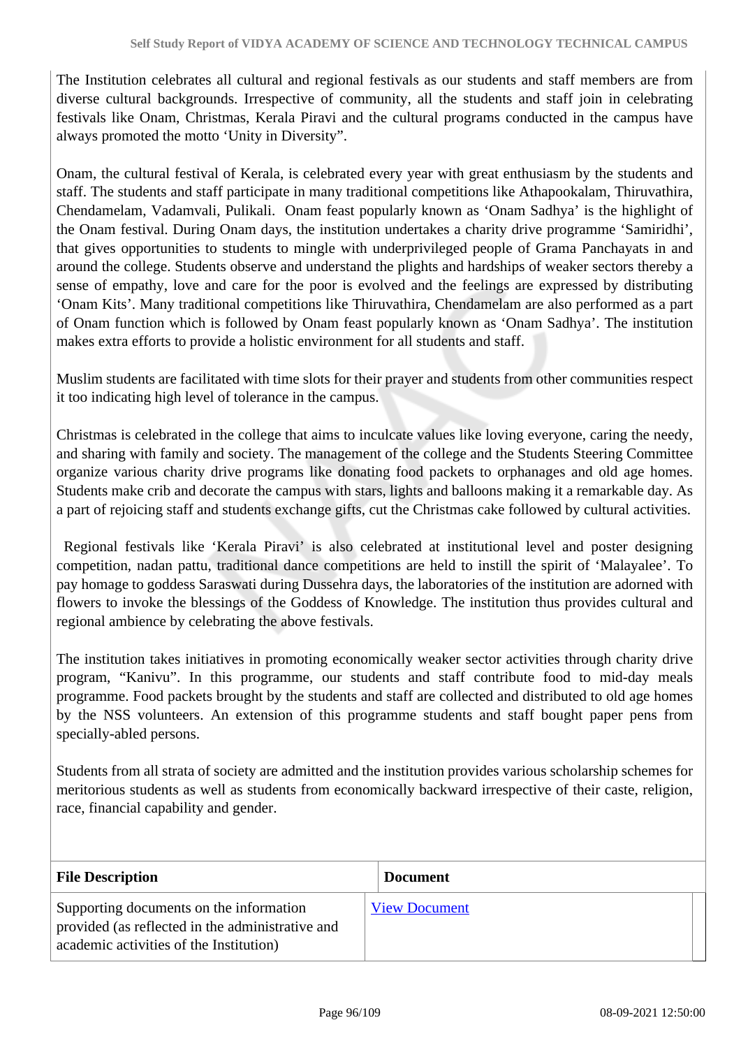The Institution celebrates all cultural and regional festivals as our students and staff members are from diverse cultural backgrounds. Irrespective of community, all the students and staff join in celebrating festivals like Onam, Christmas, Kerala Piravi and the cultural programs conducted in the campus have always promoted the motto 'Unity in Diversity".

Onam, the cultural festival of Kerala, is celebrated every year with great enthusiasm by the students and staff. The students and staff participate in many traditional competitions like Athapookalam, Thiruvathira, Chendamelam, Vadamvali, Pulikali. Onam feast popularly known as 'Onam Sadhya' is the highlight of the Onam festival. During Onam days, the institution undertakes a charity drive programme 'Samiridhi', that gives opportunities to students to mingle with underprivileged people of Grama Panchayats in and around the college. Students observe and understand the plights and hardships of weaker sectors thereby a sense of empathy, love and care for the poor is evolved and the feelings are expressed by distributing 'Onam Kits'. Many traditional competitions like Thiruvathira, Chendamelam are also performed as a part of Onam function which is followed by Onam feast popularly known as 'Onam Sadhya'. The institution makes extra efforts to provide a holistic environment for all students and staff.

Muslim students are facilitated with time slots for their prayer and students from other communities respect it too indicating high level of tolerance in the campus.

Christmas is celebrated in the college that aims to inculcate values like loving everyone, caring the needy, and sharing with family and society. The management of the college and the Students Steering Committee organize various charity drive programs like donating food packets to orphanages and old age homes. Students make crib and decorate the campus with stars, lights and balloons making it a remarkable day. As a part of rejoicing staff and students exchange gifts, cut the Christmas cake followed by cultural activities.

Regional festivals like 'Kerala Piravi' is also celebrated at institutional level and poster designing competition, nadan pattu, traditional dance competitions are held to instill the spirit of 'Malayalee'. To pay homage to goddess Saraswati during Dussehra days, the laboratories of the institution are adorned with flowers to invoke the blessings of the Goddess of Knowledge. The institution thus provides cultural and regional ambience by celebrating the above festivals.

The institution takes initiatives in promoting economically weaker sector activities through charity drive program, "Kanivu". In this programme, our students and staff contribute food to mid-day meals programme. Food packets brought by the students and staff are collected and distributed to old age homes by the NSS volunteers. An extension of this programme students and staff bought paper pens from specially-abled persons.

Students from all strata of society are admitted and the institution provides various scholarship schemes for meritorious students as well as students from economically backward irrespective of their caste, religion, race, financial capability and gender.

| File Description | Document |
|---|---|
| Supporting documents on the information provided (as reflected in the administrative and academic activities of the Institution) | View Document |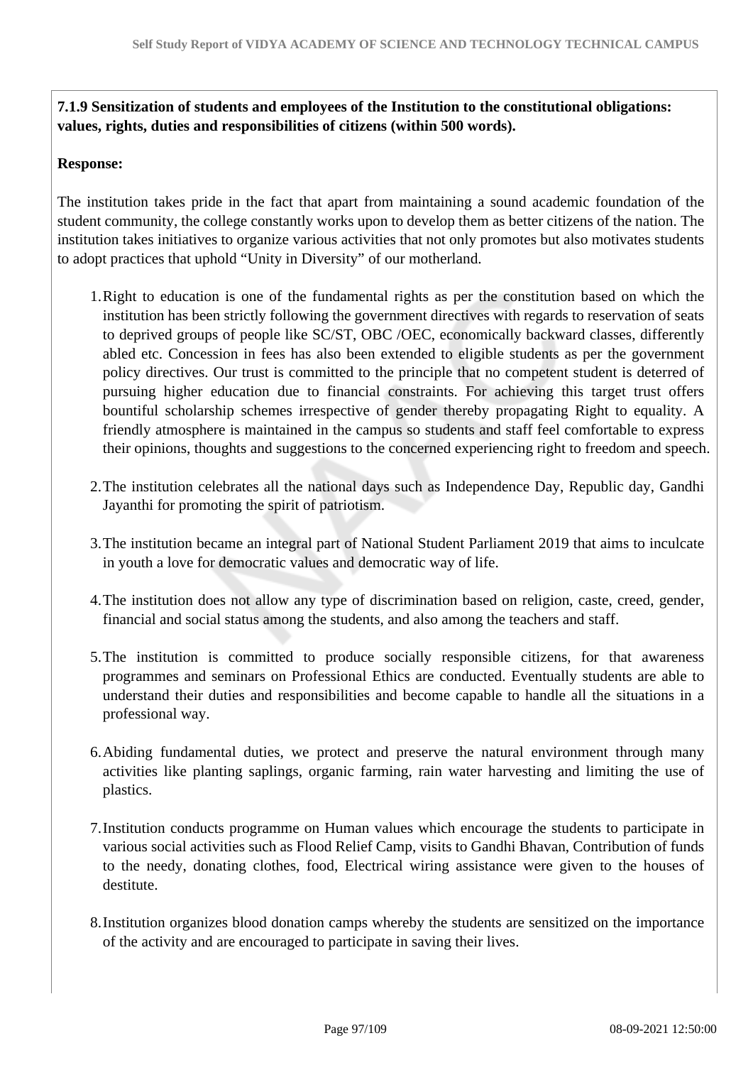**7.1.9 Sensitization of students and employees of the Institution to the constitutional obligations: values, rights, duties and responsibilities of citizens (within 500 words).**

**Response:**

The institution takes pride in the fact that apart from maintaining a sound academic foundation of the student community, the college constantly works upon to develop them as better citizens of the nation. The institution takes initiatives to organize various activities that not only promotes but also motivates students to adopt practices that uphold "Unity in Diversity" of our motherland.

1. Right to education is one of the fundamental rights as per the constitution based on which the institution has been strictly following the government directives with regards to reservation of seats to deprived groups of people like SC/ST, OBC /OEC, economically backward classes, differently abled etc. Concession in fees has also been extended to eligible students as per the government policy directives. Our trust is committed to the principle that no competent student is deterred of pursuing higher education due to financial constraints. For achieving this target trust offers bountiful scholarship schemes irrespective of gender thereby propagating Right to equality. A friendly atmosphere is maintained in the campus so students and staff feel comfortable to express their opinions, thoughts and suggestions to the concerned experiencing right to freedom and speech.

2. The institution celebrates all the national days such as Independence Day, Republic day, Gandhi Jayanthi for promoting the spirit of patriotism.

3. The institution became an integral part of National Student Parliament 2019 that aims to inculcate in youth a love for democratic values and democratic way of life.

4. The institution does not allow any type of discrimination based on religion, caste, creed, gender, financial and social status among the students, and also among the teachers and staff.

5. The institution is committed to produce socially responsible citizens, for that awareness programmes and seminars on Professional Ethics are conducted. Eventually students are able to understand their duties and responsibilities and become capable to handle all the situations in a professional way.

6. Abiding fundamental duties, we protect and preserve the natural environment through many activities like planting saplings, organic farming, rain water harvesting and limiting the use of plastics.

7. Institution conducts programme on Human values which encourage the students to participate in various social activities such as Flood Relief Camp, visits to Gandhi Bhavan, Contribution of funds to the needy, donating clothes, food, Electrical wiring assistance were given to the houses of destitute.

8. Institution organizes blood donation camps whereby the students are sensitized on the importance of the activity and are encouraged to participate in saving their lives.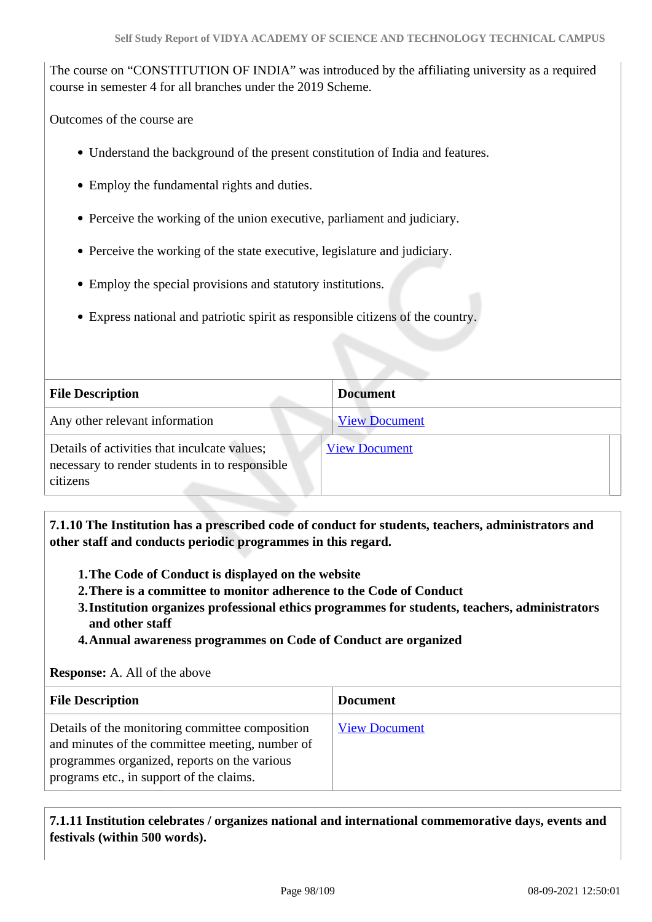The course on "CONSTITUTION OF INDIA" was introduced by the affiliating university as a required course in semester 4 for all branches under the 2019 Scheme.

Outcomes of the course are

- Understand the background of the present constitution of India and features.
- Employ the fundamental rights and duties.
- Perceive the working of the union executive, parliament and judiciary.
- Perceive the working of the state executive, legislature and judiciary.
- Employ the special provisions and statutory institutions.
- Express national and patriotic spirit as responsible citizens of the country.

| File Description | Document |
|---|---|
| Any other relevant information | View Document |
| Details of activities that inculcate values; necessary to render students in to responsible citizens | View Document |

**7.1.10 The Institution has a prescribed code of conduct for students, teachers, administrators and other staff and conducts periodic programmes in this regard.**

1. **The Code of Conduct is displayed on the website**
2. **There is a committee to monitor adherence to the Code of Conduct**
3. **Institution organizes professional ethics programmes for students, teachers, administrators and other staff**
4. **Annual awareness programmes on Code of Conduct are organized**

**Response:** A. All of the above

| File Description | Document |
|---|---|
| Details of the monitoring committee composition and minutes of the committee meeting, number of programmes organized, reports on the various programs etc., in support of the claims. | View Document |

**7.1.11 Institution celebrates / organizes national and international commemorative days, events and festivals (within 500 words).**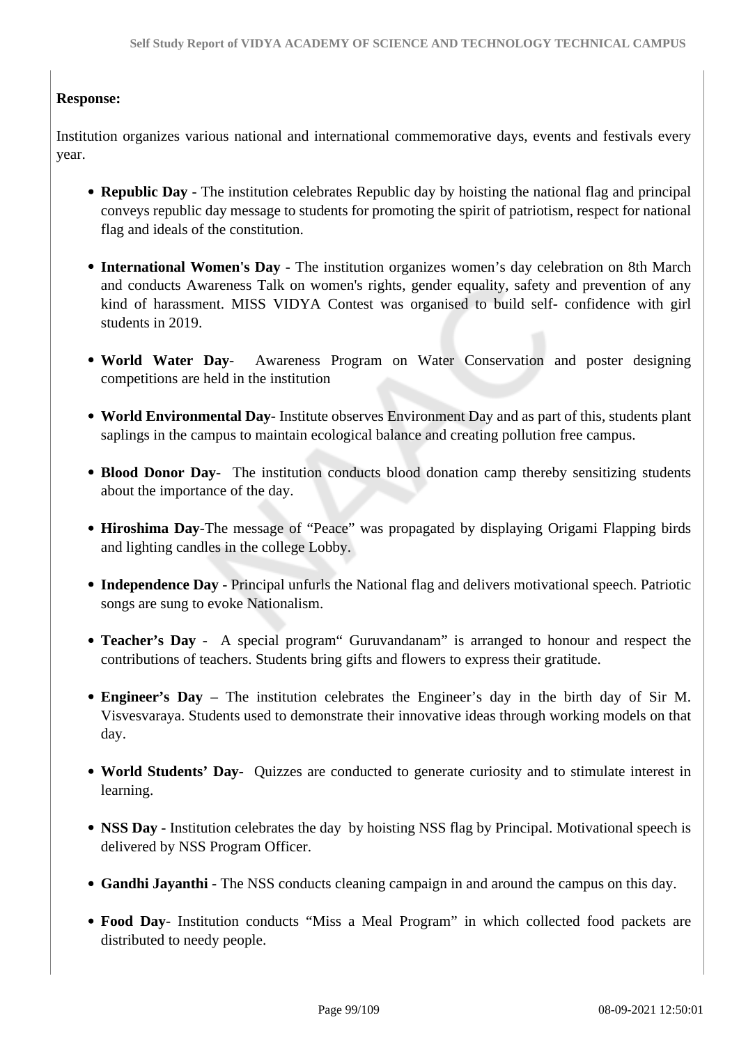**Response:**

Institution organizes various national and international commemorative days, events and festivals every year.

- **Republic Day** - The institution celebrates Republic day by hoisting the national flag and principal conveys republic day message to students for promoting the spirit of patriotism, respect for national flag and ideals of the constitution.
- **International Women's Day** - The institution organizes women's day celebration on 8th March and conducts Awareness Talk on women's rights, gender equality, safety and prevention of any kind of harassment. MISS VIDYA Contest was organised to build self- confidence with girl students in 2019.
- **World Water Day**- Awareness Program on Water Conservation and poster designing competitions are held in the institution
- **World Environmental Day**- Institute observes Environment Day and as part of this, students plant saplings in the campus to maintain ecological balance and creating pollution free campus.
- **Blood Donor Day**- The institution conducts blood donation camp thereby sensitizing students about the importance of the day.
- **Hiroshima Day**-The message of "Peace" was propagated by displaying Origami Flapping birds and lighting candles in the college Lobby.
- **Independence Day** - Principal unfurls the National flag and delivers motivational speech. Patriotic songs are sung to evoke Nationalism.
- **Teacher's Day** - A special program" Guruvandanam" is arranged to honour and respect the contributions of teachers. Students bring gifts and flowers to express their gratitude.
- **Engineer's Day** – The institution celebrates the Engineer's day in the birth day of Sir M. Visvesvaraya. Students used to demonstrate their innovative ideas through working models on that day.
- **World Students' Day-** Quizzes are conducted to generate curiosity and to stimulate interest in learning.
- **NSS Day** - Institution celebrates the day by hoisting NSS flag by Principal. Motivational speech is delivered by NSS Program Officer.
- **Gandhi Jayanthi** - The NSS conducts cleaning campaign in and around the campus on this day.
- **Food Day**- Institution conducts "Miss a Meal Program" in which collected food packets are distributed to needy people.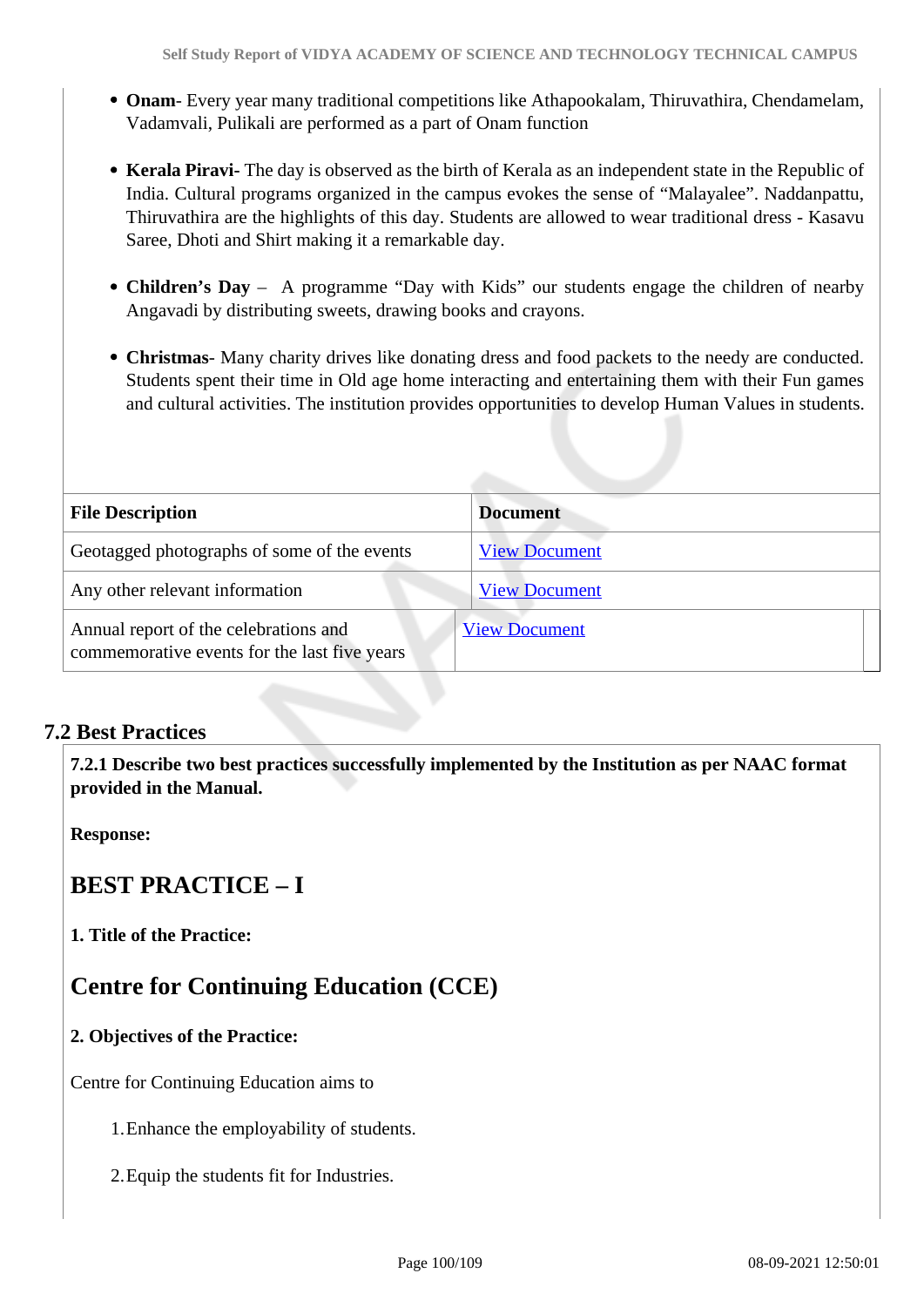- **Onam**- Every year many traditional competitions like Athapookalam, Thiruvathira, Chendamelam, Vadamvali, Pulikali are performed as a part of Onam function

- **Kerala Piravi-** The day is observed as the birth of Kerala as an independent state in the Republic of India. Cultural programs organized in the campus evokes the sense of "Malayalee". Naddanpattu, Thiruvathira are the highlights of this day. Students are allowed to wear traditional dress - Kasavu Saree, Dhoti and Shirt making it a remarkable day.

- **Children's Day** – A programme "Day with Kids" our students engage the children of nearby Angavadi by distributing sweets, drawing books and crayons.

- **Christmas**- Many charity drives like donating dress and food packets to the needy are conducted. Students spent their time in Old age home interacting and entertaining them with their Fun games and cultural activities. The institution provides opportunities to develop Human Values in students.

| File Description | Document |
|---|---|
| Geotagged photographs of some of the events | View Document |
| Any other relevant information | View Document |
| Annual report of the celebrations and commemorative events for the last five years | View Document |

## 7.2 Best Practices

**7.2.1 Describe two best practices successfully implemented by the Institution as per NAAC format provided in the Manual.**

**Response:**

## BEST PRACTICE – I

**1. Title of the Practice:**

## Centre for Continuing Education (CCE)

**2. Objectives of the Practice:**

Centre for Continuing Education aims to

1. Enhance the employability of students.
2. Equip the students fit for Industries.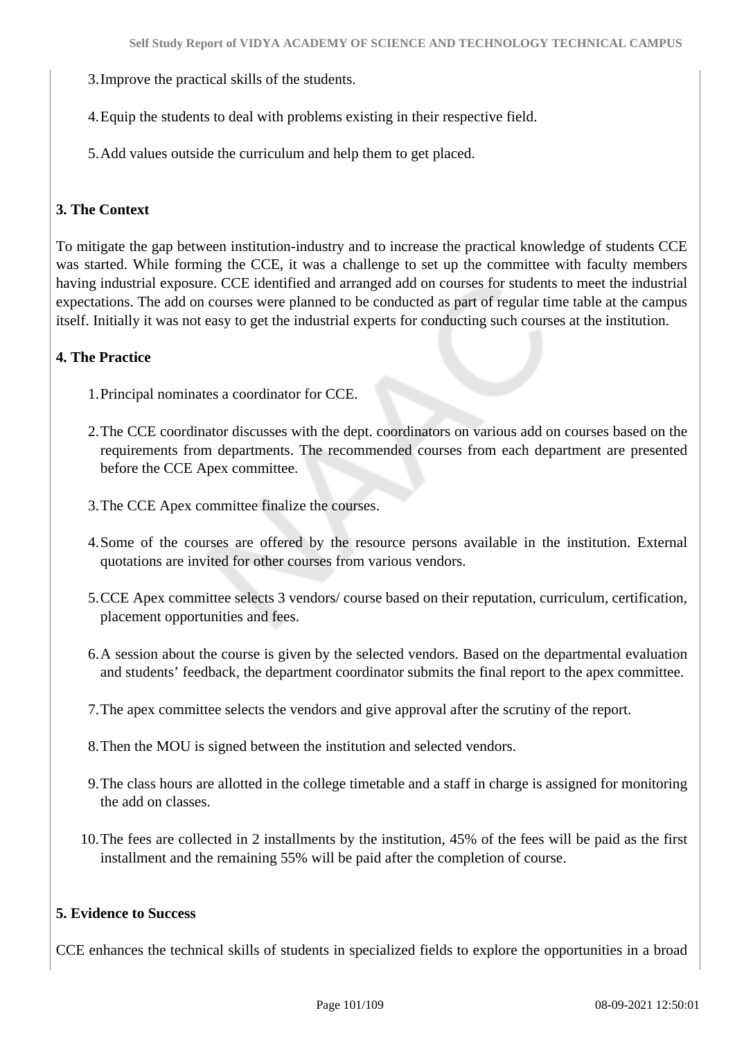3. Improve the practical skills of the students.
4. Equip the students to deal with problems existing in their respective field.
5. Add values outside the curriculum and help them to get placed.

**3. The Context**

To mitigate the gap between institution-industry and to increase the practical knowledge of students CCE was started. While forming the CCE, it was a challenge to set up the committee with faculty members having industrial exposure. CCE identified and arranged add on courses for students to meet the industrial expectations. The add on courses were planned to be conducted as part of regular time table at the campus itself. Initially it was not easy to get the industrial experts for conducting such courses at the institution.

**4. The Practice**

1. Principal nominates a coordinator for CCE.
2. The CCE coordinator discusses with the dept. coordinators on various add on courses based on the requirements from departments. The recommended courses from each department are presented before the CCE Apex committee.
3. The CCE Apex committee finalize the courses.
4. Some of the courses are offered by the resource persons available in the institution. External quotations are invited for other courses from various vendors.
5. CCE Apex committee selects 3 vendors/ course based on their reputation, curriculum, certification, placement opportunities and fees.
6. A session about the course is given by the selected vendors. Based on the departmental evaluation and students' feedback, the department coordinator submits the final report to the apex committee.
7. The apex committee selects the vendors and give approval after the scrutiny of the report.
8. Then the MOU is signed between the institution and selected vendors.
9. The class hours are allotted in the college timetable and a staff in charge is assigned for monitoring the add on classes.
10. The fees are collected in 2 installments by the institution, 45% of the fees will be paid as the first installment and the remaining 55% will be paid after the completion of course.

**5. Evidence to Success**

CCE enhances the technical skills of students in specialized fields to explore the opportunities in a broad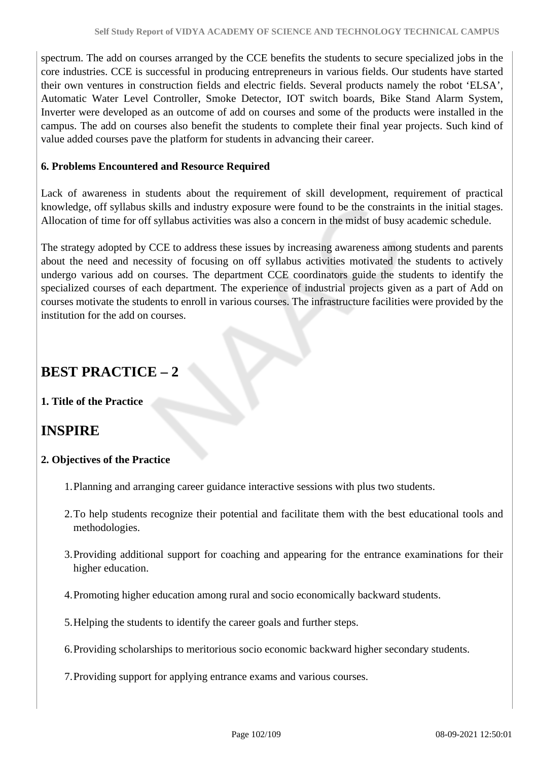spectrum. The add on courses arranged by the CCE benefits the students to secure specialized jobs in the core industries. CCE is successful in producing entrepreneurs in various fields. Our students have started their own ventures in construction fields and electric fields. Several products namely the robot 'ELSA', Automatic Water Level Controller, Smoke Detector, IOT switch boards, Bike Stand Alarm System, Inverter were developed as an outcome of add on courses and some of the products were installed in the campus. The add on courses also benefit the students to complete their final year projects. Such kind of value added courses pave the platform for students in advancing their career.

**6. Problems Encountered and Resource Required**

Lack of awareness in students about the requirement of skill development, requirement of practical knowledge, off syllabus skills and industry exposure were found to be the constraints in the initial stages. Allocation of time for off syllabus activities was also a concern in the midst of busy academic schedule.

The strategy adopted by CCE to address these issues by increasing awareness among students and parents about the need and necessity of focusing on off syllabus activities motivated the students to actively undergo various add on courses. The department CCE coordinators guide the students to identify the specialized courses of each department. The experience of industrial projects given as a part of Add on courses motivate the students to enroll in various courses. The infrastructure facilities were provided by the institution for the add on courses.

# BEST PRACTICE – 2

**1. Title of the Practice**

## INSPIRE

**2. Objectives of the Practice**

1. Planning and arranging career guidance interactive sessions with plus two students.
2. To help students recognize their potential and facilitate them with the best educational tools and methodologies.
3. Providing additional support for coaching and appearing for the entrance examinations for their higher education.
4. Promoting higher education among rural and socio economically backward students.
5. Helping the students to identify the career goals and further steps.
6. Providing scholarships to meritorious socio economic backward higher secondary students.
7. Providing support for applying entrance exams and various courses.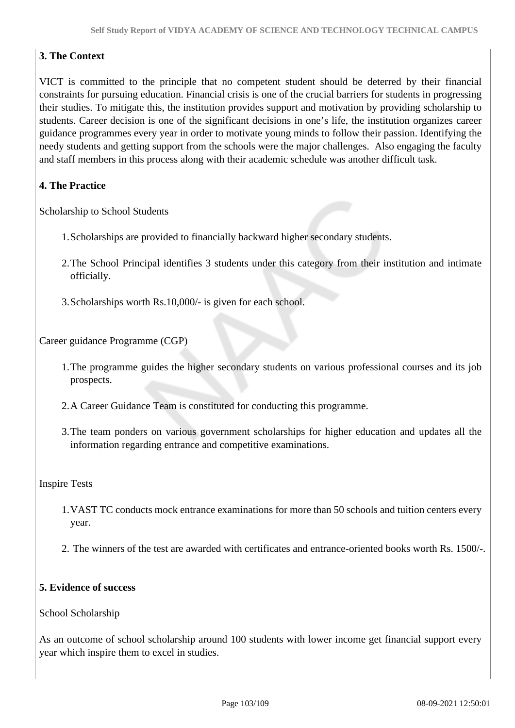**3. The Context**

VICT is committed to the principle that no competent student should be deterred by their financial constraints for pursuing education. Financial crisis is one of the crucial barriers for students in progressing their studies. To mitigate this, the institution provides support and motivation by providing scholarship to students. Career decision is one of the significant decisions in one's life, the institution organizes career guidance programmes every year in order to motivate young minds to follow their passion. Identifying the needy students and getting support from the schools were the major challenges. Also engaging the faculty and staff members in this process along with their academic schedule was another difficult task.

**4. The Practice**

Scholarship to School Students

1. Scholarships are provided to financially backward higher secondary students.
2. The School Principal identifies 3 students under this category from their institution and intimate officially.
3. Scholarships worth Rs.10,000/- is given for each school.

Career guidance Programme (CGP)

1. The programme guides the higher secondary students on various professional courses and its job prospects.
2. A Career Guidance Team is constituted for conducting this programme.
3. The team ponders on various government scholarships for higher education and updates all the information regarding entrance and competitive examinations.

Inspire Tests

1. VAST TC conducts mock entrance examinations for more than 50 schools and tuition centers every year.
2. The winners of the test are awarded with certificates and entrance-oriented books worth Rs. 1500/-.

**5. Evidence of success**

School Scholarship

As an outcome of school scholarship around 100 students with lower income get financial support every year which inspire them to excel in studies.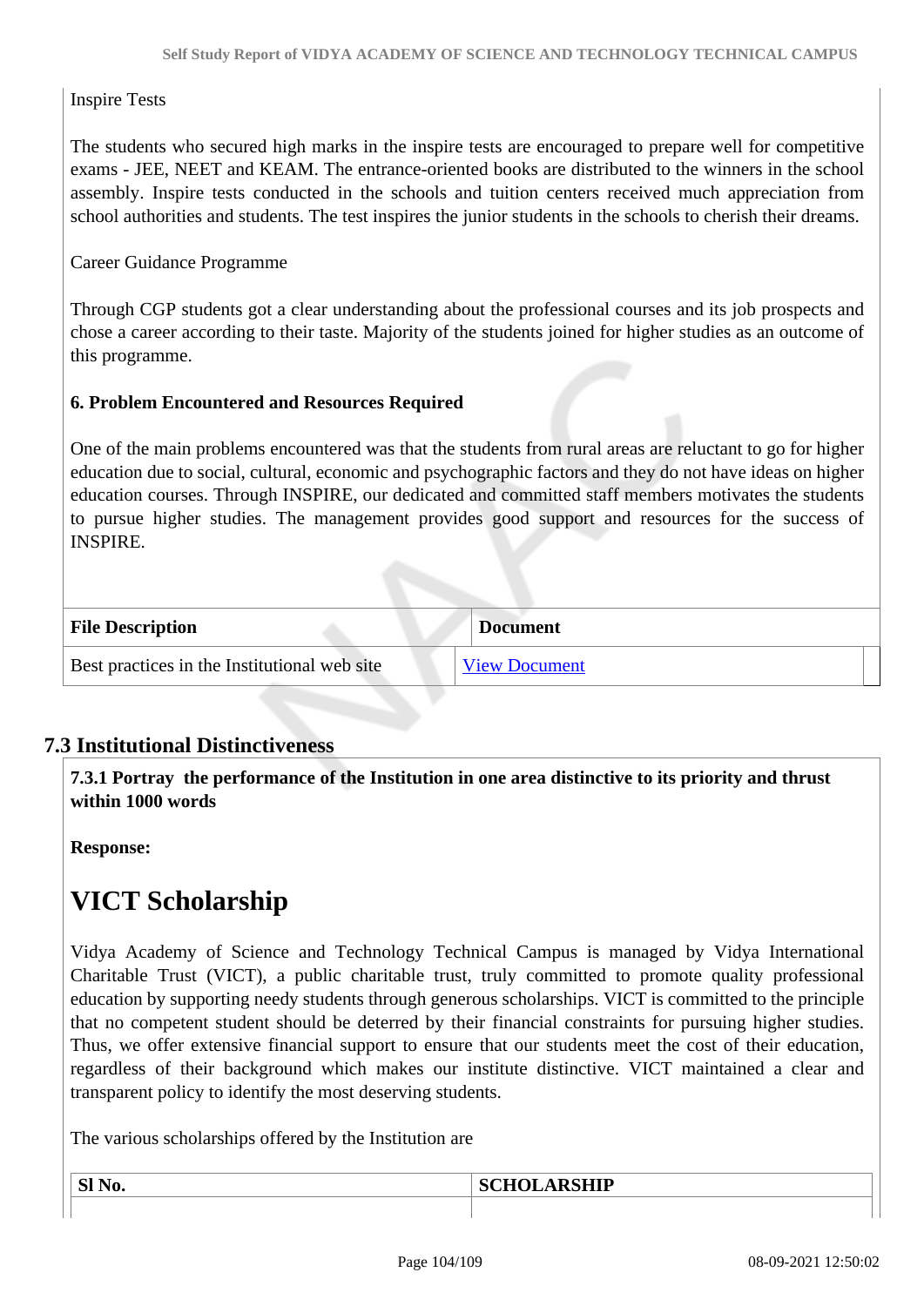Inspire Tests

The students who secured high marks in the inspire tests are encouraged to prepare well for competitive exams - JEE, NEET and KEAM. The entrance-oriented books are distributed to the winners in the school assembly. Inspire tests conducted in the schools and tuition centers received much appreciation from school authorities and students. The test inspires the junior students in the schools to cherish their dreams.

Career Guidance Programme

Through CGP students got a clear understanding about the professional courses and its job prospects and chose a career according to their taste. Majority of the students joined for higher studies as an outcome of this programme.

**6. Problem Encountered and Resources Required**

One of the main problems encountered was that the students from rural areas are reluctant to go for higher education due to social, cultural, economic and psychographic factors and they do not have ideas on higher education courses. Through INSPIRE, our dedicated and committed staff members motivates the students to pursue higher studies. The management provides good support and resources for the success of INSPIRE.

| File Description | Document |
|---|---|
| Best practices in the Institutional web site | View Document |

## 7.3 Institutional Distinctiveness

**7.3.1 Portray the performance of the Institution in one area distinctive to its priority and thrust within 1000 words**

**Response:**

# VICT Scholarship

Vidya Academy of Science and Technology Technical Campus is managed by Vidya International Charitable Trust (VICT), a public charitable trust, truly committed to promote quality professional education by supporting needy students through generous scholarships. VICT is committed to the principle that no competent student should be deterred by their financial constraints for pursuing higher studies. Thus, we offer extensive financial support to ensure that our students meet the cost of their education, regardless of their background which makes our institute distinctive. VICT maintained a clear and transparent policy to identify the most deserving students.

The various scholarships offered by the Institution are

| Sl No. | SCHOLARSHIP |
|---|---|
| | |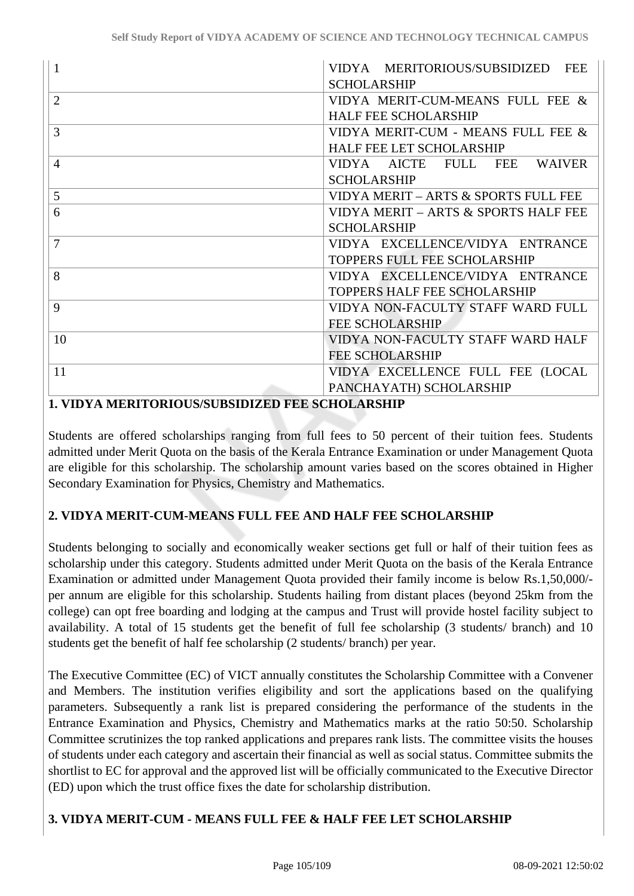| | |
|---|---|
| 1 | VIDYA MERITORIOUS/SUBSIDIZED FEE SCHOLARSHIP |
| 2 | VIDYA MERIT-CUM-MEANS FULL FEE & HALF FEE SCHOLARSHIP |
| 3 | VIDYA MERIT-CUM - MEANS FULL FEE & HALF FEE LET SCHOLARSHIP |
| 4 | VIDYA AICTE FULL FEE WAIVER SCHOLARSHIP |
| 5 | VIDYA MERIT – ARTS & SPORTS FULL FEE |
| 6 | VIDYA MERIT – ARTS & SPORTS HALF FEE SCHOLARSHIP |
| 7 | VIDYA EXCELLENCE/VIDYA ENTRANCE TOPPERS FULL FEE SCHOLARSHIP |
| 8 | VIDYA EXCELLENCE/VIDYA ENTRANCE TOPPERS HALF FEE SCHOLARSHIP |
| 9 | VIDYA NON-FACULTY STAFF WARD FULL FEE SCHOLARSHIP |
| 10 | VIDYA NON-FACULTY STAFF WARD HALF FEE SCHOLARSHIP |
| 11 | VIDYA EXCELLENCE FULL FEE (LOCAL PANCHAYATH) SCHOLARSHIP |

**1. VIDYA MERITORIOUS/SUBSIDIZED FEE SCHOLARSHIP**

Students are offered scholarships ranging from full fees to 50 percent of their tuition fees. Students admitted under Merit Quota on the basis of the Kerala Entrance Examination or under Management Quota are eligible for this scholarship. The scholarship amount varies based on the scores obtained in Higher Secondary Examination for Physics, Chemistry and Mathematics.

**2. VIDYA MERIT-CUM-MEANS FULL FEE AND HALF FEE SCHOLARSHIP**

Students belonging to socially and economically weaker sections get full or half of their tuition fees as scholarship under this category. Students admitted under Merit Quota on the basis of the Kerala Entrance Examination or admitted under Management Quota provided their family income is below Rs.1,50,000/- per annum are eligible for this scholarship. Students hailing from distant places (beyond 25km from the college) can opt free boarding and lodging at the campus and Trust will provide hostel facility subject to availability. A total of 15 students get the benefit of full fee scholarship (3 students/ branch) and 10 students get the benefit of half fee scholarship (2 students/ branch) per year.

The Executive Committee (EC) of VICT annually constitutes the Scholarship Committee with a Convener and Members. The institution verifies eligibility and sort the applications based on the qualifying parameters. Subsequently a rank list is prepared considering the performance of the students in the Entrance Examination and Physics, Chemistry and Mathematics marks at the ratio 50:50. Scholarship Committee scrutinizes the top ranked applications and prepares rank lists. The committee visits the houses of students under each category and ascertain their financial as well as social status. Committee submits the shortlist to EC for approval and the approved list will be officially communicated to the Executive Director (ED) upon which the trust office fixes the date for scholarship distribution.

**3. VIDYA MERIT-CUM - MEANS FULL FEE & HALF FEE LET SCHOLARSHIP**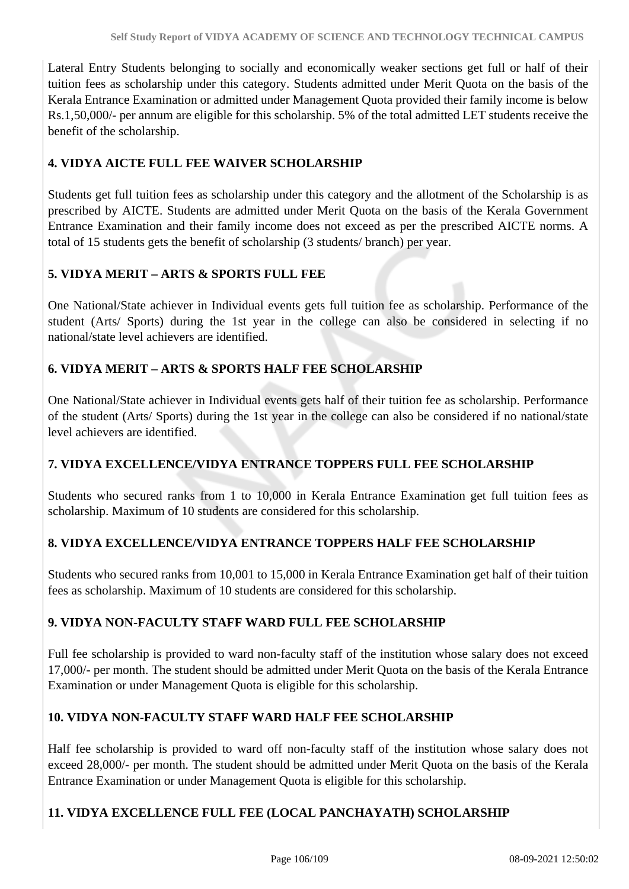Lateral Entry Students belonging to socially and economically weaker sections get full or half of their tuition fees as scholarship under this category. Students admitted under Merit Quota on the basis of the Kerala Entrance Examination or admitted under Management Quota provided their family income is below Rs.1,50,000/- per annum are eligible for this scholarship. 5% of the total admitted LET students receive the benefit of the scholarship.

**4. VIDYA AICTE FULL FEE WAIVER SCHOLARSHIP**

Students get full tuition fees as scholarship under this category and the allotment of the Scholarship is as prescribed by AICTE. Students are admitted under Merit Quota on the basis of the Kerala Government Entrance Examination and their family income does not exceed as per the prescribed AICTE norms. A total of 15 students gets the benefit of scholarship (3 students/ branch) per year.

**5. VIDYA MERIT – ARTS & SPORTS FULL FEE**

One National/State achiever in Individual events gets full tuition fee as scholarship. Performance of the student (Arts/ Sports) during the 1st year in the college can also be considered in selecting if no national/state level achievers are identified.

**6. VIDYA MERIT – ARTS & SPORTS HALF FEE SCHOLARSHIP**

One National/State achiever in Individual events gets half of their tuition fee as scholarship. Performance of the student (Arts/ Sports) during the 1st year in the college can also be considered if no national/state level achievers are identified.

**7. VIDYA EXCELLENCE/VIDYA ENTRANCE TOPPERS FULL FEE SCHOLARSHIP**

Students who secured ranks from 1 to 10,000 in Kerala Entrance Examination get full tuition fees as scholarship. Maximum of 10 students are considered for this scholarship.

**8. VIDYA EXCELLENCE/VIDYA ENTRANCE TOPPERS HALF FEE SCHOLARSHIP**

Students who secured ranks from 10,001 to 15,000 in Kerala Entrance Examination get half of their tuition fees as scholarship. Maximum of 10 students are considered for this scholarship.

**9. VIDYA NON-FACULTY STAFF WARD FULL FEE SCHOLARSHIP**

Full fee scholarship is provided to ward non-faculty staff of the institution whose salary does not exceed 17,000/- per month. The student should be admitted under Merit Quota on the basis of the Kerala Entrance Examination or under Management Quota is eligible for this scholarship.

**10. VIDYA NON-FACULTY STAFF WARD HALF FEE SCHOLARSHIP**

Half fee scholarship is provided to ward off non-faculty staff of the institution whose salary does not exceed 28,000/- per month. The student should be admitted under Merit Quota on the basis of the Kerala Entrance Examination or under Management Quota is eligible for this scholarship.

**11. VIDYA EXCELLENCE FULL FEE (LOCAL PANCHAYATH) SCHOLARSHIP**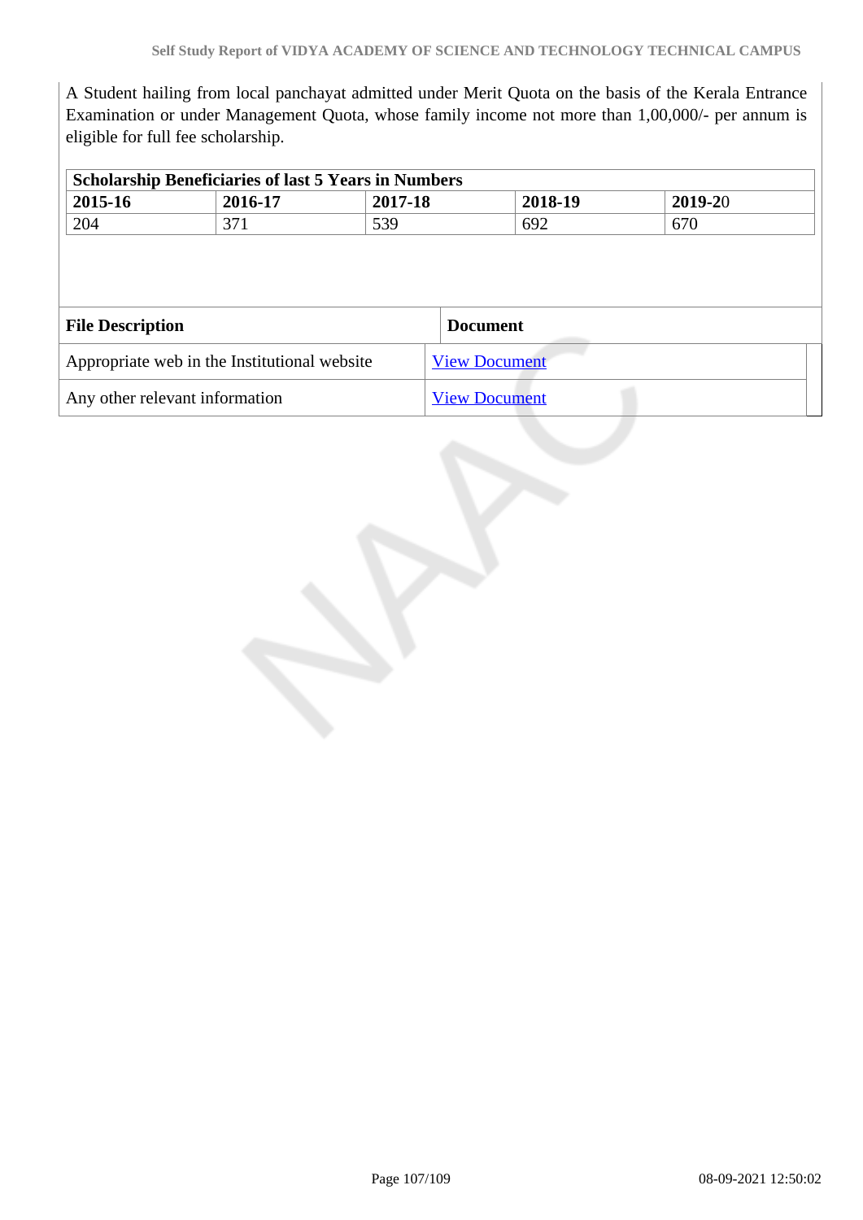A Student hailing from local panchayat admitted under Merit Quota on the basis of the Kerala Entrance Examination or under Management Quota, whose family income not more than 1,00,000/- per annum is eligible for full fee scholarship.

| **Scholarship Beneficiaries of last 5 Years in Numbers** | | | | |
|---|---|---|---|---|
| **2015-16** | **2016-17** | **2017-18** | **2018-19** | **2019-20** |
| 204 | 371 | 539 | 692 | 670 |

| File Description | Document |
|---|---|
| Appropriate web in the Institutional website | View Document |
| Any other relevant information | View Document |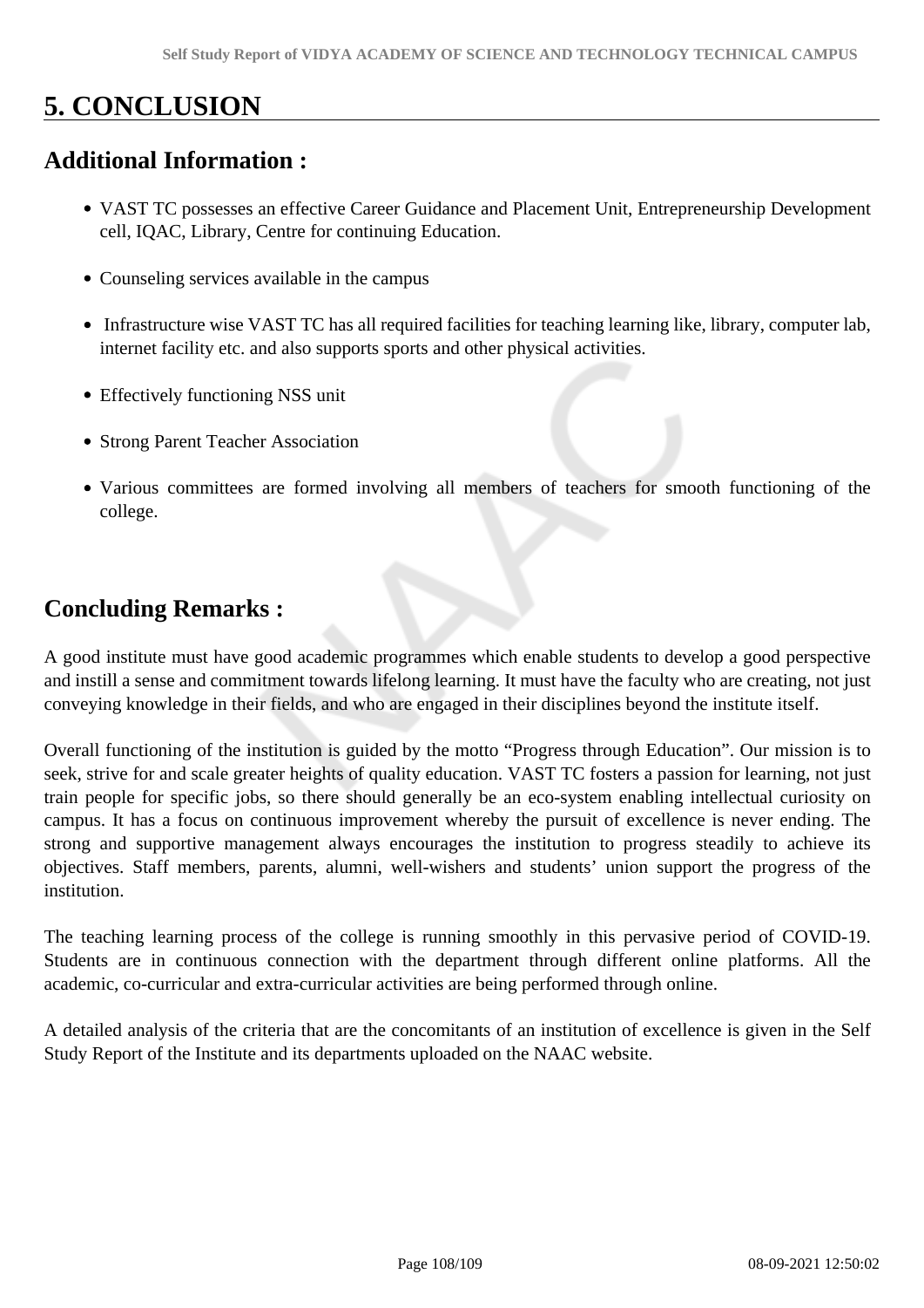# 5. CONCLUSION

## Additional Information :

- VAST TC possesses an effective Career Guidance and Placement Unit, Entrepreneurship Development cell, IQAC, Library, Centre for continuing Education.
- Counseling services available in the campus
- Infrastructure wise VAST TC has all required facilities for teaching learning like, library, computer lab, internet facility etc. and also supports sports and other physical activities.
- Effectively functioning NSS unit
- Strong Parent Teacher Association
- Various committees are formed involving all members of teachers for smooth functioning of the college.

## Concluding Remarks :

A good institute must have good academic programmes which enable students to develop a good perspective and instill a sense and commitment towards lifelong learning. It must have the faculty who are creating, not just conveying knowledge in their fields, and who are engaged in their disciplines beyond the institute itself.

Overall functioning of the institution is guided by the motto "Progress through Education". Our mission is to seek, strive for and scale greater heights of quality education. VAST TC fosters a passion for learning, not just train people for specific jobs, so there should generally be an eco-system enabling intellectual curiosity on campus. It has a focus on continuous improvement whereby the pursuit of excellence is never ending. The strong and supportive management always encourages the institution to progress steadily to achieve its objectives. Staff members, parents, alumni, well-wishers and students' union support the progress of the institution.

The teaching learning process of the college is running smoothly in this pervasive period of COVID-19. Students are in continuous connection with the department through different online platforms. All the academic, co-curricular and extra-curricular activities are being performed through online.

A detailed analysis of the criteria that are the concomitants of an institution of excellence is given in the Self Study Report of the Institute and its departments uploaded on the NAAC website.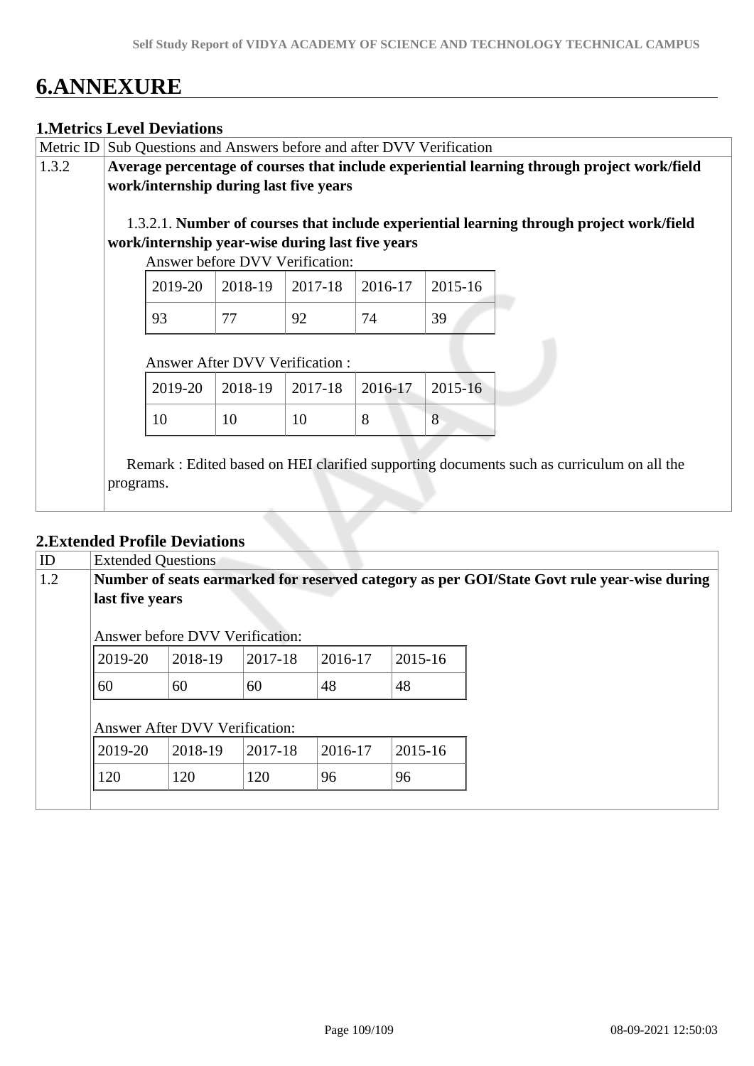# 6.ANNEXURE

## 1.Metrics Level Deviations

| Metric ID | Sub Questions and Answers before and after DVV Verification |
|---|---|
| 1.3.2 | **Average percentage of courses that include experiential learning through project work/field work/internship during last five years** |

1.3.2.1. **Number of courses that include experiential learning through project work/field work/internship year-wise during last five years**

Answer before DVV Verification:

| 2019-20 | 2018-19 | 2017-18 | 2016-17 | 2015-16 |
|---|---|---|---|---|
| 93 | 77 | 92 | 74 | 39 |

Answer After DVV Verification :

| 2019-20 | 2018-19 | 2017-18 | 2016-17 | 2015-16 |
|---|---|---|---|---|
| 10 | 10 | 10 | 8 | 8 |

Remark : Edited based on HEI clarified supporting documents such as curriculum on all the programs.

## 2.Extended Profile Deviations

| ID | Extended Questions |
|---|---|
| 1.2 | **Number of seats earmarked for reserved category as per GOI/State Govt rule year-wise during last five years** |

Answer before DVV Verification:

| 2019-20 | 2018-19 | 2017-18 | 2016-17 | 2015-16 |
|---|---|---|---|---|
| 60 | 60 | 60 | 48 | 48 |

Answer After DVV Verification:

| 2019-20 | 2018-19 | 2017-18 | 2016-17 | 2015-16 |
|---|---|---|---|---|
| 120 | 120 | 120 | 96 | 96 |